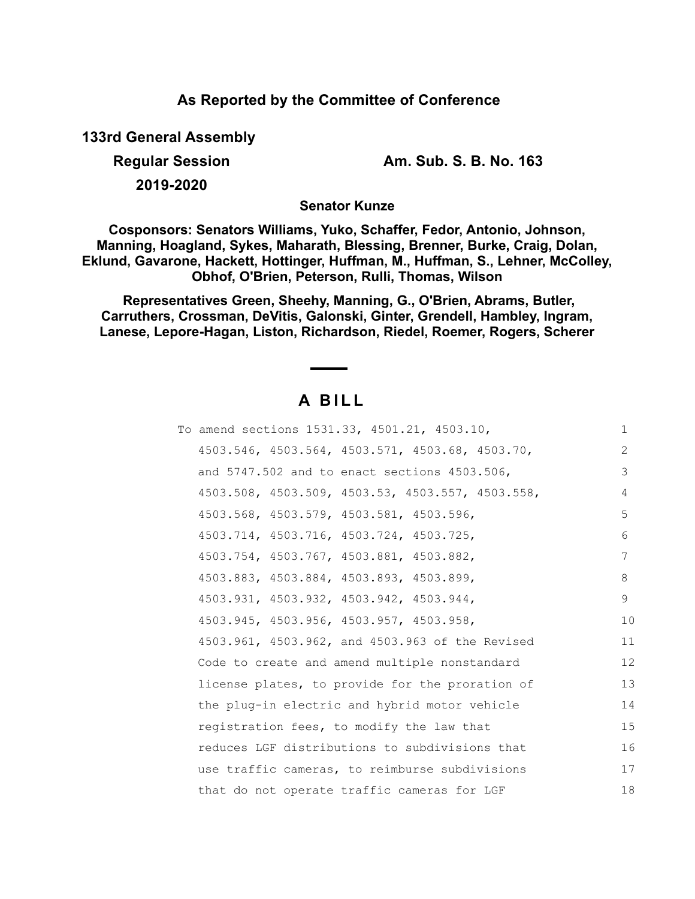**As Reported by the Committee of Conference**

**133rd General Assembly**

**Regular Session** **Am. Sub. S. B. No. 163**

**2019-2020**

**Senator Kunze**

**Cosponsors: Senators Williams, Yuko, Schaffer, Fedor, Antonio, Johnson, Manning, Hoagland, Sykes, Maharath, Blessing, Brenner, Burke, Craig, Dolan, Eklund, Gavarone, Hackett, Hottinger, Huffman, M., Huffman, S., Lehner, McColley, Obhof, O'Brien, Peterson, Rulli, Thomas, Wilson**

**Representatives Green, Sheehy, Manning, G., O'Brien, Abrams, Butler, Carruthers, Crossman, DeVitis, Galonski, Ginter, Grendell, Hambley, Ingram, Lanese, Lepore-Hagan, Liston, Richardson, Riedel, Roemer, Rogers, Scherer**

# A BILL

To amend sections 1531.33, 4501.21, 4503.10, 4503.546, 4503.564, 4503.571, 4503.68, 4503.70, and 5747.502 and to enact sections 4503.506, 4503.508, 4503.509, 4503.53, 4503.557, 4503.558, 4503.568, 4503.579, 4503.581, 4503.596, 4503.714, 4503.716, 4503.724, 4503.725, 4503.754, 4503.767, 4503.881, 4503.882, 4503.883, 4503.884, 4503.893, 4503.899, 4503.931, 4503.932, 4503.942, 4503.944, 4503.945, 4503.956, 4503.957, 4503.958, 4503.961, 4503.962, and 4503.963 of the Revised Code to create and amend multiple nonstandard license plates, to provide for the proration of the plug-in electric and hybrid motor vehicle registration fees, to modify the law that reduces LGF distributions to subdivisions that use traffic cameras, to reimburse subdivisions that do not operate traffic cameras for LGF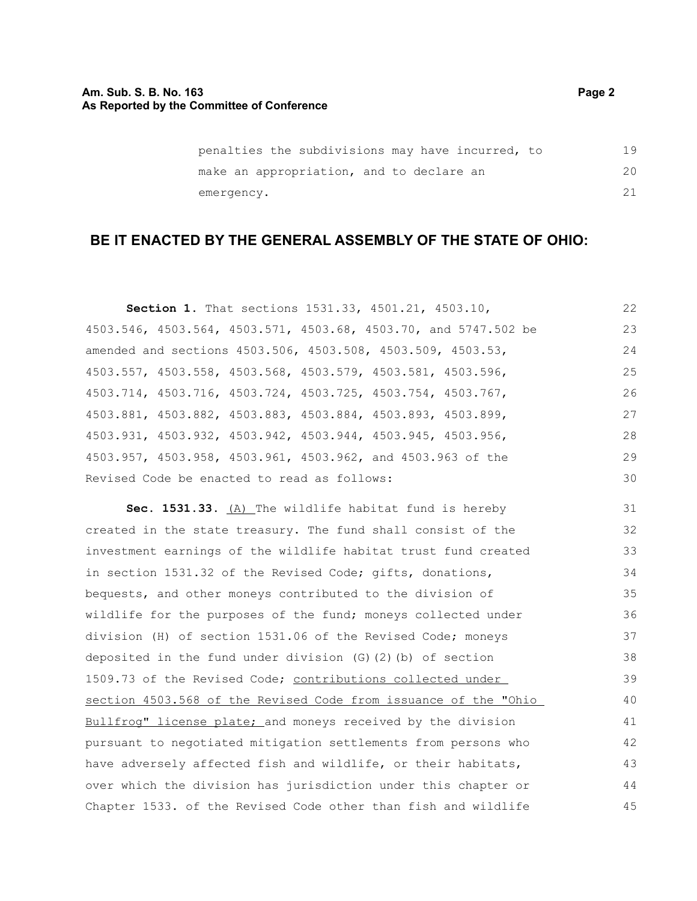penalties the subdivisions may have incurred, to make an appropriation, and to declare an emergency.

## BE IT ENACTED BY THE GENERAL ASSEMBLY OF THE STATE OF OHIO:

**Section 1.** That sections 1531.33, 4501.21, 4503.10, 4503.546, 4503.564, 4503.571, 4503.68, 4503.70, and 5747.502 be amended and sections 4503.506, 4503.508, 4503.509, 4503.53, 4503.557, 4503.558, 4503.568, 4503.579, 4503.581, 4503.596, 4503.714, 4503.716, 4503.724, 4503.725, 4503.754, 4503.767, 4503.881, 4503.882, 4503.883, 4503.884, 4503.893, 4503.899, 4503.931, 4503.932, 4503.942, 4503.944, 4503.945, 4503.956, 4503.957, 4503.958, 4503.961, 4503.962, and 4503.963 of the Revised Code be enacted to read as follows:

**Sec. 1531.33.** (A) The wildlife habitat fund is hereby created in the state treasury. The fund shall consist of the investment earnings of the wildlife habitat trust fund created in section 1531.32 of the Revised Code; gifts, donations, bequests, and other moneys contributed to the division of wildlife for the purposes of the fund; moneys collected under division (H) of section 1531.06 of the Revised Code; moneys deposited in the fund under division (G)(2)(b) of section 1509.73 of the Revised Code; contributions collected under section 4503.568 of the Revised Code from issuance of the "Ohio Bullfrog" license plate; and moneys received by the division pursuant to negotiated mitigation settlements from persons who have adversely affected fish and wildlife, or their habitats, over which the division has jurisdiction under this chapter or Chapter 1533. of the Revised Code other than fish and wildlife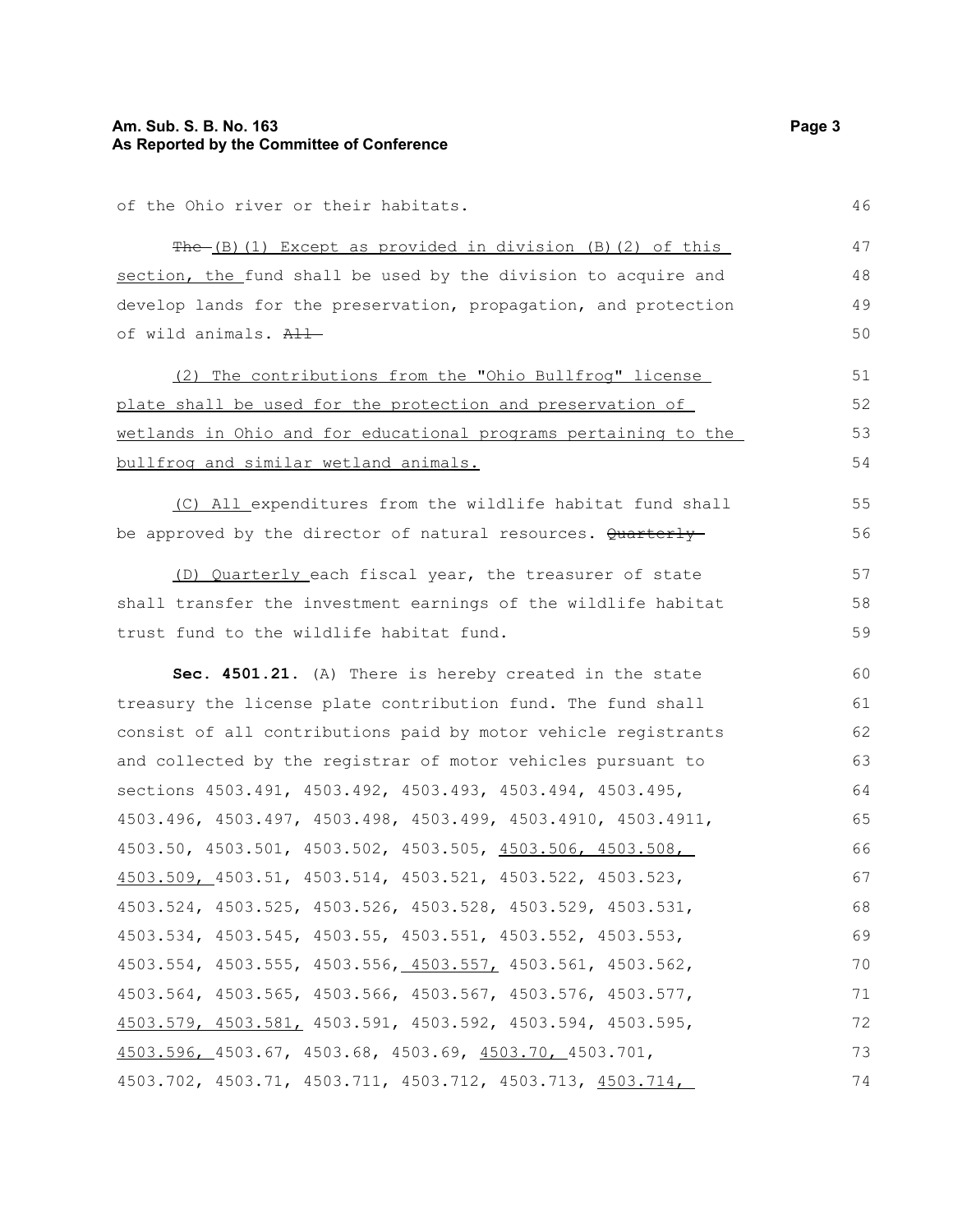of the Ohio river or their habitats.

~~The~~ (B)(1) Except as provided in division (B)(2) of this section, the fund shall be used by the division to acquire and develop lands for the preservation, propagation, and protection of wild animals. ~~All~~

(2) The contributions from the "Ohio Bullfrog" license plate shall be used for the protection and preservation of wetlands in Ohio and for educational programs pertaining to the bullfrog and similar wetland animals.

(C) All expenditures from the wildlife habitat fund shall be approved by the director of natural resources. ~~Quarterly~~

(D) Quarterly each fiscal year, the treasurer of state shall transfer the investment earnings of the wildlife habitat trust fund to the wildlife habitat fund.

**Sec. 4501.21.** (A) There is hereby created in the state treasury the license plate contribution fund. The fund shall consist of all contributions paid by motor vehicle registrants and collected by the registrar of motor vehicles pursuant to sections 4503.491, 4503.492, 4503.493, 4503.494, 4503.495, 4503.496, 4503.497, 4503.498, 4503.499, 4503.4910, 4503.4911, 4503.50, 4503.501, 4503.502, 4503.505, 4503.506, 4503.508, 4503.509, 4503.51, 4503.514, 4503.521, 4503.522, 4503.523, 4503.524, 4503.525, 4503.526, 4503.528, 4503.529, 4503.531, 4503.534, 4503.545, 4503.55, 4503.551, 4503.552, 4503.553, 4503.554, 4503.555, 4503.556, 4503.557, 4503.561, 4503.562, 4503.564, 4503.565, 4503.566, 4503.567, 4503.576, 4503.577, 4503.579, 4503.581, 4503.591, 4503.592, 4503.594, 4503.595, 4503.596, 4503.67, 4503.68, 4503.69, 4503.70, 4503.701, 4503.702, 4503.71, 4503.711, 4503.712, 4503.713, 4503.714,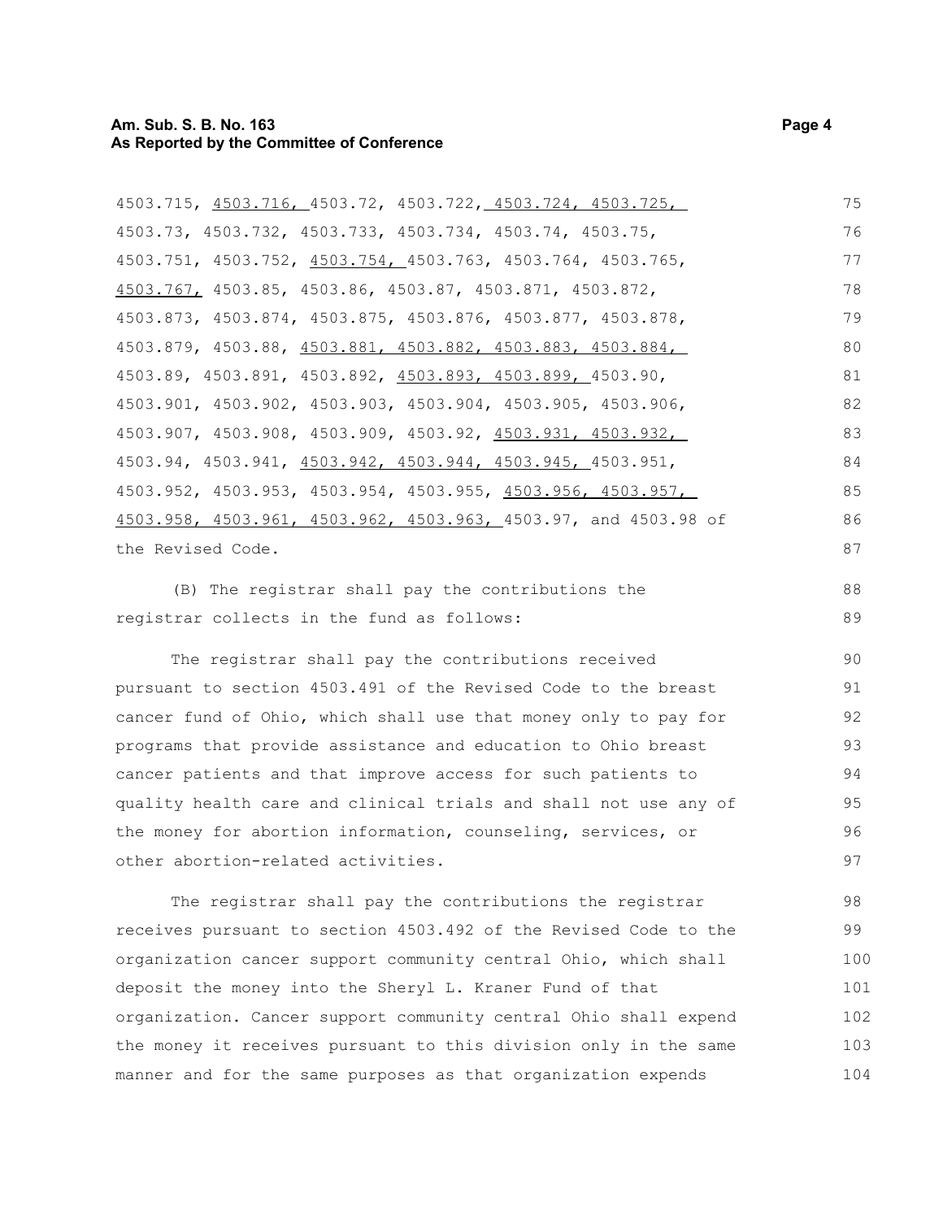4503.715, 4503.716, 4503.72, 4503.722, 4503.724, 4503.725, 4503.73, 4503.732, 4503.733, 4503.734, 4503.74, 4503.75, 4503.751, 4503.752, 4503.754, 4503.763, 4503.764, 4503.765, 4503.767, 4503.85, 4503.86, 4503.87, 4503.871, 4503.872, 4503.873, 4503.874, 4503.875, 4503.876, 4503.877, 4503.878, 4503.879, 4503.88, 4503.881, 4503.882, 4503.883, 4503.884, 4503.89, 4503.891, 4503.892, 4503.893, 4503.899, 4503.90, 4503.901, 4503.902, 4503.903, 4503.904, 4503.905, 4503.906, 4503.907, 4503.908, 4503.909, 4503.92, 4503.931, 4503.932, 4503.94, 4503.941, 4503.942, 4503.944, 4503.945, 4503.951, 4503.952, 4503.953, 4503.954, 4503.955, 4503.956, 4503.957, 4503.958, 4503.961, 4503.962, 4503.963, 4503.97, and 4503.98 of the Revised Code.

(B) The registrar shall pay the contributions the registrar collects in the fund as follows:

The registrar shall pay the contributions received pursuant to section 4503.491 of the Revised Code to the breast cancer fund of Ohio, which shall use that money only to pay for programs that provide assistance and education to Ohio breast cancer patients and that improve access for such patients to quality health care and clinical trials and shall not use any of the money for abortion information, counseling, services, or other abortion-related activities.

The registrar shall pay the contributions the registrar receives pursuant to section 4503.492 of the Revised Code to the organization cancer support community central Ohio, which shall deposit the money into the Sheryl L. Kraner Fund of that organization. Cancer support community central Ohio shall expend the money it receives pursuant to this division only in the same manner and for the same purposes as that organization expends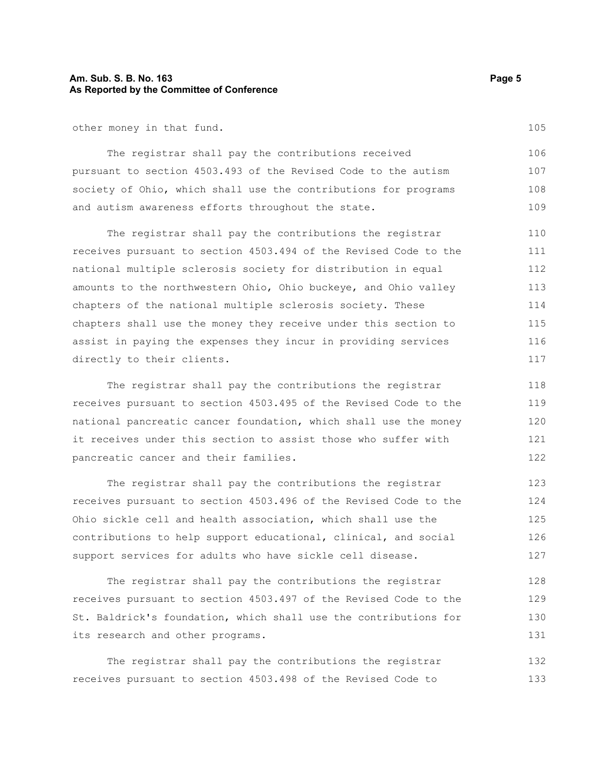other money in that fund.

The registrar shall pay the contributions received pursuant to section 4503.493 of the Revised Code to the autism society of Ohio, which shall use the contributions for programs and autism awareness efforts throughout the state.

The registrar shall pay the contributions the registrar receives pursuant to section 4503.494 of the Revised Code to the national multiple sclerosis society for distribution in equal amounts to the northwestern Ohio, Ohio buckeye, and Ohio valley chapters of the national multiple sclerosis society. These chapters shall use the money they receive under this section to assist in paying the expenses they incur in providing services directly to their clients.

The registrar shall pay the contributions the registrar receives pursuant to section 4503.495 of the Revised Code to the national pancreatic cancer foundation, which shall use the money it receives under this section to assist those who suffer with pancreatic cancer and their families.

The registrar shall pay the contributions the registrar receives pursuant to section 4503.496 of the Revised Code to the Ohio sickle cell and health association, which shall use the contributions to help support educational, clinical, and social support services for adults who have sickle cell disease.

The registrar shall pay the contributions the registrar receives pursuant to section 4503.497 of the Revised Code to the St. Baldrick's foundation, which shall use the contributions for its research and other programs.

The registrar shall pay the contributions the registrar receives pursuant to section 4503.498 of the Revised Code to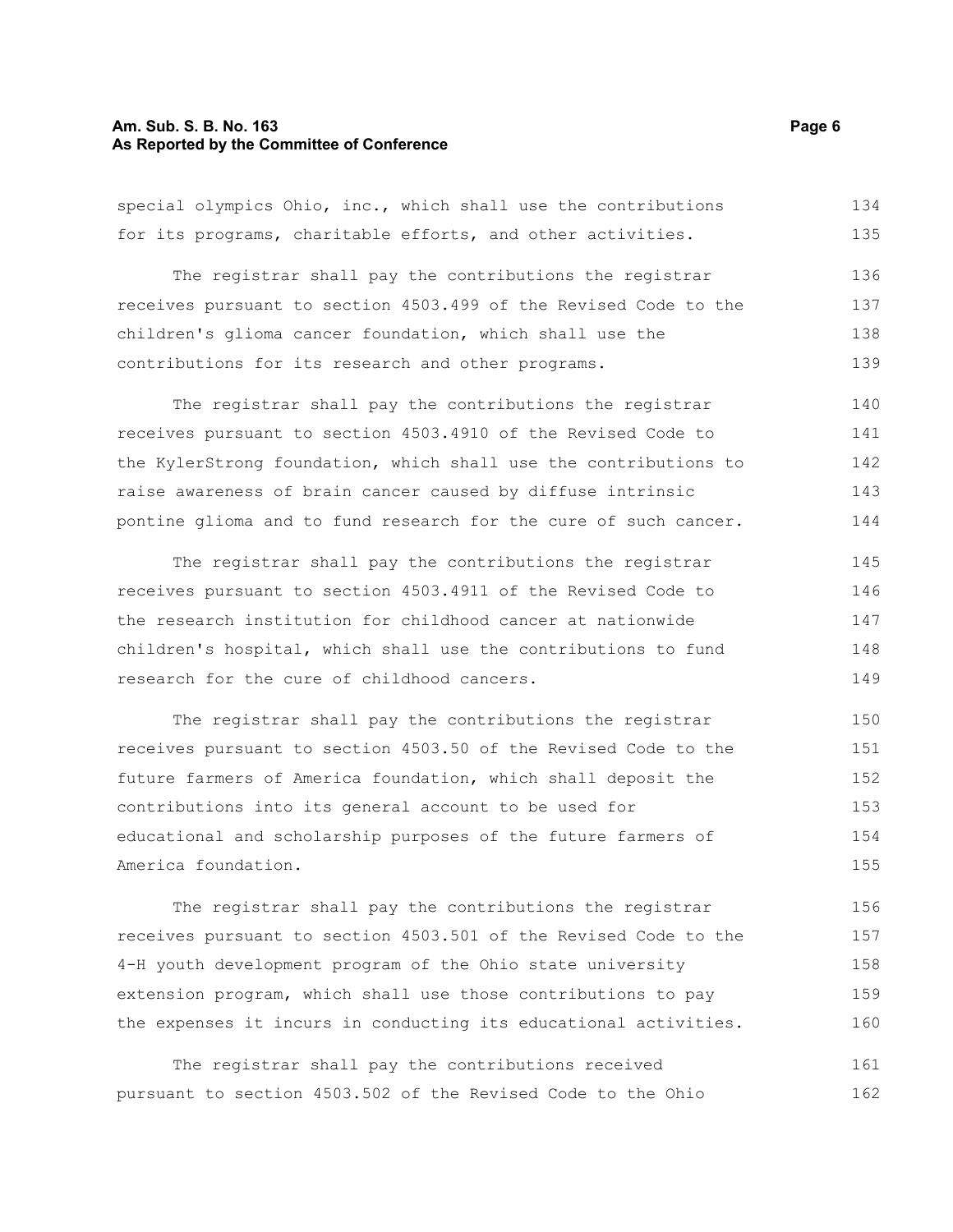special olympics Ohio, inc., which shall use the contributions for its programs, charitable efforts, and other activities.

The registrar shall pay the contributions the registrar receives pursuant to section 4503.499 of the Revised Code to the children's glioma cancer foundation, which shall use the contributions for its research and other programs.

The registrar shall pay the contributions the registrar receives pursuant to section 4503.4910 of the Revised Code to the KylerStrong foundation, which shall use the contributions to raise awareness of brain cancer caused by diffuse intrinsic pontine glioma and to fund research for the cure of such cancer.

The registrar shall pay the contributions the registrar receives pursuant to section 4503.4911 of the Revised Code to the research institution for childhood cancer at nationwide children's hospital, which shall use the contributions to fund research for the cure of childhood cancers.

The registrar shall pay the contributions the registrar receives pursuant to section 4503.50 of the Revised Code to the future farmers of America foundation, which shall deposit the contributions into its general account to be used for educational and scholarship purposes of the future farmers of America foundation.

The registrar shall pay the contributions the registrar receives pursuant to section 4503.501 of the Revised Code to the 4-H youth development program of the Ohio state university extension program, which shall use those contributions to pay the expenses it incurs in conducting its educational activities.

The registrar shall pay the contributions received pursuant to section 4503.502 of the Revised Code to the Ohio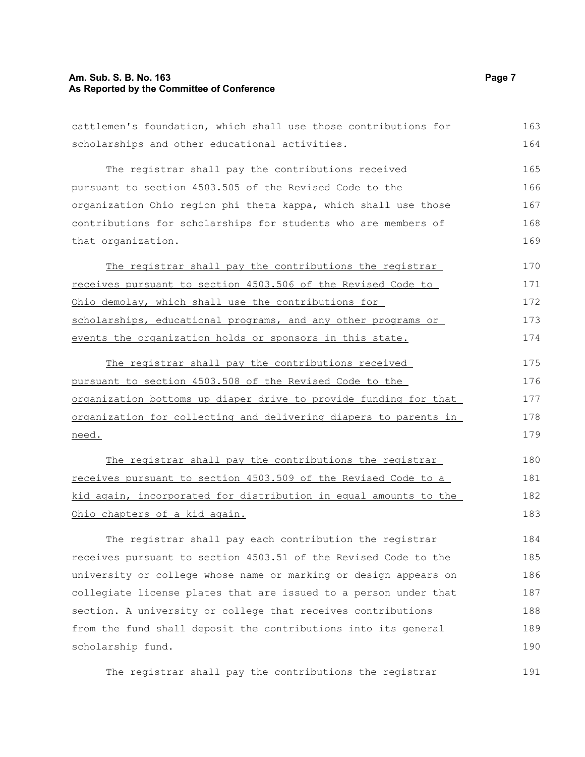cattlemen's foundation, which shall use those contributions for scholarships and other educational activities.

The registrar shall pay the contributions received pursuant to section 4503.505 of the Revised Code to the organization Ohio region phi theta kappa, which shall use those contributions for scholarships for students who are members of that organization.

<u>The registrar shall pay the contributions the registrar receives pursuant to section 4503.506 of the Revised Code to Ohio demolay, which shall use the contributions for scholarships, educational programs, and any other programs or events the organization holds or sponsors in this state.</u>

<u>The registrar shall pay the contributions received pursuant to section 4503.508 of the Revised Code to the organization bottoms up diaper drive to provide funding for that organization for collecting and delivering diapers to parents in need.</u>

<u>The registrar shall pay the contributions the registrar receives pursuant to section 4503.509 of the Revised Code to a kid again, incorporated for distribution in equal amounts to the Ohio chapters of a kid again.</u>

The registrar shall pay each contribution the registrar receives pursuant to section 4503.51 of the Revised Code to the university or college whose name or marking or design appears on collegiate license plates that are issued to a person under that section. A university or college that receives contributions from the fund shall deposit the contributions into its general scholarship fund.

The registrar shall pay the contributions the registrar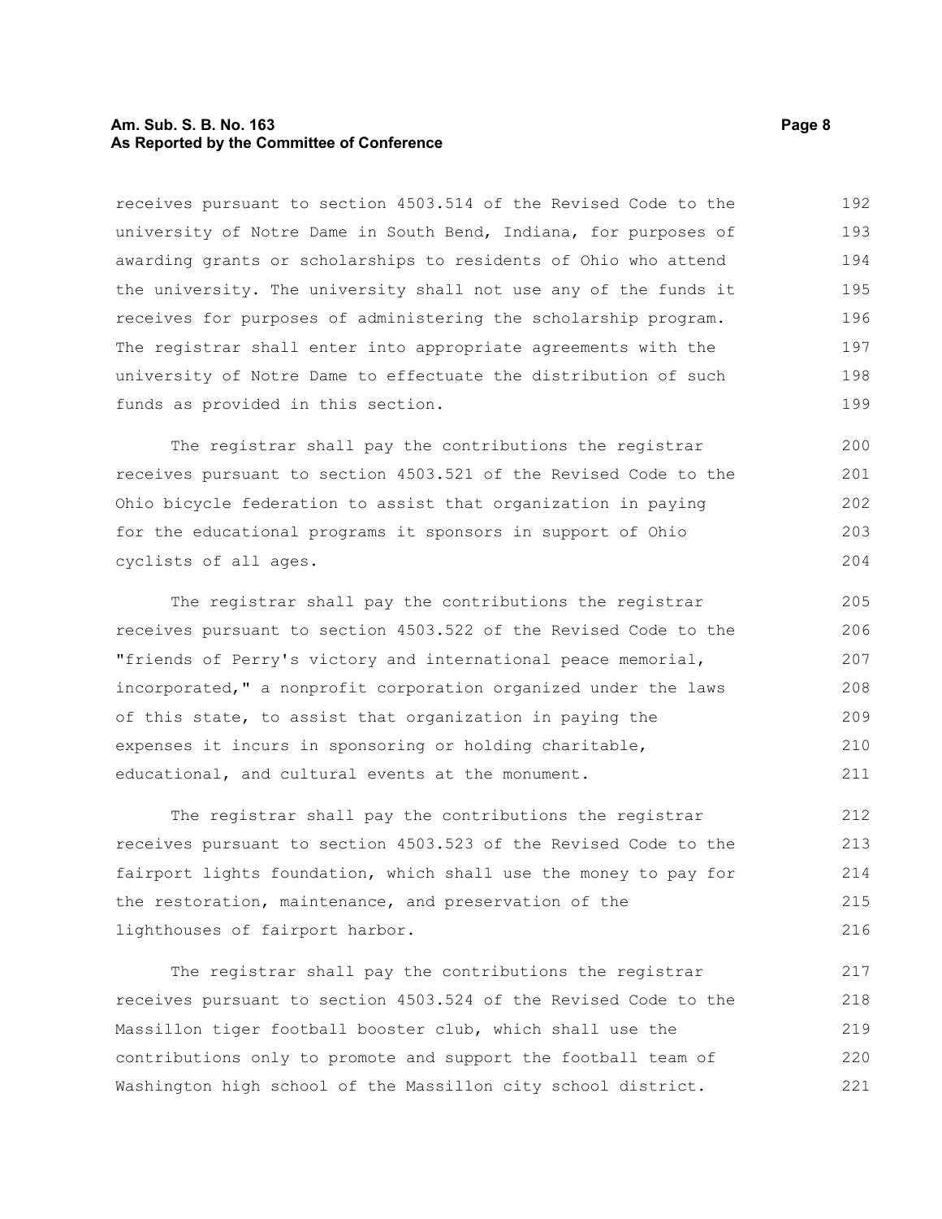receives pursuant to section 4503.514 of the Revised Code to the university of Notre Dame in South Bend, Indiana, for purposes of awarding grants or scholarships to residents of Ohio who attend the university. The university shall not use any of the funds it receives for purposes of administering the scholarship program. The registrar shall enter into appropriate agreements with the university of Notre Dame to effectuate the distribution of such funds as provided in this section.

The registrar shall pay the contributions the registrar receives pursuant to section 4503.521 of the Revised Code to the Ohio bicycle federation to assist that organization in paying for the educational programs it sponsors in support of Ohio cyclists of all ages.

The registrar shall pay the contributions the registrar receives pursuant to section 4503.522 of the Revised Code to the "friends of Perry's victory and international peace memorial, incorporated," a nonprofit corporation organized under the laws of this state, to assist that organization in paying the expenses it incurs in sponsoring or holding charitable, educational, and cultural events at the monument.

The registrar shall pay the contributions the registrar receives pursuant to section 4503.523 of the Revised Code to the fairport lights foundation, which shall use the money to pay for the restoration, maintenance, and preservation of the lighthouses of fairport harbor.

The registrar shall pay the contributions the registrar receives pursuant to section 4503.524 of the Revised Code to the Massillon tiger football booster club, which shall use the contributions only to promote and support the football team of Washington high school of the Massillon city school district.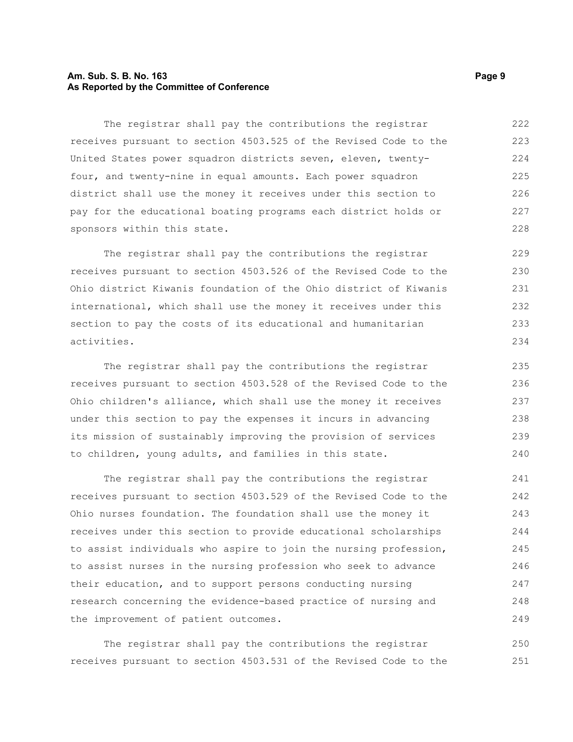The registrar shall pay the contributions the registrar receives pursuant to section 4503.525 of the Revised Code to the United States power squadron districts seven, eleven, twenty-four, and twenty-nine in equal amounts. Each power squadron district shall use the money it receives under this section to pay for the educational boating programs each district holds or sponsors within this state.

The registrar shall pay the contributions the registrar receives pursuant to section 4503.526 of the Revised Code to the Ohio district Kiwanis foundation of the Ohio district of Kiwanis international, which shall use the money it receives under this section to pay the costs of its educational and humanitarian activities.

The registrar shall pay the contributions the registrar receives pursuant to section 4503.528 of the Revised Code to the Ohio children's alliance, which shall use the money it receives under this section to pay the expenses it incurs in advancing its mission of sustainably improving the provision of services to children, young adults, and families in this state.

The registrar shall pay the contributions the registrar receives pursuant to section 4503.529 of the Revised Code to the Ohio nurses foundation. The foundation shall use the money it receives under this section to provide educational scholarships to assist individuals who aspire to join the nursing profession, to assist nurses in the nursing profession who seek to advance their education, and to support persons conducting nursing research concerning the evidence-based practice of nursing and the improvement of patient outcomes.

The registrar shall pay the contributions the registrar receives pursuant to section 4503.531 of the Revised Code to the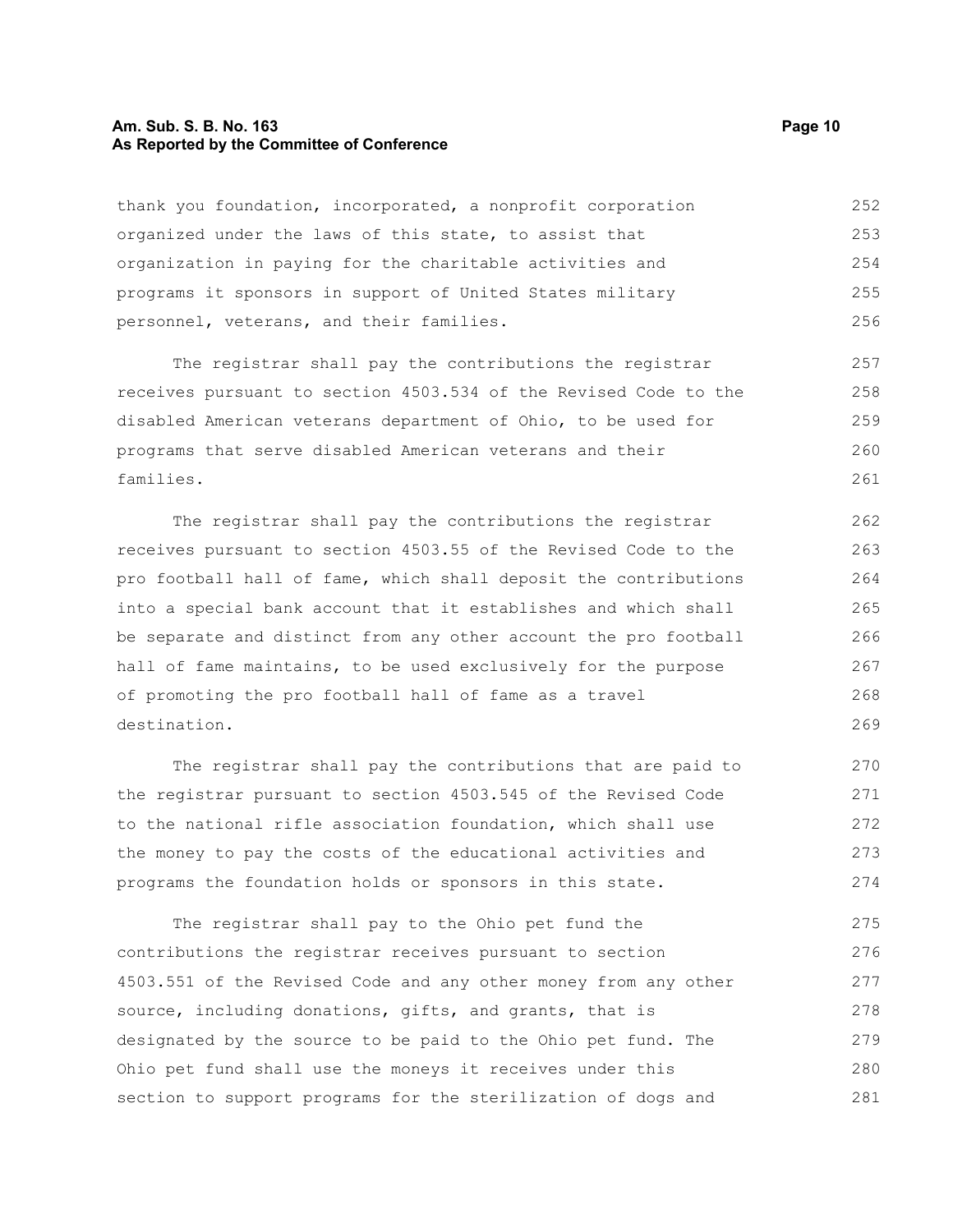thank you foundation, incorporated, a nonprofit corporation organized under the laws of this state, to assist that organization in paying for the charitable activities and programs it sponsors in support of United States military personnel, veterans, and their families.

The registrar shall pay the contributions the registrar receives pursuant to section 4503.534 of the Revised Code to the disabled American veterans department of Ohio, to be used for programs that serve disabled American veterans and their families.

The registrar shall pay the contributions the registrar receives pursuant to section 4503.55 of the Revised Code to the pro football hall of fame, which shall deposit the contributions into a special bank account that it establishes and which shall be separate and distinct from any other account the pro football hall of fame maintains, to be used exclusively for the purpose of promoting the pro football hall of fame as a travel destination.

The registrar shall pay the contributions that are paid to the registrar pursuant to section 4503.545 of the Revised Code to the national rifle association foundation, which shall use the money to pay the costs of the educational activities and programs the foundation holds or sponsors in this state.

The registrar shall pay to the Ohio pet fund the contributions the registrar receives pursuant to section 4503.551 of the Revised Code and any other money from any other source, including donations, gifts, and grants, that is designated by the source to be paid to the Ohio pet fund. The Ohio pet fund shall use the moneys it receives under this section to support programs for the sterilization of dogs and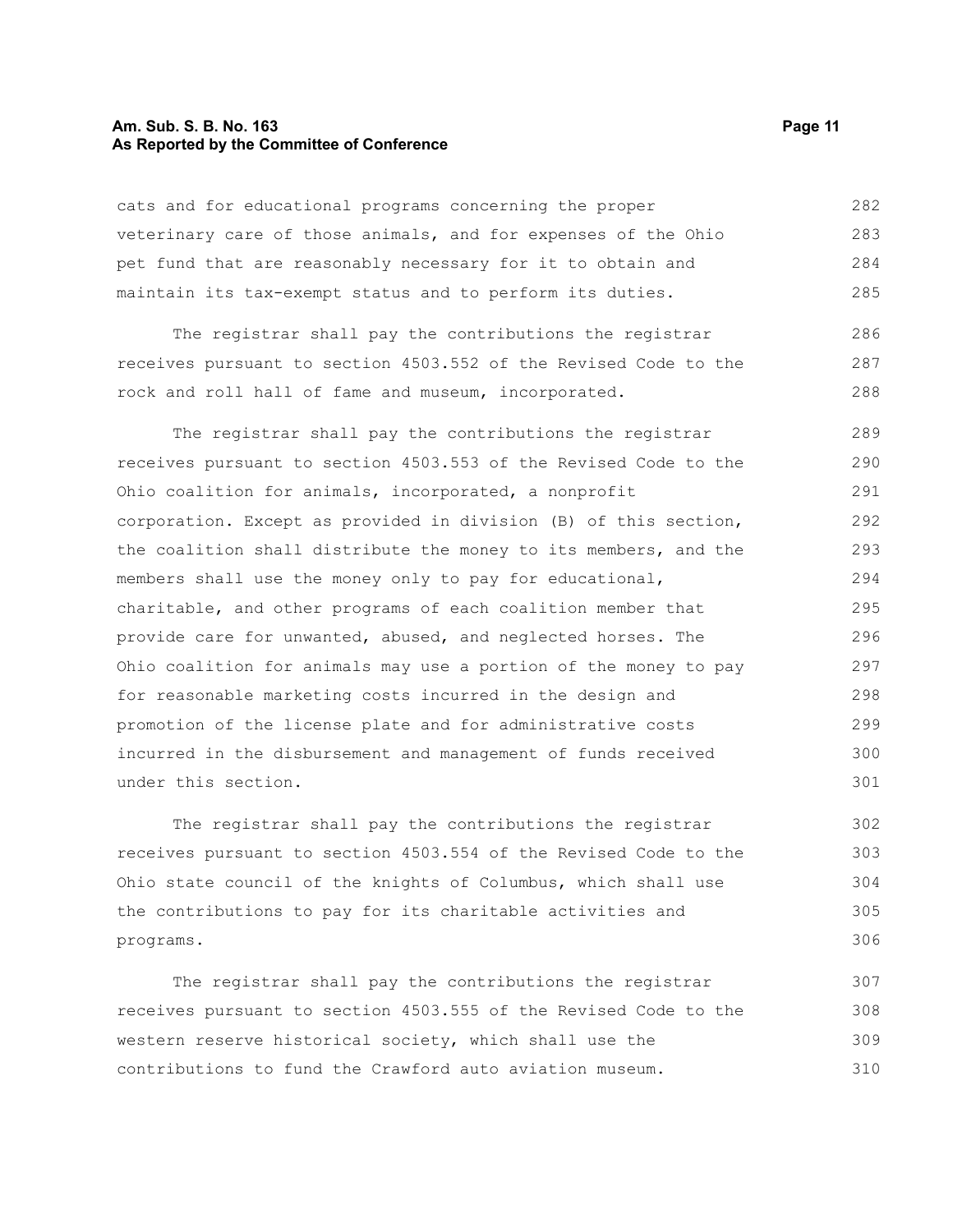cats and for educational programs concerning the proper veterinary care of those animals, and for expenses of the Ohio pet fund that are reasonably necessary for it to obtain and maintain its tax-exempt status and to perform its duties.

The registrar shall pay the contributions the registrar receives pursuant to section 4503.552 of the Revised Code to the rock and roll hall of fame and museum, incorporated.

The registrar shall pay the contributions the registrar receives pursuant to section 4503.553 of the Revised Code to the Ohio coalition for animals, incorporated, a nonprofit corporation. Except as provided in division (B) of this section, the coalition shall distribute the money to its members, and the members shall use the money only to pay for educational, charitable, and other programs of each coalition member that provide care for unwanted, abused, and neglected horses. The Ohio coalition for animals may use a portion of the money to pay for reasonable marketing costs incurred in the design and promotion of the license plate and for administrative costs incurred in the disbursement and management of funds received under this section.

The registrar shall pay the contributions the registrar receives pursuant to section 4503.554 of the Revised Code to the Ohio state council of the knights of Columbus, which shall use the contributions to pay for its charitable activities and programs.

The registrar shall pay the contributions the registrar receives pursuant to section 4503.555 of the Revised Code to the western reserve historical society, which shall use the contributions to fund the Crawford auto aviation museum.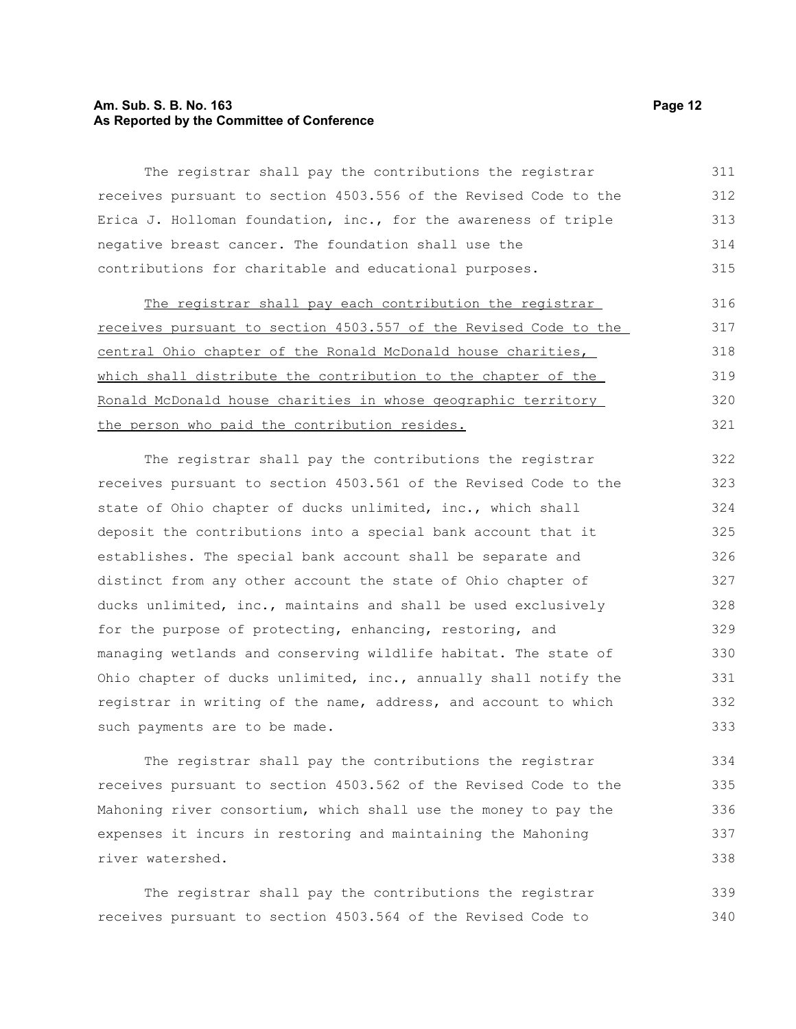The registrar shall pay the contributions the registrar receives pursuant to section 4503.556 of the Revised Code to the Erica J. Holloman foundation, inc., for the awareness of triple negative breast cancer. The foundation shall use the contributions for charitable and educational purposes.

<u>The registrar shall pay each contribution the registrar receives pursuant to section 4503.557 of the Revised Code to the central Ohio chapter of the Ronald McDonald house charities, which shall distribute the contribution to the chapter of the Ronald McDonald house charities in whose geographic territory the person who paid the contribution resides.</u>

The registrar shall pay the contributions the registrar receives pursuant to section 4503.561 of the Revised Code to the state of Ohio chapter of ducks unlimited, inc., which shall deposit the contributions into a special bank account that it establishes. The special bank account shall be separate and distinct from any other account the state of Ohio chapter of ducks unlimited, inc., maintains and shall be used exclusively for the purpose of protecting, enhancing, restoring, and managing wetlands and conserving wildlife habitat. The state of Ohio chapter of ducks unlimited, inc., annually shall notify the registrar in writing of the name, address, and account to which such payments are to be made.

The registrar shall pay the contributions the registrar receives pursuant to section 4503.562 of the Revised Code to the Mahoning river consortium, which shall use the money to pay the expenses it incurs in restoring and maintaining the Mahoning river watershed.

The registrar shall pay the contributions the registrar receives pursuant to section 4503.564 of the Revised Code to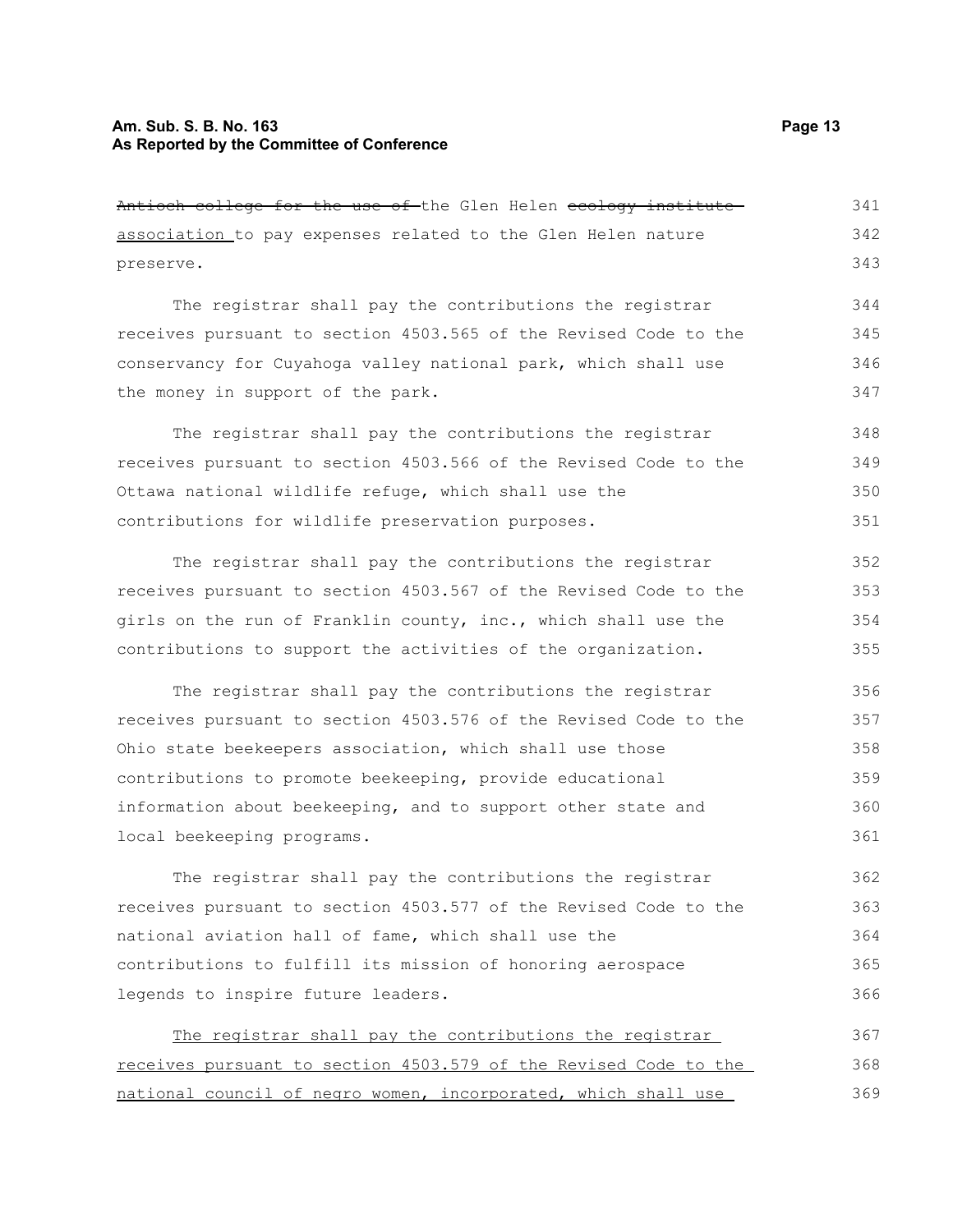~~Antioch college for the use of~~ the Glen Helen ~~ecology institute~~ association to pay expenses related to the Glen Helen nature preserve.

The registrar shall pay the contributions the registrar receives pursuant to section 4503.565 of the Revised Code to the conservancy for Cuyahoga valley national park, which shall use the money in support of the park.

The registrar shall pay the contributions the registrar receives pursuant to section 4503.566 of the Revised Code to the Ottawa national wildlife refuge, which shall use the contributions for wildlife preservation purposes.

The registrar shall pay the contributions the registrar receives pursuant to section 4503.567 of the Revised Code to the girls on the run of Franklin county, inc., which shall use the contributions to support the activities of the organization.

The registrar shall pay the contributions the registrar receives pursuant to section 4503.576 of the Revised Code to the Ohio state beekeepers association, which shall use those contributions to promote beekeeping, provide educational information about beekeeping, and to support other state and local beekeeping programs.

The registrar shall pay the contributions the registrar receives pursuant to section 4503.577 of the Revised Code to the national aviation hall of fame, which shall use the contributions to fulfill its mission of honoring aerospace legends to inspire future leaders.

The registrar shall pay the contributions the registrar receives pursuant to section 4503.579 of the Revised Code to the national council of negro women, incorporated, which shall use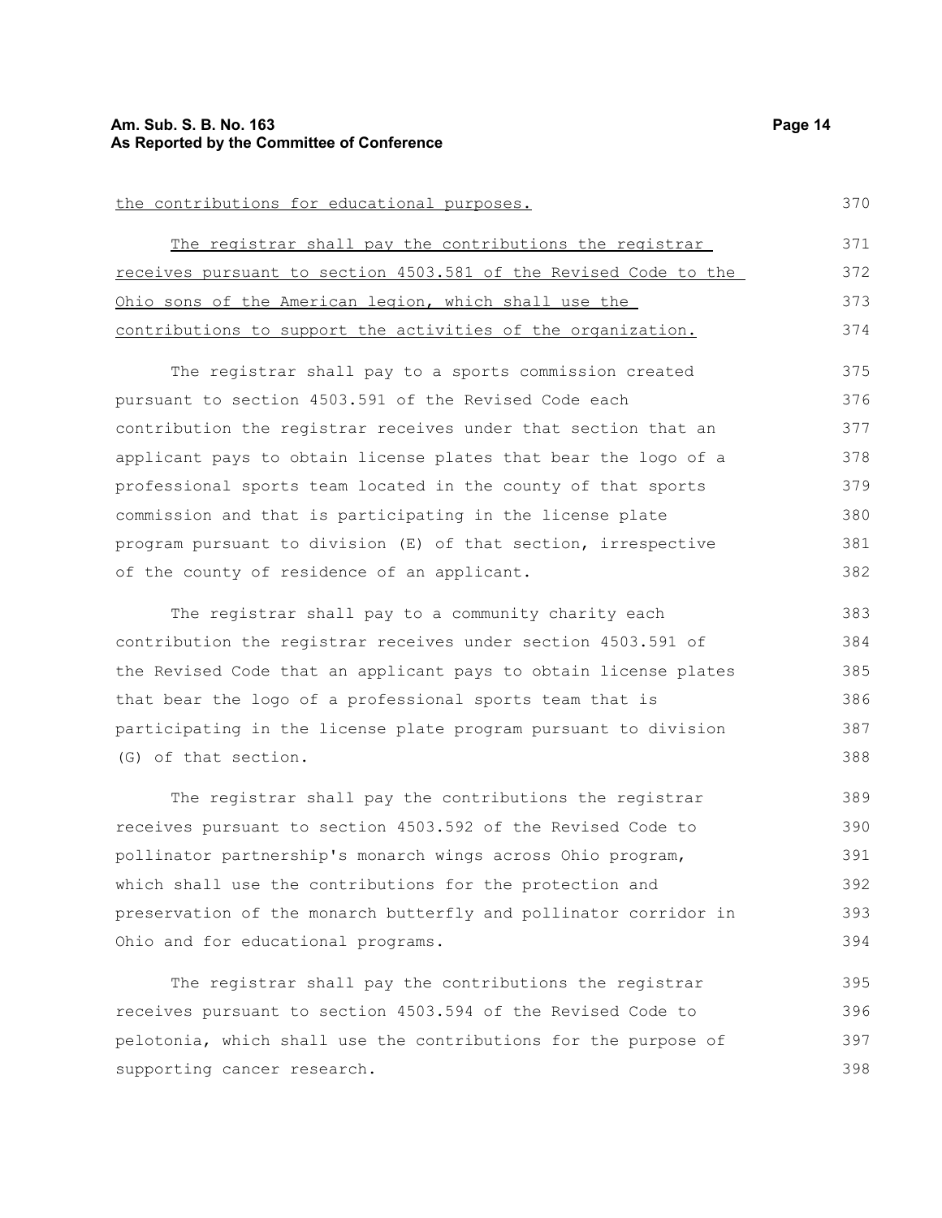the contributions for educational purposes.

The registrar shall pay the contributions the registrar receives pursuant to section 4503.581 of the Revised Code to the Ohio sons of the American legion, which shall use the contributions to support the activities of the organization.

The registrar shall pay to a sports commission created pursuant to section 4503.591 of the Revised Code each contribution the registrar receives under that section that an applicant pays to obtain license plates that bear the logo of a professional sports team located in the county of that sports commission and that is participating in the license plate program pursuant to division (E) of that section, irrespective of the county of residence of an applicant.

The registrar shall pay to a community charity each contribution the registrar receives under section 4503.591 of the Revised Code that an applicant pays to obtain license plates that bear the logo of a professional sports team that is participating in the license plate program pursuant to division (G) of that section.

The registrar shall pay the contributions the registrar receives pursuant to section 4503.592 of the Revised Code to pollinator partnership's monarch wings across Ohio program, which shall use the contributions for the protection and preservation of the monarch butterfly and pollinator corridor in Ohio and for educational programs.

The registrar shall pay the contributions the registrar receives pursuant to section 4503.594 of the Revised Code to pelotonia, which shall use the contributions for the purpose of supporting cancer research.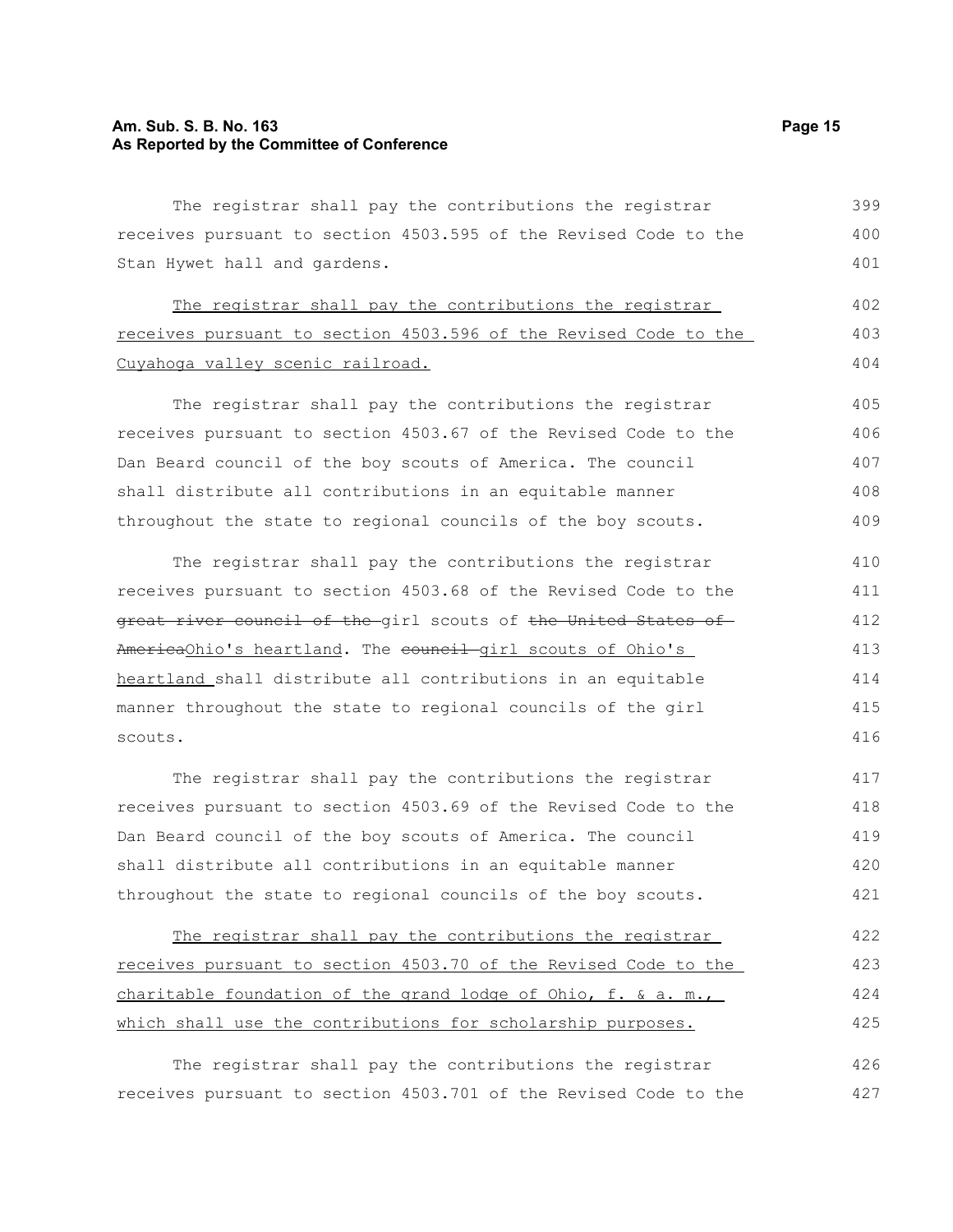The registrar shall pay the contributions the registrar receives pursuant to section 4503.595 of the Revised Code to the Stan Hywet hall and gardens.

The registrar shall pay the contributions the registrar receives pursuant to section 4503.596 of the Revised Code to the Cuyahoga valley scenic railroad.

The registrar shall pay the contributions the registrar receives pursuant to section 4503.67 of the Revised Code to the Dan Beard council of the boy scouts of America. The council shall distribute all contributions in an equitable manner throughout the state to regional councils of the boy scouts.

The registrar shall pay the contributions the registrar receives pursuant to section 4503.68 of the Revised Code to the ~~great river council of the~~ girl scouts of ~~the United States of America~~Ohio's heartland. The ~~council~~ girl scouts of Ohio's heartland shall distribute all contributions in an equitable manner throughout the state to regional councils of the girl scouts.

The registrar shall pay the contributions the registrar receives pursuant to section 4503.69 of the Revised Code to the Dan Beard council of the boy scouts of America. The council shall distribute all contributions in an equitable manner throughout the state to regional councils of the boy scouts.

The registrar shall pay the contributions the registrar receives pursuant to section 4503.70 of the Revised Code to the charitable foundation of the grand lodge of Ohio, f. & a. m., which shall use the contributions for scholarship purposes.

The registrar shall pay the contributions the registrar receives pursuant to section 4503.701 of the Revised Code to the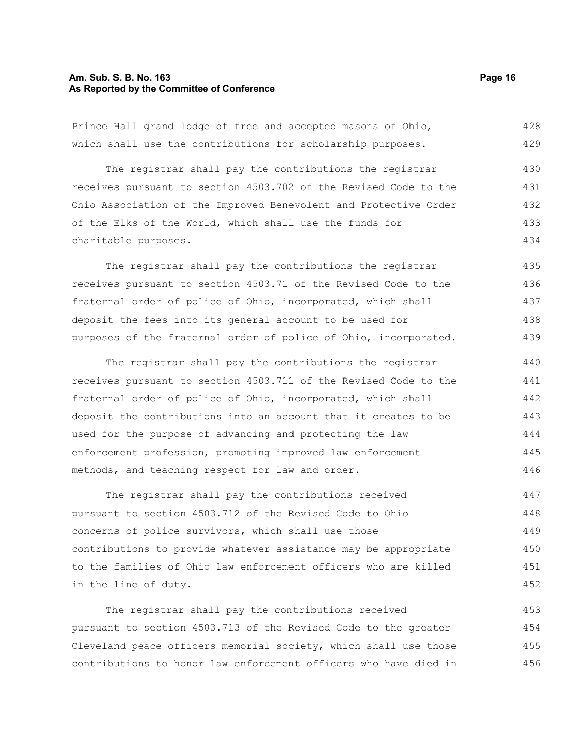Prince Hall grand lodge of free and accepted masons of Ohio, which shall use the contributions for scholarship purposes.

The registrar shall pay the contributions the registrar receives pursuant to section 4503.702 of the Revised Code to the Ohio Association of the Improved Benevolent and Protective Order of the Elks of the World, which shall use the funds for charitable purposes.

The registrar shall pay the contributions the registrar receives pursuant to section 4503.71 of the Revised Code to the fraternal order of police of Ohio, incorporated, which shall deposit the fees into its general account to be used for purposes of the fraternal order of police of Ohio, incorporated.

The registrar shall pay the contributions the registrar receives pursuant to section 4503.711 of the Revised Code to the fraternal order of police of Ohio, incorporated, which shall deposit the contributions into an account that it creates to be used for the purpose of advancing and protecting the law enforcement profession, promoting improved law enforcement methods, and teaching respect for law and order.

The registrar shall pay the contributions received pursuant to section 4503.712 of the Revised Code to Ohio concerns of police survivors, which shall use those contributions to provide whatever assistance may be appropriate to the families of Ohio law enforcement officers who are killed in the line of duty.

The registrar shall pay the contributions received pursuant to section 4503.713 of the Revised Code to the greater Cleveland peace officers memorial society, which shall use those contributions to honor law enforcement officers who have died in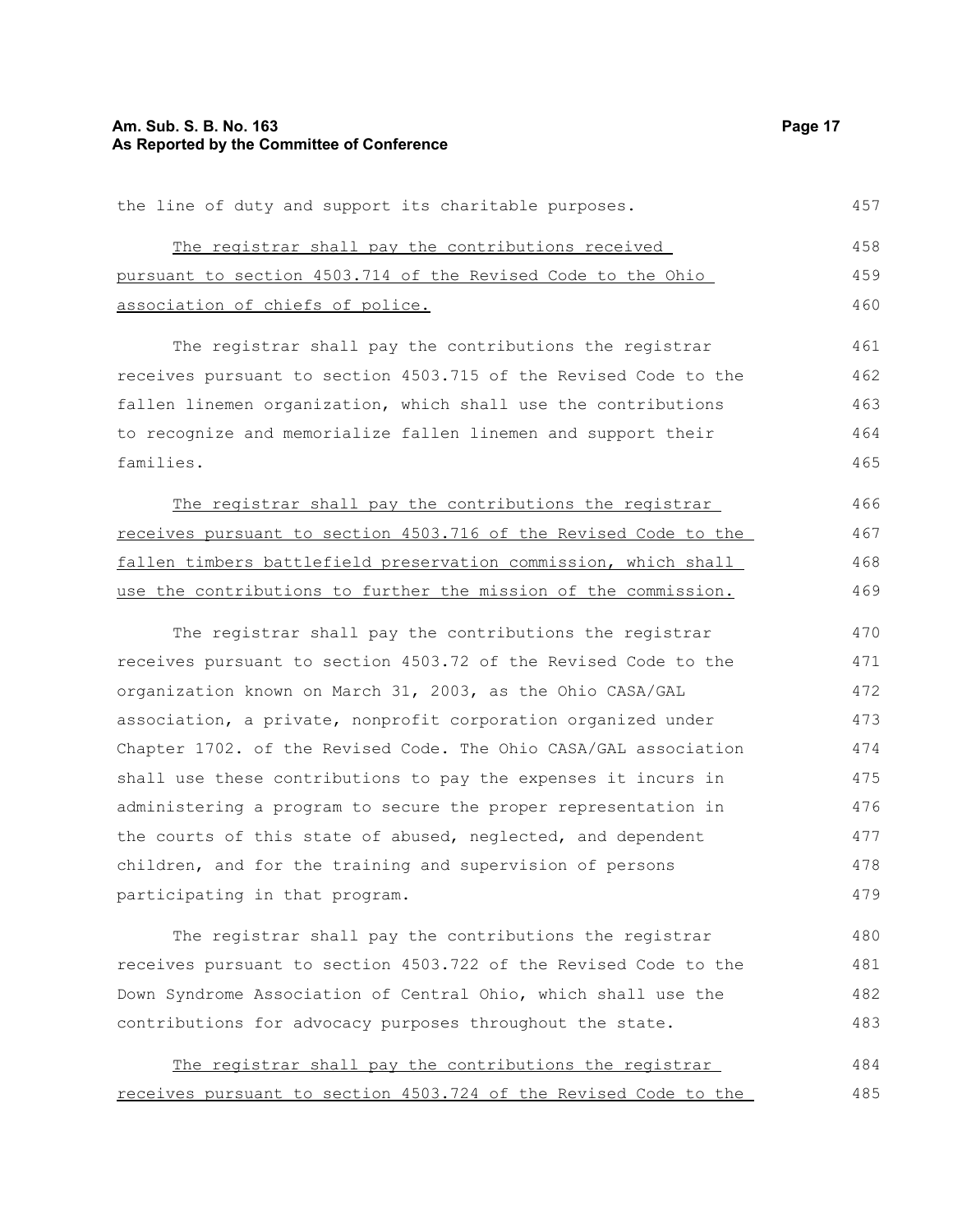the line of duty and support its charitable purposes.

The registrar shall pay the contributions received pursuant to section 4503.714 of the Revised Code to the Ohio association of chiefs of police.

The registrar shall pay the contributions the registrar receives pursuant to section 4503.715 of the Revised Code to the fallen linemen organization, which shall use the contributions to recognize and memorialize fallen linemen and support their families.

The registrar shall pay the contributions the registrar receives pursuant to section 4503.716 of the Revised Code to the fallen timbers battlefield preservation commission, which shall use the contributions to further the mission of the commission.

The registrar shall pay the contributions the registrar receives pursuant to section 4503.72 of the Revised Code to the organization known on March 31, 2003, as the Ohio CASA/GAL association, a private, nonprofit corporation organized under Chapter 1702. of the Revised Code. The Ohio CASA/GAL association shall use these contributions to pay the expenses it incurs in administering a program to secure the proper representation in the courts of this state of abused, neglected, and dependent children, and for the training and supervision of persons participating in that program.

The registrar shall pay the contributions the registrar receives pursuant to section 4503.722 of the Revised Code to the Down Syndrome Association of Central Ohio, which shall use the contributions for advocacy purposes throughout the state.

The registrar shall pay the contributions the registrar receives pursuant to section 4503.724 of the Revised Code to the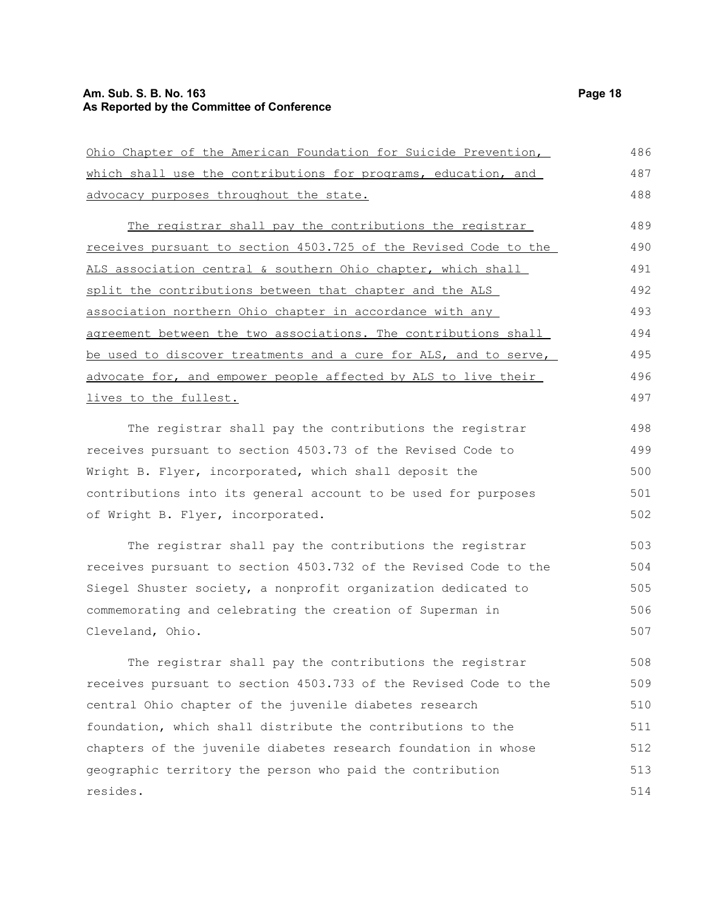Ohio Chapter of the American Foundation for Suicide Prevention, which shall use the contributions for programs, education, and advocacy purposes throughout the state.

The registrar shall pay the contributions the registrar receives pursuant to section 4503.725 of the Revised Code to the ALS association central & southern Ohio chapter, which shall split the contributions between that chapter and the ALS association northern Ohio chapter in accordance with any agreement between the two associations. The contributions shall be used to discover treatments and a cure for ALS, and to serve, advocate for, and empower people affected by ALS to live their lives to the fullest.

The registrar shall pay the contributions the registrar receives pursuant to section 4503.73 of the Revised Code to Wright B. Flyer, incorporated, which shall deposit the contributions into its general account to be used for purposes of Wright B. Flyer, incorporated.

The registrar shall pay the contributions the registrar receives pursuant to section 4503.732 of the Revised Code to the Siegel Shuster society, a nonprofit organization dedicated to commemorating and celebrating the creation of Superman in Cleveland, Ohio.

The registrar shall pay the contributions the registrar receives pursuant to section 4503.733 of the Revised Code to the central Ohio chapter of the juvenile diabetes research foundation, which shall distribute the contributions to the chapters of the juvenile diabetes research foundation in whose geographic territory the person who paid the contribution resides.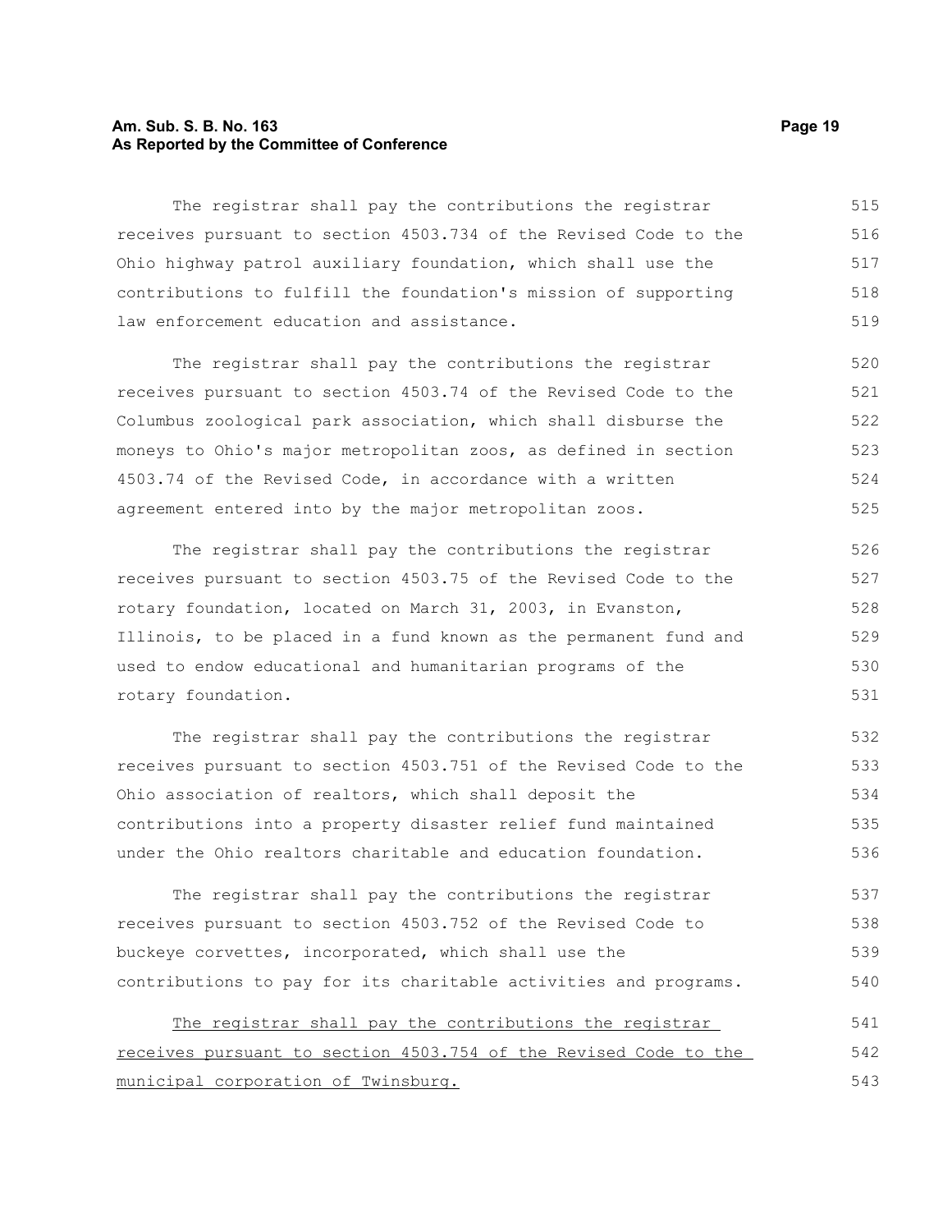The registrar shall pay the contributions the registrar receives pursuant to section 4503.734 of the Revised Code to the Ohio highway patrol auxiliary foundation, which shall use the contributions to fulfill the foundation's mission of supporting law enforcement education and assistance.

The registrar shall pay the contributions the registrar receives pursuant to section 4503.74 of the Revised Code to the Columbus zoological park association, which shall disburse the moneys to Ohio's major metropolitan zoos, as defined in section 4503.74 of the Revised Code, in accordance with a written agreement entered into by the major metropolitan zoos.

The registrar shall pay the contributions the registrar receives pursuant to section 4503.75 of the Revised Code to the rotary foundation, located on March 31, 2003, in Evanston, Illinois, to be placed in a fund known as the permanent fund and used to endow educational and humanitarian programs of the rotary foundation.

The registrar shall pay the contributions the registrar receives pursuant to section 4503.751 of the Revised Code to the Ohio association of realtors, which shall deposit the contributions into a property disaster relief fund maintained under the Ohio realtors charitable and education foundation.

The registrar shall pay the contributions the registrar receives pursuant to section 4503.752 of the Revised Code to buckeye corvettes, incorporated, which shall use the contributions to pay for its charitable activities and programs.

<u>The registrar shall pay the contributions the registrar receives pursuant to section 4503.754 of the Revised Code to the municipal corporation of Twinsburg.</u>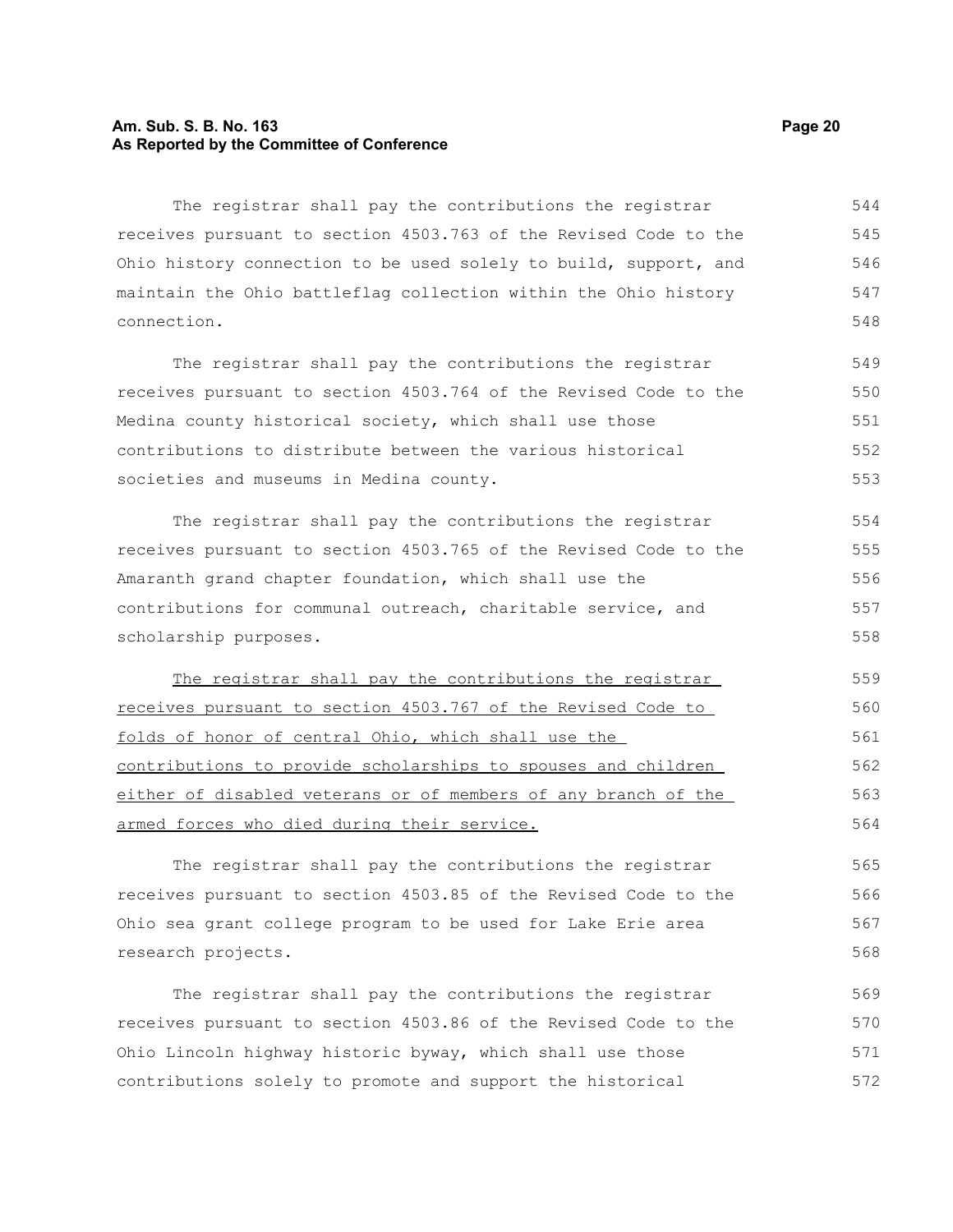The registrar shall pay the contributions the registrar receives pursuant to section 4503.763 of the Revised Code to the Ohio history connection to be used solely to build, support, and maintain the Ohio battleflag collection within the Ohio history connection.

The registrar shall pay the contributions the registrar receives pursuant to section 4503.764 of the Revised Code to the Medina county historical society, which shall use those contributions to distribute between the various historical societies and museums in Medina county.

The registrar shall pay the contributions the registrar receives pursuant to section 4503.765 of the Revised Code to the Amaranth grand chapter foundation, which shall use the contributions for communal outreach, charitable service, and scholarship purposes.

<u>The registrar shall pay the contributions the registrar receives pursuant to section 4503.767 of the Revised Code to folds of honor of central Ohio, which shall use the contributions to provide scholarships to spouses and children either of disabled veterans or of members of any branch of the armed forces who died during their service.</u>

The registrar shall pay the contributions the registrar receives pursuant to section 4503.85 of the Revised Code to the Ohio sea grant college program to be used for Lake Erie area research projects.

The registrar shall pay the contributions the registrar receives pursuant to section 4503.86 of the Revised Code to the Ohio Lincoln highway historic byway, which shall use those contributions solely to promote and support the historical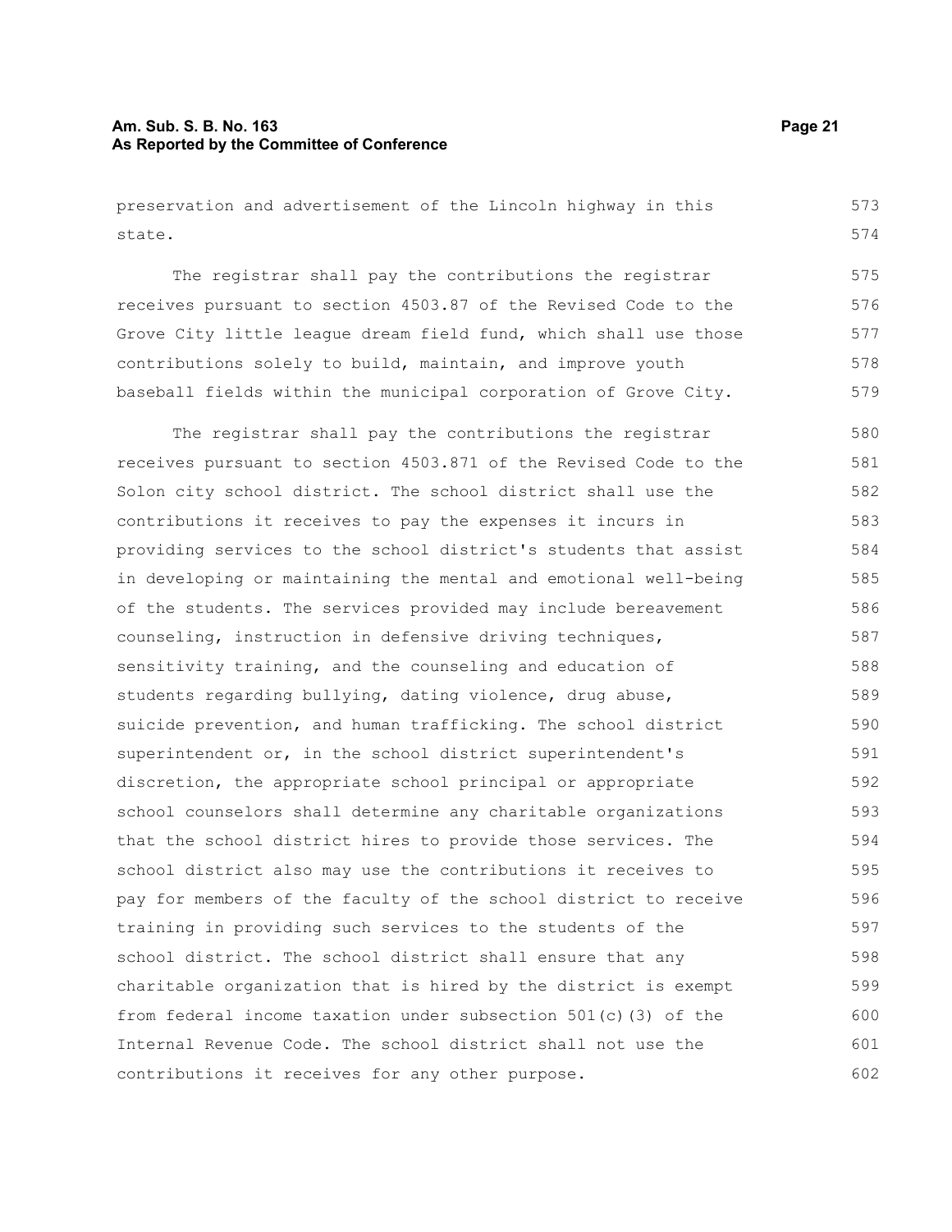preservation and advertisement of the Lincoln highway in this state.

The registrar shall pay the contributions the registrar receives pursuant to section 4503.87 of the Revised Code to the Grove City little league dream field fund, which shall use those contributions solely to build, maintain, and improve youth baseball fields within the municipal corporation of Grove City.

The registrar shall pay the contributions the registrar receives pursuant to section 4503.871 of the Revised Code to the Solon city school district. The school district shall use the contributions it receives to pay the expenses it incurs in providing services to the school district's students that assist in developing or maintaining the mental and emotional well-being of the students. The services provided may include bereavement counseling, instruction in defensive driving techniques, sensitivity training, and the counseling and education of students regarding bullying, dating violence, drug abuse, suicide prevention, and human trafficking. The school district superintendent or, in the school district superintendent's discretion, the appropriate school principal or appropriate school counselors shall determine any charitable organizations that the school district hires to provide those services. The school district also may use the contributions it receives to pay for members of the faculty of the school district to receive training in providing such services to the students of the school district. The school district shall ensure that any charitable organization that is hired by the district is exempt from federal income taxation under subsection 501(c)(3) of the Internal Revenue Code. The school district shall not use the contributions it receives for any other purpose.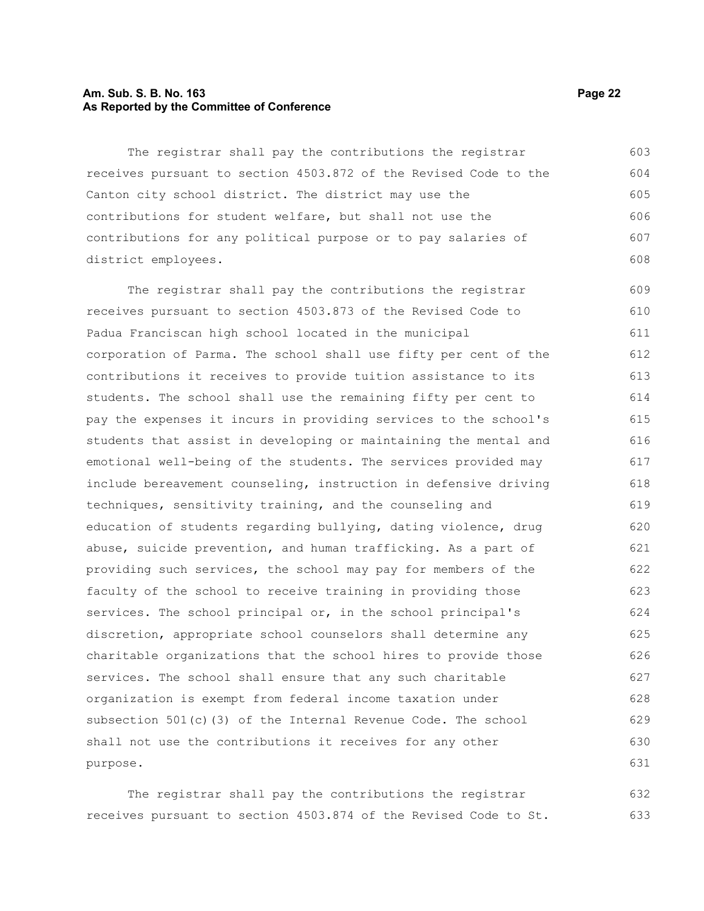The registrar shall pay the contributions the registrar receives pursuant to section 4503.872 of the Revised Code to the Canton city school district. The district may use the contributions for student welfare, but shall not use the contributions for any political purpose or to pay salaries of district employees.

The registrar shall pay the contributions the registrar receives pursuant to section 4503.873 of the Revised Code to Padua Franciscan high school located in the municipal corporation of Parma. The school shall use fifty per cent of the contributions it receives to provide tuition assistance to its students. The school shall use the remaining fifty per cent to pay the expenses it incurs in providing services to the school's students that assist in developing or maintaining the mental and emotional well-being of the students. The services provided may include bereavement counseling, instruction in defensive driving techniques, sensitivity training, and the counseling and education of students regarding bullying, dating violence, drug abuse, suicide prevention, and human trafficking. As a part of providing such services, the school may pay for members of the faculty of the school to receive training in providing those services. The school principal or, in the school principal's discretion, appropriate school counselors shall determine any charitable organizations that the school hires to provide those services. The school shall ensure that any such charitable organization is exempt from federal income taxation under subsection 501(c)(3) of the Internal Revenue Code. The school shall not use the contributions it receives for any other purpose.

The registrar shall pay the contributions the registrar receives pursuant to section 4503.874 of the Revised Code to St.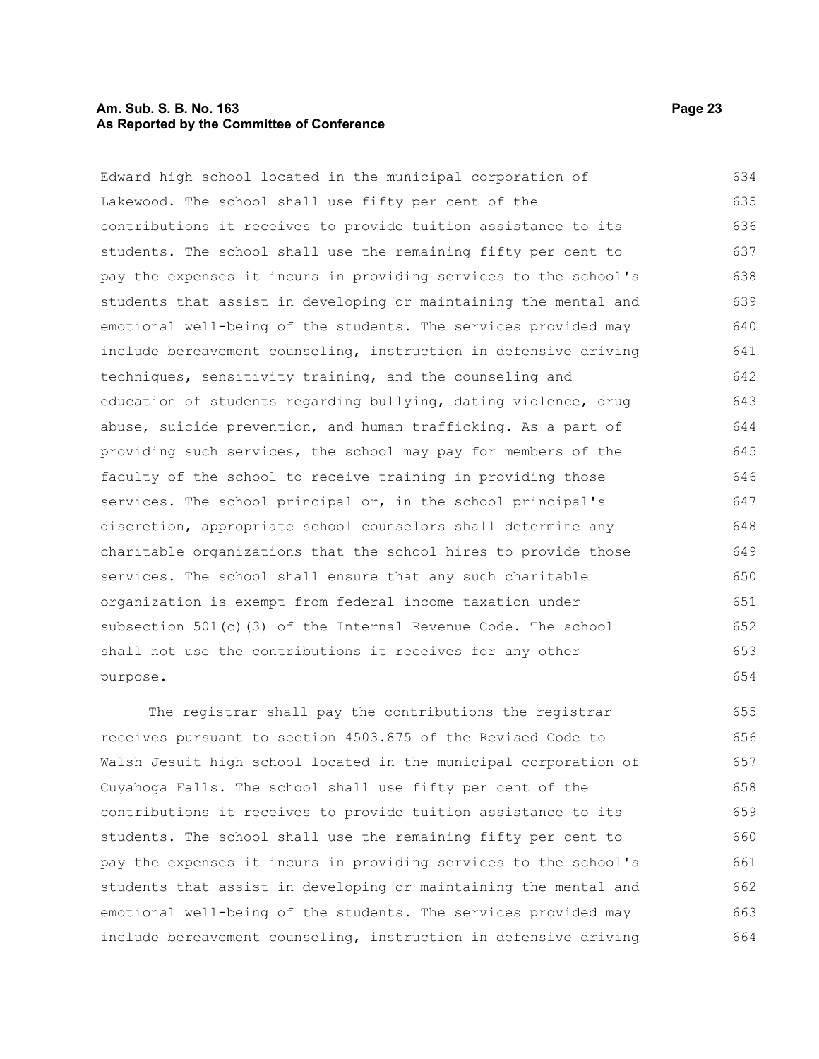Edward high school located in the municipal corporation of Lakewood. The school shall use fifty per cent of the contributions it receives to provide tuition assistance to its students. The school shall use the remaining fifty per cent to pay the expenses it incurs in providing services to the school's students that assist in developing or maintaining the mental and emotional well-being of the students. The services provided may include bereavement counseling, instruction in defensive driving techniques, sensitivity training, and the counseling and education of students regarding bullying, dating violence, drug abuse, suicide prevention, and human trafficking. As a part of providing such services, the school may pay for members of the faculty of the school to receive training in providing those services. The school principal or, in the school principal's discretion, appropriate school counselors shall determine any charitable organizations that the school hires to provide those services. The school shall ensure that any such charitable organization is exempt from federal income taxation under subsection 501(c)(3) of the Internal Revenue Code. The school shall not use the contributions it receives for any other purpose.

The registrar shall pay the contributions the registrar receives pursuant to section 4503.875 of the Revised Code to Walsh Jesuit high school located in the municipal corporation of Cuyahoga Falls. The school shall use fifty per cent of the contributions it receives to provide tuition assistance to its students. The school shall use the remaining fifty per cent to pay the expenses it incurs in providing services to the school's students that assist in developing or maintaining the mental and emotional well-being of the students. The services provided may include bereavement counseling, instruction in defensive driving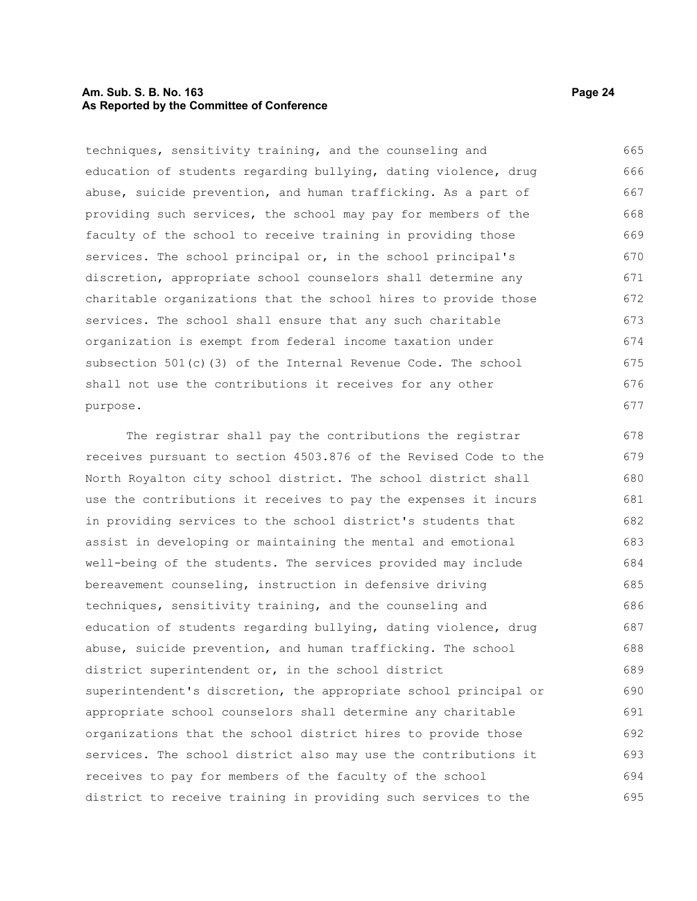techniques, sensitivity training, and the counseling and education of students regarding bullying, dating violence, drug abuse, suicide prevention, and human trafficking. As a part of providing such services, the school may pay for members of the faculty of the school to receive training in providing those services. The school principal or, in the school principal's discretion, appropriate school counselors shall determine any charitable organizations that the school hires to provide those services. The school shall ensure that any such charitable organization is exempt from federal income taxation under subsection 501(c)(3) of the Internal Revenue Code. The school shall not use the contributions it receives for any other purpose.

The registrar shall pay the contributions the registrar receives pursuant to section 4503.876 of the Revised Code to the North Royalton city school district. The school district shall use the contributions it receives to pay the expenses it incurs in providing services to the school district's students that assist in developing or maintaining the mental and emotional well-being of the students. The services provided may include bereavement counseling, instruction in defensive driving techniques, sensitivity training, and the counseling and education of students regarding bullying, dating violence, drug abuse, suicide prevention, and human trafficking. The school district superintendent or, in the school district superintendent's discretion, the appropriate school principal or appropriate school counselors shall determine any charitable organizations that the school district hires to provide those services. The school district also may use the contributions it receives to pay for members of the faculty of the school district to receive training in providing such services to the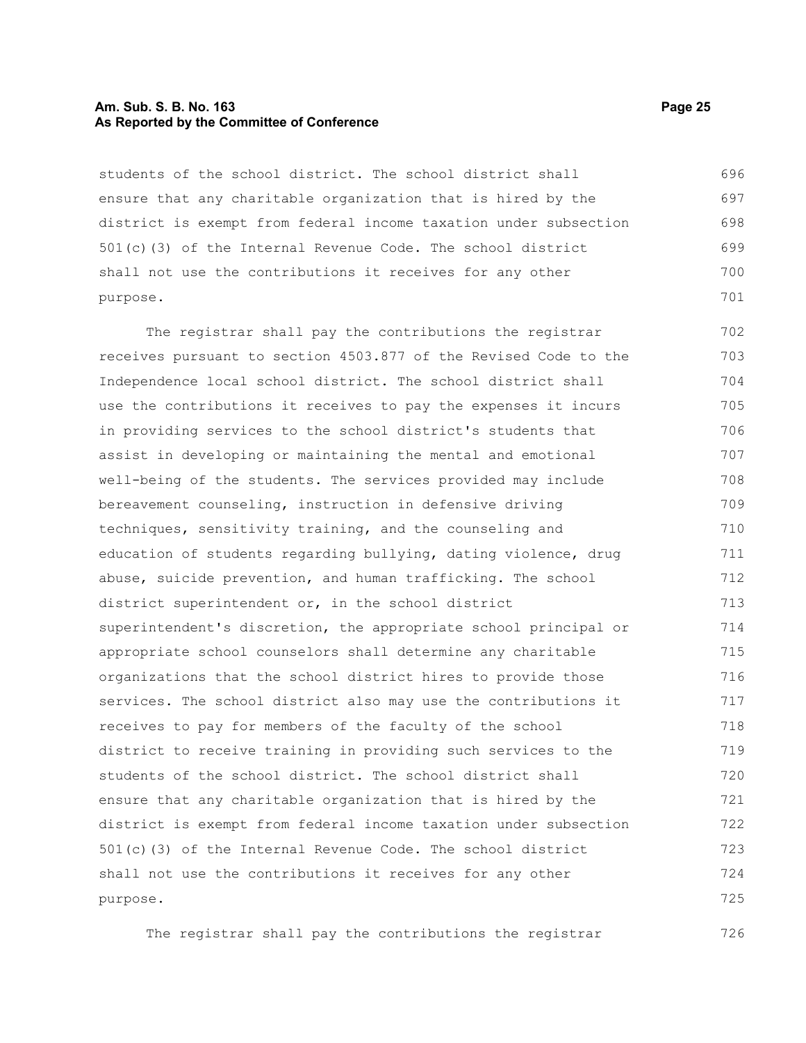students of the school district. The school district shall ensure that any charitable organization that is hired by the district is exempt from federal income taxation under subsection 501(c)(3) of the Internal Revenue Code. The school district shall not use the contributions it receives for any other purpose.

The registrar shall pay the contributions the registrar receives pursuant to section 4503.877 of the Revised Code to the Independence local school district. The school district shall use the contributions it receives to pay the expenses it incurs in providing services to the school district's students that assist in developing or maintaining the mental and emotional well-being of the students. The services provided may include bereavement counseling, instruction in defensive driving techniques, sensitivity training, and the counseling and education of students regarding bullying, dating violence, drug abuse, suicide prevention, and human trafficking. The school district superintendent or, in the school district superintendent's discretion, the appropriate school principal or appropriate school counselors shall determine any charitable organizations that the school district hires to provide those services. The school district also may use the contributions it receives to pay for members of the faculty of the school district to receive training in providing such services to the students of the school district. The school district shall ensure that any charitable organization that is hired by the district is exempt from federal income taxation under subsection 501(c)(3) of the Internal Revenue Code. The school district shall not use the contributions it receives for any other purpose.

The registrar shall pay the contributions the registrar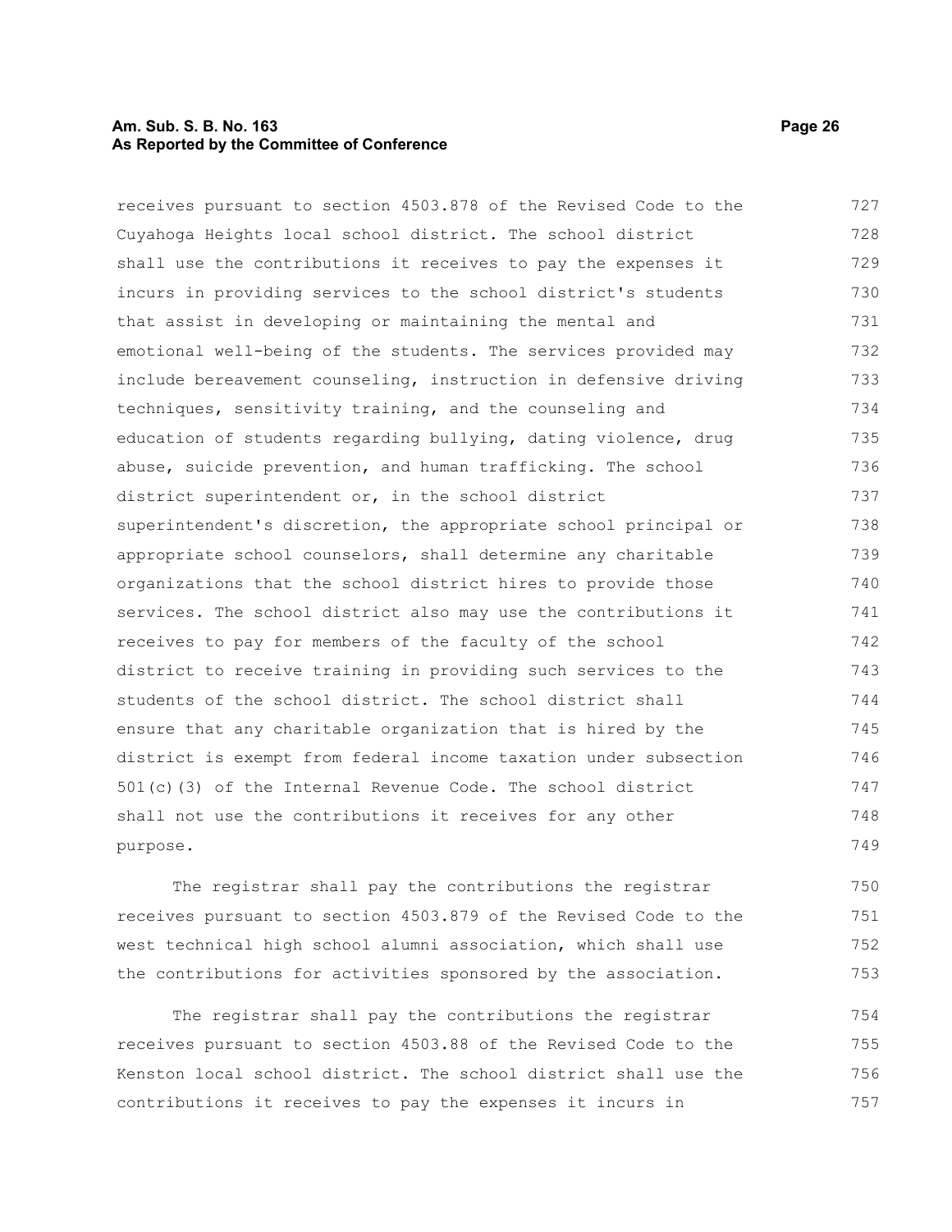receives pursuant to section 4503.878 of the Revised Code to the Cuyahoga Heights local school district. The school district shall use the contributions it receives to pay the expenses it incurs in providing services to the school district's students that assist in developing or maintaining the mental and emotional well-being of the students. The services provided may include bereavement counseling, instruction in defensive driving techniques, sensitivity training, and the counseling and education of students regarding bullying, dating violence, drug abuse, suicide prevention, and human trafficking. The school district superintendent or, in the school district superintendent's discretion, the appropriate school principal or appropriate school counselors, shall determine any charitable organizations that the school district hires to provide those services. The school district also may use the contributions it receives to pay for members of the faculty of the school district to receive training in providing such services to the students of the school district. The school district shall ensure that any charitable organization that is hired by the district is exempt from federal income taxation under subsection 501(c)(3) of the Internal Revenue Code. The school district shall not use the contributions it receives for any other purpose.

The registrar shall pay the contributions the registrar receives pursuant to section 4503.879 of the Revised Code to the west technical high school alumni association, which shall use the contributions for activities sponsored by the association.

The registrar shall pay the contributions the registrar receives pursuant to section 4503.88 of the Revised Code to the Kenston local school district. The school district shall use the contributions it receives to pay the expenses it incurs in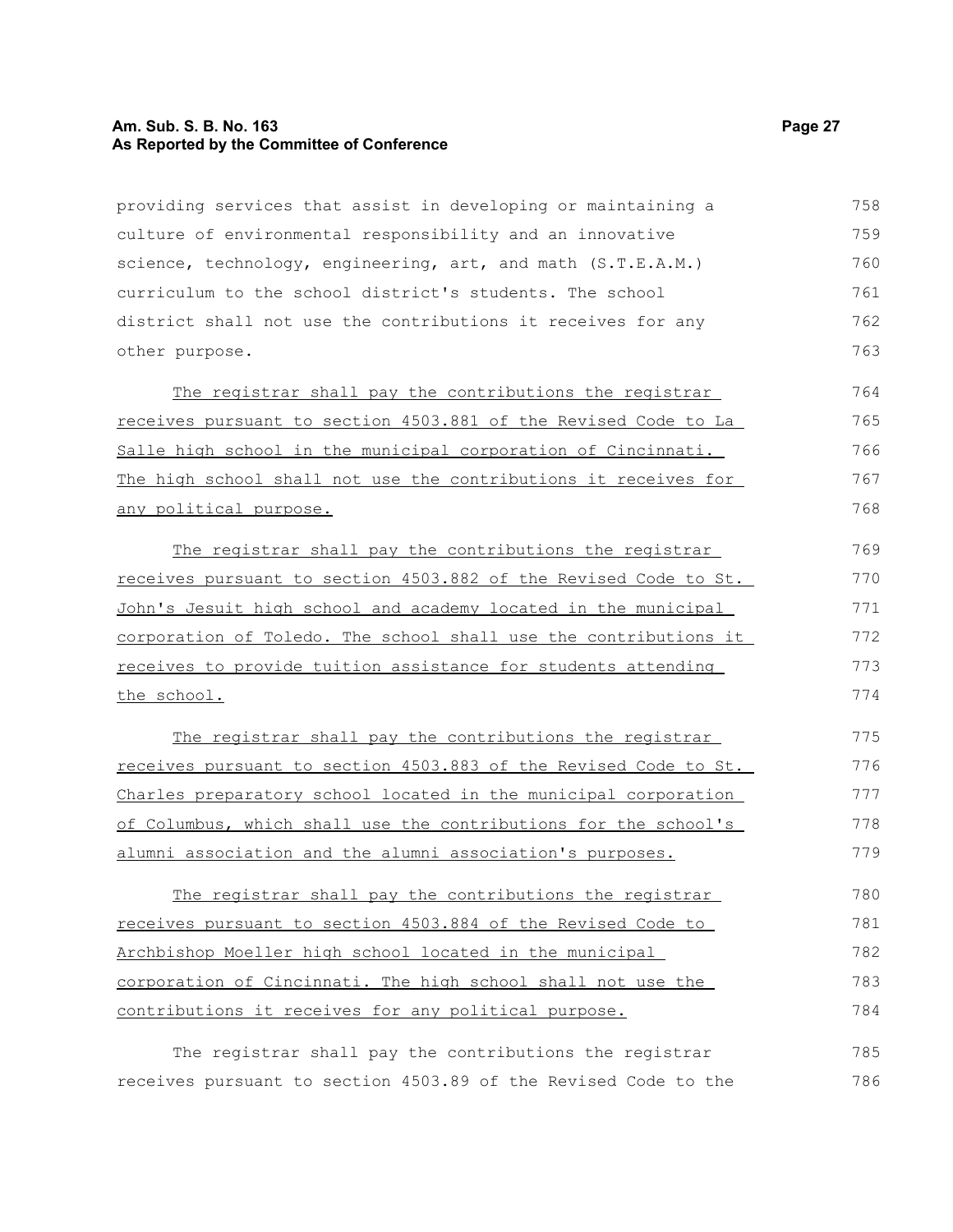providing services that assist in developing or maintaining a culture of environmental responsibility and an innovative science, technology, engineering, art, and math (S.T.E.A.M.) curriculum to the school district's students. The school district shall not use the contributions it receives for any other purpose.

The registrar shall pay the contributions the registrar receives pursuant to section 4503.881 of the Revised Code to La Salle high school in the municipal corporation of Cincinnati. The high school shall not use the contributions it receives for any political purpose.

The registrar shall pay the contributions the registrar receives pursuant to section 4503.882 of the Revised Code to St. John's Jesuit high school and academy located in the municipal corporation of Toledo. The school shall use the contributions it receives to provide tuition assistance for students attending the school.

The registrar shall pay the contributions the registrar receives pursuant to section 4503.883 of the Revised Code to St. Charles preparatory school located in the municipal corporation of Columbus, which shall use the contributions for the school's alumni association and the alumni association's purposes.

The registrar shall pay the contributions the registrar receives pursuant to section 4503.884 of the Revised Code to Archbishop Moeller high school located in the municipal corporation of Cincinnati. The high school shall not use the contributions it receives for any political purpose.

The registrar shall pay the contributions the registrar receives pursuant to section 4503.89 of the Revised Code to the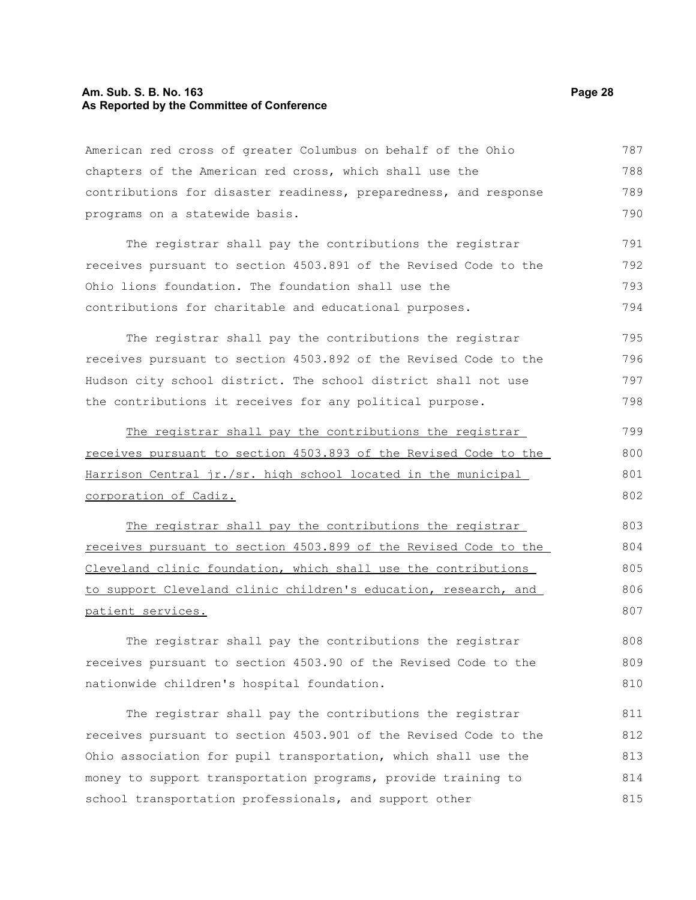American red cross of greater Columbus on behalf of the Ohio chapters of the American red cross, which shall use the contributions for disaster readiness, preparedness, and response programs on a statewide basis.

The registrar shall pay the contributions the registrar receives pursuant to section 4503.891 of the Revised Code to the Ohio lions foundation. The foundation shall use the contributions for charitable and educational purposes.

The registrar shall pay the contributions the registrar receives pursuant to section 4503.892 of the Revised Code to the Hudson city school district. The school district shall not use the contributions it receives for any political purpose.

<u>The registrar shall pay the contributions the registrar receives pursuant to section 4503.893 of the Revised Code to the Harrison Central jr./sr. high school located in the municipal corporation of Cadiz.</u>

<u>The registrar shall pay the contributions the registrar receives pursuant to section 4503.899 of the Revised Code to the Cleveland clinic foundation, which shall use the contributions to support Cleveland clinic children's education, research, and patient services.</u>

The registrar shall pay the contributions the registrar receives pursuant to section 4503.90 of the Revised Code to the nationwide children's hospital foundation.

The registrar shall pay the contributions the registrar receives pursuant to section 4503.901 of the Revised Code to the Ohio association for pupil transportation, which shall use the money to support transportation programs, provide training to school transportation professionals, and support other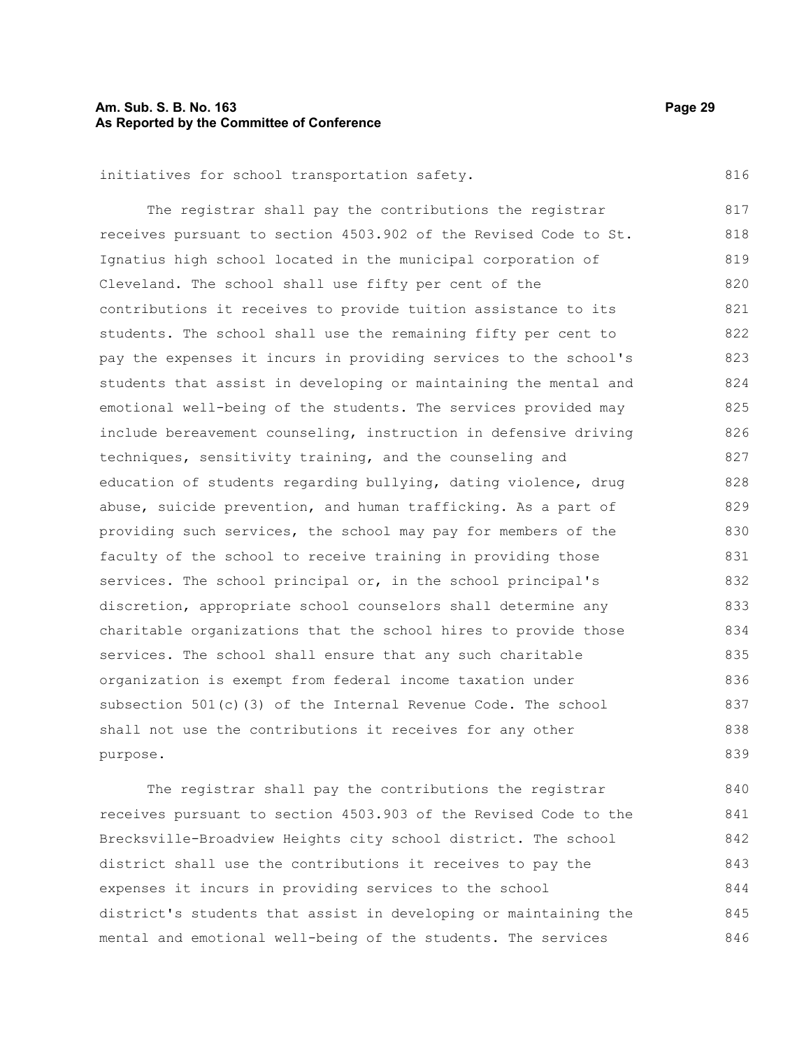initiatives for school transportation safety.

The registrar shall pay the contributions the registrar receives pursuant to section 4503.902 of the Revised Code to St. Ignatius high school located in the municipal corporation of Cleveland. The school shall use fifty per cent of the contributions it receives to provide tuition assistance to its students. The school shall use the remaining fifty per cent to pay the expenses it incurs in providing services to the school's students that assist in developing or maintaining the mental and emotional well-being of the students. The services provided may include bereavement counseling, instruction in defensive driving techniques, sensitivity training, and the counseling and education of students regarding bullying, dating violence, drug abuse, suicide prevention, and human trafficking. As a part of providing such services, the school may pay for members of the faculty of the school to receive training in providing those services. The school principal or, in the school principal's discretion, appropriate school counselors shall determine any charitable organizations that the school hires to provide those services. The school shall ensure that any such charitable organization is exempt from federal income taxation under subsection 501(c)(3) of the Internal Revenue Code. The school shall not use the contributions it receives for any other purpose.

The registrar shall pay the contributions the registrar receives pursuant to section 4503.903 of the Revised Code to the Brecksville-Broadview Heights city school district. The school district shall use the contributions it receives to pay the expenses it incurs in providing services to the school district's students that assist in developing or maintaining the mental and emotional well-being of the students. The services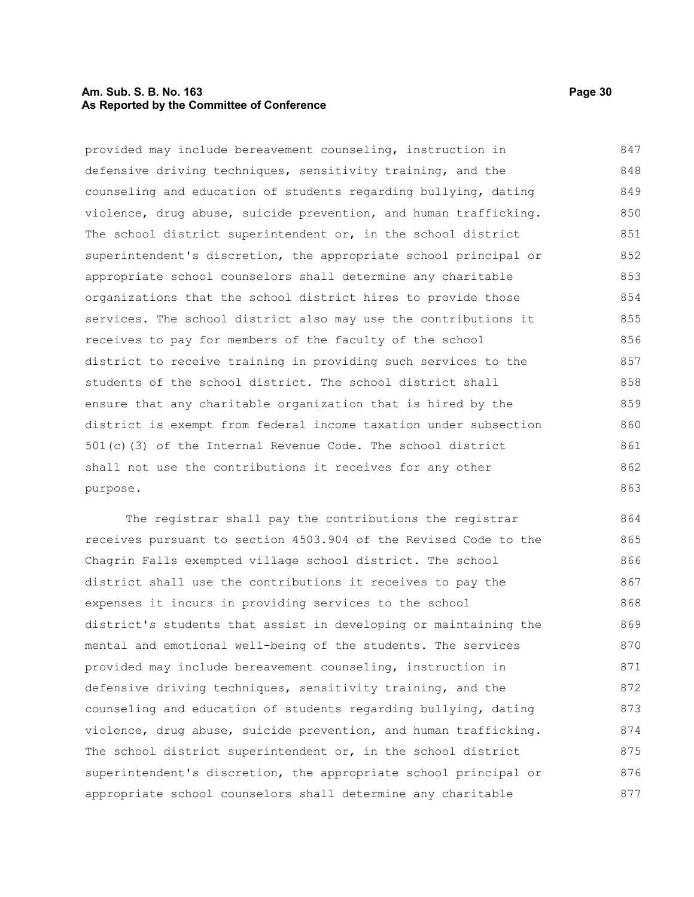provided may include bereavement counseling, instruction in defensive driving techniques, sensitivity training, and the counseling and education of students regarding bullying, dating violence, drug abuse, suicide prevention, and human trafficking. The school district superintendent or, in the school district superintendent's discretion, the appropriate school principal or appropriate school counselors shall determine any charitable organizations that the school district hires to provide those services. The school district also may use the contributions it receives to pay for members of the faculty of the school district to receive training in providing such services to the students of the school district. The school district shall ensure that any charitable organization that is hired by the district is exempt from federal income taxation under subsection 501(c)(3) of the Internal Revenue Code. The school district shall not use the contributions it receives for any other purpose.

The registrar shall pay the contributions the registrar receives pursuant to section 4503.904 of the Revised Code to the Chagrin Falls exempted village school district. The school district shall use the contributions it receives to pay the expenses it incurs in providing services to the school district's students that assist in developing or maintaining the mental and emotional well-being of the students. The services provided may include bereavement counseling, instruction in defensive driving techniques, sensitivity training, and the counseling and education of students regarding bullying, dating violence, drug abuse, suicide prevention, and human trafficking. The school district superintendent or, in the school district superintendent's discretion, the appropriate school principal or appropriate school counselors shall determine any charitable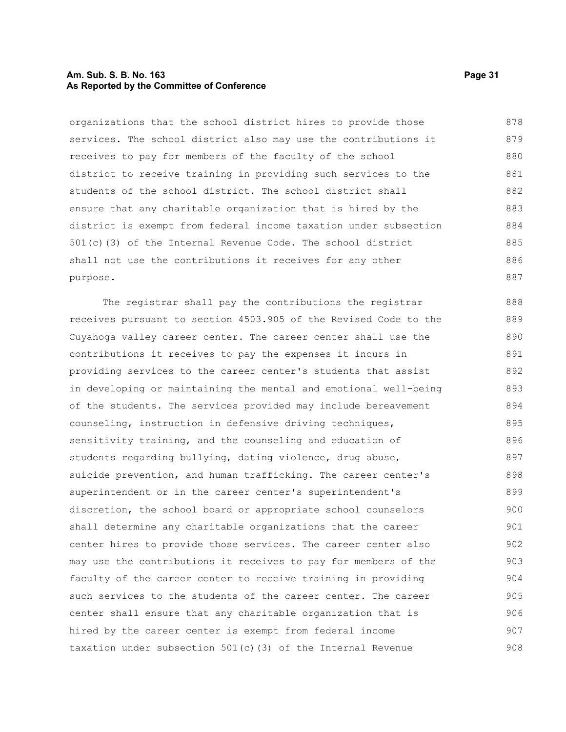organizations that the school district hires to provide those services. The school district also may use the contributions it receives to pay for members of the faculty of the school district to receive training in providing such services to the students of the school district. The school district shall ensure that any charitable organization that is hired by the district is exempt from federal income taxation under subsection 501(c)(3) of the Internal Revenue Code. The school district shall not use the contributions it receives for any other purpose.

The registrar shall pay the contributions the registrar receives pursuant to section 4503.905 of the Revised Code to the Cuyahoga valley career center. The career center shall use the contributions it receives to pay the expenses it incurs in providing services to the career center's students that assist in developing or maintaining the mental and emotional well-being of the students. The services provided may include bereavement counseling, instruction in defensive driving techniques, sensitivity training, and the counseling and education of students regarding bullying, dating violence, drug abuse, suicide prevention, and human trafficking. The career center's superintendent or in the career center's superintendent's discretion, the school board or appropriate school counselors shall determine any charitable organizations that the career center hires to provide those services. The career center also may use the contributions it receives to pay for members of the faculty of the career center to receive training in providing such services to the students of the career center. The career center shall ensure that any charitable organization that is hired by the career center is exempt from federal income taxation under subsection 501(c)(3) of the Internal Revenue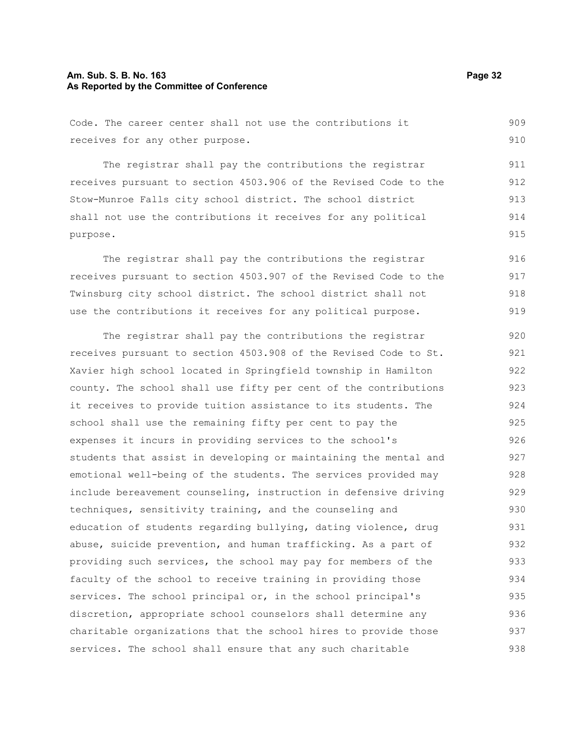Code. The career center shall not use the contributions it receives for any other purpose.

The registrar shall pay the contributions the registrar receives pursuant to section 4503.906 of the Revised Code to the Stow-Munroe Falls city school district. The school district shall not use the contributions it receives for any political purpose.

The registrar shall pay the contributions the registrar receives pursuant to section 4503.907 of the Revised Code to the Twinsburg city school district. The school district shall not use the contributions it receives for any political purpose.

The registrar shall pay the contributions the registrar receives pursuant to section 4503.908 of the Revised Code to St. Xavier high school located in Springfield township in Hamilton county. The school shall use fifty per cent of the contributions it receives to provide tuition assistance to its students. The school shall use the remaining fifty per cent to pay the expenses it incurs in providing services to the school's students that assist in developing or maintaining the mental and emotional well-being of the students. The services provided may include bereavement counseling, instruction in defensive driving techniques, sensitivity training, and the counseling and education of students regarding bullying, dating violence, drug abuse, suicide prevention, and human trafficking. As a part of providing such services, the school may pay for members of the faculty of the school to receive training in providing those services. The school principal or, in the school principal's discretion, appropriate school counselors shall determine any charitable organizations that the school hires to provide those services. The school shall ensure that any such charitable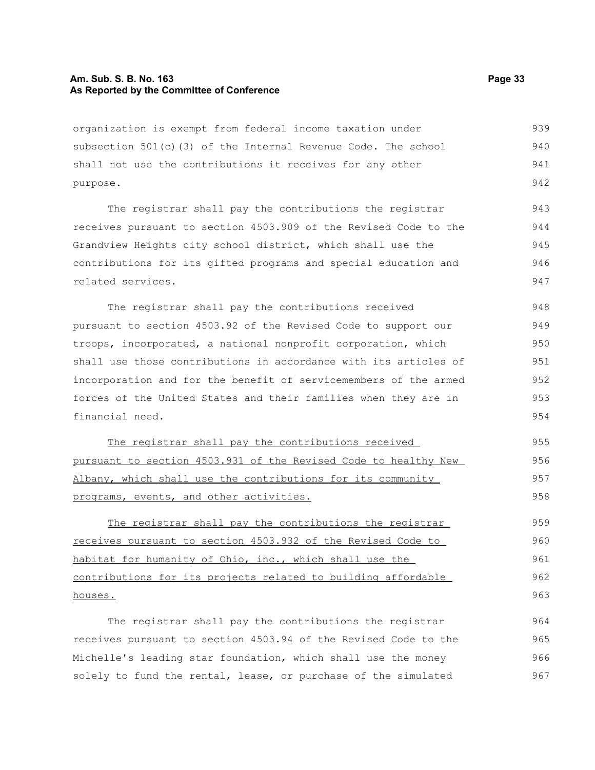organization is exempt from federal income taxation under subsection 501(c)(3) of the Internal Revenue Code. The school shall not use the contributions it receives for any other purpose.

The registrar shall pay the contributions the registrar receives pursuant to section 4503.909 of the Revised Code to the Grandview Heights city school district, which shall use the contributions for its gifted programs and special education and related services.

The registrar shall pay the contributions received pursuant to section 4503.92 of the Revised Code to support our troops, incorporated, a national nonprofit corporation, which shall use those contributions in accordance with its articles of incorporation and for the benefit of servicemembers of the armed forces of the United States and their families when they are in financial need.

<u>The registrar shall pay the contributions received pursuant to section 4503.931 of the Revised Code to healthy New Albany, which shall use the contributions for its community programs, events, and other activities.</u>

<u>The registrar shall pay the contributions the registrar receives pursuant to section 4503.932 of the Revised Code to habitat for humanity of Ohio, inc., which shall use the contributions for its projects related to building affordable houses.</u>

The registrar shall pay the contributions the registrar receives pursuant to section 4503.94 of the Revised Code to the Michelle's leading star foundation, which shall use the money solely to fund the rental, lease, or purchase of the simulated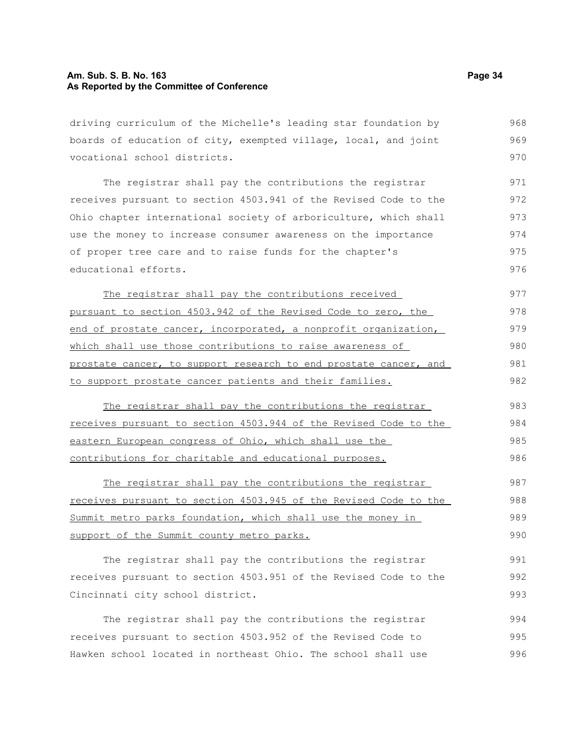driving curriculum of the Michelle's leading star foundation by boards of education of city, exempted village, local, and joint vocational school districts.

The registrar shall pay the contributions the registrar receives pursuant to section 4503.941 of the Revised Code to the Ohio chapter international society of arboriculture, which shall use the money to increase consumer awareness on the importance of proper tree care and to raise funds for the chapter's educational efforts.

<u>The registrar shall pay the contributions received pursuant to section 4503.942 of the Revised Code to zero, the end of prostate cancer, incorporated, a nonprofit organization, which shall use those contributions to raise awareness of prostate cancer, to support research to end prostate cancer, and to support prostate cancer patients and their families.</u>

<u>The registrar shall pay the contributions the registrar receives pursuant to section 4503.944 of the Revised Code to the eastern European congress of Ohio, which shall use the contributions for charitable and educational purposes.</u>

<u>The registrar shall pay the contributions the registrar receives pursuant to section 4503.945 of the Revised Code to the Summit metro parks foundation, which shall use the money in support of the Summit county metro parks.</u>

The registrar shall pay the contributions the registrar receives pursuant to section 4503.951 of the Revised Code to the Cincinnati city school district.

The registrar shall pay the contributions the registrar receives pursuant to section 4503.952 of the Revised Code to Hawken school located in northeast Ohio. The school shall use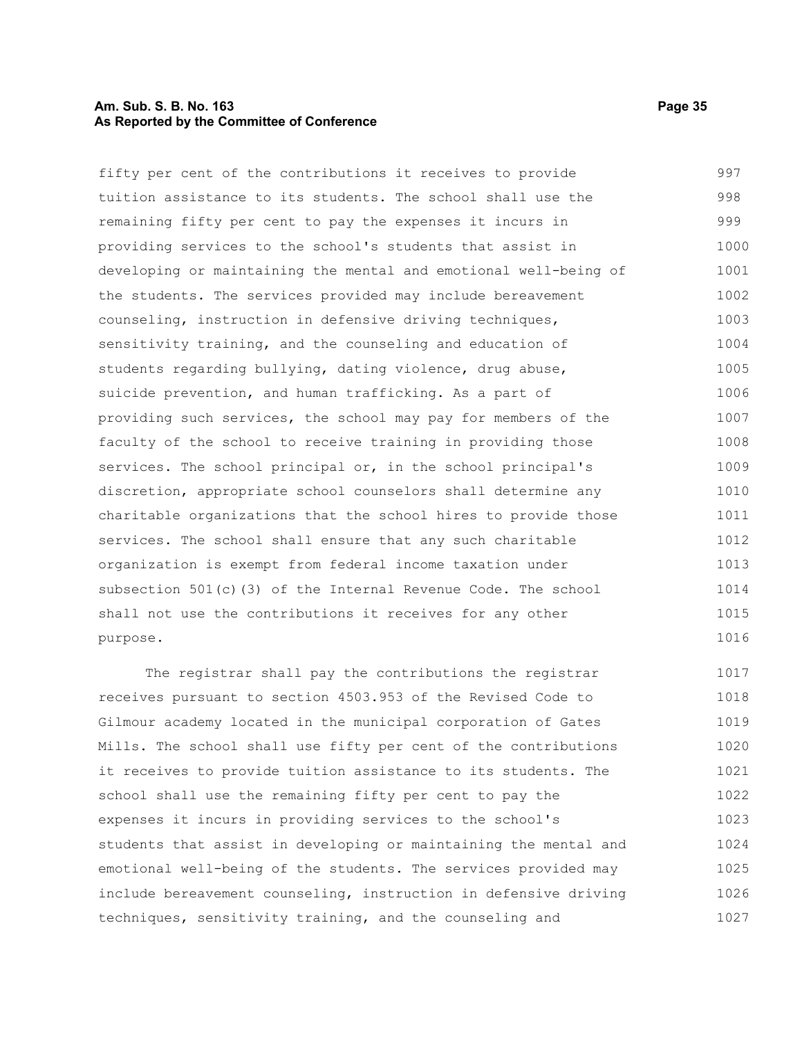fifty per cent of the contributions it receives to provide tuition assistance to its students. The school shall use the remaining fifty per cent to pay the expenses it incurs in providing services to the school's students that assist in developing or maintaining the mental and emotional well-being of the students. The services provided may include bereavement counseling, instruction in defensive driving techniques, sensitivity training, and the counseling and education of students regarding bullying, dating violence, drug abuse, suicide prevention, and human trafficking. As a part of providing such services, the school may pay for members of the faculty of the school to receive training in providing those services. The school principal or, in the school principal's discretion, appropriate school counselors shall determine any charitable organizations that the school hires to provide those services. The school shall ensure that any such charitable organization is exempt from federal income taxation under subsection 501(c)(3) of the Internal Revenue Code. The school shall not use the contributions it receives for any other purpose.

The registrar shall pay the contributions the registrar receives pursuant to section 4503.953 of the Revised Code to Gilmour academy located in the municipal corporation of Gates Mills. The school shall use fifty per cent of the contributions it receives to provide tuition assistance to its students. The school shall use the remaining fifty per cent to pay the expenses it incurs in providing services to the school's students that assist in developing or maintaining the mental and emotional well-being of the students. The services provided may include bereavement counseling, instruction in defensive driving techniques, sensitivity training, and the counseling and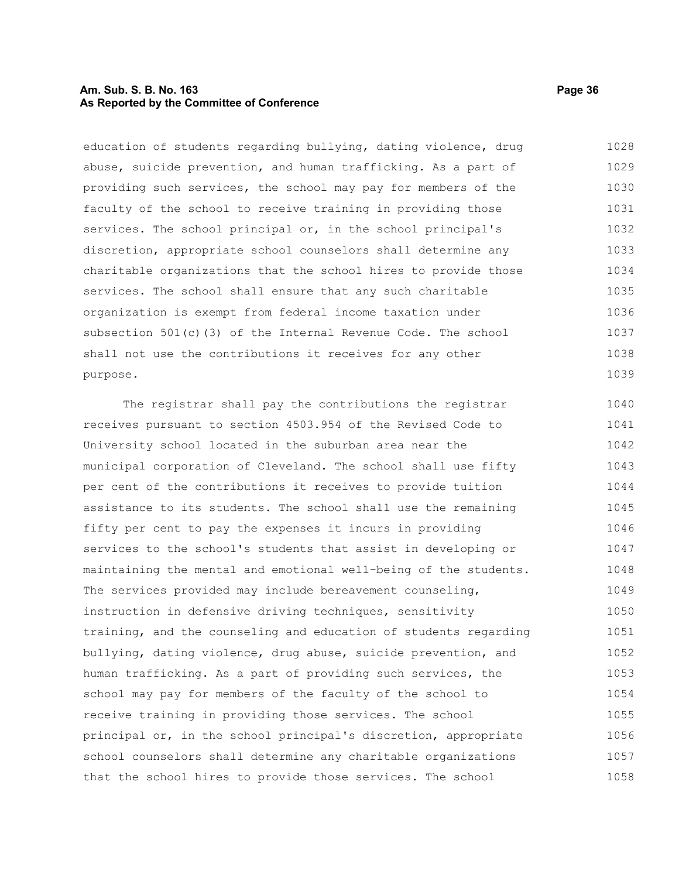education of students regarding bullying, dating violence, drug abuse, suicide prevention, and human trafficking. As a part of providing such services, the school may pay for members of the faculty of the school to receive training in providing those services. The school principal or, in the school principal's discretion, appropriate school counselors shall determine any charitable organizations that the school hires to provide those services. The school shall ensure that any such charitable organization is exempt from federal income taxation under subsection 501(c)(3) of the Internal Revenue Code. The school shall not use the contributions it receives for any other purpose.

The registrar shall pay the contributions the registrar receives pursuant to section 4503.954 of the Revised Code to University school located in the suburban area near the municipal corporation of Cleveland. The school shall use fifty per cent of the contributions it receives to provide tuition assistance to its students. The school shall use the remaining fifty per cent to pay the expenses it incurs in providing services to the school's students that assist in developing or maintaining the mental and emotional well-being of the students. The services provided may include bereavement counseling, instruction in defensive driving techniques, sensitivity training, and the counseling and education of students regarding bullying, dating violence, drug abuse, suicide prevention, and human trafficking. As a part of providing such services, the school may pay for members of the faculty of the school to receive training in providing those services. The school principal or, in the school principal's discretion, appropriate school counselors shall determine any charitable organizations that the school hires to provide those services. The school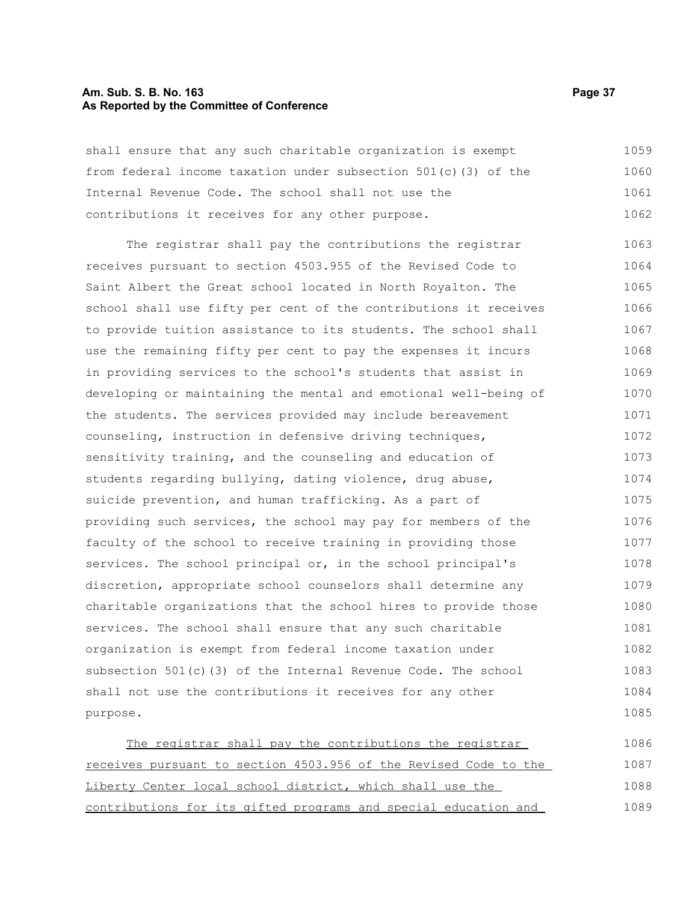shall ensure that any such charitable organization is exempt from federal income taxation under subsection 501(c)(3) of the Internal Revenue Code. The school shall not use the contributions it receives for any other purpose.

The registrar shall pay the contributions the registrar receives pursuant to section 4503.955 of the Revised Code to Saint Albert the Great school located in North Royalton. The school shall use fifty per cent of the contributions it receives to provide tuition assistance to its students. The school shall use the remaining fifty per cent to pay the expenses it incurs in providing services to the school's students that assist in developing or maintaining the mental and emotional well-being of the students. The services provided may include bereavement counseling, instruction in defensive driving techniques, sensitivity training, and the counseling and education of students regarding bullying, dating violence, drug abuse, suicide prevention, and human trafficking. As a part of providing such services, the school may pay for members of the faculty of the school to receive training in providing those services. The school principal or, in the school principal's discretion, appropriate school counselors shall determine any charitable organizations that the school hires to provide those services. The school shall ensure that any such charitable organization is exempt from federal income taxation under subsection 501(c)(3) of the Internal Revenue Code. The school shall not use the contributions it receives for any other purpose.

<u>The registrar shall pay the contributions the registrar receives pursuant to section 4503.956 of the Revised Code to the Liberty Center local school district, which shall use the contributions for its gifted programs and special education and</u>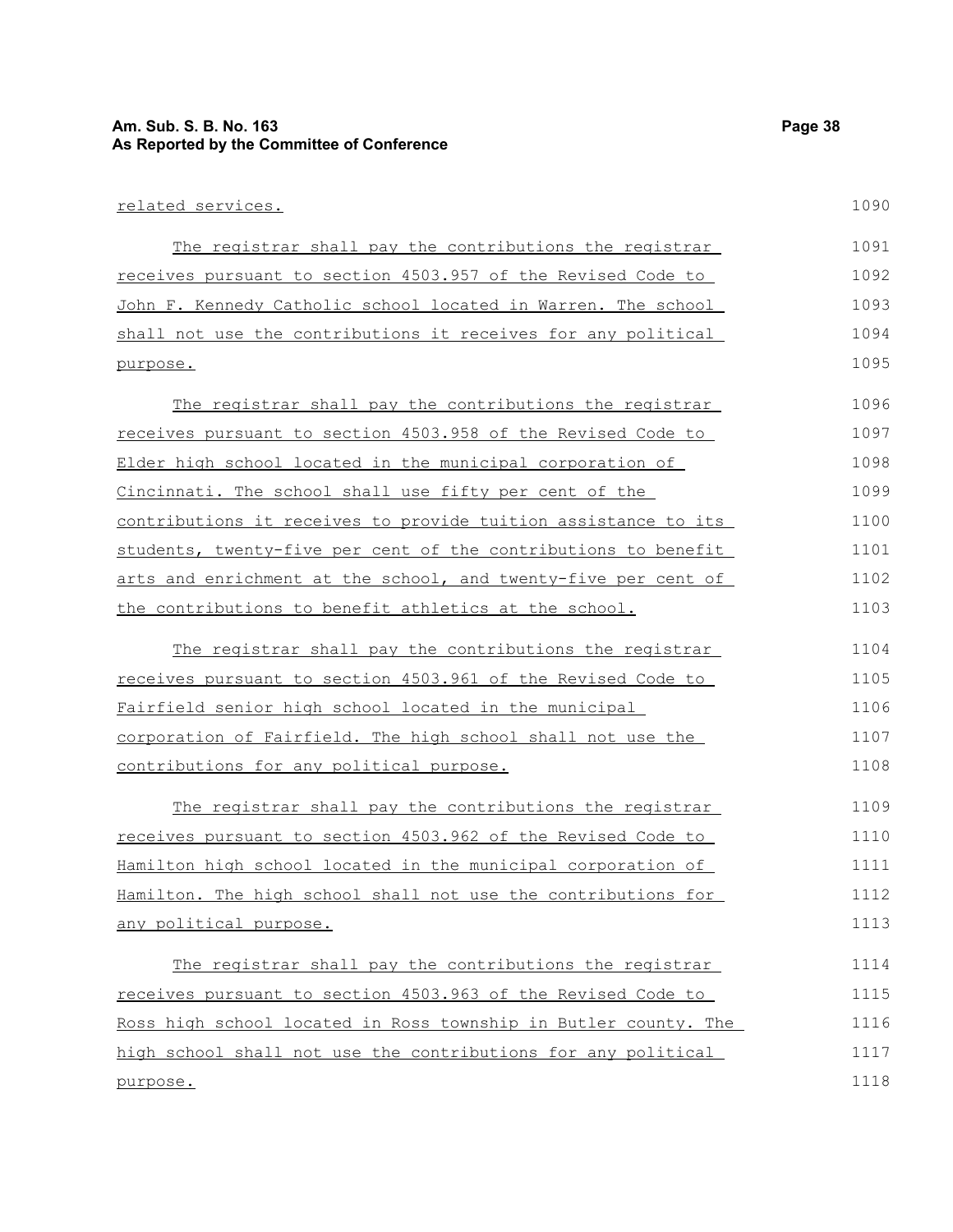related services.

The registrar shall pay the contributions the registrar receives pursuant to section 4503.957 of the Revised Code to John F. Kennedy Catholic school located in Warren. The school shall not use the contributions it receives for any political purpose.

The registrar shall pay the contributions the registrar receives pursuant to section 4503.958 of the Revised Code to Elder high school located in the municipal corporation of Cincinnati. The school shall use fifty per cent of the contributions it receives to provide tuition assistance to its students, twenty-five per cent of the contributions to benefit arts and enrichment at the school, and twenty-five per cent of the contributions to benefit athletics at the school.

The registrar shall pay the contributions the registrar receives pursuant to section 4503.961 of the Revised Code to Fairfield senior high school located in the municipal corporation of Fairfield. The high school shall not use the contributions for any political purpose.

The registrar shall pay the contributions the registrar receives pursuant to section 4503.962 of the Revised Code to Hamilton high school located in the municipal corporation of Hamilton. The high school shall not use the contributions for any political purpose.

The registrar shall pay the contributions the registrar receives pursuant to section 4503.963 of the Revised Code to Ross high school located in Ross township in Butler county. The high school shall not use the contributions for any political purpose.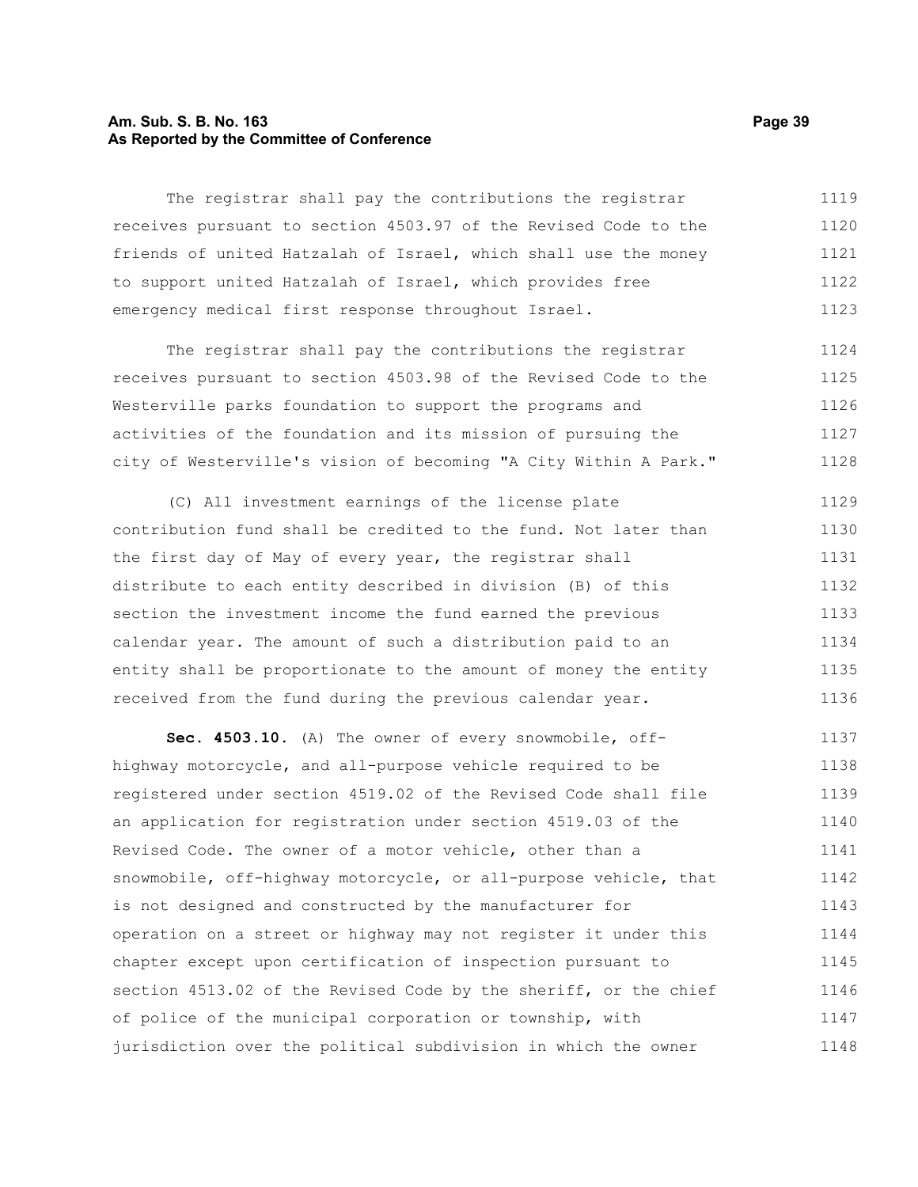The registrar shall pay the contributions the registrar receives pursuant to section 4503.97 of the Revised Code to the friends of united Hatzalah of Israel, which shall use the money to support united Hatzalah of Israel, which provides free emergency medical first response throughout Israel.

The registrar shall pay the contributions the registrar receives pursuant to section 4503.98 of the Revised Code to the Westerville parks foundation to support the programs and activities of the foundation and its mission of pursuing the city of Westerville's vision of becoming "A City Within A Park."

(C) All investment earnings of the license plate contribution fund shall be credited to the fund. Not later than the first day of May of every year, the registrar shall distribute to each entity described in division (B) of this section the investment income the fund earned the previous calendar year. The amount of such a distribution paid to an entity shall be proportionate to the amount of money the entity received from the fund during the previous calendar year.

**Sec. 4503.10.** (A) The owner of every snowmobile, off-highway motorcycle, and all-purpose vehicle required to be registered under section 4519.02 of the Revised Code shall file an application for registration under section 4519.03 of the Revised Code. The owner of a motor vehicle, other than a snowmobile, off-highway motorcycle, or all-purpose vehicle, that is not designed and constructed by the manufacturer for operation on a street or highway may not register it under this chapter except upon certification of inspection pursuant to section 4513.02 of the Revised Code by the sheriff, or the chief of police of the municipal corporation or township, with jurisdiction over the political subdivision in which the owner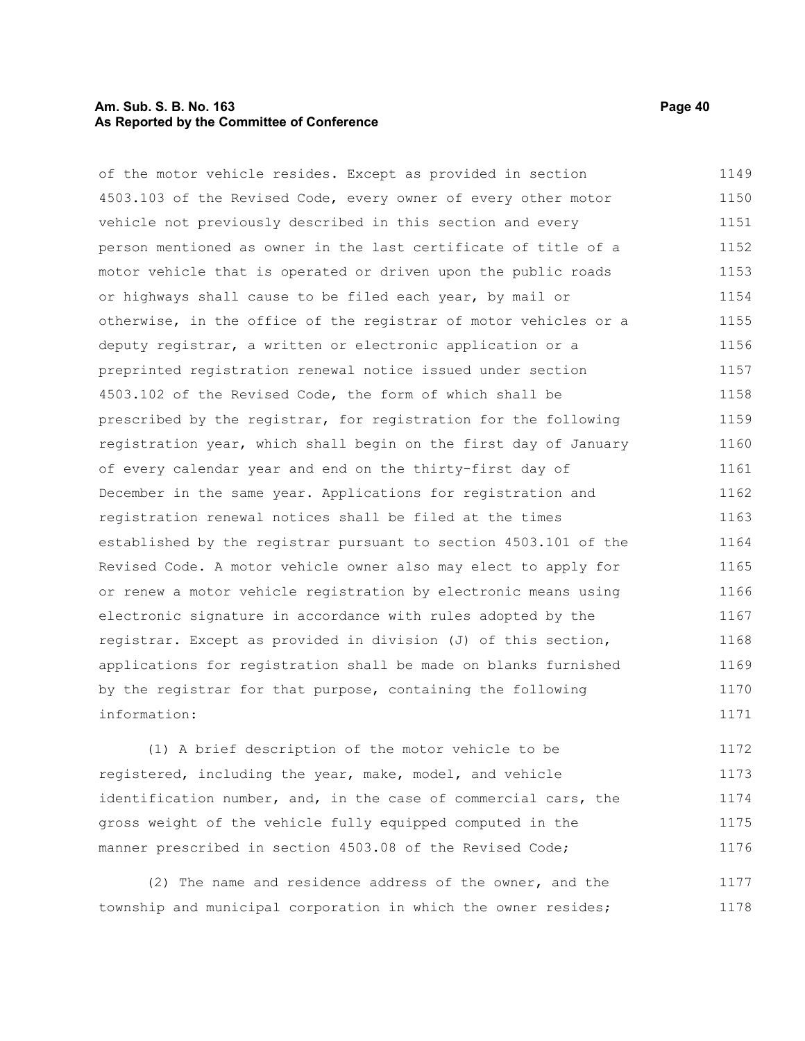of the motor vehicle resides. Except as provided in section 4503.103 of the Revised Code, every owner of every other motor vehicle not previously described in this section and every person mentioned as owner in the last certificate of title of a motor vehicle that is operated or driven upon the public roads or highways shall cause to be filed each year, by mail or otherwise, in the office of the registrar of motor vehicles or a deputy registrar, a written or electronic application or a preprinted registration renewal notice issued under section 4503.102 of the Revised Code, the form of which shall be prescribed by the registrar, for registration for the following registration year, which shall begin on the first day of January of every calendar year and end on the thirty-first day of December in the same year. Applications for registration and registration renewal notices shall be filed at the times established by the registrar pursuant to section 4503.101 of the Revised Code. A motor vehicle owner also may elect to apply for or renew a motor vehicle registration by electronic means using electronic signature in accordance with rules adopted by the registrar. Except as provided in division (J) of this section, applications for registration shall be made on blanks furnished by the registrar for that purpose, containing the following information:

(1) A brief description of the motor vehicle to be registered, including the year, make, model, and vehicle identification number, and, in the case of commercial cars, the gross weight of the vehicle fully equipped computed in the manner prescribed in section 4503.08 of the Revised Code;

(2) The name and residence address of the owner, and the township and municipal corporation in which the owner resides;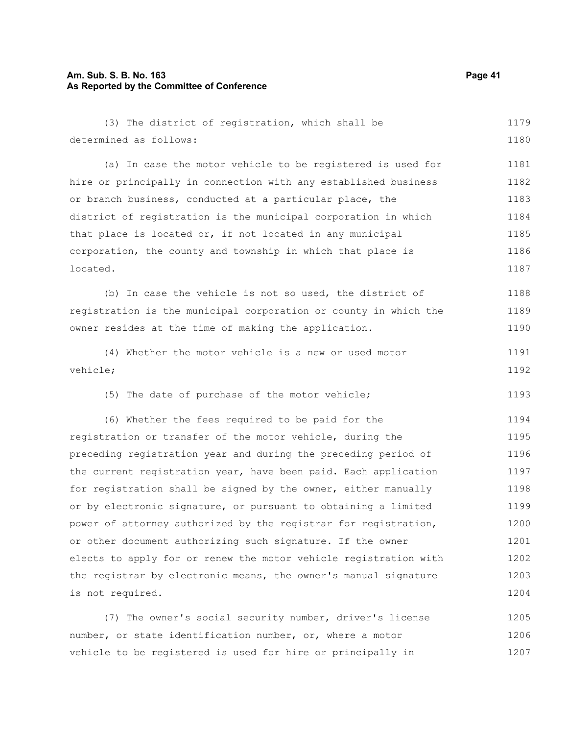(3) The district of registration, which shall be determined as follows:

(a) In case the motor vehicle to be registered is used for hire or principally in connection with any established business or branch business, conducted at a particular place, the district of registration is the municipal corporation in which that place is located or, if not located in any municipal corporation, the county and township in which that place is located.

(b) In case the vehicle is not so used, the district of registration is the municipal corporation or county in which the owner resides at the time of making the application.

(4) Whether the motor vehicle is a new or used motor vehicle;

(5) The date of purchase of the motor vehicle;

(6) Whether the fees required to be paid for the registration or transfer of the motor vehicle, during the preceding registration year and during the preceding period of the current registration year, have been paid. Each application for registration shall be signed by the owner, either manually or by electronic signature, or pursuant to obtaining a limited power of attorney authorized by the registrar for registration, or other document authorizing such signature. If the owner elects to apply for or renew the motor vehicle registration with the registrar by electronic means, the owner's manual signature is not required.

(7) The owner's social security number, driver's license number, or state identification number, or, where a motor vehicle to be registered is used for hire or principally in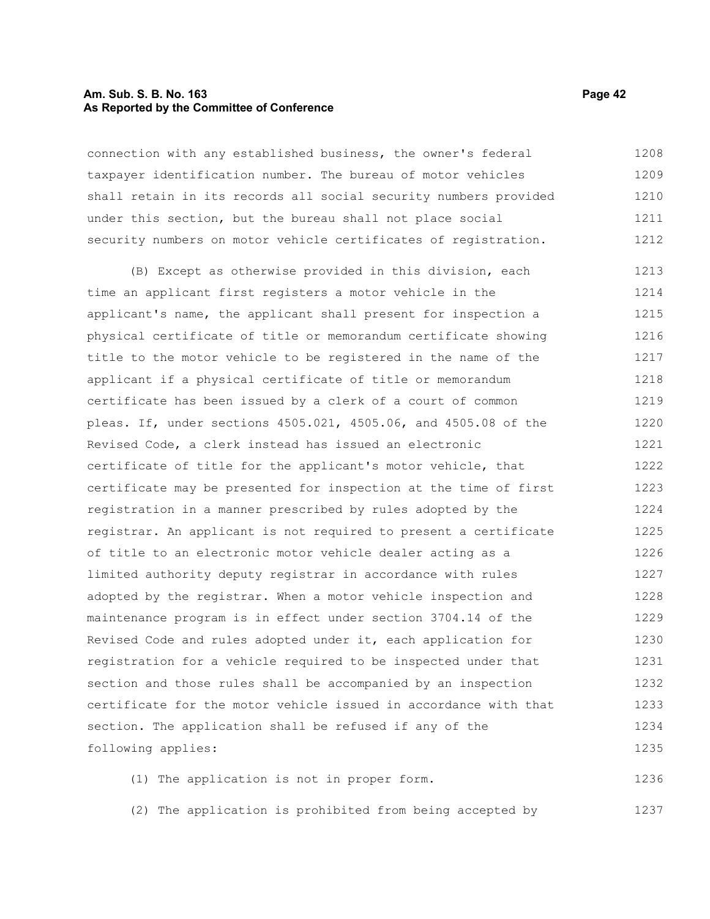connection with any established business, the owner's federal taxpayer identification number. The bureau of motor vehicles shall retain in its records all social security numbers provided under this section, but the bureau shall not place social security numbers on motor vehicle certificates of registration.

(B) Except as otherwise provided in this division, each time an applicant first registers a motor vehicle in the applicant's name, the applicant shall present for inspection a physical certificate of title or memorandum certificate showing title to the motor vehicle to be registered in the name of the applicant if a physical certificate of title or memorandum certificate has been issued by a clerk of a court of common pleas. If, under sections 4505.021, 4505.06, and 4505.08 of the Revised Code, a clerk instead has issued an electronic certificate of title for the applicant's motor vehicle, that certificate may be presented for inspection at the time of first registration in a manner prescribed by rules adopted by the registrar. An applicant is not required to present a certificate of title to an electronic motor vehicle dealer acting as a limited authority deputy registrar in accordance with rules adopted by the registrar. When a motor vehicle inspection and maintenance program is in effect under section 3704.14 of the Revised Code and rules adopted under it, each application for registration for a vehicle required to be inspected under that section and those rules shall be accompanied by an inspection certificate for the motor vehicle issued in accordance with that section. The application shall be refused if any of the following applies:

(1) The application is not in proper form.

(2) The application is prohibited from being accepted by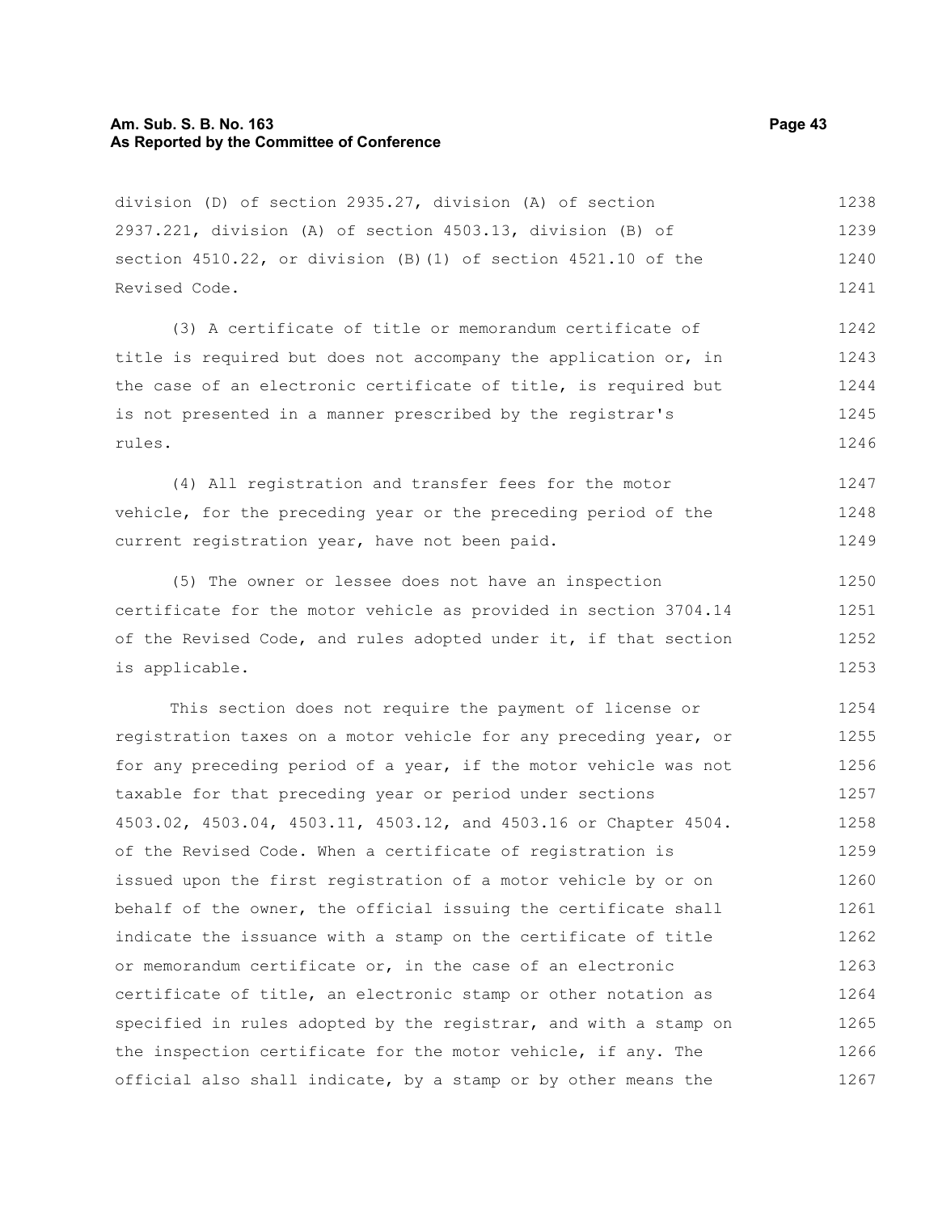division (D) of section 2935.27, division (A) of section 2937.221, division (A) of section 4503.13, division (B) of section 4510.22, or division (B)(1) of section 4521.10 of the Revised Code.

(3) A certificate of title or memorandum certificate of title is required but does not accompany the application or, in the case of an electronic certificate of title, is required but is not presented in a manner prescribed by the registrar's rules.

(4) All registration and transfer fees for the motor vehicle, for the preceding year or the preceding period of the current registration year, have not been paid.

(5) The owner or lessee does not have an inspection certificate for the motor vehicle as provided in section 3704.14 of the Revised Code, and rules adopted under it, if that section is applicable.

This section does not require the payment of license or registration taxes on a motor vehicle for any preceding year, or for any preceding period of a year, if the motor vehicle was not taxable for that preceding year or period under sections 4503.02, 4503.04, 4503.11, 4503.12, and 4503.16 or Chapter 4504. of the Revised Code. When a certificate of registration is issued upon the first registration of a motor vehicle by or on behalf of the owner, the official issuing the certificate shall indicate the issuance with a stamp on the certificate of title or memorandum certificate or, in the case of an electronic certificate of title, an electronic stamp or other notation as specified in rules adopted by the registrar, and with a stamp on the inspection certificate for the motor vehicle, if any. The official also shall indicate, by a stamp or by other means the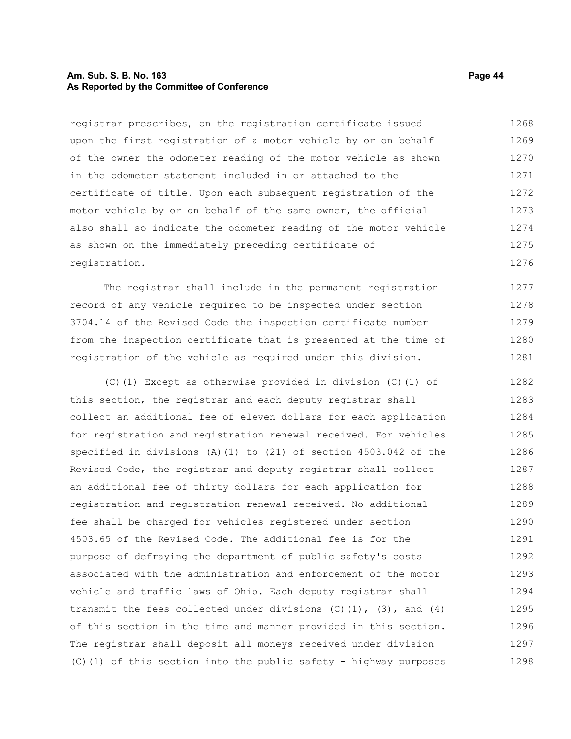registrar prescribes, on the registration certificate issued upon the first registration of a motor vehicle by or on behalf of the owner the odometer reading of the motor vehicle as shown in the odometer statement included in or attached to the certificate of title. Upon each subsequent registration of the motor vehicle by or on behalf of the same owner, the official also shall so indicate the odometer reading of the motor vehicle as shown on the immediately preceding certificate of registration.

The registrar shall include in the permanent registration record of any vehicle required to be inspected under section 3704.14 of the Revised Code the inspection certificate number from the inspection certificate that is presented at the time of registration of the vehicle as required under this division.

(C)(1) Except as otherwise provided in division (C)(1) of this section, the registrar and each deputy registrar shall collect an additional fee of eleven dollars for each application for registration and registration renewal received. For vehicles specified in divisions (A)(1) to (21) of section 4503.042 of the Revised Code, the registrar and deputy registrar shall collect an additional fee of thirty dollars for each application for registration and registration renewal received. No additional fee shall be charged for vehicles registered under section 4503.65 of the Revised Code. The additional fee is for the purpose of defraying the department of public safety's costs associated with the administration and enforcement of the motor vehicle and traffic laws of Ohio. Each deputy registrar shall transmit the fees collected under divisions (C)(1), (3), and (4) of this section in the time and manner provided in this section. The registrar shall deposit all moneys received under division (C)(1) of this section into the public safety - highway purposes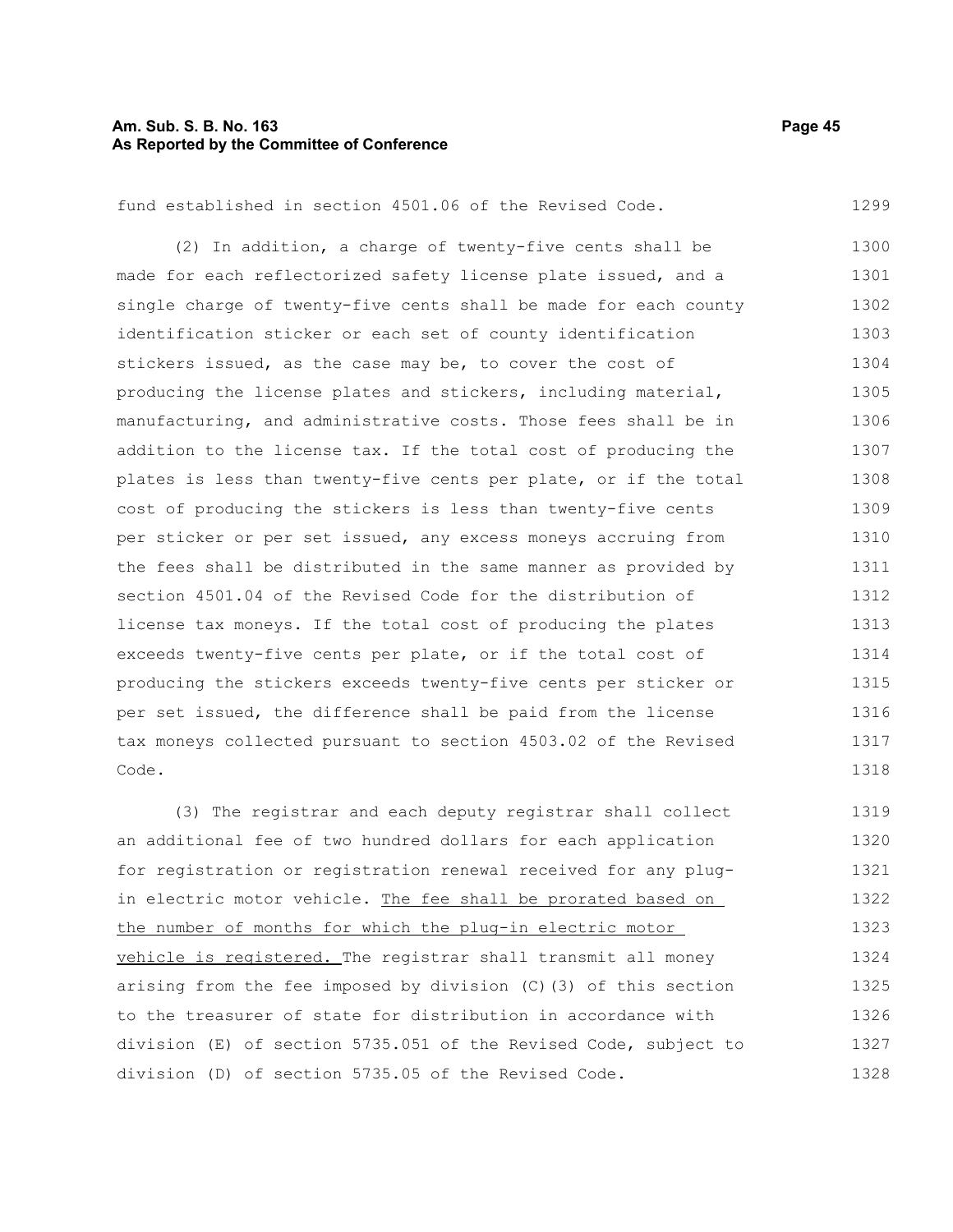fund established in section 4501.06 of the Revised Code.

(2) In addition, a charge of twenty-five cents shall be made for each reflectorized safety license plate issued, and a single charge of twenty-five cents shall be made for each county identification sticker or each set of county identification stickers issued, as the case may be, to cover the cost of producing the license plates and stickers, including material, manufacturing, and administrative costs. Those fees shall be in addition to the license tax. If the total cost of producing the plates is less than twenty-five cents per plate, or if the total cost of producing the stickers is less than twenty-five cents per sticker or per set issued, any excess moneys accruing from the fees shall be distributed in the same manner as provided by section 4501.04 of the Revised Code for the distribution of license tax moneys. If the total cost of producing the plates exceeds twenty-five cents per plate, or if the total cost of producing the stickers exceeds twenty-five cents per sticker or per set issued, the difference shall be paid from the license tax moneys collected pursuant to section 4503.02 of the Revised Code.

(3) The registrar and each deputy registrar shall collect an additional fee of two hundred dollars for each application for registration or registration renewal received for any plug-in electric motor vehicle. <u>The fee shall be prorated based on the number of months for which the plug-in electric motor vehicle is registered.</u> The registrar shall transmit all money arising from the fee imposed by division (C)(3) of this section to the treasurer of state for distribution in accordance with division (E) of section 5735.051 of the Revised Code, subject to division (D) of section 5735.05 of the Revised Code.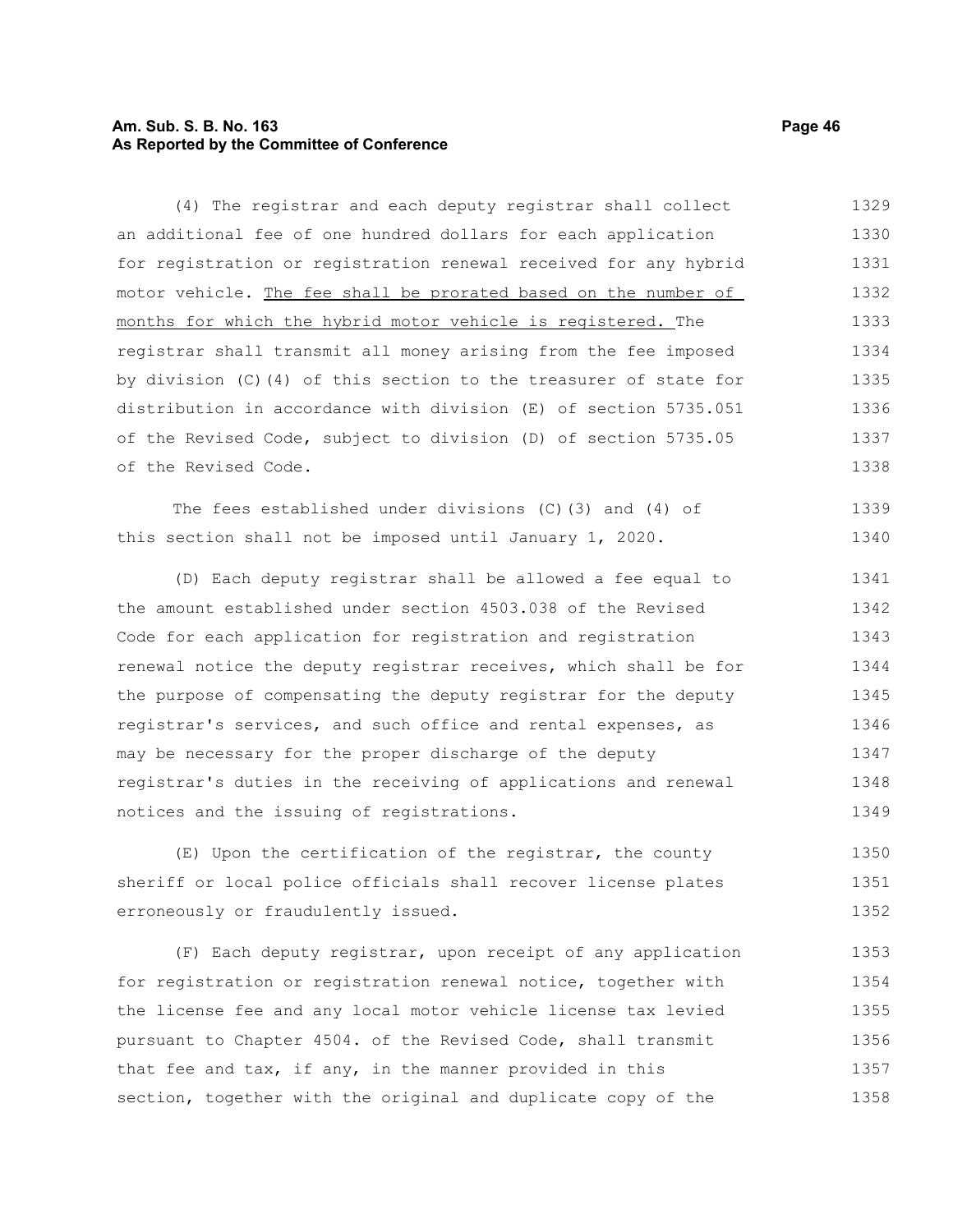(4) The registrar and each deputy registrar shall collect an additional fee of one hundred dollars for each application for registration or registration renewal received for any hybrid motor vehicle. <u>The fee shall be prorated based on the number of months for which the hybrid motor vehicle is registered.</u> The registrar shall transmit all money arising from the fee imposed by division (C)(4) of this section to the treasurer of state for distribution in accordance with division (E) of section 5735.051 of the Revised Code, subject to division (D) of section 5735.05 of the Revised Code.

The fees established under divisions (C)(3) and (4) of this section shall not be imposed until January 1, 2020.

(D) Each deputy registrar shall be allowed a fee equal to the amount established under section 4503.038 of the Revised Code for each application for registration and registration renewal notice the deputy registrar receives, which shall be for the purpose of compensating the deputy registrar for the deputy registrar's services, and such office and rental expenses, as may be necessary for the proper discharge of the deputy registrar's duties in the receiving of applications and renewal notices and the issuing of registrations.

(E) Upon the certification of the registrar, the county sheriff or local police officials shall recover license plates erroneously or fraudulently issued.

(F) Each deputy registrar, upon receipt of any application for registration or registration renewal notice, together with the license fee and any local motor vehicle license tax levied pursuant to Chapter 4504. of the Revised Code, shall transmit that fee and tax, if any, in the manner provided in this section, together with the original and duplicate copy of the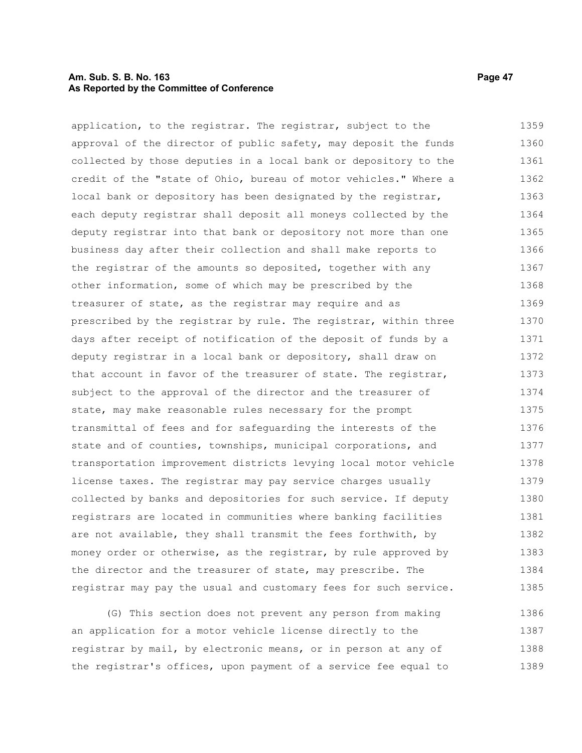application, to the registrar. The registrar, subject to the approval of the director of public safety, may deposit the funds collected by those deputies in a local bank or depository to the credit of the "state of Ohio, bureau of motor vehicles." Where a local bank or depository has been designated by the registrar, each deputy registrar shall deposit all moneys collected by the deputy registrar into that bank or depository not more than one business day after their collection and shall make reports to the registrar of the amounts so deposited, together with any other information, some of which may be prescribed by the treasurer of state, as the registrar may require and as prescribed by the registrar by rule. The registrar, within three days after receipt of notification of the deposit of funds by a deputy registrar in a local bank or depository, shall draw on that account in favor of the treasurer of state. The registrar, subject to the approval of the director and the treasurer of state, may make reasonable rules necessary for the prompt transmittal of fees and for safeguarding the interests of the state and of counties, townships, municipal corporations, and transportation improvement districts levying local motor vehicle license taxes. The registrar may pay service charges usually collected by banks and depositories for such service. If deputy registrars are located in communities where banking facilities are not available, they shall transmit the fees forthwith, by money order or otherwise, as the registrar, by rule approved by the director and the treasurer of state, may prescribe. The registrar may pay the usual and customary fees for such service.

(G) This section does not prevent any person from making an application for a motor vehicle license directly to the registrar by mail, by electronic means, or in person at any of the registrar's offices, upon payment of a service fee equal to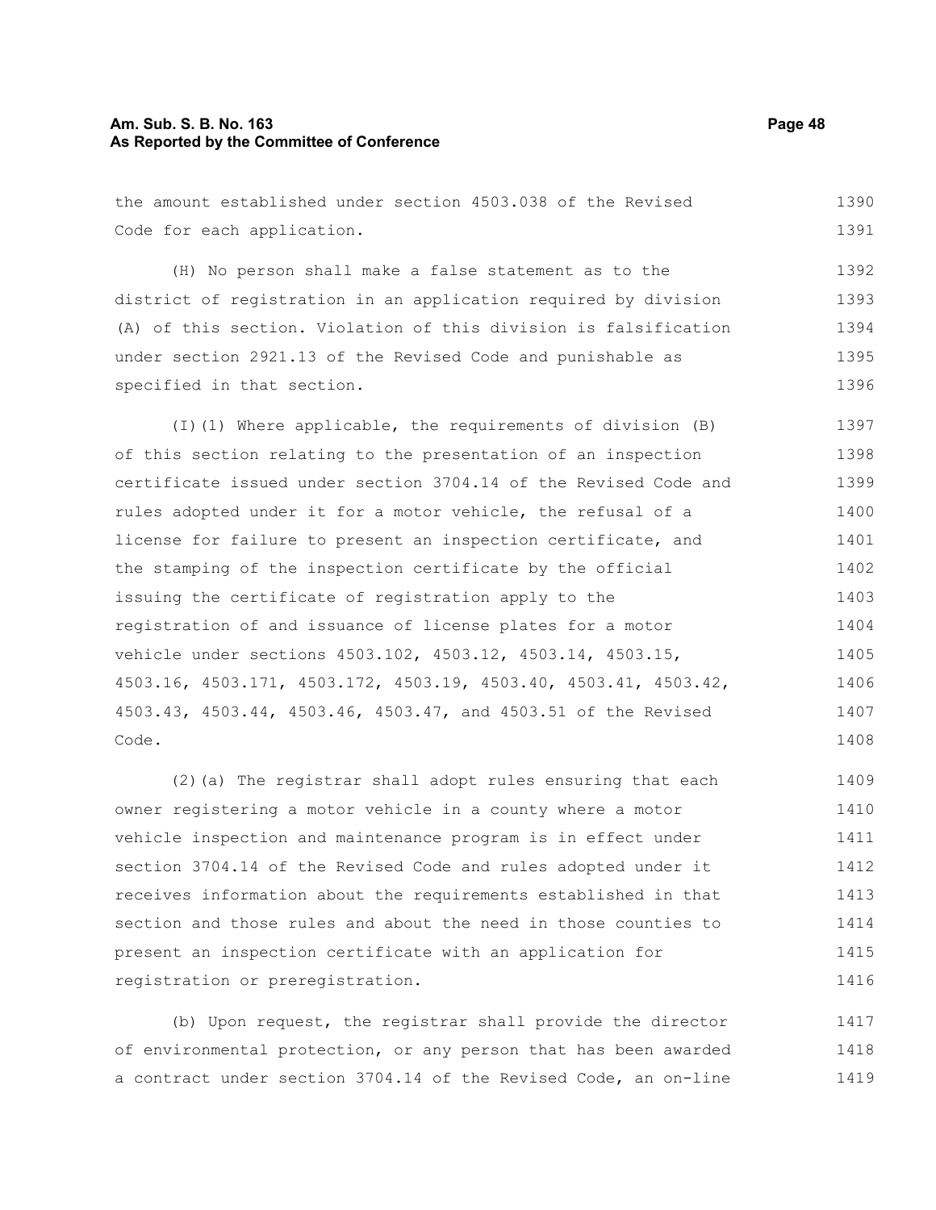the amount established under section 4503.038 of the Revised Code for each application.

(H) No person shall make a false statement as to the district of registration in an application required by division (A) of this section. Violation of this division is falsification under section 2921.13 of the Revised Code and punishable as specified in that section.

(I)(1) Where applicable, the requirements of division (B) of this section relating to the presentation of an inspection certificate issued under section 3704.14 of the Revised Code and rules adopted under it for a motor vehicle, the refusal of a license for failure to present an inspection certificate, and the stamping of the inspection certificate by the official issuing the certificate of registration apply to the registration of and issuance of license plates for a motor vehicle under sections 4503.102, 4503.12, 4503.14, 4503.15, 4503.16, 4503.171, 4503.172, 4503.19, 4503.40, 4503.41, 4503.42, 4503.43, 4503.44, 4503.46, 4503.47, and 4503.51 of the Revised Code.

(2)(a) The registrar shall adopt rules ensuring that each owner registering a motor vehicle in a county where a motor vehicle inspection and maintenance program is in effect under section 3704.14 of the Revised Code and rules adopted under it receives information about the requirements established in that section and those rules and about the need in those counties to present an inspection certificate with an application for registration or preregistration.

(b) Upon request, the registrar shall provide the director of environmental protection, or any person that has been awarded a contract under section 3704.14 of the Revised Code, an on-line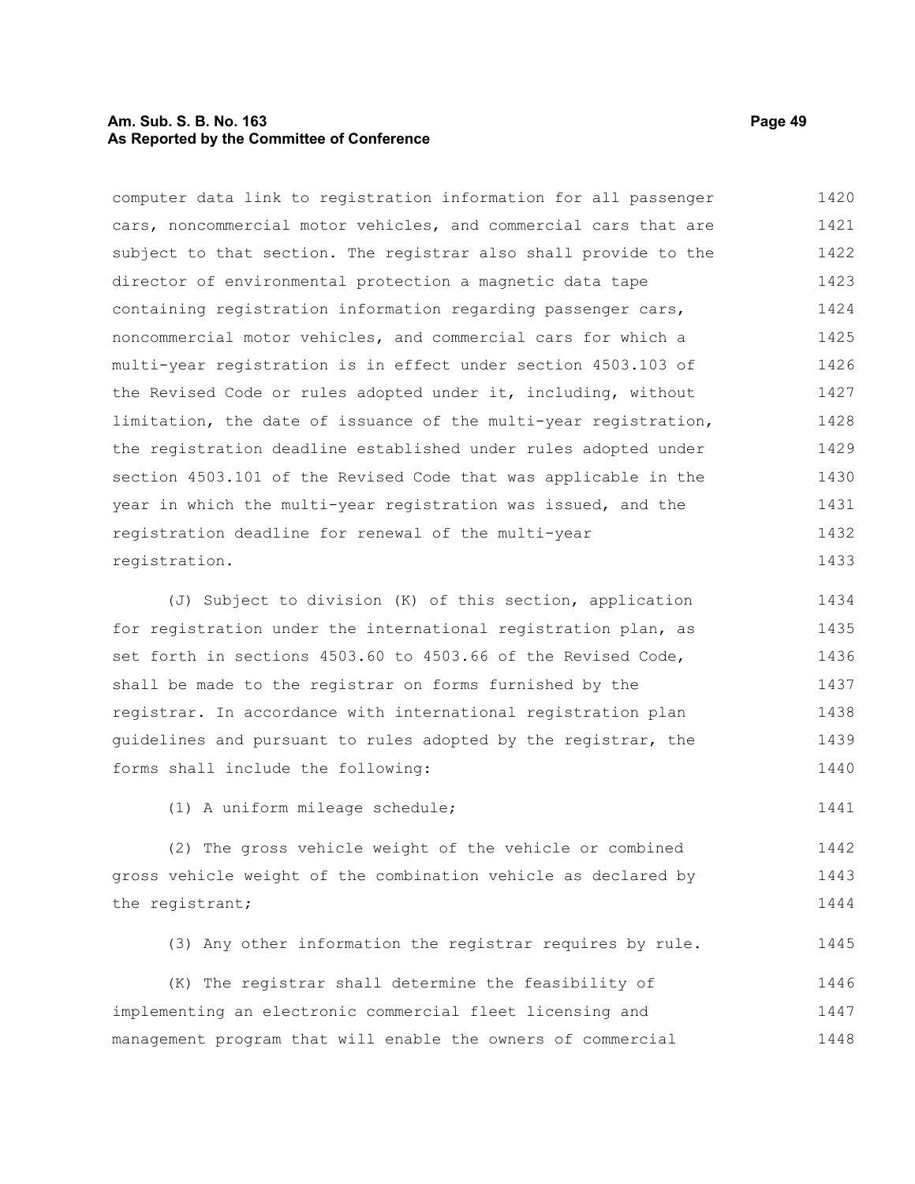computer data link to registration information for all passenger cars, noncommercial motor vehicles, and commercial cars that are subject to that section. The registrar also shall provide to the director of environmental protection a magnetic data tape containing registration information regarding passenger cars, noncommercial motor vehicles, and commercial cars for which a multi-year registration is in effect under section 4503.103 of the Revised Code or rules adopted under it, including, without limitation, the date of issuance of the multi-year registration, the registration deadline established under rules adopted under section 4503.101 of the Revised Code that was applicable in the year in which the multi-year registration was issued, and the registration deadline for renewal of the multi-year registration.

(J) Subject to division (K) of this section, application for registration under the international registration plan, as set forth in sections 4503.60 to 4503.66 of the Revised Code, shall be made to the registrar on forms furnished by the registrar. In accordance with international registration plan guidelines and pursuant to rules adopted by the registrar, the forms shall include the following:

(1) A uniform mileage schedule;

(2) The gross vehicle weight of the vehicle or combined gross vehicle weight of the combination vehicle as declared by the registrant;

(3) Any other information the registrar requires by rule.

(K) The registrar shall determine the feasibility of implementing an electronic commercial fleet licensing and management program that will enable the owners of commercial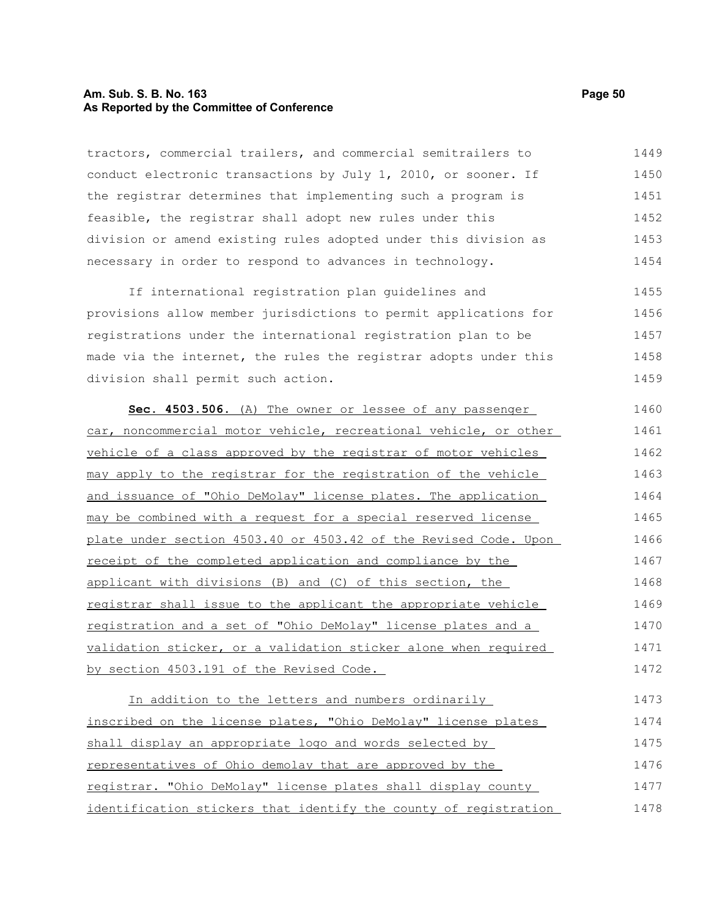tractors, commercial trailers, and commercial semitrailers to conduct electronic transactions by July 1, 2010, or sooner. If the registrar determines that implementing such a program is feasible, the registrar shall adopt new rules under this division or amend existing rules adopted under this division as necessary in order to respond to advances in technology.

If international registration plan guidelines and provisions allow member jurisdictions to permit applications for registrations under the international registration plan to be made via the internet, the rules the registrar adopts under this division shall permit such action.

**Sec. 4503.506.** (A) The owner or lessee of any passenger car, noncommercial motor vehicle, recreational vehicle, or other vehicle of a class approved by the registrar of motor vehicles may apply to the registrar for the registration of the vehicle and issuance of "Ohio DeMolay" license plates. The application may be combined with a request for a special reserved license plate under section 4503.40 or 4503.42 of the Revised Code. Upon receipt of the completed application and compliance by the applicant with divisions (B) and (C) of this section, the registrar shall issue to the applicant the appropriate vehicle registration and a set of "Ohio DeMolay" license plates and a validation sticker, or a validation sticker alone when required by section 4503.191 of the Revised Code.

In addition to the letters and numbers ordinarily inscribed on the license plates, "Ohio DeMolay" license plates shall display an appropriate logo and words selected by representatives of Ohio demolay that are approved by the registrar. "Ohio DeMolay" license plates shall display county identification stickers that identify the county of registration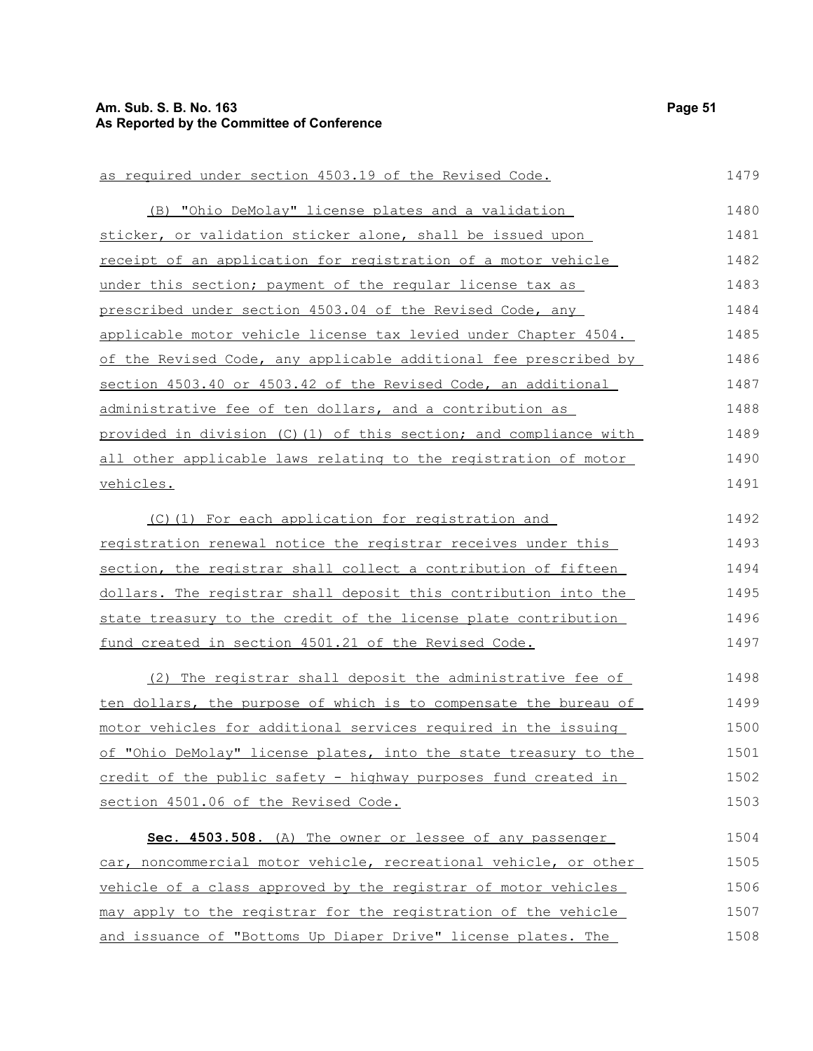as required under section 4503.19 of the Revised Code.

(B) "Ohio DeMolay" license plates and a validation sticker, or validation sticker alone, shall be issued upon receipt of an application for registration of a motor vehicle under this section; payment of the regular license tax as prescribed under section 4503.04 of the Revised Code, any applicable motor vehicle license tax levied under Chapter 4504. of the Revised Code, any applicable additional fee prescribed by section 4503.40 or 4503.42 of the Revised Code, an additional administrative fee of ten dollars, and a contribution as provided in division (C)(1) of this section; and compliance with all other applicable laws relating to the registration of motor vehicles.

(C)(1) For each application for registration and registration renewal notice the registrar receives under this section, the registrar shall collect a contribution of fifteen dollars. The registrar shall deposit this contribution into the state treasury to the credit of the license plate contribution fund created in section 4501.21 of the Revised Code.

(2) The registrar shall deposit the administrative fee of ten dollars, the purpose of which is to compensate the bureau of motor vehicles for additional services required in the issuing of "Ohio DeMolay" license plates, into the state treasury to the credit of the public safety - highway purposes fund created in section 4501.06 of the Revised Code.

**Sec. 4503.508.** (A) The owner or lessee of any passenger car, noncommercial motor vehicle, recreational vehicle, or other vehicle of a class approved by the registrar of motor vehicles may apply to the registrar for the registration of the vehicle and issuance of "Bottoms Up Diaper Drive" license plates. The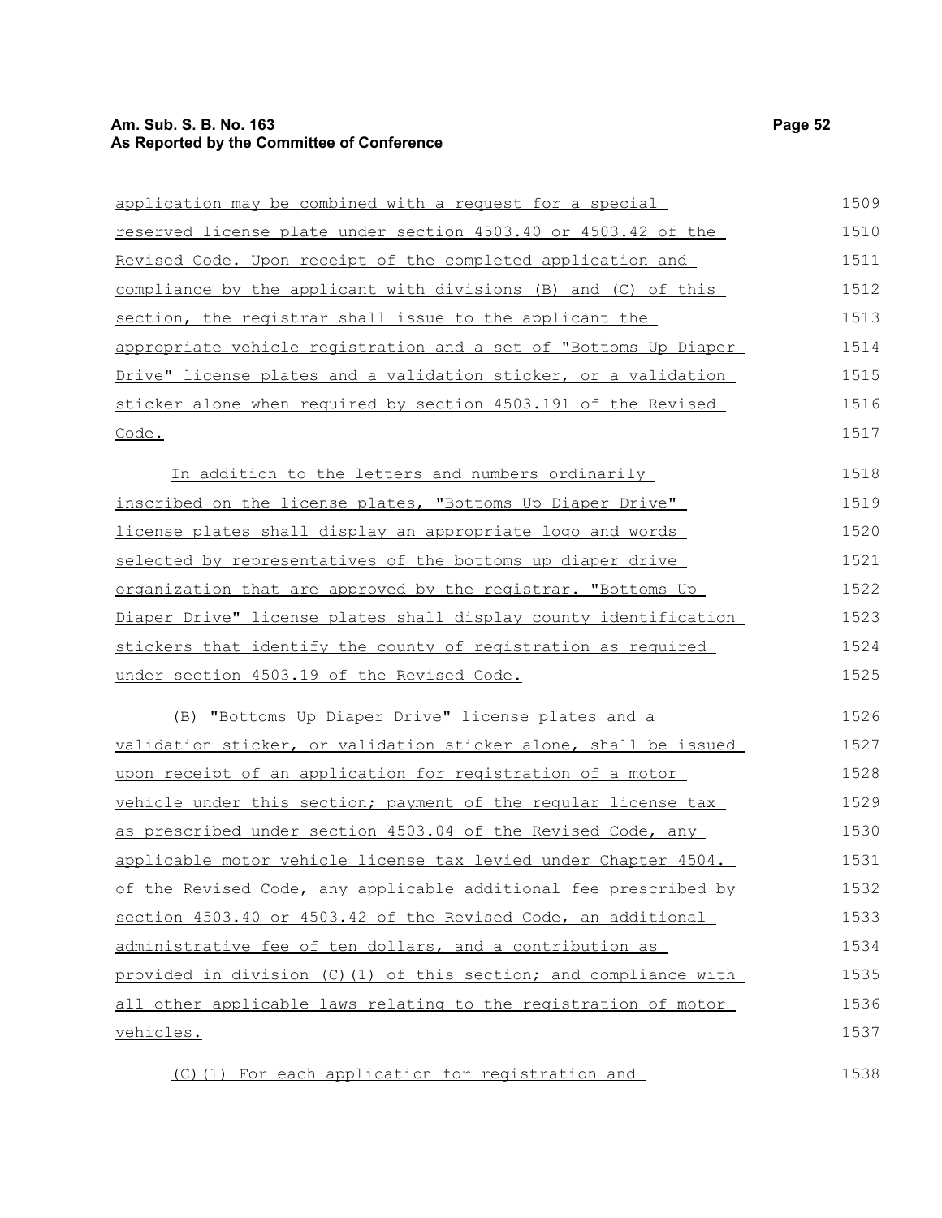application may be combined with a request for a special reserved license plate under section 4503.40 or 4503.42 of the Revised Code. Upon receipt of the completed application and compliance by the applicant with divisions (B) and (C) of this section, the registrar shall issue to the applicant the appropriate vehicle registration and a set of "Bottoms Up Diaper Drive" license plates and a validation sticker, or a validation sticker alone when required by section 4503.191 of the Revised Code.

In addition to the letters and numbers ordinarily inscribed on the license plates, "Bottoms Up Diaper Drive" license plates shall display an appropriate logo and words selected by representatives of the bottoms up diaper drive organization that are approved by the registrar. "Bottoms Up Diaper Drive" license plates shall display county identification stickers that identify the county of registration as required under section 4503.19 of the Revised Code.

(B) "Bottoms Up Diaper Drive" license plates and a validation sticker, or validation sticker alone, shall be issued upon receipt of an application for registration of a motor vehicle under this section; payment of the regular license tax as prescribed under section 4503.04 of the Revised Code, any applicable motor vehicle license tax levied under Chapter 4504. of the Revised Code, any applicable additional fee prescribed by section 4503.40 or 4503.42 of the Revised Code, an additional administrative fee of ten dollars, and a contribution as provided in division (C)(1) of this section; and compliance with all other applicable laws relating to the registration of motor vehicles.

(C)(1) For each application for registration and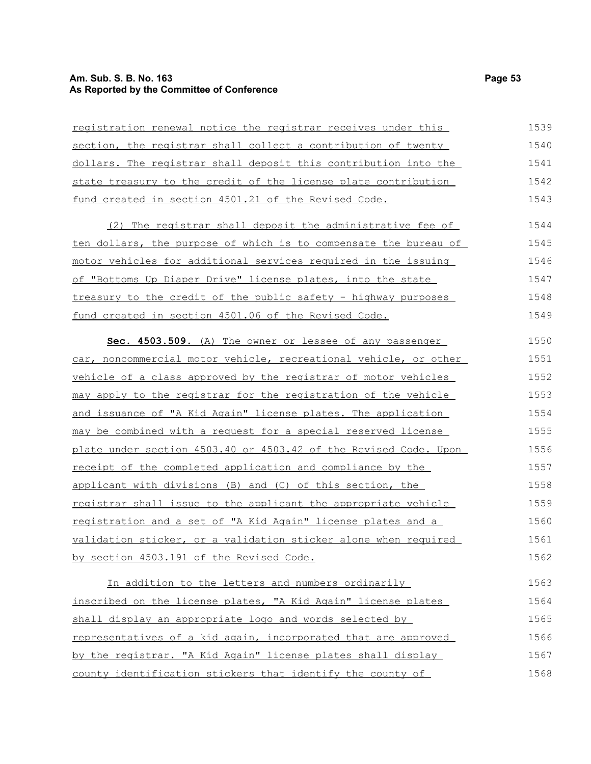registration renewal notice the registrar receives under this section, the registrar shall collect a contribution of twenty dollars. The registrar shall deposit this contribution into the state treasury to the credit of the license plate contribution fund created in section 4501.21 of the Revised Code.

(2) The registrar shall deposit the administrative fee of ten dollars, the purpose of which is to compensate the bureau of motor vehicles for additional services required in the issuing of "Bottoms Up Diaper Drive" license plates, into the state treasury to the credit of the public safety - highway purposes fund created in section 4501.06 of the Revised Code.

**Sec. 4503.509.** (A) The owner or lessee of any passenger car, noncommercial motor vehicle, recreational vehicle, or other vehicle of a class approved by the registrar of motor vehicles may apply to the registrar for the registration of the vehicle and issuance of "A Kid Again" license plates. The application may be combined with a request for a special reserved license plate under section 4503.40 or 4503.42 of the Revised Code. Upon receipt of the completed application and compliance by the applicant with divisions (B) and (C) of this section, the registrar shall issue to the applicant the appropriate vehicle registration and a set of "A Kid Again" license plates and a validation sticker, or a validation sticker alone when required by section 4503.191 of the Revised Code.

In addition to the letters and numbers ordinarily inscribed on the license plates, "A Kid Again" license plates shall display an appropriate logo and words selected by representatives of a kid again, incorporated that are approved by the registrar. "A Kid Again" license plates shall display county identification stickers that identify the county of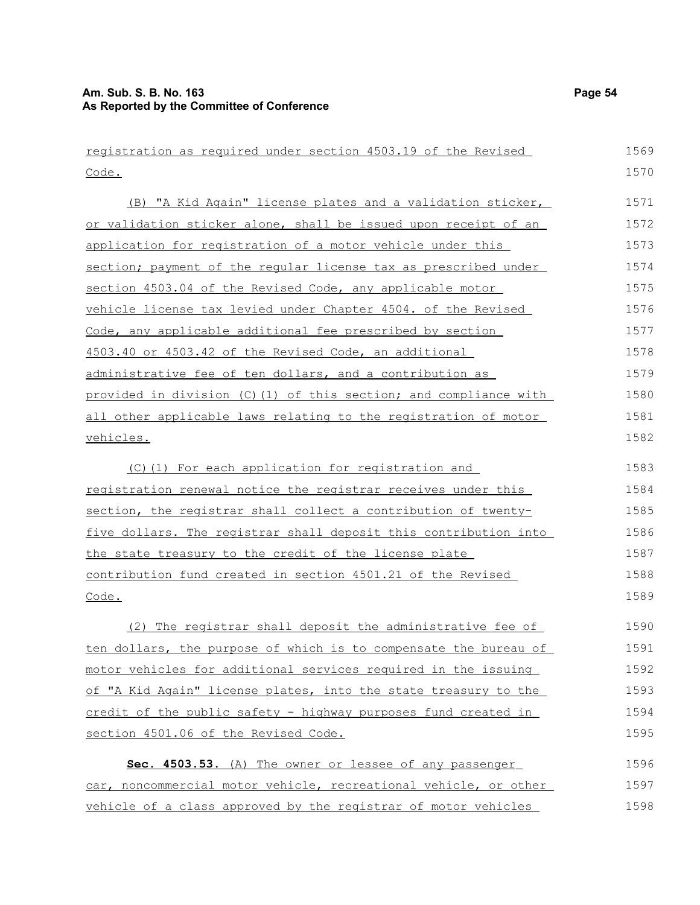registration as required under section 4503.19 of the Revised Code.

(B) "A Kid Again" license plates and a validation sticker, or validation sticker alone, shall be issued upon receipt of an application for registration of a motor vehicle under this section; payment of the regular license tax as prescribed under section 4503.04 of the Revised Code, any applicable motor vehicle license tax levied under Chapter 4504. of the Revised Code, any applicable additional fee prescribed by section 4503.40 or 4503.42 of the Revised Code, an additional administrative fee of ten dollars, and a contribution as provided in division (C)(1) of this section; and compliance with all other applicable laws relating to the registration of motor vehicles.

(C)(1) For each application for registration and registration renewal notice the registrar receives under this section, the registrar shall collect a contribution of twenty-five dollars. The registrar shall deposit this contribution into the state treasury to the credit of the license plate contribution fund created in section 4501.21 of the Revised Code.

(2) The registrar shall deposit the administrative fee of ten dollars, the purpose of which is to compensate the bureau of motor vehicles for additional services required in the issuing of "A Kid Again" license plates, into the state treasury to the credit of the public safety - highway purposes fund created in section 4501.06 of the Revised Code.

**Sec. 4503.53.** (A) The owner or lessee of any passenger car, noncommercial motor vehicle, recreational vehicle, or other vehicle of a class approved by the registrar of motor vehicles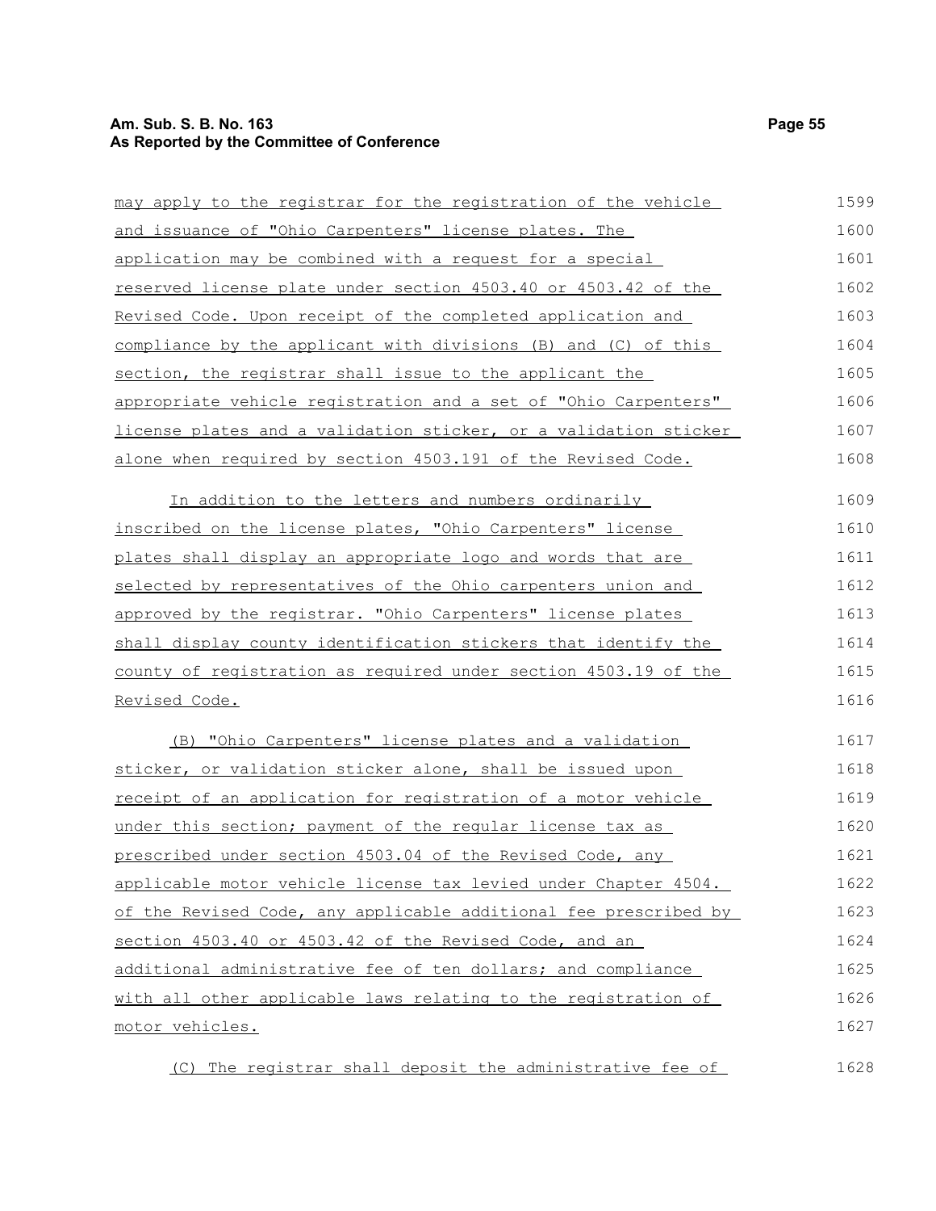may apply to the registrar for the registration of the vehicle and issuance of "Ohio Carpenters" license plates. The application may be combined with a request for a special reserved license plate under section 4503.40 or 4503.42 of the Revised Code. Upon receipt of the completed application and compliance by the applicant with divisions (B) and (C) of this section, the registrar shall issue to the applicant the appropriate vehicle registration and a set of "Ohio Carpenters" license plates and a validation sticker, or a validation sticker alone when required by section 4503.191 of the Revised Code.

In addition to the letters and numbers ordinarily inscribed on the license plates, "Ohio Carpenters" license plates shall display an appropriate logo and words that are selected by representatives of the Ohio carpenters union and approved by the registrar. "Ohio Carpenters" license plates shall display county identification stickers that identify the county of registration as required under section 4503.19 of the Revised Code.

(B) "Ohio Carpenters" license plates and a validation sticker, or validation sticker alone, shall be issued upon receipt of an application for registration of a motor vehicle under this section; payment of the regular license tax as prescribed under section 4503.04 of the Revised Code, any applicable motor vehicle license tax levied under Chapter 4504. of the Revised Code, any applicable additional fee prescribed by section 4503.40 or 4503.42 of the Revised Code, and an additional administrative fee of ten dollars; and compliance with all other applicable laws relating to the registration of motor vehicles.

(C) The registrar shall deposit the administrative fee of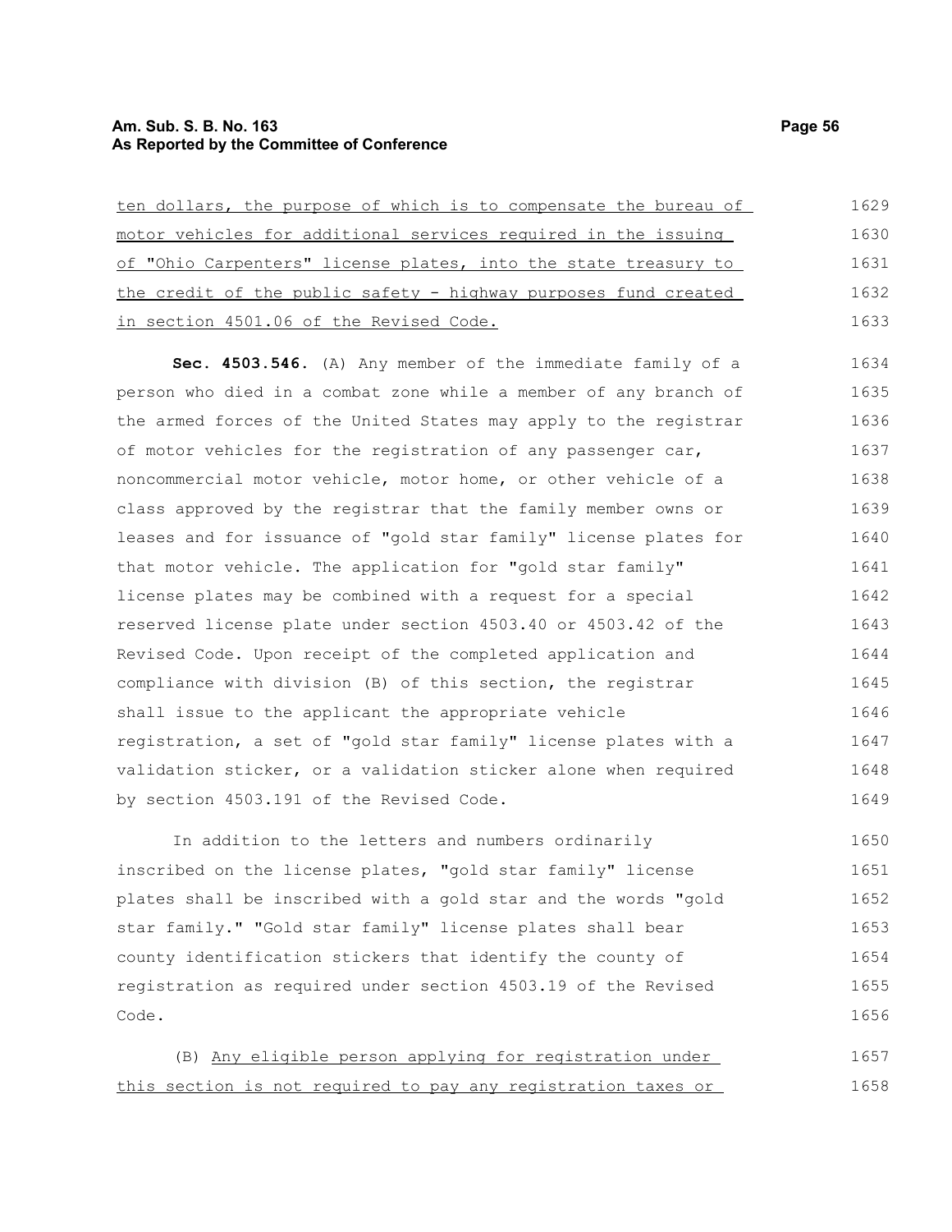ten dollars, the purpose of which is to compensate the bureau of motor vehicles for additional services required in the issuing of "Ohio Carpenters" license plates, into the state treasury to the credit of the public safety - highway purposes fund created in section 4501.06 of the Revised Code.

**Sec. 4503.546.** (A) Any member of the immediate family of a person who died in a combat zone while a member of any branch of the armed forces of the United States may apply to the registrar of motor vehicles for the registration of any passenger car, noncommercial motor vehicle, motor home, or other vehicle of a class approved by the registrar that the family member owns or leases and for issuance of "gold star family" license plates for that motor vehicle. The application for "gold star family" license plates may be combined with a request for a special reserved license plate under section 4503.40 or 4503.42 of the Revised Code. Upon receipt of the completed application and compliance with division (B) of this section, the registrar shall issue to the applicant the appropriate vehicle registration, a set of "gold star family" license plates with a validation sticker, or a validation sticker alone when required by section 4503.191 of the Revised Code.

In addition to the letters and numbers ordinarily inscribed on the license plates, "gold star family" license plates shall be inscribed with a gold star and the words "gold star family." "Gold star family" license plates shall bear county identification stickers that identify the county of registration as required under section 4503.19 of the Revised Code.

(B) Any eligible person applying for registration under this section is not required to pay any registration taxes or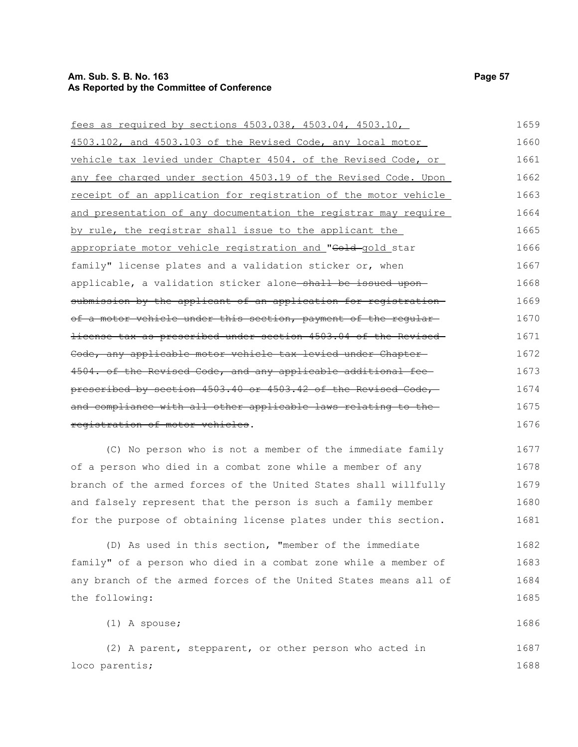fees as required by sections 4503.038, 4503.04, 4503.10, 4503.102, and 4503.103 of the Revised Code, any local motor vehicle tax levied under Chapter 4504. of the Revised Code, or any fee charged under section 4503.19 of the Revised Code. Upon receipt of an application for registration of the motor vehicle and presentation of any documentation the registrar may require by rule, the registrar shall issue to the applicant the appropriate motor vehicle registration and "~~Gold~~ gold star family" license plates and a validation sticker or, when applicable, a validation sticker alone ~~shall be issued upon submission by the applicant of an application for registration of a motor vehicle under this section, payment of the regular license tax as prescribed under section 4503.04 of the Revised Code, any applicable motor vehicle tax levied under Chapter 4504. of the Revised Code, and any applicable additional fee prescribed by section 4503.40 or 4503.42 of the Revised Code, and compliance with all other applicable laws relating to the registration of motor vehicles~~.

(C) No person who is not a member of the immediate family of a person who died in a combat zone while a member of any branch of the armed forces of the United States shall willfully and falsely represent that the person is such a family member for the purpose of obtaining license plates under this section.

(D) As used in this section, "member of the immediate family" of a person who died in a combat zone while a member of any branch of the armed forces of the United States means all of the following:

(1) A spouse;

(2) A parent, stepparent, or other person who acted in loco parentis;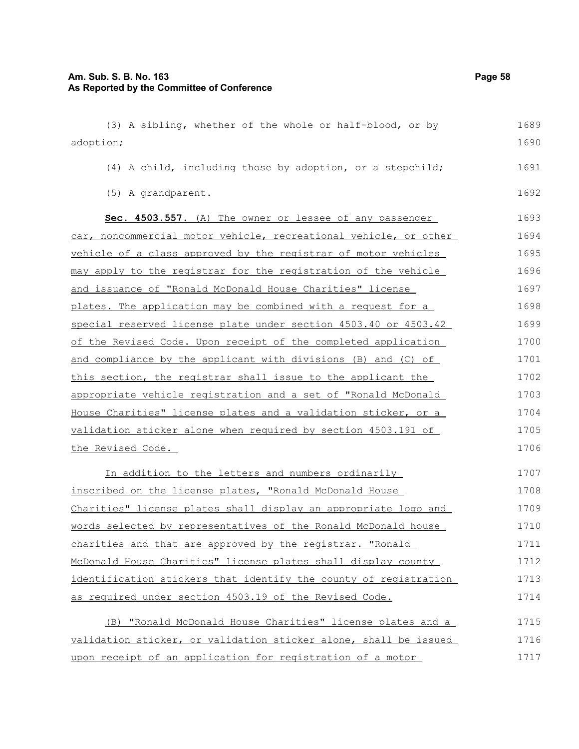(3) A sibling, whether of the whole or half-blood, or by adoption;

(4) A child, including those by adoption, or a stepchild;

(5) A grandparent.

**Sec. 4503.557.** (A) The owner or lessee of any passenger car, noncommercial motor vehicle, recreational vehicle, or other vehicle of a class approved by the registrar of motor vehicles may apply to the registrar for the registration of the vehicle and issuance of "Ronald McDonald House Charities" license plates. The application may be combined with a request for a special reserved license plate under section 4503.40 or 4503.42 of the Revised Code. Upon receipt of the completed application and compliance by the applicant with divisions (B) and (C) of this section, the registrar shall issue to the applicant the appropriate vehicle registration and a set of "Ronald McDonald House Charities" license plates and a validation sticker, or a validation sticker alone when required by section 4503.191 of the Revised Code.

In addition to the letters and numbers ordinarily inscribed on the license plates, "Ronald McDonald House Charities" license plates shall display an appropriate logo and words selected by representatives of the Ronald McDonald house charities and that are approved by the registrar. "Ronald McDonald House Charities" license plates shall display county identification stickers that identify the county of registration as required under section 4503.19 of the Revised Code.

(B) "Ronald McDonald House Charities" license plates and a validation sticker, or validation sticker alone, shall be issued upon receipt of an application for registration of a motor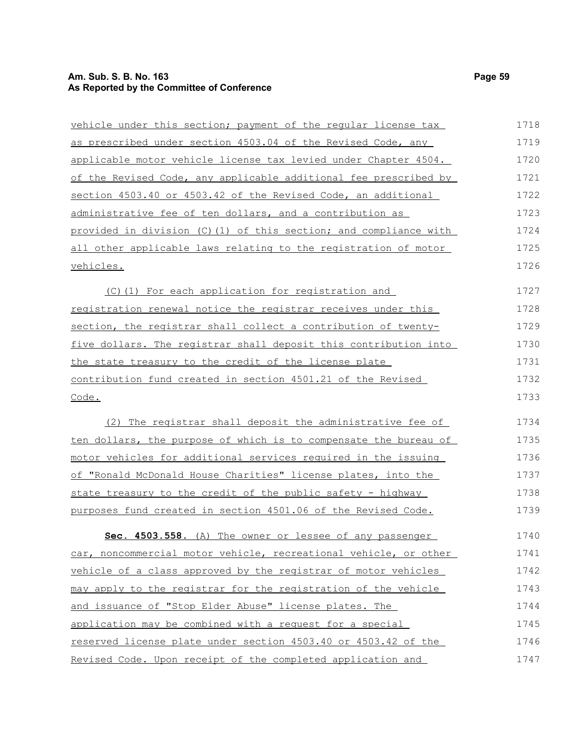vehicle under this section; payment of the regular license tax as prescribed under section 4503.04 of the Revised Code, any applicable motor vehicle license tax levied under Chapter 4504. of the Revised Code, any applicable additional fee prescribed by section 4503.40 or 4503.42 of the Revised Code, an additional administrative fee of ten dollars, and a contribution as provided in division (C)(1) of this section; and compliance with all other applicable laws relating to the registration of motor vehicles.

(C)(1) For each application for registration and registration renewal notice the registrar receives under this section, the registrar shall collect a contribution of twenty-five dollars. The registrar shall deposit this contribution into the state treasury to the credit of the license plate contribution fund created in section 4501.21 of the Revised Code.

(2) The registrar shall deposit the administrative fee of ten dollars, the purpose of which is to compensate the bureau of motor vehicles for additional services required in the issuing of "Ronald McDonald House Charities" license plates, into the state treasury to the credit of the public safety - highway purposes fund created in section 4501.06 of the Revised Code.

**Sec. 4503.558.** (A) The owner or lessee of any passenger car, noncommercial motor vehicle, recreational vehicle, or other vehicle of a class approved by the registrar of motor vehicles may apply to the registrar for the registration of the vehicle and issuance of "Stop Elder Abuse" license plates. The application may be combined with a request for a special reserved license plate under section 4503.40 or 4503.42 of the Revised Code. Upon receipt of the completed application and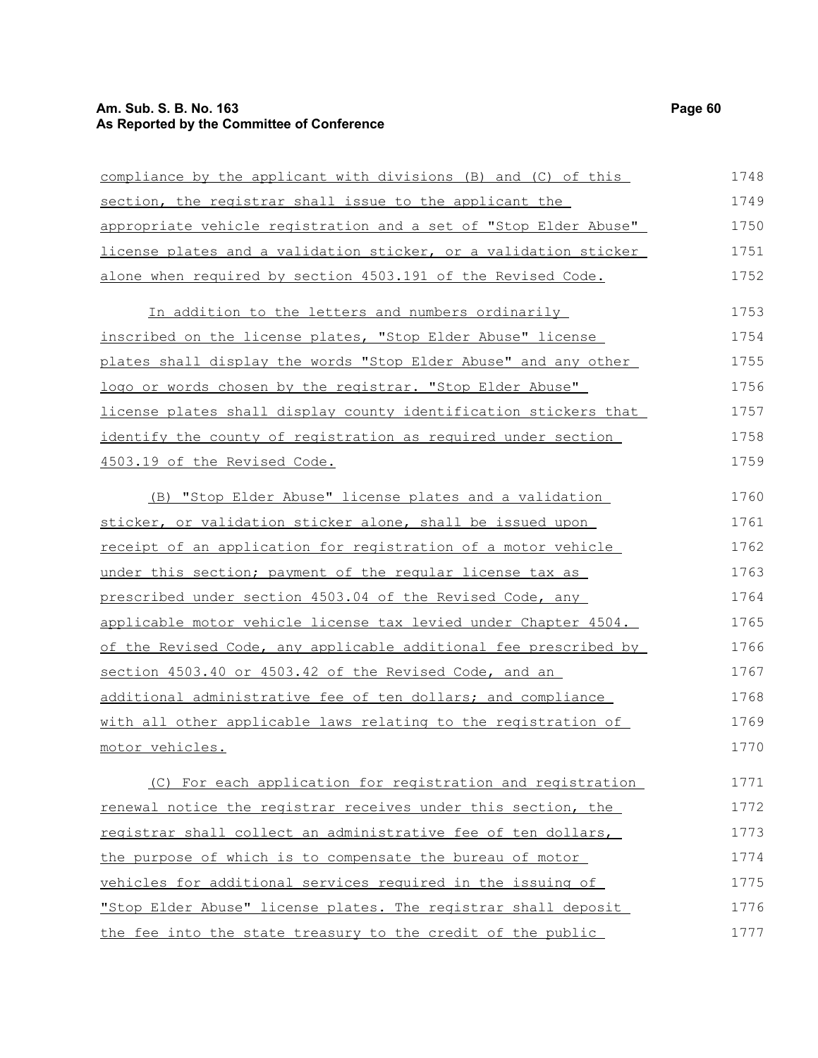compliance by the applicant with divisions (B) and (C) of this section, the registrar shall issue to the applicant the appropriate vehicle registration and a set of "Stop Elder Abuse" license plates and a validation sticker, or a validation sticker alone when required by section 4503.191 of the Revised Code.

In addition to the letters and numbers ordinarily inscribed on the license plates, "Stop Elder Abuse" license plates shall display the words "Stop Elder Abuse" and any other logo or words chosen by the registrar. "Stop Elder Abuse" license plates shall display county identification stickers that identify the county of registration as required under section 4503.19 of the Revised Code.

(B) "Stop Elder Abuse" license plates and a validation sticker, or validation sticker alone, shall be issued upon receipt of an application for registration of a motor vehicle under this section; payment of the regular license tax as prescribed under section 4503.04 of the Revised Code, any applicable motor vehicle license tax levied under Chapter 4504. of the Revised Code, any applicable additional fee prescribed by section 4503.40 or 4503.42 of the Revised Code, and an additional administrative fee of ten dollars; and compliance with all other applicable laws relating to the registration of motor vehicles.

(C) For each application for registration and registration renewal notice the registrar receives under this section, the registrar shall collect an administrative fee of ten dollars, the purpose of which is to compensate the bureau of motor vehicles for additional services required in the issuing of "Stop Elder Abuse" license plates. The registrar shall deposit the fee into the state treasury to the credit of the public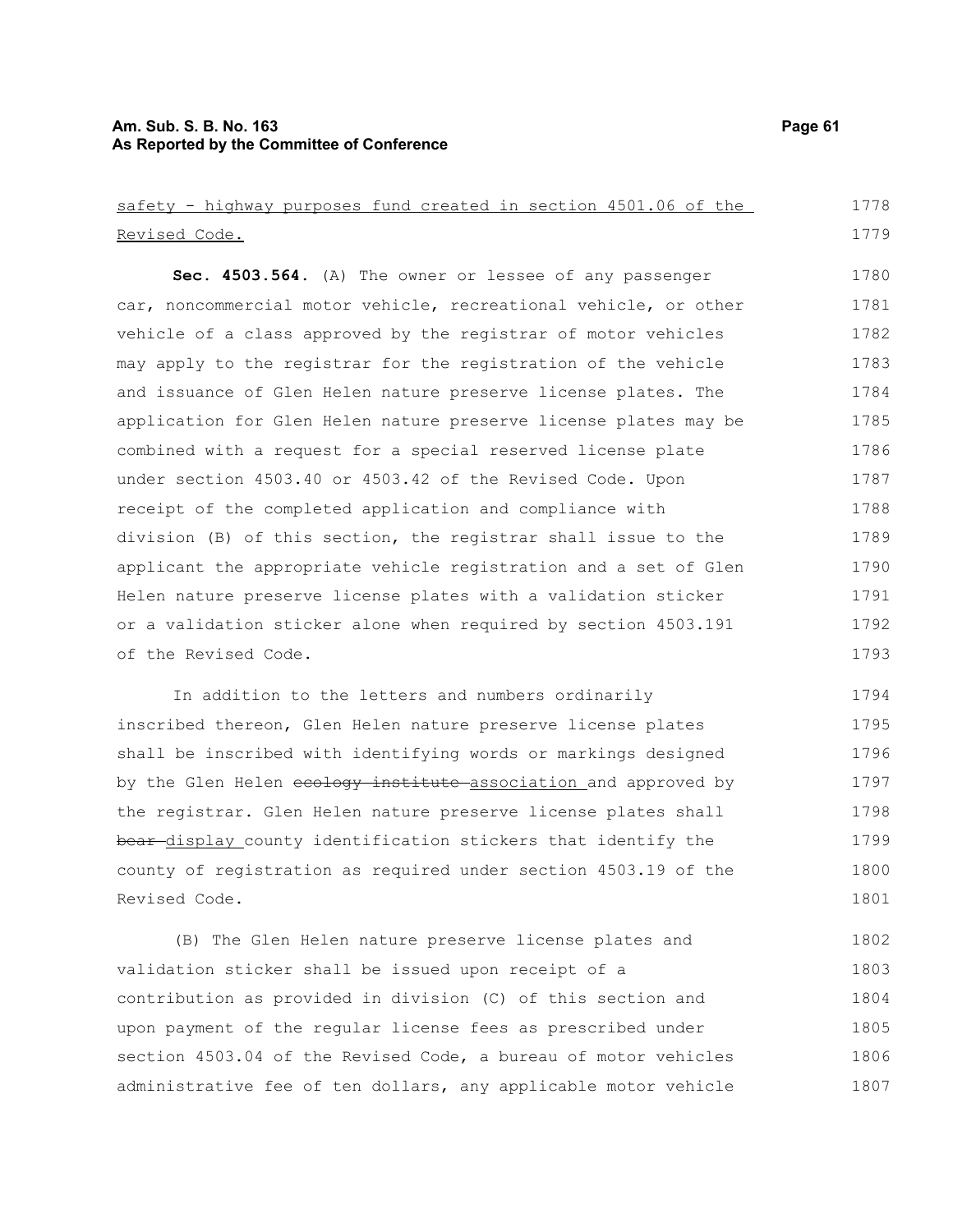safety - highway purposes fund created in section 4501.06 of the Revised Code.

**Sec. 4503.564.** (A) The owner or lessee of any passenger car, noncommercial motor vehicle, recreational vehicle, or other vehicle of a class approved by the registrar of motor vehicles may apply to the registrar for the registration of the vehicle and issuance of Glen Helen nature preserve license plates. The application for Glen Helen nature preserve license plates may be combined with a request for a special reserved license plate under section 4503.40 or 4503.42 of the Revised Code. Upon receipt of the completed application and compliance with division (B) of this section, the registrar shall issue to the applicant the appropriate vehicle registration and a set of Glen Helen nature preserve license plates with a validation sticker or a validation sticker alone when required by section 4503.191 of the Revised Code.

In addition to the letters and numbers ordinarily inscribed thereon, Glen Helen nature preserve license plates shall be inscribed with identifying words or markings designed by the Glen Helen ~~ecology institute~~ association and approved by the registrar. Glen Helen nature preserve license plates shall ~~bear~~ display county identification stickers that identify the county of registration as required under section 4503.19 of the Revised Code.

(B) The Glen Helen nature preserve license plates and validation sticker shall be issued upon receipt of a contribution as provided in division (C) of this section and upon payment of the regular license fees as prescribed under section 4503.04 of the Revised Code, a bureau of motor vehicles administrative fee of ten dollars, any applicable motor vehicle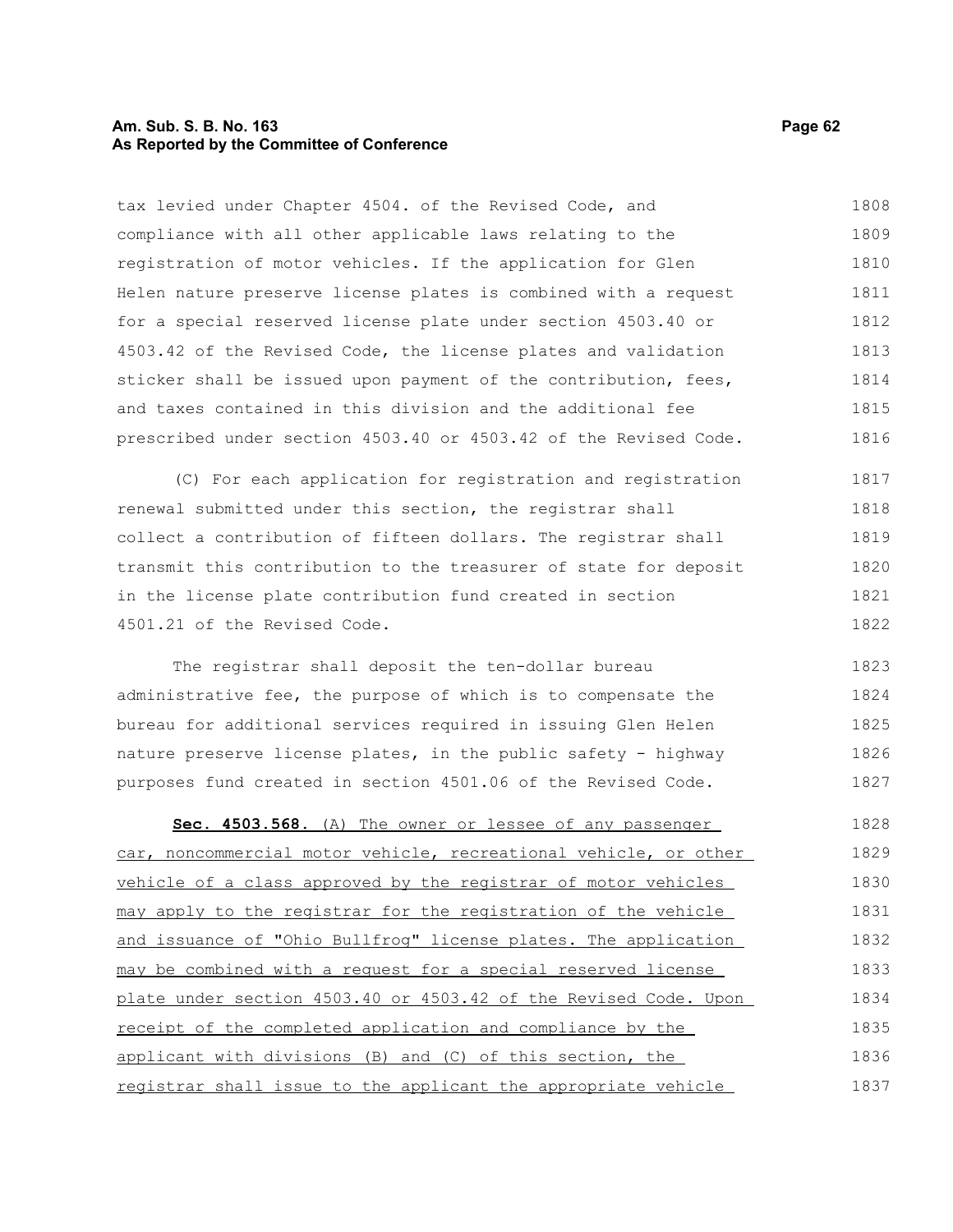tax levied under Chapter 4504. of the Revised Code, and compliance with all other applicable laws relating to the registration of motor vehicles. If the application for Glen Helen nature preserve license plates is combined with a request for a special reserved license plate under section 4503.40 or 4503.42 of the Revised Code, the license plates and validation sticker shall be issued upon payment of the contribution, fees, and taxes contained in this division and the additional fee prescribed under section 4503.40 or 4503.42 of the Revised Code.

(C) For each application for registration and registration renewal submitted under this section, the registrar shall collect a contribution of fifteen dollars. The registrar shall transmit this contribution to the treasurer of state for deposit in the license plate contribution fund created in section 4501.21 of the Revised Code.

The registrar shall deposit the ten-dollar bureau administrative fee, the purpose of which is to compensate the bureau for additional services required in issuing Glen Helen nature preserve license plates, in the public safety - highway purposes fund created in section 4501.06 of the Revised Code.

**Sec. 4503.568.** (A) The owner or lessee of any passenger car, noncommercial motor vehicle, recreational vehicle, or other vehicle of a class approved by the registrar of motor vehicles may apply to the registrar for the registration of the vehicle and issuance of "Ohio Bullfrog" license plates. The application may be combined with a request for a special reserved license plate under section 4503.40 or 4503.42 of the Revised Code. Upon receipt of the completed application and compliance by the applicant with divisions (B) and (C) of this section, the registrar shall issue to the applicant the appropriate vehicle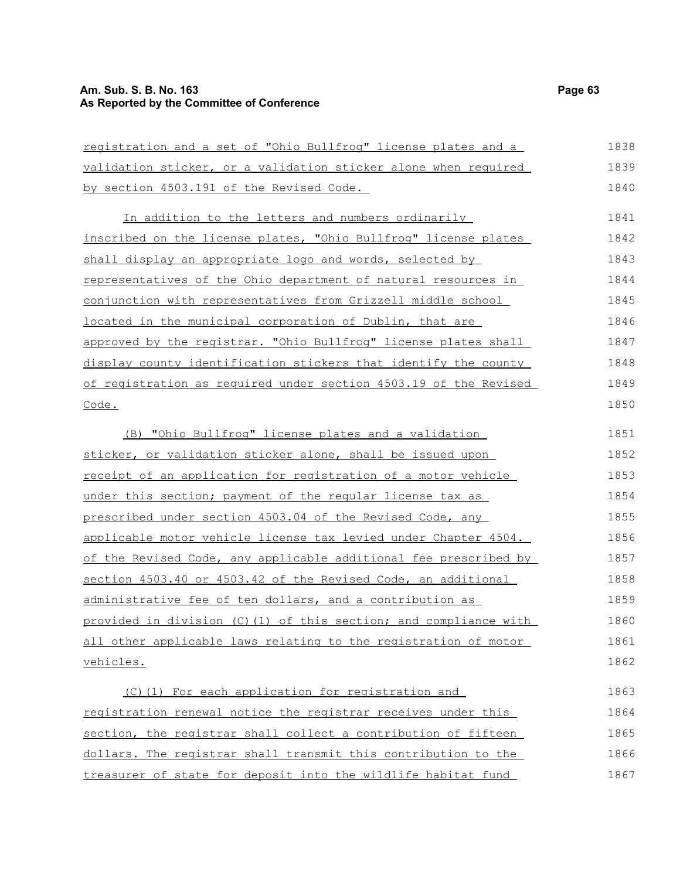registration and a set of "Ohio Bullfrog" license plates and a validation sticker, or a validation sticker alone when required by section 4503.191 of the Revised Code.

In addition to the letters and numbers ordinarily inscribed on the license plates, "Ohio Bullfrog" license plates shall display an appropriate logo and words, selected by representatives of the Ohio department of natural resources in conjunction with representatives from Grizzell middle school located in the municipal corporation of Dublin, that are approved by the registrar. "Ohio Bullfrog" license plates shall display county identification stickers that identify the county of registration as required under section 4503.19 of the Revised Code.

(B) "Ohio Bullfrog" license plates and a validation sticker, or validation sticker alone, shall be issued upon receipt of an application for registration of a motor vehicle under this section; payment of the regular license tax as prescribed under section 4503.04 of the Revised Code, any applicable motor vehicle license tax levied under Chapter 4504. of the Revised Code, any applicable additional fee prescribed by section 4503.40 or 4503.42 of the Revised Code, an additional administrative fee of ten dollars, and a contribution as provided in division (C)(1) of this section; and compliance with all other applicable laws relating to the registration of motor vehicles.

(C)(1) For each application for registration and registration renewal notice the registrar receives under this section, the registrar shall collect a contribution of fifteen dollars. The registrar shall transmit this contribution to the treasurer of state for deposit into the wildlife habitat fund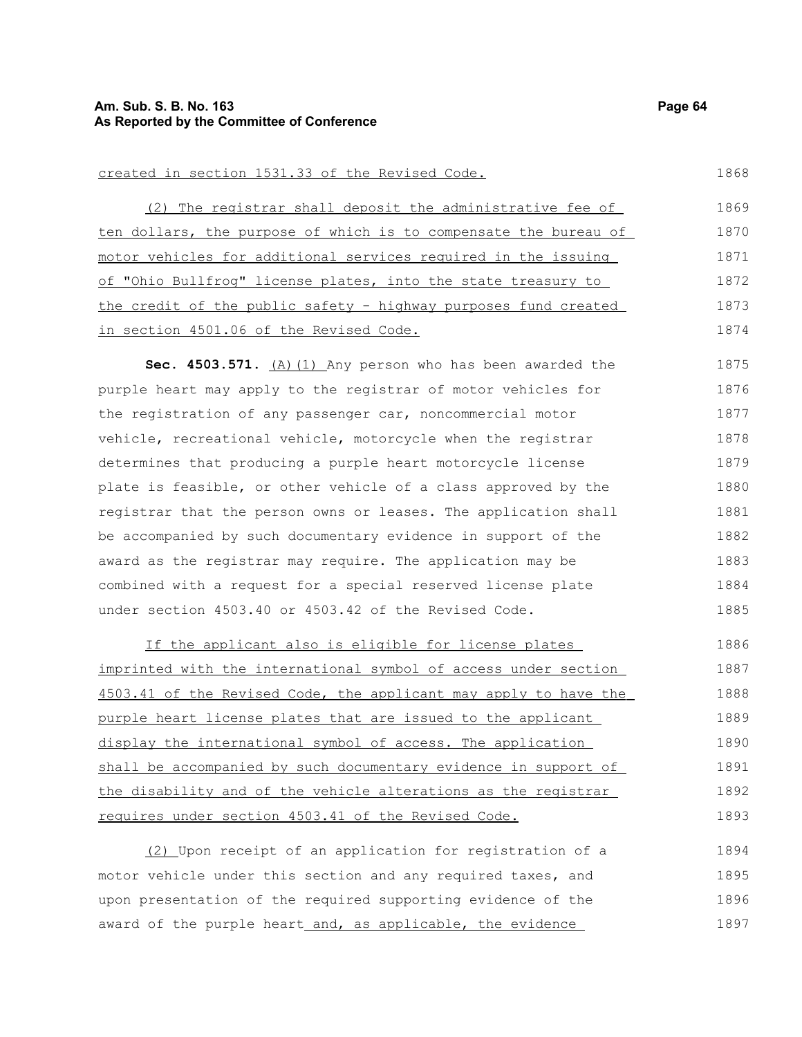created in section 1531.33 of the Revised Code.

(2) The registrar shall deposit the administrative fee of ten dollars, the purpose of which is to compensate the bureau of motor vehicles for additional services required in the issuing of "Ohio Bullfrog" license plates, into the state treasury to the credit of the public safety - highway purposes fund created in section 4501.06 of the Revised Code.

**Sec. 4503.571.** (A)(1) Any person who has been awarded the purple heart may apply to the registrar of motor vehicles for the registration of any passenger car, noncommercial motor vehicle, recreational vehicle, motorcycle when the registrar determines that producing a purple heart motorcycle license plate is feasible, or other vehicle of a class approved by the registrar that the person owns or leases. The application shall be accompanied by such documentary evidence in support of the award as the registrar may require. The application may be combined with a request for a special reserved license plate under section 4503.40 or 4503.42 of the Revised Code.

If the applicant also is eligible for license plates imprinted with the international symbol of access under section 4503.41 of the Revised Code, the applicant may apply to have the purple heart license plates that are issued to the applicant display the international symbol of access. The application shall be accompanied by such documentary evidence in support of the disability and of the vehicle alterations as the registrar requires under section 4503.41 of the Revised Code.

(2) Upon receipt of an application for registration of a motor vehicle under this section and any required taxes, and upon presentation of the required supporting evidence of the award of the purple heart and, as applicable, the evidence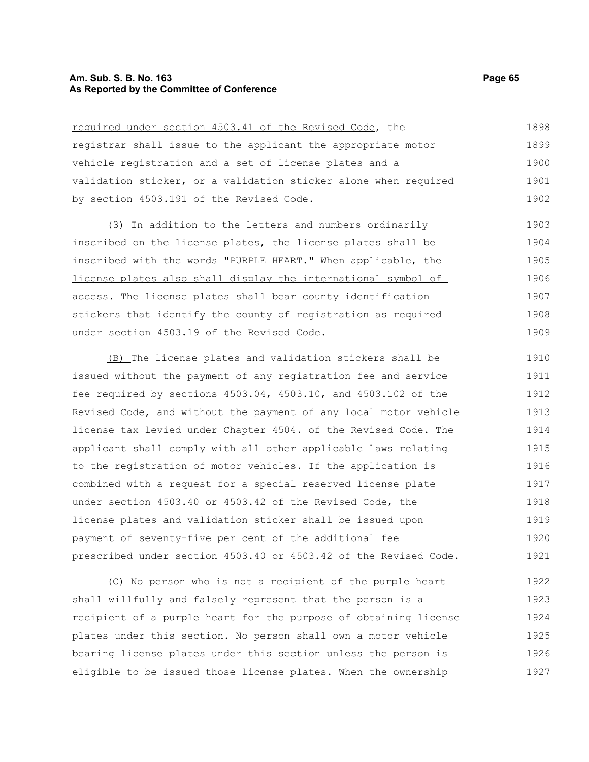required under section 4503.41 of the Revised Code, the registrar shall issue to the applicant the appropriate motor vehicle registration and a set of license plates and a validation sticker, or a validation sticker alone when required by section 4503.191 of the Revised Code.

(3) In addition to the letters and numbers ordinarily inscribed on the license plates, the license plates shall be inscribed with the words "PURPLE HEART." When applicable, the license plates also shall display the international symbol of access. The license plates shall bear county identification stickers that identify the county of registration as required under section 4503.19 of the Revised Code.

(B) The license plates and validation stickers shall be issued without the payment of any registration fee and service fee required by sections 4503.04, 4503.10, and 4503.102 of the Revised Code, and without the payment of any local motor vehicle license tax levied under Chapter 4504. of the Revised Code. The applicant shall comply with all other applicable laws relating to the registration of motor vehicles. If the application is combined with a request for a special reserved license plate under section 4503.40 or 4503.42 of the Revised Code, the license plates and validation sticker shall be issued upon payment of seventy-five per cent of the additional fee prescribed under section 4503.40 or 4503.42 of the Revised Code.

(C) No person who is not a recipient of the purple heart shall willfully and falsely represent that the person is a recipient of a purple heart for the purpose of obtaining license plates under this section. No person shall own a motor vehicle bearing license plates under this section unless the person is eligible to be issued those license plates. When the ownership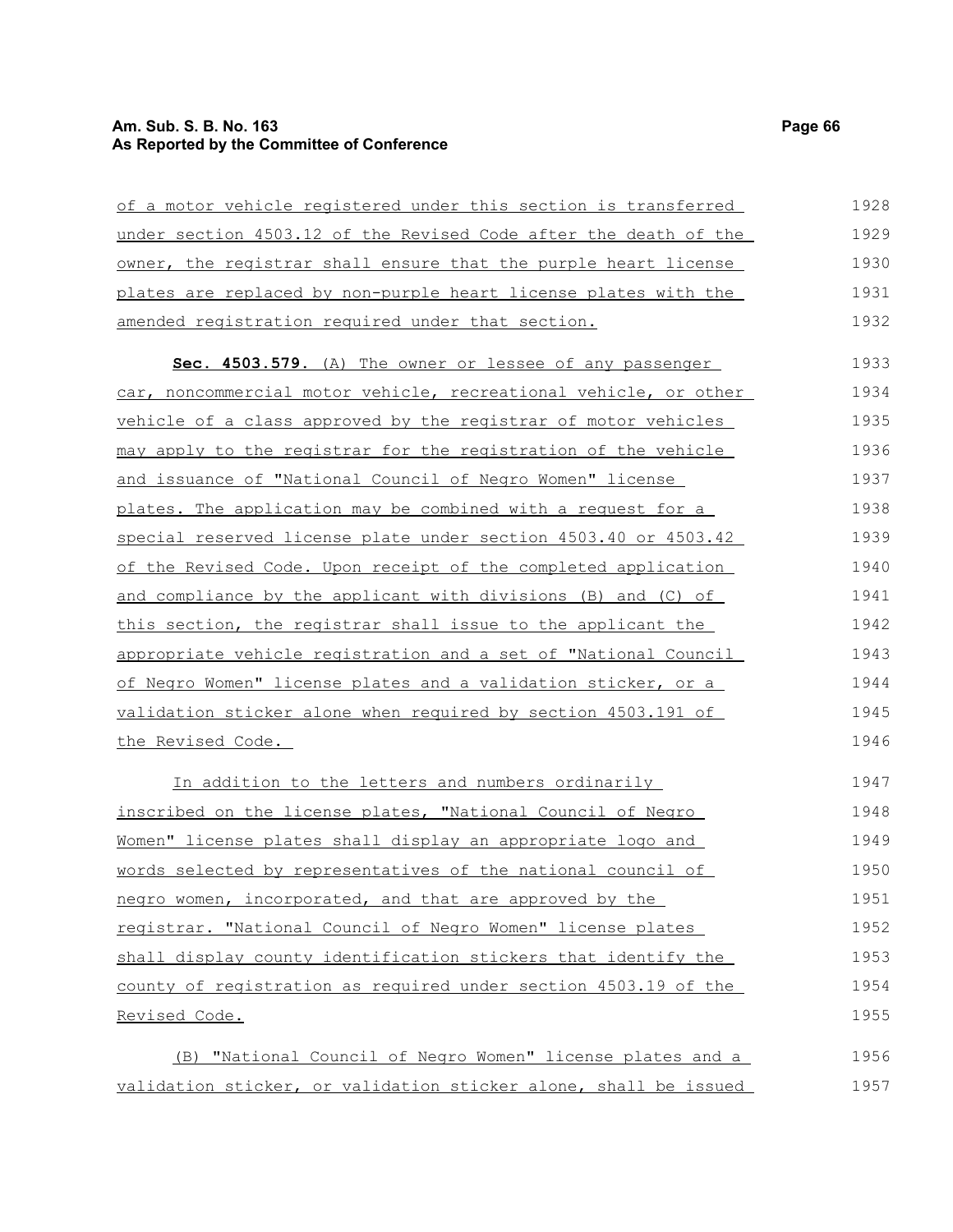of a motor vehicle registered under this section is transferred under section 4503.12 of the Revised Code after the death of the owner, the registrar shall ensure that the purple heart license plates are replaced by non-purple heart license plates with the amended registration required under that section.

**Sec. 4503.579.** (A) The owner or lessee of any passenger car, noncommercial motor vehicle, recreational vehicle, or other vehicle of a class approved by the registrar of motor vehicles may apply to the registrar for the registration of the vehicle and issuance of "National Council of Negro Women" license plates. The application may be combined with a request for a special reserved license plate under section 4503.40 or 4503.42 of the Revised Code. Upon receipt of the completed application and compliance by the applicant with divisions (B) and (C) of this section, the registrar shall issue to the applicant the appropriate vehicle registration and a set of "National Council of Negro Women" license plates and a validation sticker, or a validation sticker alone when required by section 4503.191 of the Revised Code.

In addition to the letters and numbers ordinarily inscribed on the license plates, "National Council of Negro Women" license plates shall display an appropriate logo and words selected by representatives of the national council of negro women, incorporated, and that are approved by the registrar. "National Council of Negro Women" license plates shall display county identification stickers that identify the county of registration as required under section 4503.19 of the Revised Code.

(B) "National Council of Negro Women" license plates and a validation sticker, or validation sticker alone, shall be issued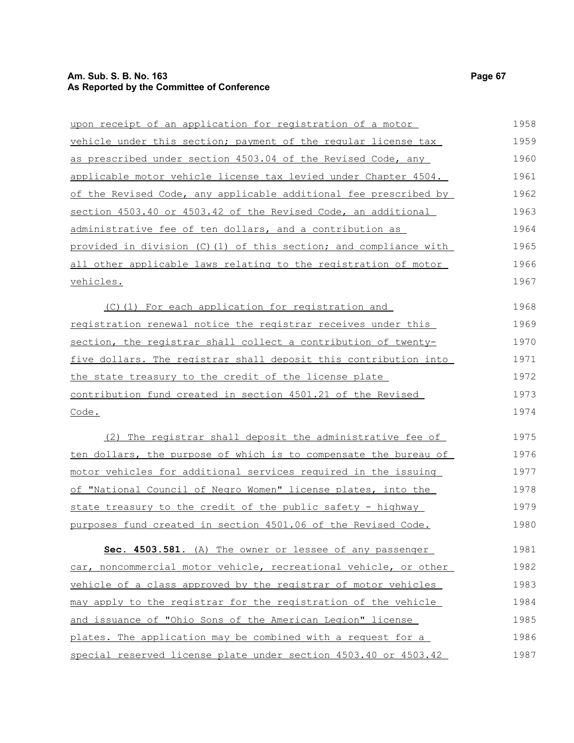upon receipt of an application for registration of a motor vehicle under this section; payment of the regular license tax as prescribed under section 4503.04 of the Revised Code, any applicable motor vehicle license tax levied under Chapter 4504. of the Revised Code, any applicable additional fee prescribed by section 4503.40 or 4503.42 of the Revised Code, an additional administrative fee of ten dollars, and a contribution as provided in division (C)(1) of this section; and compliance with all other applicable laws relating to the registration of motor vehicles.

(C)(1) For each application for registration and registration renewal notice the registrar receives under this section, the registrar shall collect a contribution of twenty-five dollars. The registrar shall deposit this contribution into the state treasury to the credit of the license plate contribution fund created in section 4501.21 of the Revised Code.

(2) The registrar shall deposit the administrative fee of ten dollars, the purpose of which is to compensate the bureau of motor vehicles for additional services required in the issuing of "National Council of Negro Women" license plates, into the state treasury to the credit of the public safety - highway purposes fund created in section 4501.06 of the Revised Code.

**Sec. 4503.581.** (A) The owner or lessee of any passenger car, noncommercial motor vehicle, recreational vehicle, or other vehicle of a class approved by the registrar of motor vehicles may apply to the registrar for the registration of the vehicle and issuance of "Ohio Sons of the American Legion" license plates. The application may be combined with a request for a special reserved license plate under section 4503.40 or 4503.42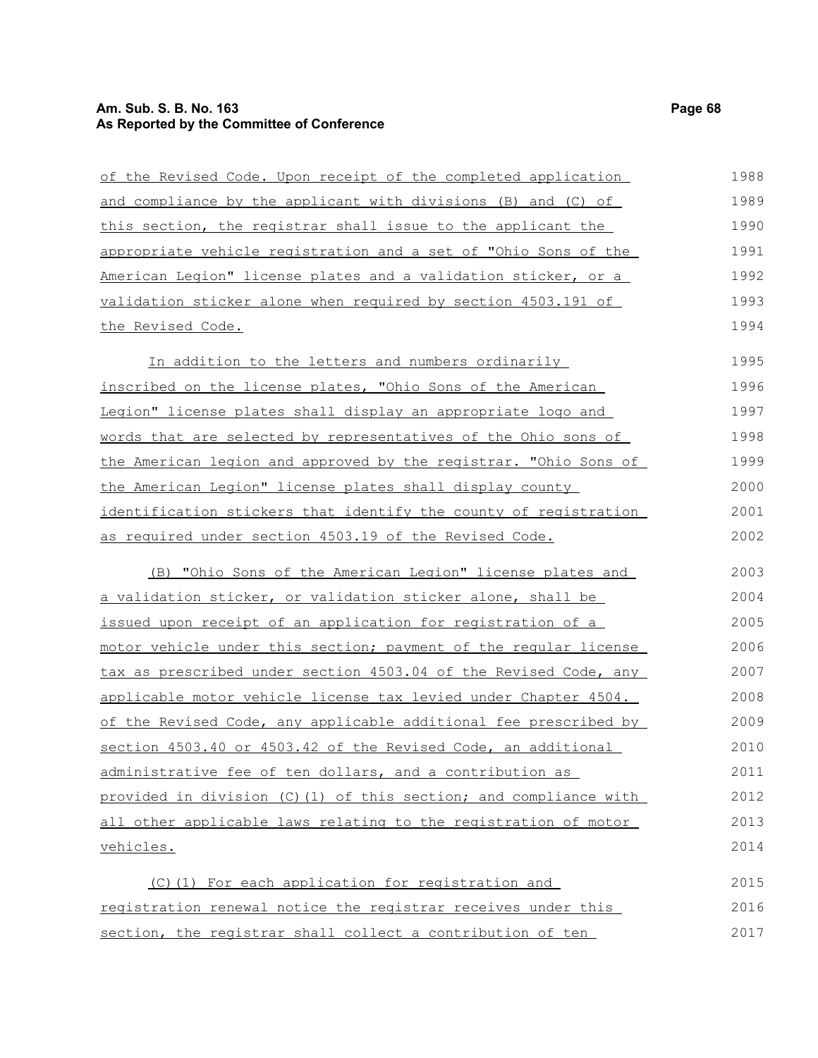of the Revised Code. Upon receipt of the completed application and compliance by the applicant with divisions (B) and (C) of this section, the registrar shall issue to the applicant the appropriate vehicle registration and a set of "Ohio Sons of the American Legion" license plates and a validation sticker, or a validation sticker alone when required by section 4503.191 of the Revised Code.

In addition to the letters and numbers ordinarily inscribed on the license plates, "Ohio Sons of the American Legion" license plates shall display an appropriate logo and words that are selected by representatives of the Ohio sons of the American legion and approved by the registrar. "Ohio Sons of the American Legion" license plates shall display county identification stickers that identify the county of registration as required under section 4503.19 of the Revised Code.

(B) "Ohio Sons of the American Legion" license plates and a validation sticker, or validation sticker alone, shall be issued upon receipt of an application for registration of a motor vehicle under this section; payment of the regular license tax as prescribed under section 4503.04 of the Revised Code, any applicable motor vehicle license tax levied under Chapter 4504. of the Revised Code, any applicable additional fee prescribed by section 4503.40 or 4503.42 of the Revised Code, an additional administrative fee of ten dollars, and a contribution as provided in division (C)(1) of this section; and compliance with all other applicable laws relating to the registration of motor vehicles.

(C)(1) For each application for registration and registration renewal notice the registrar receives under this section, the registrar shall collect a contribution of ten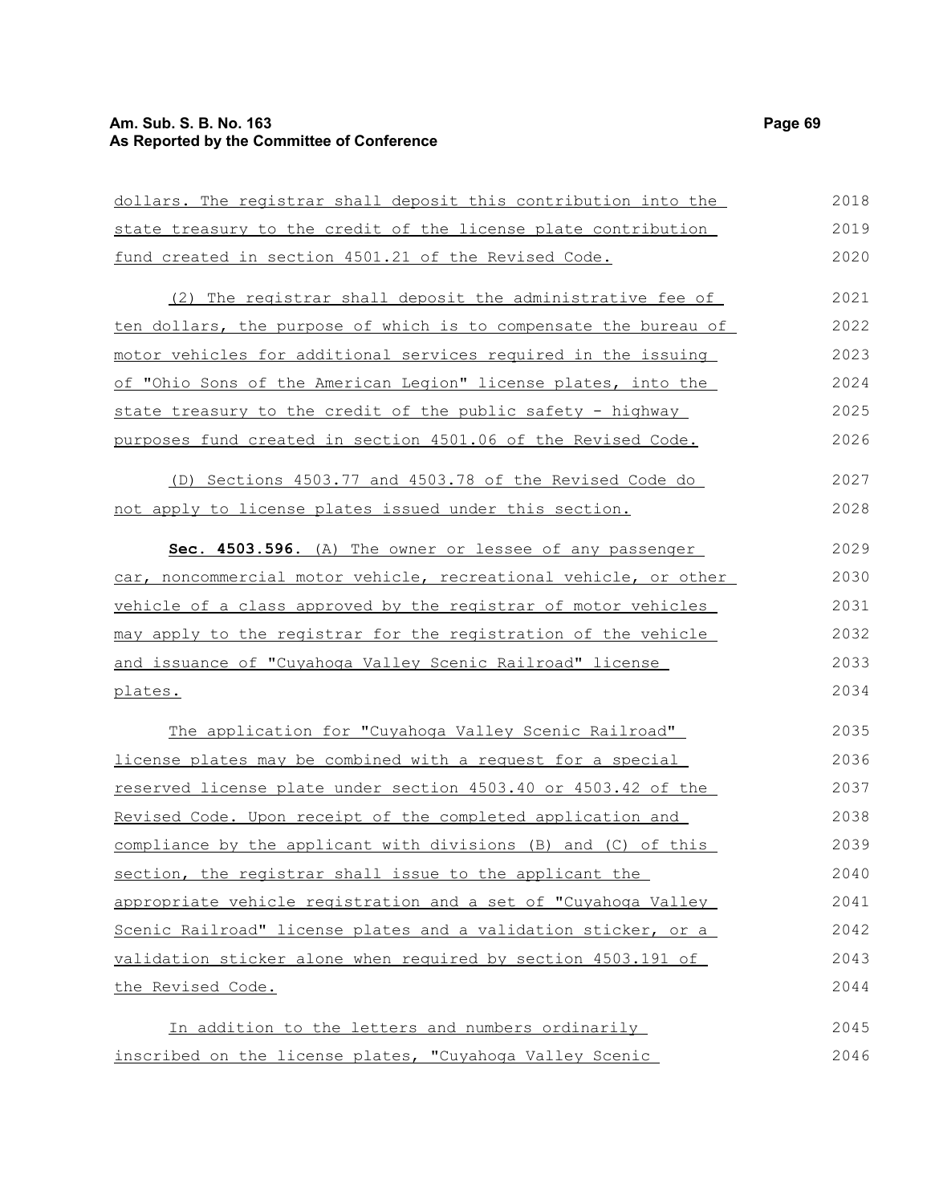dollars. The registrar shall deposit this contribution into the state treasury to the credit of the license plate contribution fund created in section 4501.21 of the Revised Code.

(2) The registrar shall deposit the administrative fee of ten dollars, the purpose of which is to compensate the bureau of motor vehicles for additional services required in the issuing of "Ohio Sons of the American Legion" license plates, into the state treasury to the credit of the public safety - highway purposes fund created in section 4501.06 of the Revised Code.

(D) Sections 4503.77 and 4503.78 of the Revised Code do not apply to license plates issued under this section.

**Sec. 4503.596.** (A) The owner or lessee of any passenger car, noncommercial motor vehicle, recreational vehicle, or other vehicle of a class approved by the registrar of motor vehicles may apply to the registrar for the registration of the vehicle and issuance of "Cuyahoga Valley Scenic Railroad" license plates.

The application for "Cuyahoga Valley Scenic Railroad" license plates may be combined with a request for a special reserved license plate under section 4503.40 or 4503.42 of the Revised Code. Upon receipt of the completed application and compliance by the applicant with divisions (B) and (C) of this section, the registrar shall issue to the applicant the appropriate vehicle registration and a set of "Cuyahoga Valley Scenic Railroad" license plates and a validation sticker, or a validation sticker alone when required by section 4503.191 of the Revised Code.

In addition to the letters and numbers ordinarily inscribed on the license plates, "Cuyahoga Valley Scenic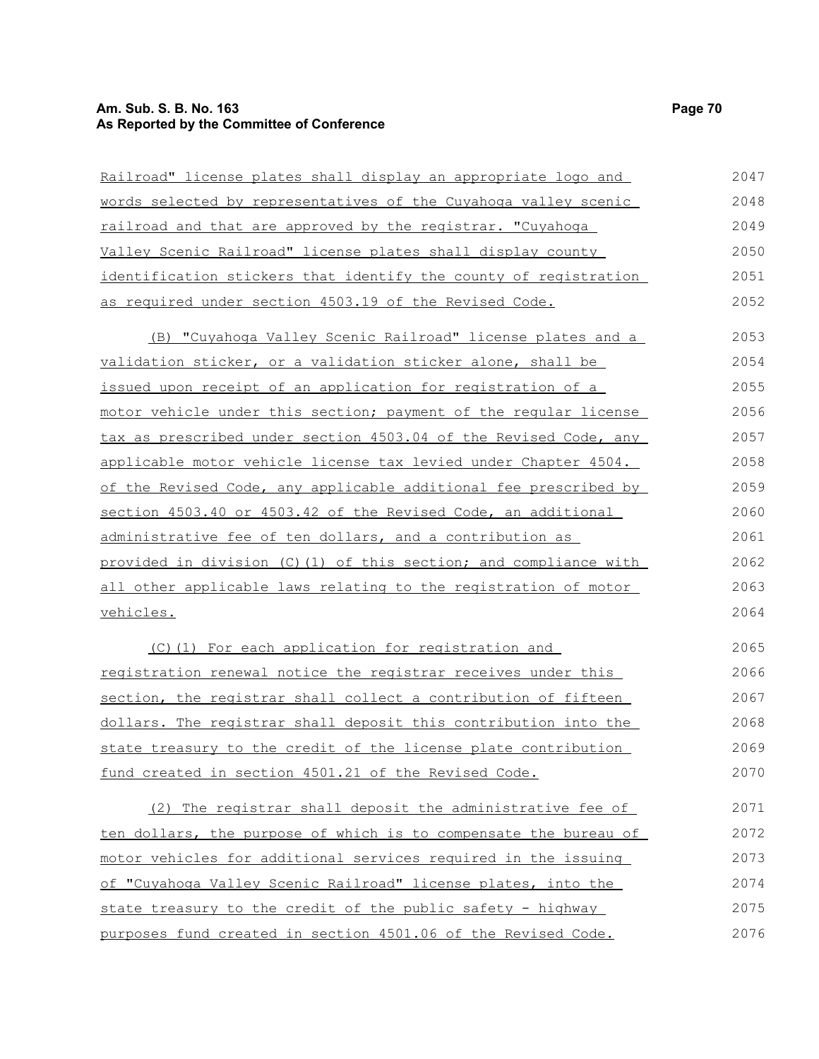Railroad" license plates shall display an appropriate logo and words selected by representatives of the Cuyahoga valley scenic railroad and that are approved by the registrar. "Cuyahoga Valley Scenic Railroad" license plates shall display county identification stickers that identify the county of registration as required under section 4503.19 of the Revised Code.

(B) "Cuyahoga Valley Scenic Railroad" license plates and a validation sticker, or a validation sticker alone, shall be issued upon receipt of an application for registration of a motor vehicle under this section; payment of the regular license tax as prescribed under section 4503.04 of the Revised Code, any applicable motor vehicle license tax levied under Chapter 4504. of the Revised Code, any applicable additional fee prescribed by section 4503.40 or 4503.42 of the Revised Code, an additional administrative fee of ten dollars, and a contribution as provided in division (C)(1) of this section; and compliance with all other applicable laws relating to the registration of motor vehicles.

(C)(1) For each application for registration and registration renewal notice the registrar receives under this section, the registrar shall collect a contribution of fifteen dollars. The registrar shall deposit this contribution into the state treasury to the credit of the license plate contribution fund created in section 4501.21 of the Revised Code.

(2) The registrar shall deposit the administrative fee of ten dollars, the purpose of which is to compensate the bureau of motor vehicles for additional services required in the issuing of "Cuyahoga Valley Scenic Railroad" license plates, into the state treasury to the credit of the public safety - highway purposes fund created in section 4501.06 of the Revised Code.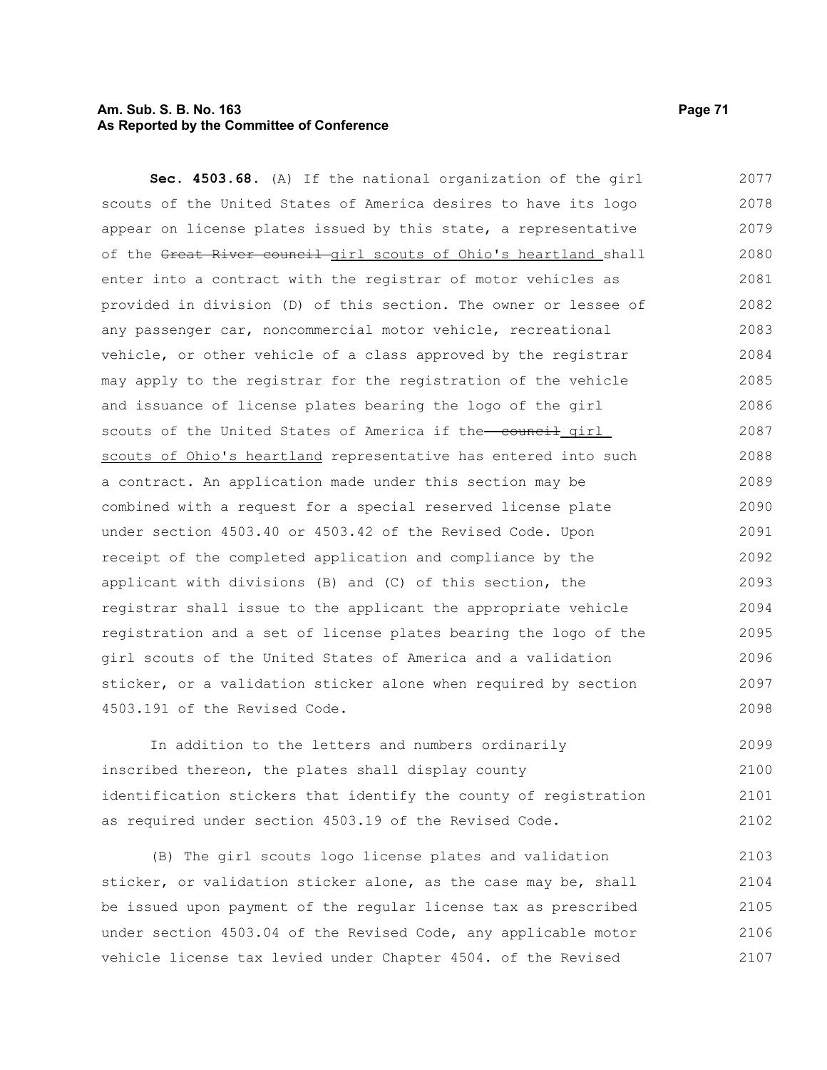**Sec. 4503.68.** (A) If the national organization of the girl scouts of the United States of America desires to have its logo appear on license plates issued by this state, a representative of the ~~Great River council~~ girl scouts of Ohio's heartland shall enter into a contract with the registrar of motor vehicles as provided in division (D) of this section. The owner or lessee of any passenger car, noncommercial motor vehicle, recreational vehicle, or other vehicle of a class approved by the registrar may apply to the registrar for the registration of the vehicle and issuance of license plates bearing the logo of the girl scouts of the United States of America if the ~~council~~ girl scouts of Ohio's heartland representative has entered into such a contract. An application made under this section may be combined with a request for a special reserved license plate under section 4503.40 or 4503.42 of the Revised Code. Upon receipt of the completed application and compliance by the applicant with divisions (B) and (C) of this section, the registrar shall issue to the applicant the appropriate vehicle registration and a set of license plates bearing the logo of the girl scouts of the United States of America and a validation sticker, or a validation sticker alone when required by section 4503.191 of the Revised Code.

In addition to the letters and numbers ordinarily inscribed thereon, the plates shall display county identification stickers that identify the county of registration as required under section 4503.19 of the Revised Code.

(B) The girl scouts logo license plates and validation sticker, or validation sticker alone, as the case may be, shall be issued upon payment of the regular license tax as prescribed under section 4503.04 of the Revised Code, any applicable motor vehicle license tax levied under Chapter 4504. of the Revised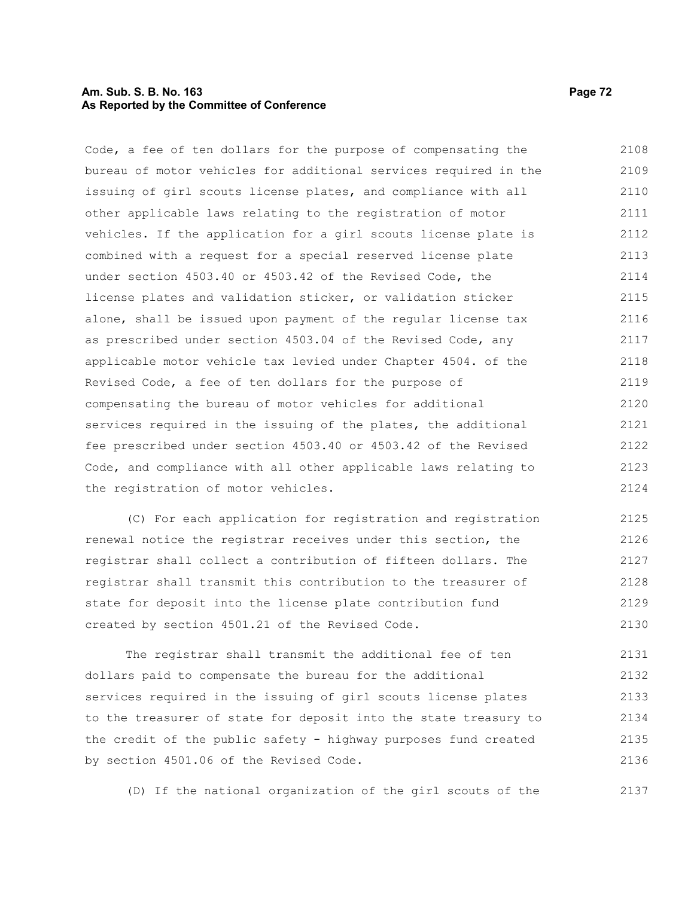Code, a fee of ten dollars for the purpose of compensating the bureau of motor vehicles for additional services required in the issuing of girl scouts license plates, and compliance with all other applicable laws relating to the registration of motor vehicles. If the application for a girl scouts license plate is combined with a request for a special reserved license plate under section 4503.40 or 4503.42 of the Revised Code, the license plates and validation sticker, or validation sticker alone, shall be issued upon payment of the regular license tax as prescribed under section 4503.04 of the Revised Code, any applicable motor vehicle tax levied under Chapter 4504. of the Revised Code, a fee of ten dollars for the purpose of compensating the bureau of motor vehicles for additional services required in the issuing of the plates, the additional fee prescribed under section 4503.40 or 4503.42 of the Revised Code, and compliance with all other applicable laws relating to the registration of motor vehicles.

(C) For each application for registration and registration renewal notice the registrar receives under this section, the registrar shall collect a contribution of fifteen dollars. The registrar shall transmit this contribution to the treasurer of state for deposit into the license plate contribution fund created by section 4501.21 of the Revised Code.

The registrar shall transmit the additional fee of ten dollars paid to compensate the bureau for the additional services required in the issuing of girl scouts license plates to the treasurer of state for deposit into the state treasury to the credit of the public safety - highway purposes fund created by section 4501.06 of the Revised Code.

(D) If the national organization of the girl scouts of the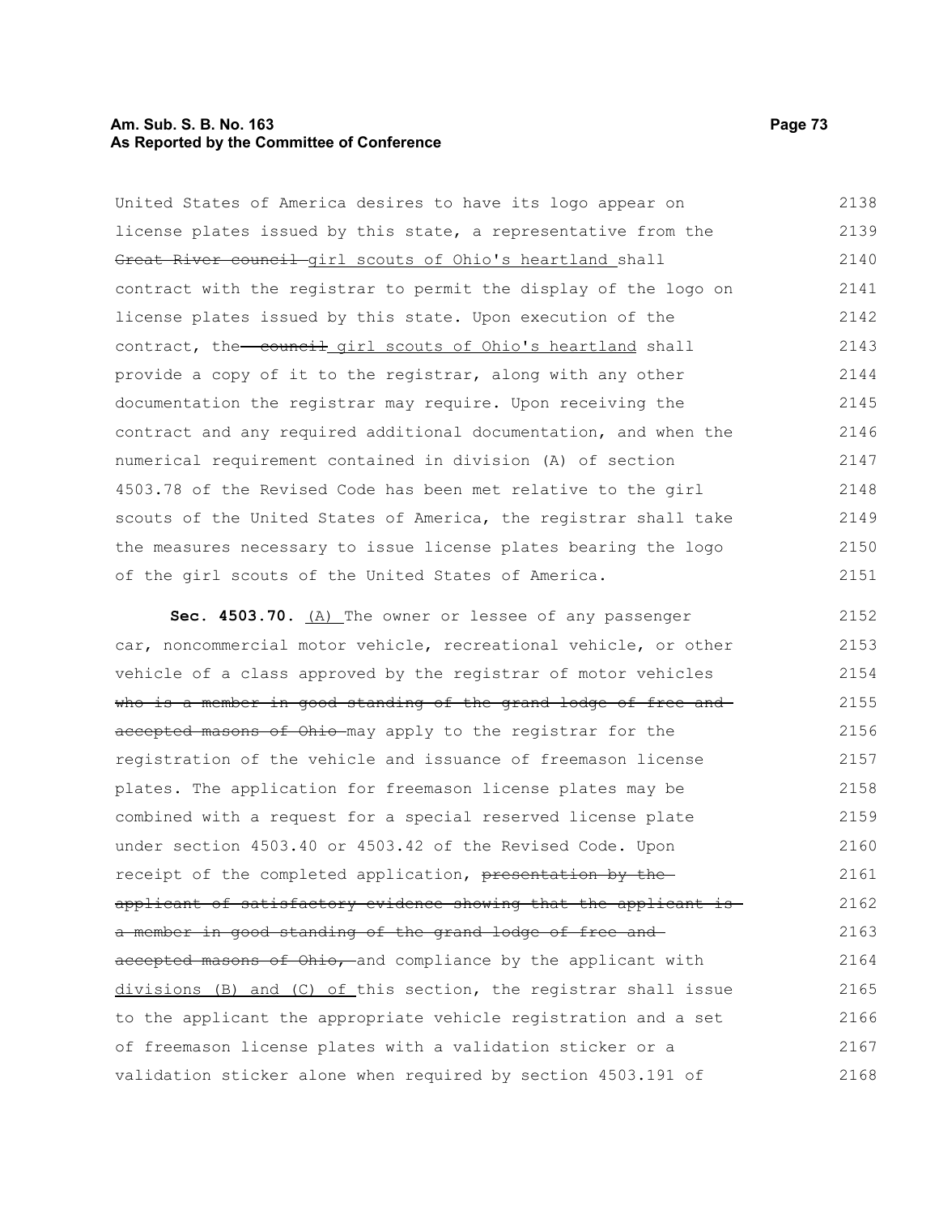United States of America desires to have its logo appear on license plates issued by this state, a representative from the ~~Great River council~~ girl scouts of Ohio's heartland shall contract with the registrar to permit the display of the logo on license plates issued by this state. Upon execution of the contract, the ~~council~~ girl scouts of Ohio's heartland shall provide a copy of it to the registrar, along with any other documentation the registrar may require. Upon receiving the contract and any required additional documentation, and when the numerical requirement contained in division (A) of section 4503.78 of the Revised Code has been met relative to the girl scouts of the United States of America, the registrar shall take the measures necessary to issue license plates bearing the logo of the girl scouts of the United States of America.

**Sec. 4503.70.** (A) The owner or lessee of any passenger car, noncommercial motor vehicle, recreational vehicle, or other vehicle of a class approved by the registrar of motor vehicles ~~who is a member in good standing of the grand lodge of free and accepted masons of Ohio~~ may apply to the registrar for the registration of the vehicle and issuance of freemason license plates. The application for freemason license plates may be combined with a request for a special reserved license plate under section 4503.40 or 4503.42 of the Revised Code. Upon receipt of the completed application, ~~presentation by the applicant of satisfactory evidence showing that the applicant is a member in good standing of the grand lodge of free and accepted masons of Ohio,~~ and compliance by the applicant with divisions (B) and (C) of this section, the registrar shall issue to the applicant the appropriate vehicle registration and a set of freemason license plates with a validation sticker or a validation sticker alone when required by section 4503.191 of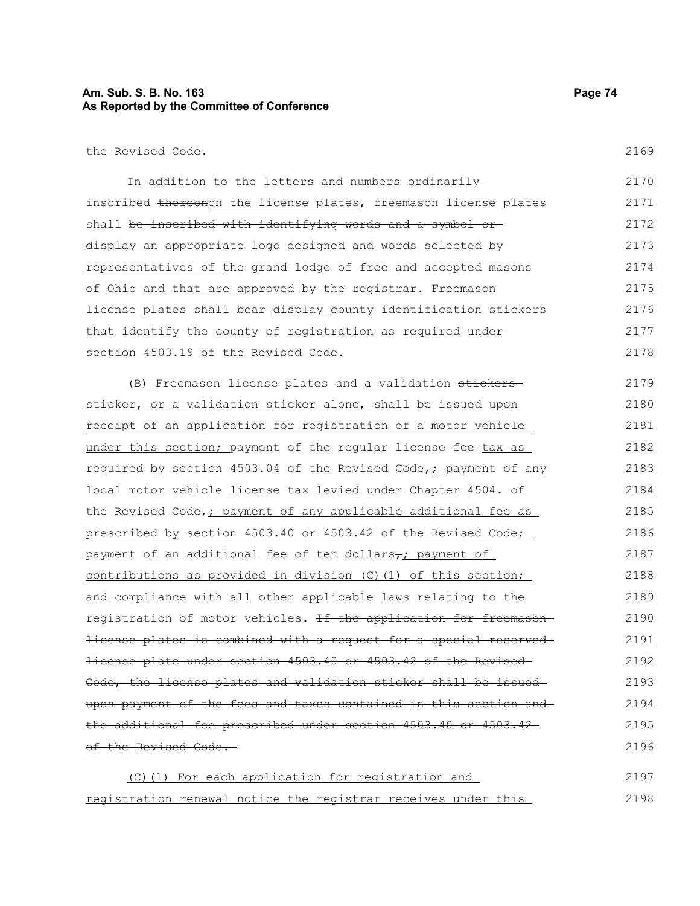the Revised Code.

In addition to the letters and numbers ordinarily inscribed ~~thereon~~<u>on the license plates</u>, freemason license plates shall ~~be inscribed with identifying words and a symbol or~~ <u>display an appropriate</u> logo ~~designed~~ <u>and words selected</u> by <u>representatives of</u> the grand lodge of free and accepted masons of Ohio and <u>that are</u> approved by the registrar. Freemason license plates shall ~~bear~~ <u>display</u> county identification stickers that identify the county of registration as required under section 4503.19 of the Revised Code.

<u>(B)</u> Freemason license plates and <u>a</u> validation ~~stickers~~ <u>sticker, or a validation sticker alone,</u> shall be issued upon <u>receipt of an application for registration of a motor vehicle under this section;</u> payment of the regular license ~~fee~~ <u>tax as</u> required by section 4503.04 of the Revised Code~~,~~<u>;</u> payment of any local motor vehicle license tax levied under Chapter 4504. of the Revised Code~~,~~<u>; payment of any applicable additional fee as prescribed by section 4503.40 or 4503.42 of the Revised Code;</u> payment of an additional fee of ten dollars~~,~~<u>; payment of contributions as provided in division (C)(1) of this section;</u> and compliance with all other applicable laws relating to the registration of motor vehicles. ~~If the application for freemason license plates is combined with a request for a special reserved license plate under section 4503.40 or 4503.42 of the Revised Code, the license plates and validation sticker shall be issued upon payment of the fees and taxes contained in this section and the additional fee prescribed under section 4503.40 or 4503.42 of the Revised Code.~~

<u>(C)(1) For each application for registration and registration renewal notice the registrar receives under this</u>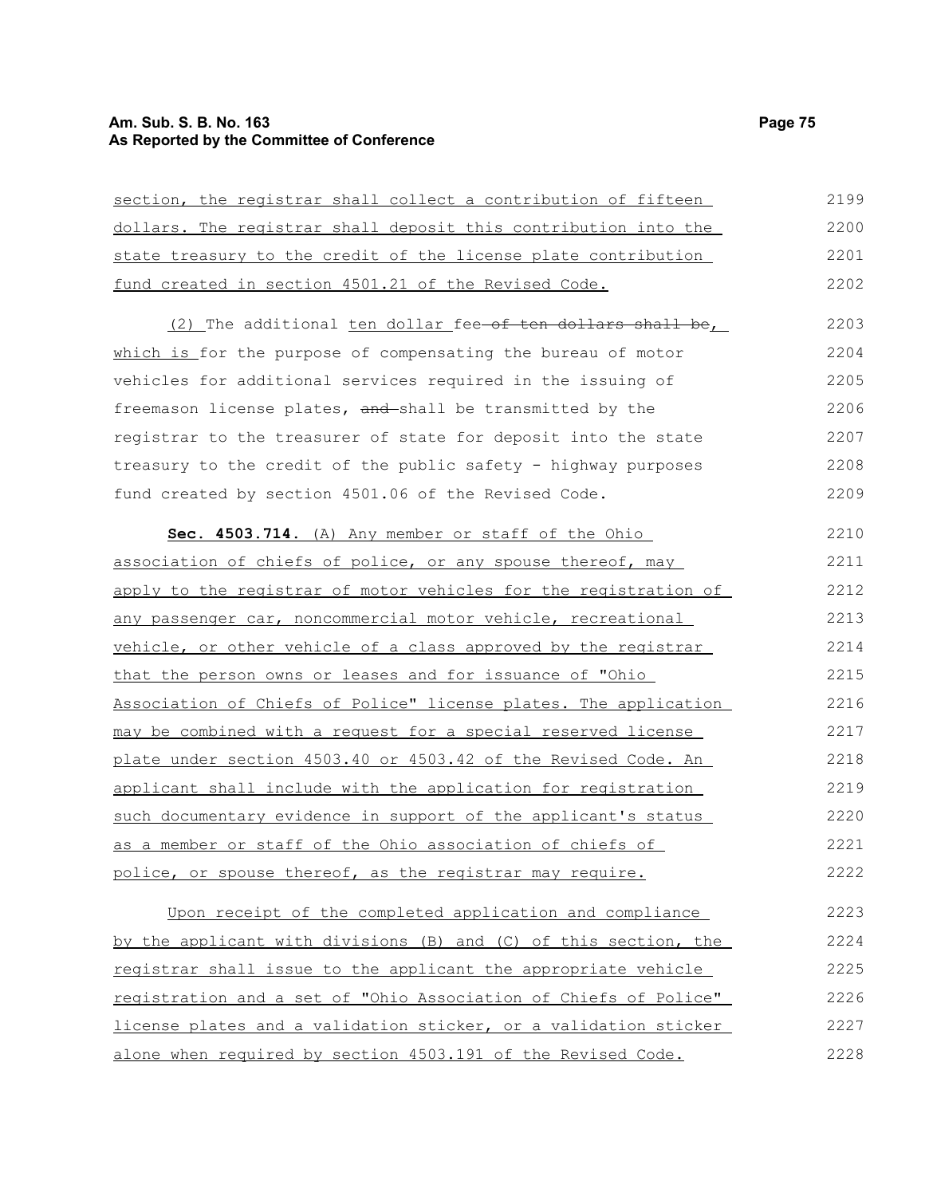section, the registrar shall collect a contribution of fifteen dollars. The registrar shall deposit this contribution into the state treasury to the credit of the license plate contribution fund created in section 4501.21 of the Revised Code.

(2) The additional ten dollar fee ~~of ten dollars shall be~~, which is for the purpose of compensating the bureau of motor vehicles for additional services required in the issuing of freemason license plates, ~~and~~ shall be transmitted by the registrar to the treasurer of state for deposit into the state treasury to the credit of the public safety - highway purposes fund created by section 4501.06 of the Revised Code.

**Sec. 4503.714.** (A) Any member or staff of the Ohio association of chiefs of police, or any spouse thereof, may apply to the registrar of motor vehicles for the registration of any passenger car, noncommercial motor vehicle, recreational vehicle, or other vehicle of a class approved by the registrar that the person owns or leases and for issuance of "Ohio Association of Chiefs of Police" license plates. The application may be combined with a request for a special reserved license plate under section 4503.40 or 4503.42 of the Revised Code. An applicant shall include with the application for registration such documentary evidence in support of the applicant's status as a member or staff of the Ohio association of chiefs of police, or spouse thereof, as the registrar may require.

Upon receipt of the completed application and compliance by the applicant with divisions (B) and (C) of this section, the registrar shall issue to the applicant the appropriate vehicle registration and a set of "Ohio Association of Chiefs of Police" license plates and a validation sticker, or a validation sticker alone when required by section 4503.191 of the Revised Code.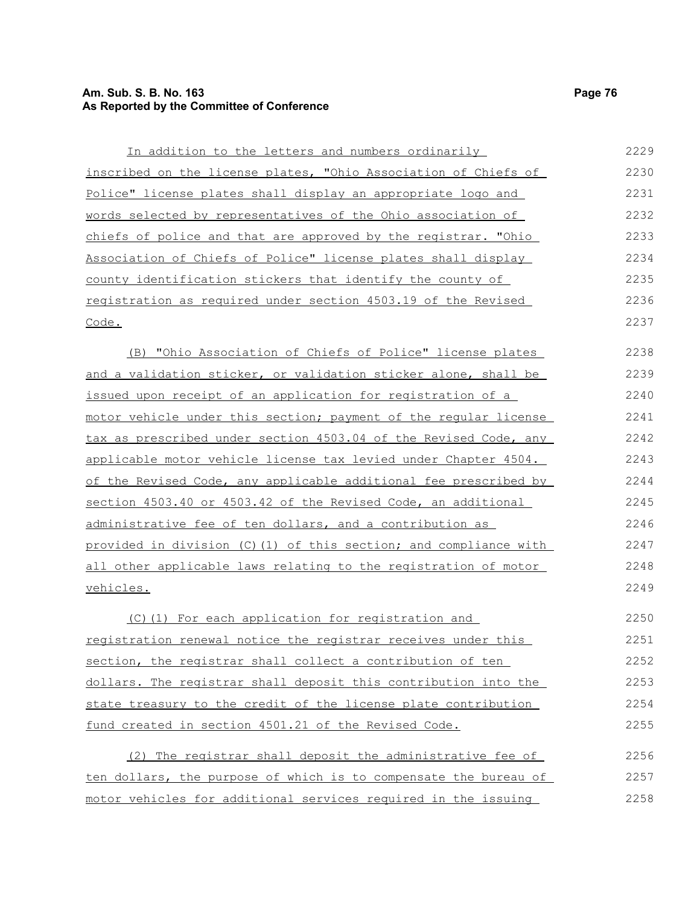In addition to the letters and numbers ordinarily inscribed on the license plates, "Ohio Association of Chiefs of Police" license plates shall display an appropriate logo and words selected by representatives of the Ohio association of chiefs of police and that are approved by the registrar. "Ohio Association of Chiefs of Police" license plates shall display county identification stickers that identify the county of registration as required under section 4503.19 of the Revised Code.

(B) "Ohio Association of Chiefs of Police" license plates and a validation sticker, or validation sticker alone, shall be issued upon receipt of an application for registration of a motor vehicle under this section; payment of the regular license tax as prescribed under section 4503.04 of the Revised Code, any applicable motor vehicle license tax levied under Chapter 4504. of the Revised Code, any applicable additional fee prescribed by section 4503.40 or 4503.42 of the Revised Code, an additional administrative fee of ten dollars, and a contribution as provided in division (C)(1) of this section; and compliance with all other applicable laws relating to the registration of motor vehicles.

(C)(1) For each application for registration and registration renewal notice the registrar receives under this section, the registrar shall collect a contribution of ten dollars. The registrar shall deposit this contribution into the state treasury to the credit of the license plate contribution fund created in section 4501.21 of the Revised Code.

(2) The registrar shall deposit the administrative fee of ten dollars, the purpose of which is to compensate the bureau of motor vehicles for additional services required in the issuing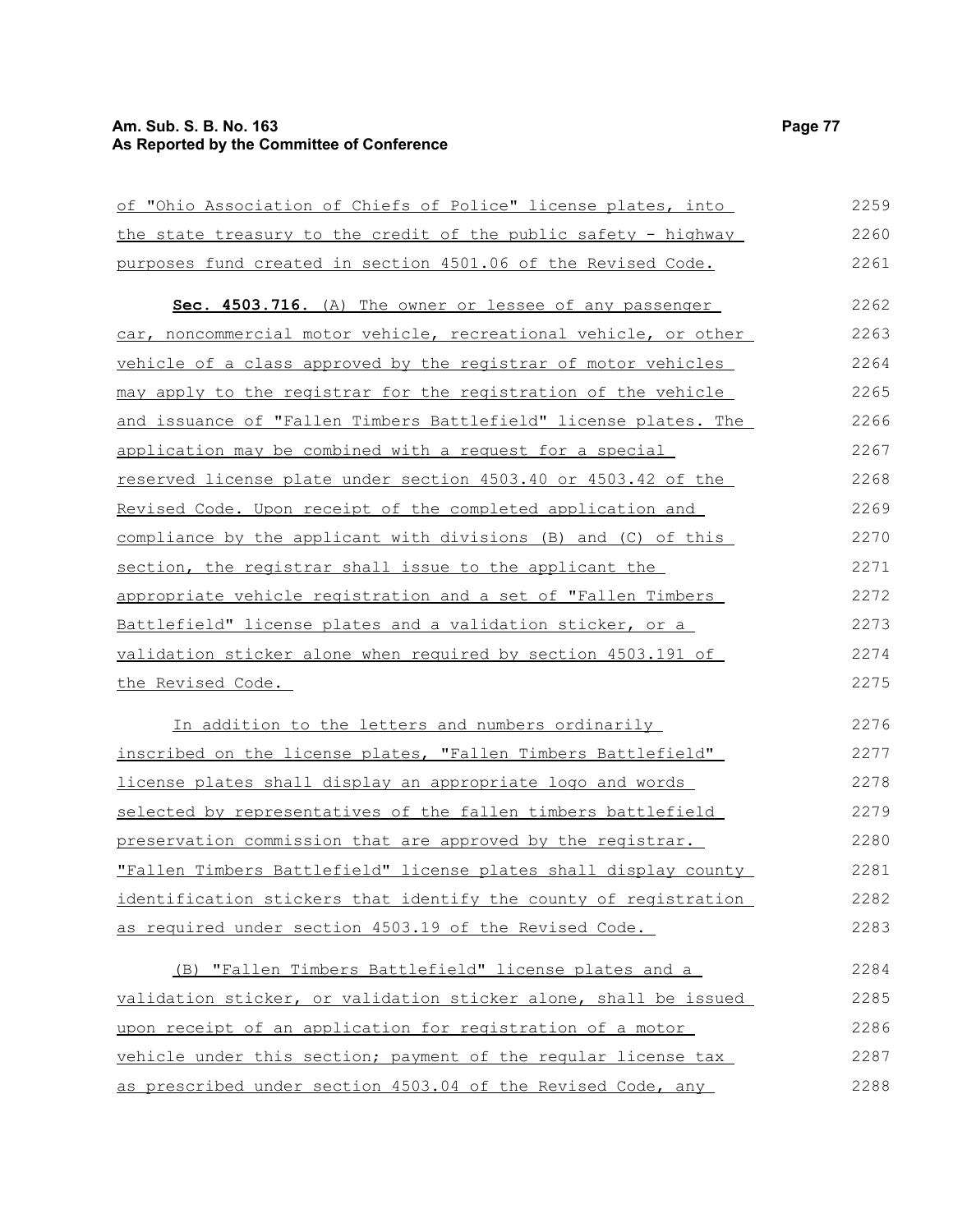of "Ohio Association of Chiefs of Police" license plates, into the state treasury to the credit of the public safety - highway purposes fund created in section 4501.06 of the Revised Code.

**Sec. 4503.716.** (A) The owner or lessee of any passenger car, noncommercial motor vehicle, recreational vehicle, or other vehicle of a class approved by the registrar of motor vehicles may apply to the registrar for the registration of the vehicle and issuance of "Fallen Timbers Battlefield" license plates. The application may be combined with a request for a special reserved license plate under section 4503.40 or 4503.42 of the Revised Code. Upon receipt of the completed application and compliance by the applicant with divisions (B) and (C) of this section, the registrar shall issue to the applicant the appropriate vehicle registration and a set of "Fallen Timbers Battlefield" license plates and a validation sticker, or a validation sticker alone when required by section 4503.191 of the Revised Code.

In addition to the letters and numbers ordinarily inscribed on the license plates, "Fallen Timbers Battlefield" license plates shall display an appropriate logo and words selected by representatives of the fallen timbers battlefield preservation commission that are approved by the registrar. "Fallen Timbers Battlefield" license plates shall display county identification stickers that identify the county of registration as required under section 4503.19 of the Revised Code.

(B) "Fallen Timbers Battlefield" license plates and a validation sticker, or validation sticker alone, shall be issued upon receipt of an application for registration of a motor vehicle under this section; payment of the regular license tax as prescribed under section 4503.04 of the Revised Code, any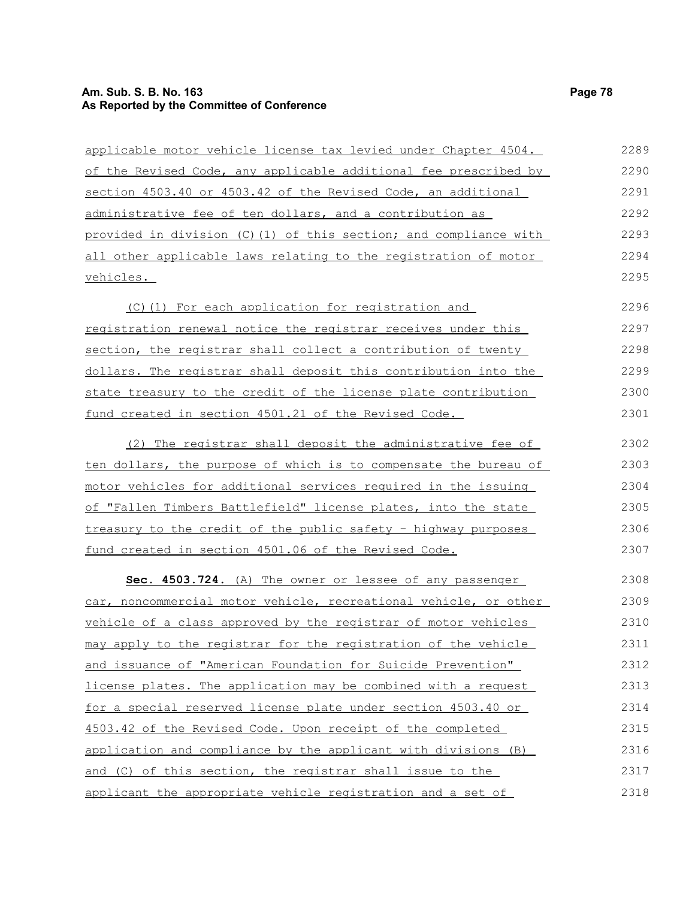applicable motor vehicle license tax levied under Chapter 4504. of the Revised Code, any applicable additional fee prescribed by section 4503.40 or 4503.42 of the Revised Code, an additional administrative fee of ten dollars, and a contribution as provided in division (C)(1) of this section; and compliance with all other applicable laws relating to the registration of motor vehicles.

(C)(1) For each application for registration and registration renewal notice the registrar receives under this section, the registrar shall collect a contribution of twenty dollars. The registrar shall deposit this contribution into the state treasury to the credit of the license plate contribution fund created in section 4501.21 of the Revised Code.

(2) The registrar shall deposit the administrative fee of ten dollars, the purpose of which is to compensate the bureau of motor vehicles for additional services required in the issuing of "Fallen Timbers Battlefield" license plates, into the state treasury to the credit of the public safety - highway purposes fund created in section 4501.06 of the Revised Code.

**Sec. 4503.724.** (A) The owner or lessee of any passenger car, noncommercial motor vehicle, recreational vehicle, or other vehicle of a class approved by the registrar of motor vehicles may apply to the registrar for the registration of the vehicle and issuance of "American Foundation for Suicide Prevention" license plates. The application may be combined with a request for a special reserved license plate under section 4503.40 or 4503.42 of the Revised Code. Upon receipt of the completed application and compliance by the applicant with divisions (B) and (C) of this section, the registrar shall issue to the applicant the appropriate vehicle registration and a set of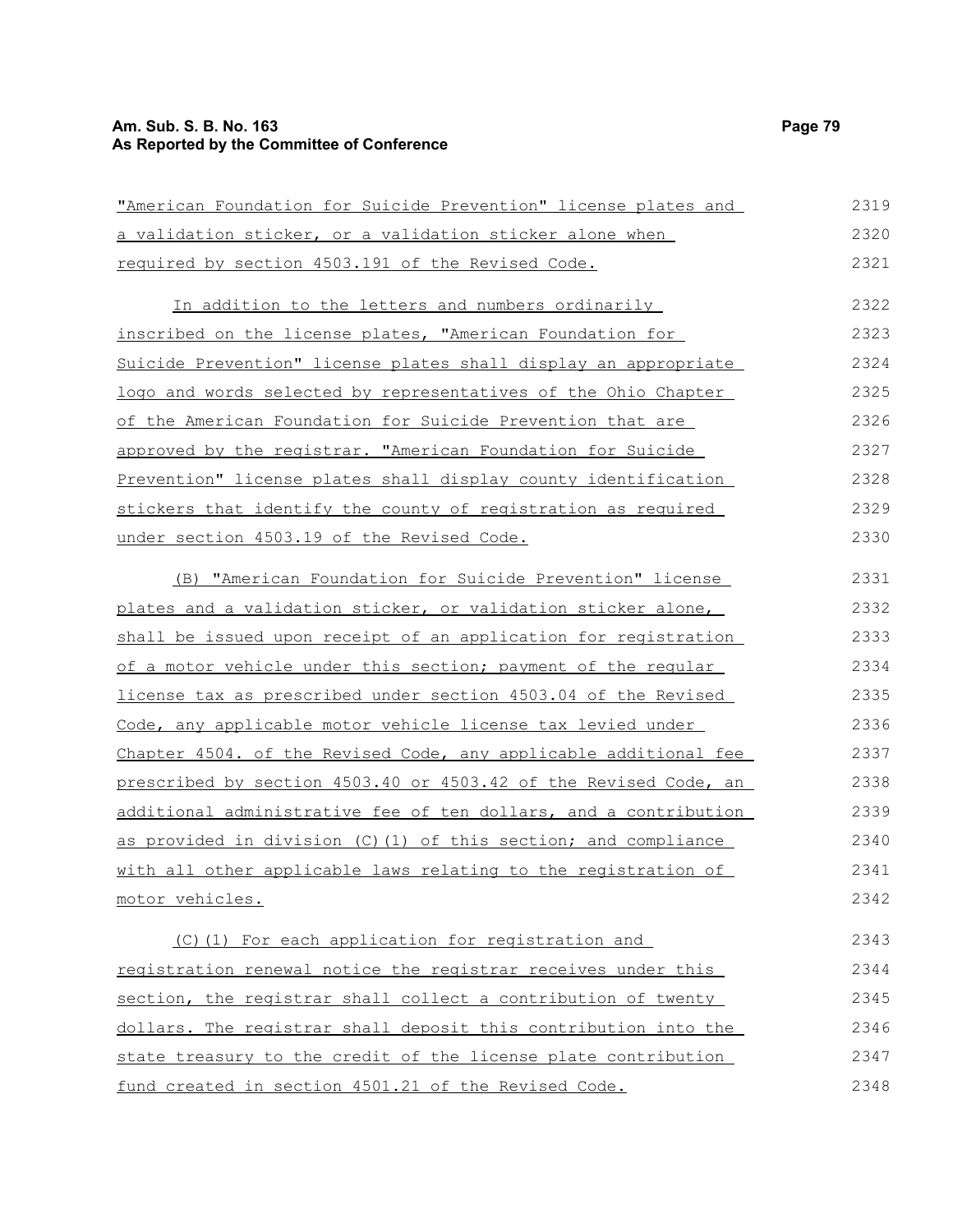"American Foundation for Suicide Prevention" license plates and a validation sticker, or a validation sticker alone when required by section 4503.191 of the Revised Code.

In addition to the letters and numbers ordinarily inscribed on the license plates, "American Foundation for Suicide Prevention" license plates shall display an appropriate logo and words selected by representatives of the Ohio Chapter of the American Foundation for Suicide Prevention that are approved by the registrar. "American Foundation for Suicide Prevention" license plates shall display county identification stickers that identify the county of registration as required under section 4503.19 of the Revised Code.

(B) "American Foundation for Suicide Prevention" license plates and a validation sticker, or validation sticker alone, shall be issued upon receipt of an application for registration of a motor vehicle under this section; payment of the regular license tax as prescribed under section 4503.04 of the Revised Code, any applicable motor vehicle license tax levied under Chapter 4504. of the Revised Code, any applicable additional fee prescribed by section 4503.40 or 4503.42 of the Revised Code, an additional administrative fee of ten dollars, and a contribution as provided in division (C)(1) of this section; and compliance with all other applicable laws relating to the registration of motor vehicles.

(C)(1) For each application for registration and registration renewal notice the registrar receives under this section, the registrar shall collect a contribution of twenty dollars. The registrar shall deposit this contribution into the state treasury to the credit of the license plate contribution fund created in section 4501.21 of the Revised Code.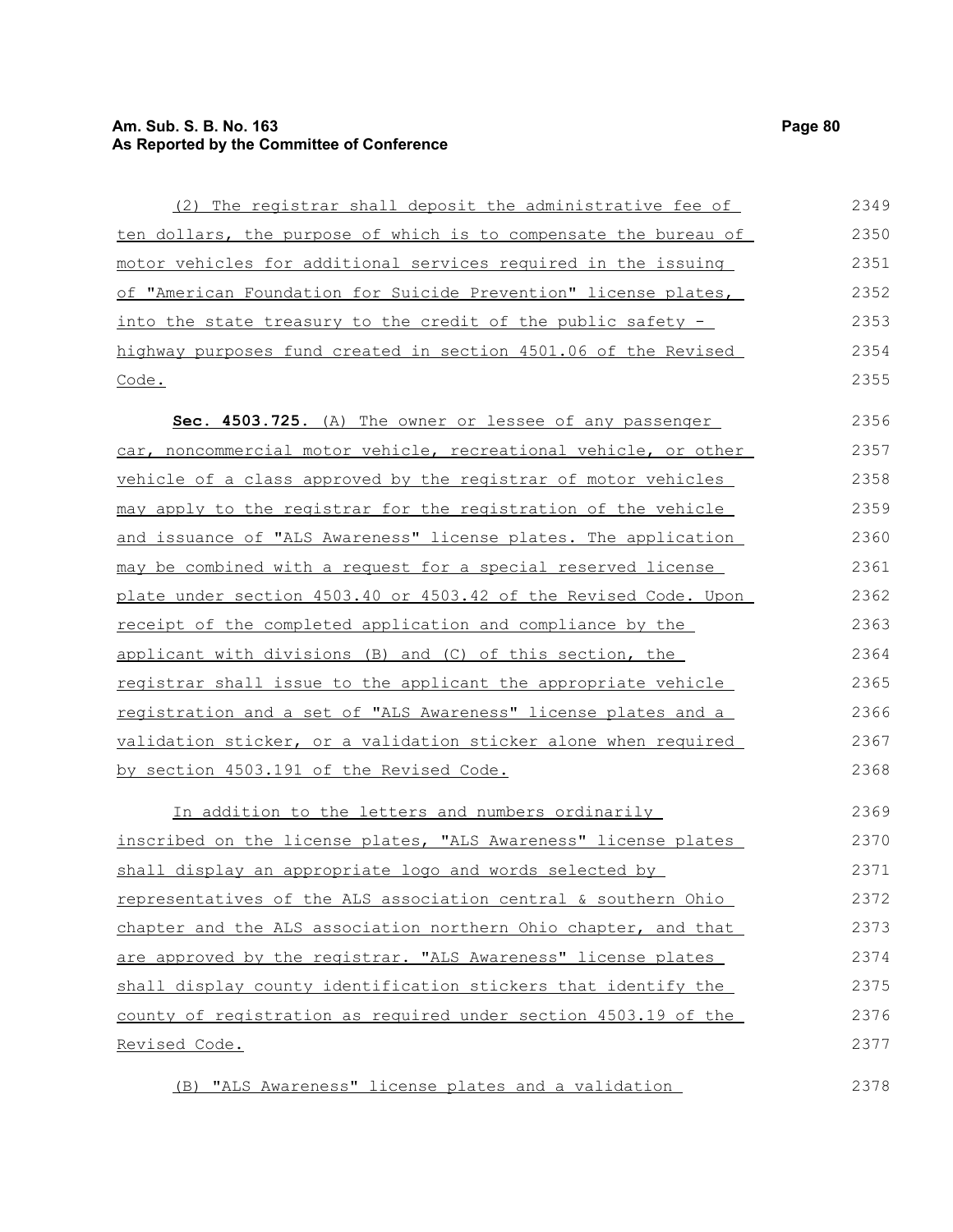(2) The registrar shall deposit the administrative fee of ten dollars, the purpose of which is to compensate the bureau of motor vehicles for additional services required in the issuing of "American Foundation for Suicide Prevention" license plates, into the state treasury to the credit of the public safety - highway purposes fund created in section 4501.06 of the Revised Code.

**Sec. 4503.725.** (A) The owner or lessee of any passenger car, noncommercial motor vehicle, recreational vehicle, or other vehicle of a class approved by the registrar of motor vehicles may apply to the registrar for the registration of the vehicle and issuance of "ALS Awareness" license plates. The application may be combined with a request for a special reserved license plate under section 4503.40 or 4503.42 of the Revised Code. Upon receipt of the completed application and compliance by the applicant with divisions (B) and (C) of this section, the registrar shall issue to the applicant the appropriate vehicle registration and a set of "ALS Awareness" license plates and a validation sticker, or a validation sticker alone when required by section 4503.191 of the Revised Code.

In addition to the letters and numbers ordinarily inscribed on the license plates, "ALS Awareness" license plates shall display an appropriate logo and words selected by representatives of the ALS association central & southern Ohio chapter and the ALS association northern Ohio chapter, and that are approved by the registrar. "ALS Awareness" license plates shall display county identification stickers that identify the county of registration as required under section 4503.19 of the Revised Code.

(B) "ALS Awareness" license plates and a validation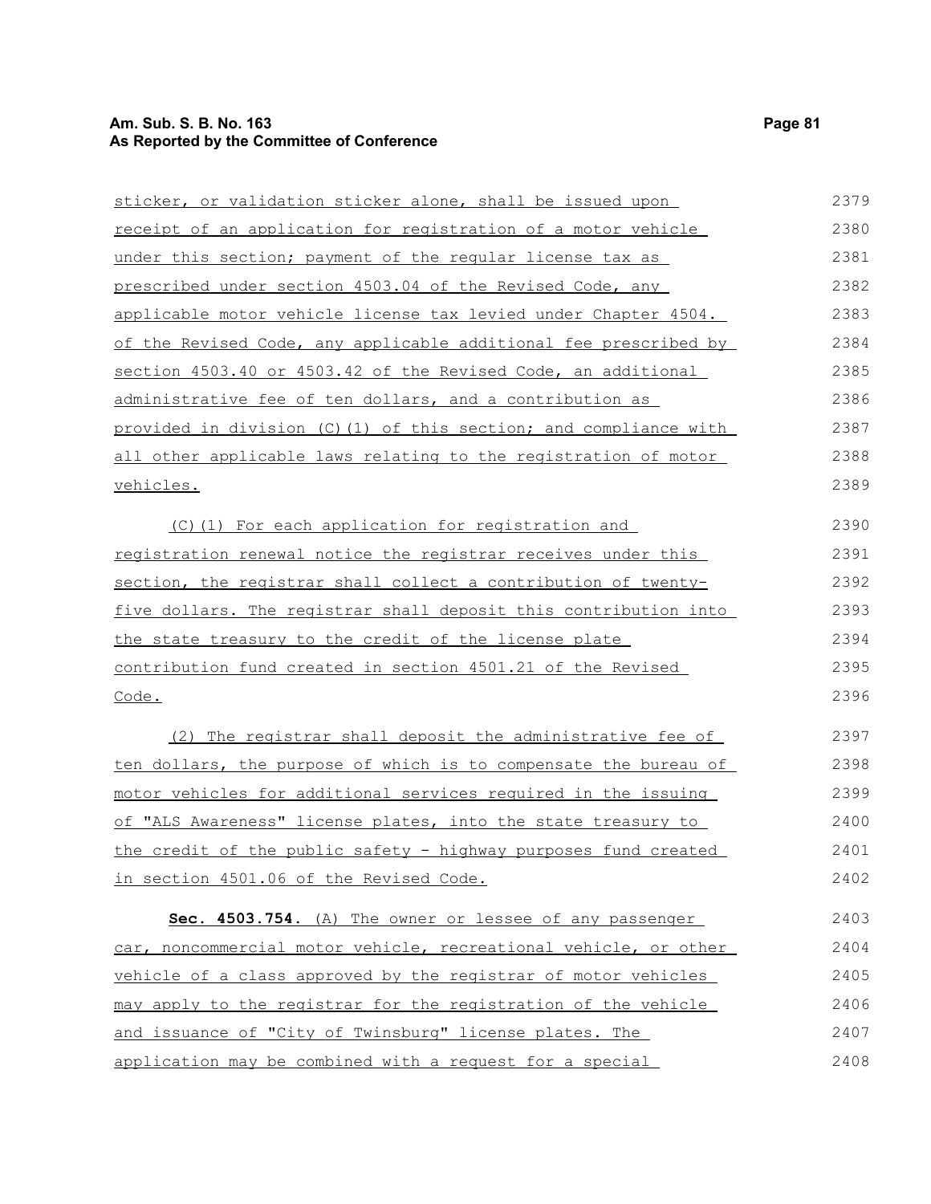sticker, or validation sticker alone, shall be issued upon receipt of an application for registration of a motor vehicle under this section; payment of the regular license tax as prescribed under section 4503.04 of the Revised Code, any applicable motor vehicle license tax levied under Chapter 4504. of the Revised Code, any applicable additional fee prescribed by section 4503.40 or 4503.42 of the Revised Code, an additional administrative fee of ten dollars, and a contribution as provided in division (C)(1) of this section; and compliance with all other applicable laws relating to the registration of motor vehicles.

(C)(1) For each application for registration and registration renewal notice the registrar receives under this section, the registrar shall collect a contribution of twenty-five dollars. The registrar shall deposit this contribution into the state treasury to the credit of the license plate contribution fund created in section 4501.21 of the Revised Code.

(2) The registrar shall deposit the administrative fee of ten dollars, the purpose of which is to compensate the bureau of motor vehicles for additional services required in the issuing of "ALS Awareness" license plates, into the state treasury to the credit of the public safety - highway purposes fund created in section 4501.06 of the Revised Code.

**Sec. 4503.754.** (A) The owner or lessee of any passenger car, noncommercial motor vehicle, recreational vehicle, or other vehicle of a class approved by the registrar of motor vehicles may apply to the registrar for the registration of the vehicle and issuance of "City of Twinsburg" license plates. The application may be combined with a request for a special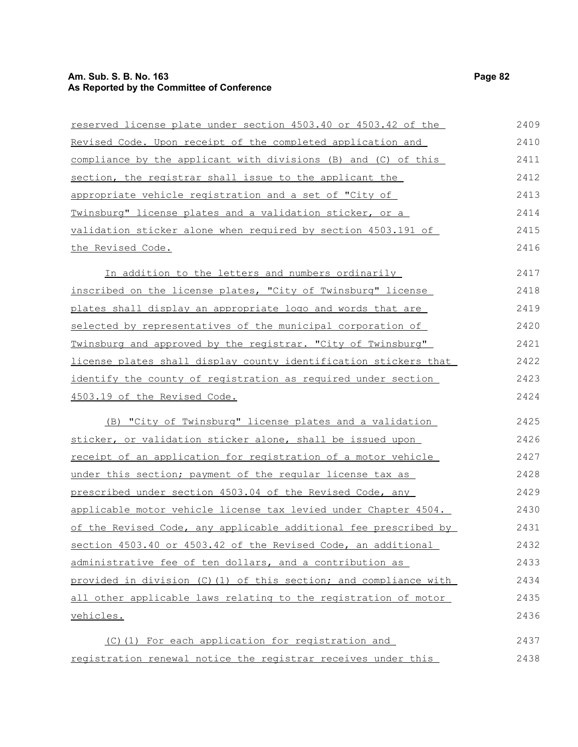reserved license plate under section 4503.40 or 4503.42 of the Revised Code. Upon receipt of the completed application and compliance by the applicant with divisions (B) and (C) of this section, the registrar shall issue to the applicant the appropriate vehicle registration and a set of "City of Twinsburg" license plates and a validation sticker, or a validation sticker alone when required by section 4503.191 of the Revised Code.

In addition to the letters and numbers ordinarily inscribed on the license plates, "City of Twinsburg" license plates shall display an appropriate logo and words that are selected by representatives of the municipal corporation of Twinsburg and approved by the registrar. "City of Twinsburg" license plates shall display county identification stickers that identify the county of registration as required under section 4503.19 of the Revised Code.

(B) "City of Twinsburg" license plates and a validation sticker, or validation sticker alone, shall be issued upon receipt of an application for registration of a motor vehicle under this section; payment of the regular license tax as prescribed under section 4503.04 of the Revised Code, any applicable motor vehicle license tax levied under Chapter 4504. of the Revised Code, any applicable additional fee prescribed by section 4503.40 or 4503.42 of the Revised Code, an additional administrative fee of ten dollars, and a contribution as provided in division (C)(1) of this section; and compliance with all other applicable laws relating to the registration of motor vehicles.

(C)(1) For each application for registration and registration renewal notice the registrar receives under this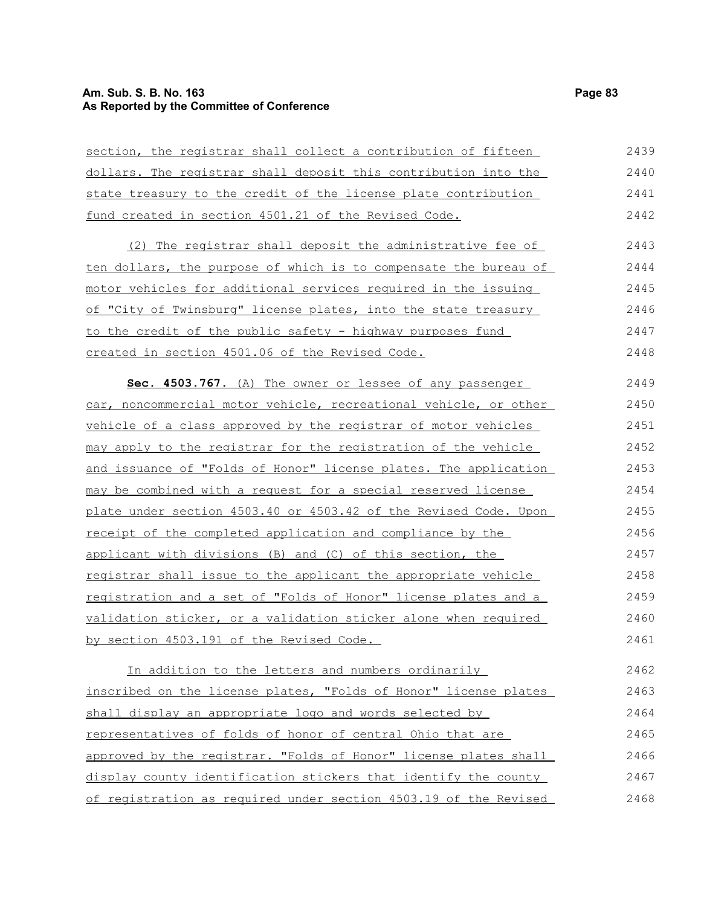section, the registrar shall collect a contribution of fifteen dollars. The registrar shall deposit this contribution into the state treasury to the credit of the license plate contribution fund created in section 4501.21 of the Revised Code.

(2) The registrar shall deposit the administrative fee of ten dollars, the purpose of which is to compensate the bureau of motor vehicles for additional services required in the issuing of "City of Twinsburg" license plates, into the state treasury to the credit of the public safety - highway purposes fund created in section 4501.06 of the Revised Code.

**Sec. 4503.767.** (A) The owner or lessee of any passenger car, noncommercial motor vehicle, recreational vehicle, or other vehicle of a class approved by the registrar of motor vehicles may apply to the registrar for the registration of the vehicle and issuance of "Folds of Honor" license plates. The application may be combined with a request for a special reserved license plate under section 4503.40 or 4503.42 of the Revised Code. Upon receipt of the completed application and compliance by the applicant with divisions (B) and (C) of this section, the registrar shall issue to the applicant the appropriate vehicle registration and a set of "Folds of Honor" license plates and a validation sticker, or a validation sticker alone when required by section 4503.191 of the Revised Code.

In addition to the letters and numbers ordinarily inscribed on the license plates, "Folds of Honor" license plates shall display an appropriate logo and words selected by representatives of folds of honor of central Ohio that are approved by the registrar. "Folds of Honor" license plates shall display county identification stickers that identify the county of registration as required under section 4503.19 of the Revised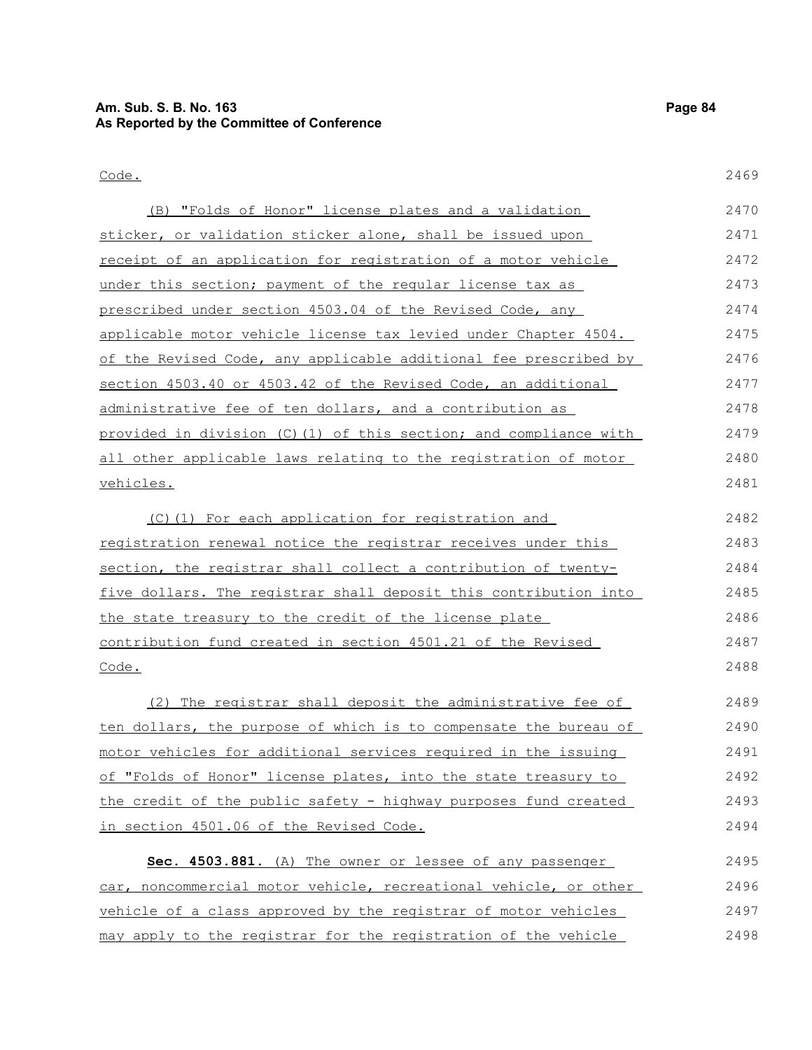Code.

(B) "Folds of Honor" license plates and a validation sticker, or validation sticker alone, shall be issued upon receipt of an application for registration of a motor vehicle under this section; payment of the regular license tax as prescribed under section 4503.04 of the Revised Code, any applicable motor vehicle license tax levied under Chapter 4504. of the Revised Code, any applicable additional fee prescribed by section 4503.40 or 4503.42 of the Revised Code, an additional administrative fee of ten dollars, and a contribution as provided in division (C)(1) of this section; and compliance with all other applicable laws relating to the registration of motor vehicles.

(C)(1) For each application for registration and registration renewal notice the registrar receives under this section, the registrar shall collect a contribution of twenty-five dollars. The registrar shall deposit this contribution into the state treasury to the credit of the license plate contribution fund created in section 4501.21 of the Revised Code.

(2) The registrar shall deposit the administrative fee of ten dollars, the purpose of which is to compensate the bureau of motor vehicles for additional services required in the issuing of "Folds of Honor" license plates, into the state treasury to the credit of the public safety - highway purposes fund created in section 4501.06 of the Revised Code.

**Sec. 4503.881.** (A) The owner or lessee of any passenger car, noncommercial motor vehicle, recreational vehicle, or other vehicle of a class approved by the registrar of motor vehicles may apply to the registrar for the registration of the vehicle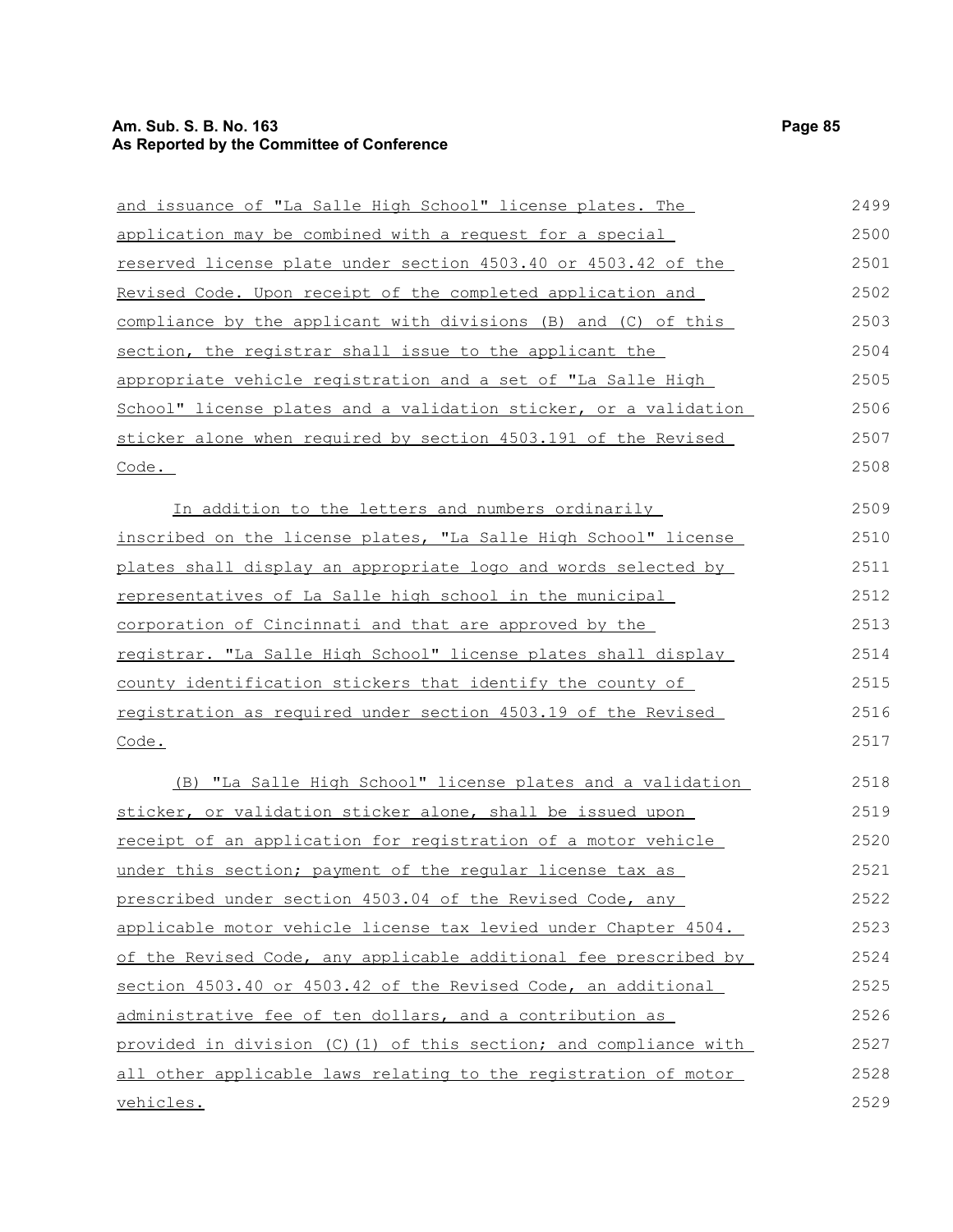and issuance of "La Salle High School" license plates. The application may be combined with a request for a special reserved license plate under section 4503.40 or 4503.42 of the Revised Code. Upon receipt of the completed application and compliance by the applicant with divisions (B) and (C) of this section, the registrar shall issue to the applicant the appropriate vehicle registration and a set of "La Salle High School" license plates and a validation sticker, or a validation sticker alone when required by section 4503.191 of the Revised Code.

In addition to the letters and numbers ordinarily inscribed on the license plates, "La Salle High School" license plates shall display an appropriate logo and words selected by representatives of La Salle high school in the municipal corporation of Cincinnati and that are approved by the registrar. "La Salle High School" license plates shall display county identification stickers that identify the county of registration as required under section 4503.19 of the Revised Code.

(B) "La Salle High School" license plates and a validation sticker, or validation sticker alone, shall be issued upon receipt of an application for registration of a motor vehicle under this section; payment of the regular license tax as prescribed under section 4503.04 of the Revised Code, any applicable motor vehicle license tax levied under Chapter 4504. of the Revised Code, any applicable additional fee prescribed by section 4503.40 or 4503.42 of the Revised Code, an additional administrative fee of ten dollars, and a contribution as provided in division (C)(1) of this section; and compliance with all other applicable laws relating to the registration of motor vehicles.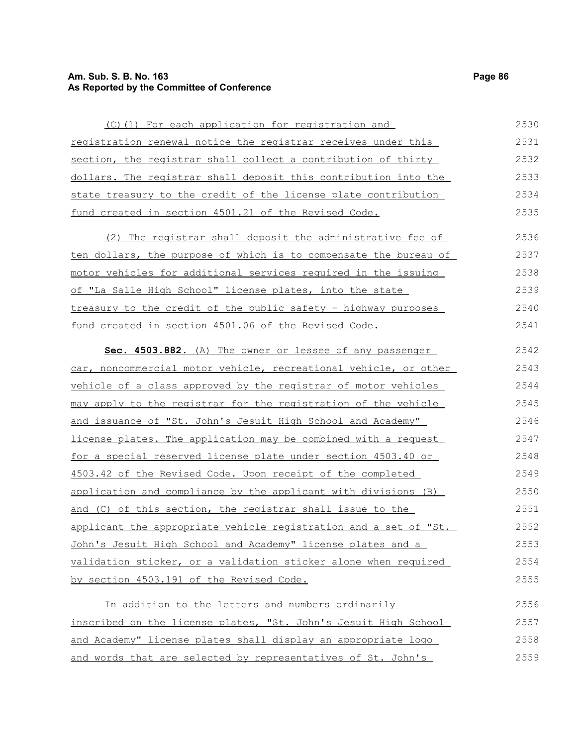(C)(1) For each application for registration and registration renewal notice the registrar receives under this section, the registrar shall collect a contribution of thirty dollars. The registrar shall deposit this contribution into the state treasury to the credit of the license plate contribution fund created in section 4501.21 of the Revised Code.

(2) The registrar shall deposit the administrative fee of ten dollars, the purpose of which is to compensate the bureau of motor vehicles for additional services required in the issuing of "La Salle High School" license plates, into the state treasury to the credit of the public safety - highway purposes fund created in section 4501.06 of the Revised Code.

**Sec. 4503.882.** (A) The owner or lessee of any passenger car, noncommercial motor vehicle, recreational vehicle, or other vehicle of a class approved by the registrar of motor vehicles may apply to the registrar for the registration of the vehicle and issuance of "St. John's Jesuit High School and Academy" license plates. The application may be combined with a request for a special reserved license plate under section 4503.40 or 4503.42 of the Revised Code. Upon receipt of the completed application and compliance by the applicant with divisions (B) and (C) of this section, the registrar shall issue to the applicant the appropriate vehicle registration and a set of "St. John's Jesuit High School and Academy" license plates and a validation sticker, or a validation sticker alone when required by section 4503.191 of the Revised Code.

In addition to the letters and numbers ordinarily inscribed on the license plates, "St. John's Jesuit High School and Academy" license plates shall display an appropriate logo and words that are selected by representatives of St. John's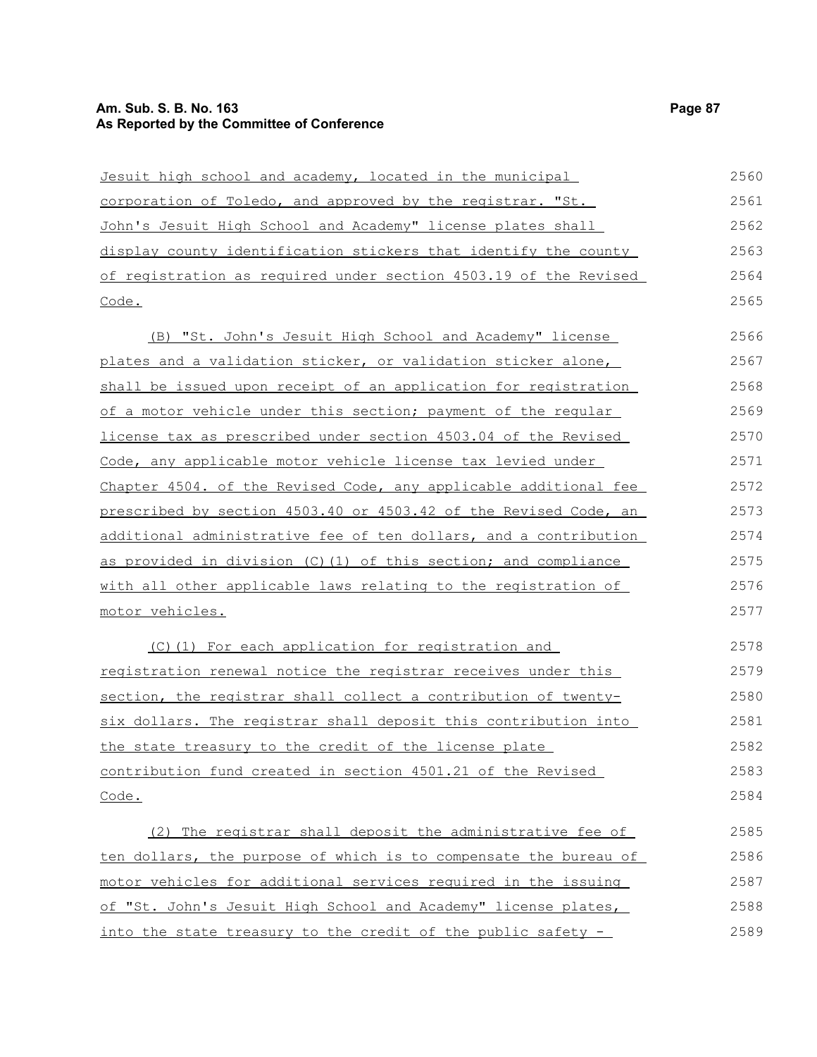Jesuit high school and academy, located in the municipal corporation of Toledo, and approved by the registrar. "St. John's Jesuit High School and Academy" license plates shall display county identification stickers that identify the county of registration as required under section 4503.19 of the Revised Code.

(B) "St. John's Jesuit High School and Academy" license plates and a validation sticker, or validation sticker alone, shall be issued upon receipt of an application for registration of a motor vehicle under this section; payment of the regular license tax as prescribed under section 4503.04 of the Revised Code, any applicable motor vehicle license tax levied under Chapter 4504. of the Revised Code, any applicable additional fee prescribed by section 4503.40 or 4503.42 of the Revised Code, an additional administrative fee of ten dollars, and a contribution as provided in division (C)(1) of this section; and compliance with all other applicable laws relating to the registration of motor vehicles.

(C)(1) For each application for registration and registration renewal notice the registrar receives under this section, the registrar shall collect a contribution of twenty-six dollars. The registrar shall deposit this contribution into the state treasury to the credit of the license plate contribution fund created in section 4501.21 of the Revised Code.

(2) The registrar shall deposit the administrative fee of ten dollars, the purpose of which is to compensate the bureau of motor vehicles for additional services required in the issuing of "St. John's Jesuit High School and Academy" license plates, into the state treasury to the credit of the public safety -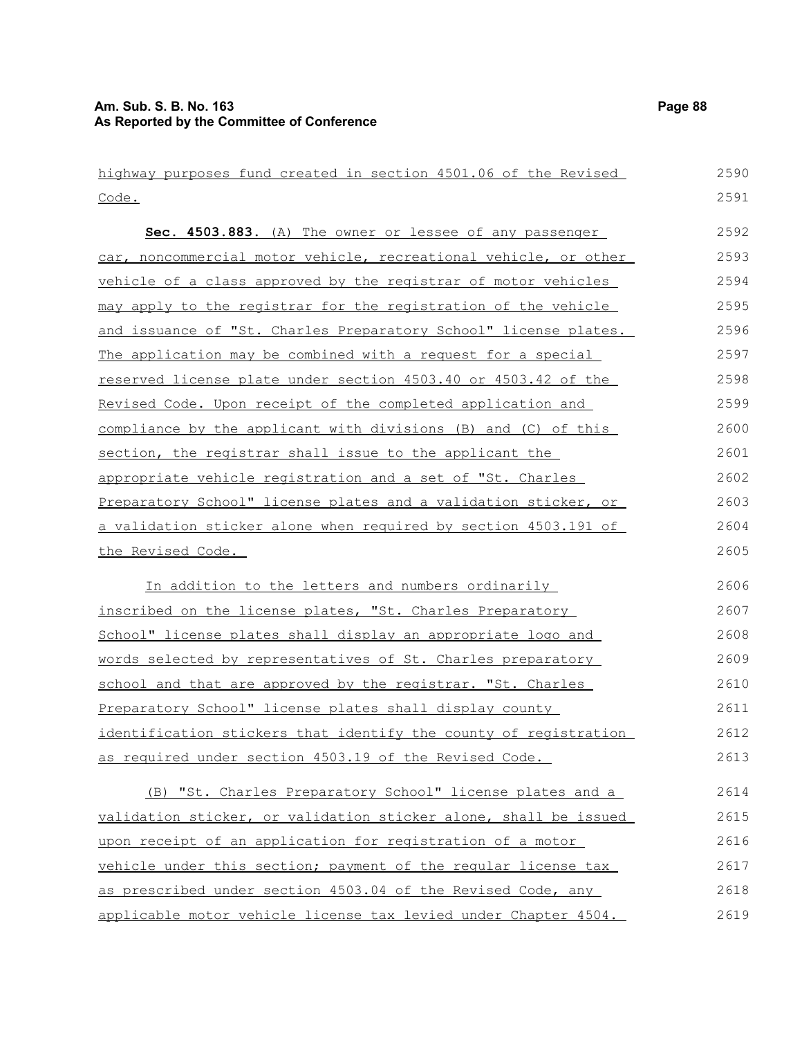highway purposes fund created in section 4501.06 of the Revised Code.

**Sec. 4503.883.** (A) The owner or lessee of any passenger car, noncommercial motor vehicle, recreational vehicle, or other vehicle of a class approved by the registrar of motor vehicles may apply to the registrar for the registration of the vehicle and issuance of "St. Charles Preparatory School" license plates. The application may be combined with a request for a special reserved license plate under section 4503.40 or 4503.42 of the Revised Code. Upon receipt of the completed application and compliance by the applicant with divisions (B) and (C) of this section, the registrar shall issue to the applicant the appropriate vehicle registration and a set of "St. Charles Preparatory School" license plates and a validation sticker, or a validation sticker alone when required by section 4503.191 of the Revised Code.

In addition to the letters and numbers ordinarily inscribed on the license plates, "St. Charles Preparatory School" license plates shall display an appropriate logo and words selected by representatives of St. Charles preparatory school and that are approved by the registrar. "St. Charles Preparatory School" license plates shall display county identification stickers that identify the county of registration as required under section 4503.19 of the Revised Code.

(B) "St. Charles Preparatory School" license plates and a validation sticker, or validation sticker alone, shall be issued upon receipt of an application for registration of a motor vehicle under this section; payment of the regular license tax as prescribed under section 4503.04 of the Revised Code, any applicable motor vehicle license tax levied under Chapter 4504.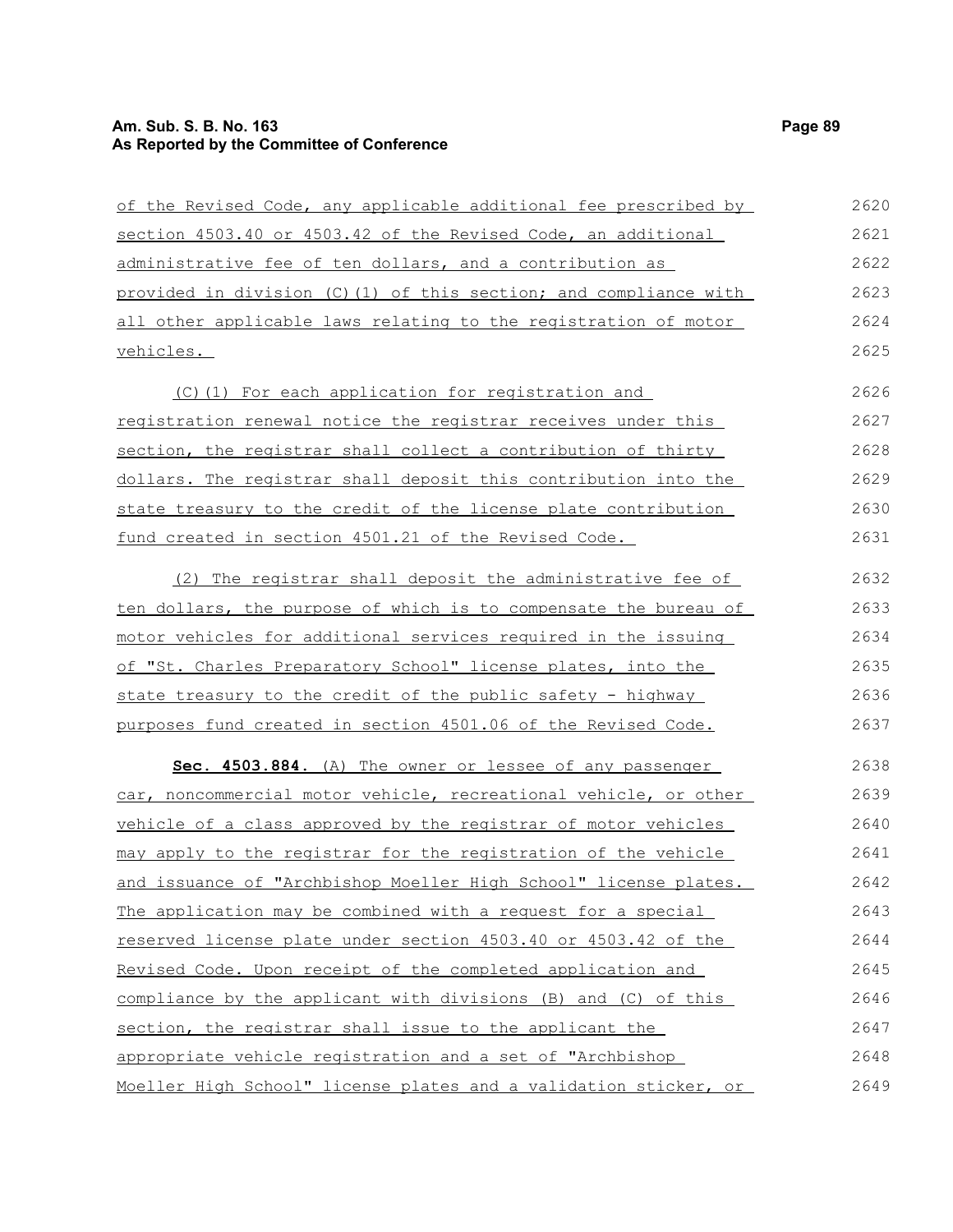of the Revised Code, any applicable additional fee prescribed by section 4503.40 or 4503.42 of the Revised Code, an additional administrative fee of ten dollars, and a contribution as provided in division (C)(1) of this section; and compliance with all other applicable laws relating to the registration of motor vehicles.

(C)(1) For each application for registration and registration renewal notice the registrar receives under this section, the registrar shall collect a contribution of thirty dollars. The registrar shall deposit this contribution into the state treasury to the credit of the license plate contribution fund created in section 4501.21 of the Revised Code.

(2) The registrar shall deposit the administrative fee of ten dollars, the purpose of which is to compensate the bureau of motor vehicles for additional services required in the issuing of "St. Charles Preparatory School" license plates, into the state treasury to the credit of the public safety - highway purposes fund created in section 4501.06 of the Revised Code.

**Sec. 4503.884.** (A) The owner or lessee of any passenger car, noncommercial motor vehicle, recreational vehicle, or other vehicle of a class approved by the registrar of motor vehicles may apply to the registrar for the registration of the vehicle and issuance of "Archbishop Moeller High School" license plates. The application may be combined with a request for a special reserved license plate under section 4503.40 or 4503.42 of the Revised Code. Upon receipt of the completed application and compliance by the applicant with divisions (B) and (C) of this section, the registrar shall issue to the applicant the appropriate vehicle registration and a set of "Archbishop Moeller High School" license plates and a validation sticker, or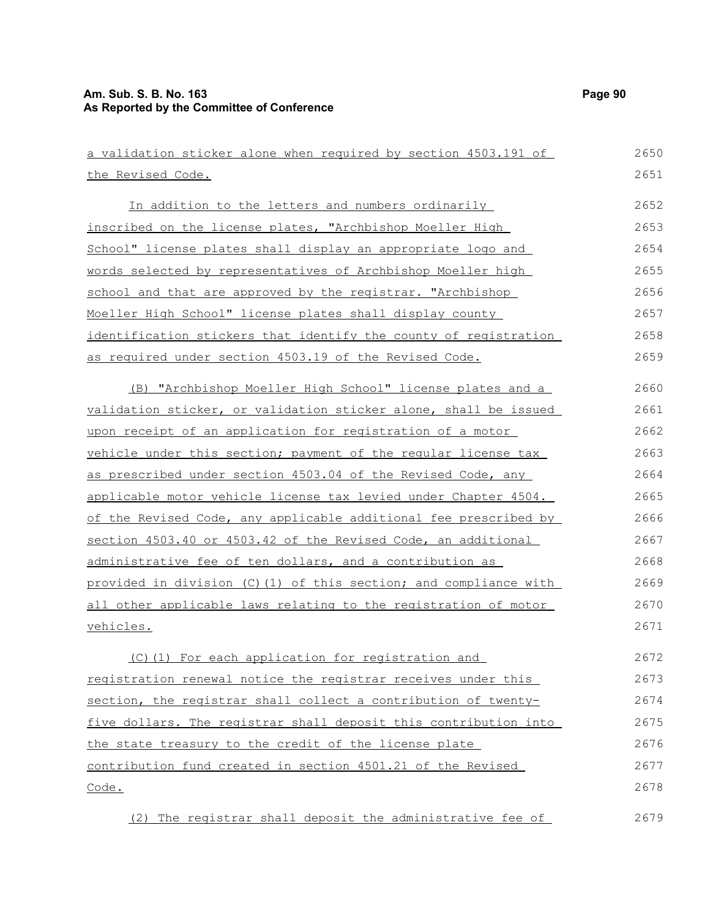a validation sticker alone when required by section 4503.191 of the Revised Code.

In addition to the letters and numbers ordinarily inscribed on the license plates, "Archbishop Moeller High School" license plates shall display an appropriate logo and words selected by representatives of Archbishop Moeller high school and that are approved by the registrar. "Archbishop Moeller High School" license plates shall display county identification stickers that identify the county of registration as required under section 4503.19 of the Revised Code.

(B) "Archbishop Moeller High School" license plates and a validation sticker, or validation sticker alone, shall be issued upon receipt of an application for registration of a motor vehicle under this section; payment of the regular license tax as prescribed under section 4503.04 of the Revised Code, any applicable motor vehicle license tax levied under Chapter 4504. of the Revised Code, any applicable additional fee prescribed by section 4503.40 or 4503.42 of the Revised Code, an additional administrative fee of ten dollars, and a contribution as provided in division (C)(1) of this section; and compliance with all other applicable laws relating to the registration of motor vehicles.

(C)(1) For each application for registration and registration renewal notice the registrar receives under this section, the registrar shall collect a contribution of twenty-five dollars. The registrar shall deposit this contribution into the state treasury to the credit of the license plate contribution fund created in section 4501.21 of the Revised Code.

(2) The registrar shall deposit the administrative fee of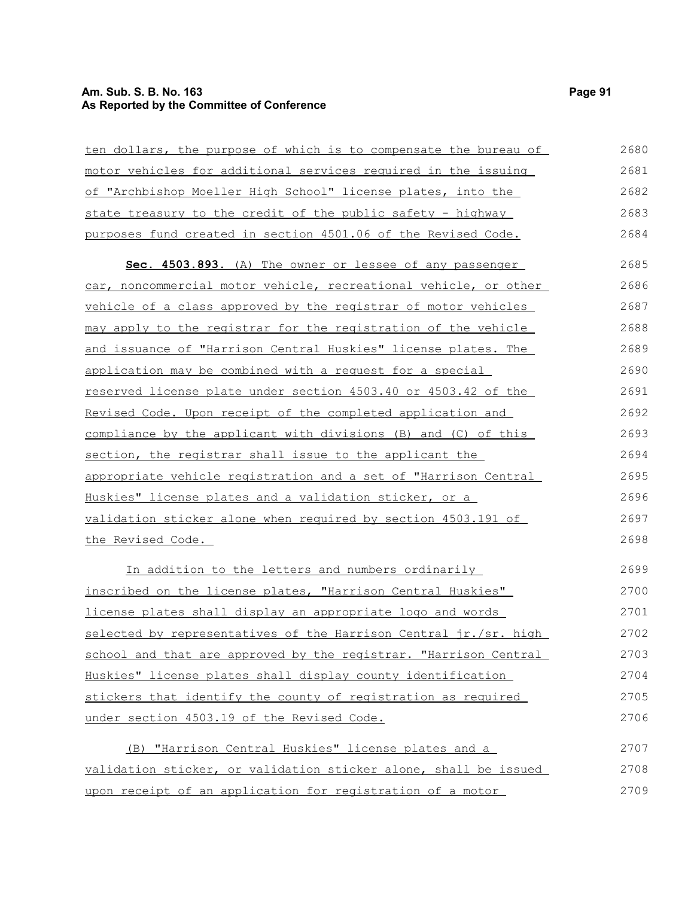ten dollars, the purpose of which is to compensate the bureau of motor vehicles for additional services required in the issuing of "Archbishop Moeller High School" license plates, into the state treasury to the credit of the public safety - highway purposes fund created in section 4501.06 of the Revised Code.

**Sec. 4503.893.** (A) The owner or lessee of any passenger car, noncommercial motor vehicle, recreational vehicle, or other vehicle of a class approved by the registrar of motor vehicles may apply to the registrar for the registration of the vehicle and issuance of "Harrison Central Huskies" license plates. The application may be combined with a request for a special reserved license plate under section 4503.40 or 4503.42 of the Revised Code. Upon receipt of the completed application and compliance by the applicant with divisions (B) and (C) of this section, the registrar shall issue to the applicant the appropriate vehicle registration and a set of "Harrison Central Huskies" license plates and a validation sticker, or a validation sticker alone when required by section 4503.191 of the Revised Code.

In addition to the letters and numbers ordinarily inscribed on the license plates, "Harrison Central Huskies" license plates shall display an appropriate logo and words selected by representatives of the Harrison Central jr./sr. high school and that are approved by the registrar. "Harrison Central Huskies" license plates shall display county identification stickers that identify the county of registration as required under section 4503.19 of the Revised Code.

(B) "Harrison Central Huskies" license plates and a validation sticker, or validation sticker alone, shall be issued upon receipt of an application for registration of a motor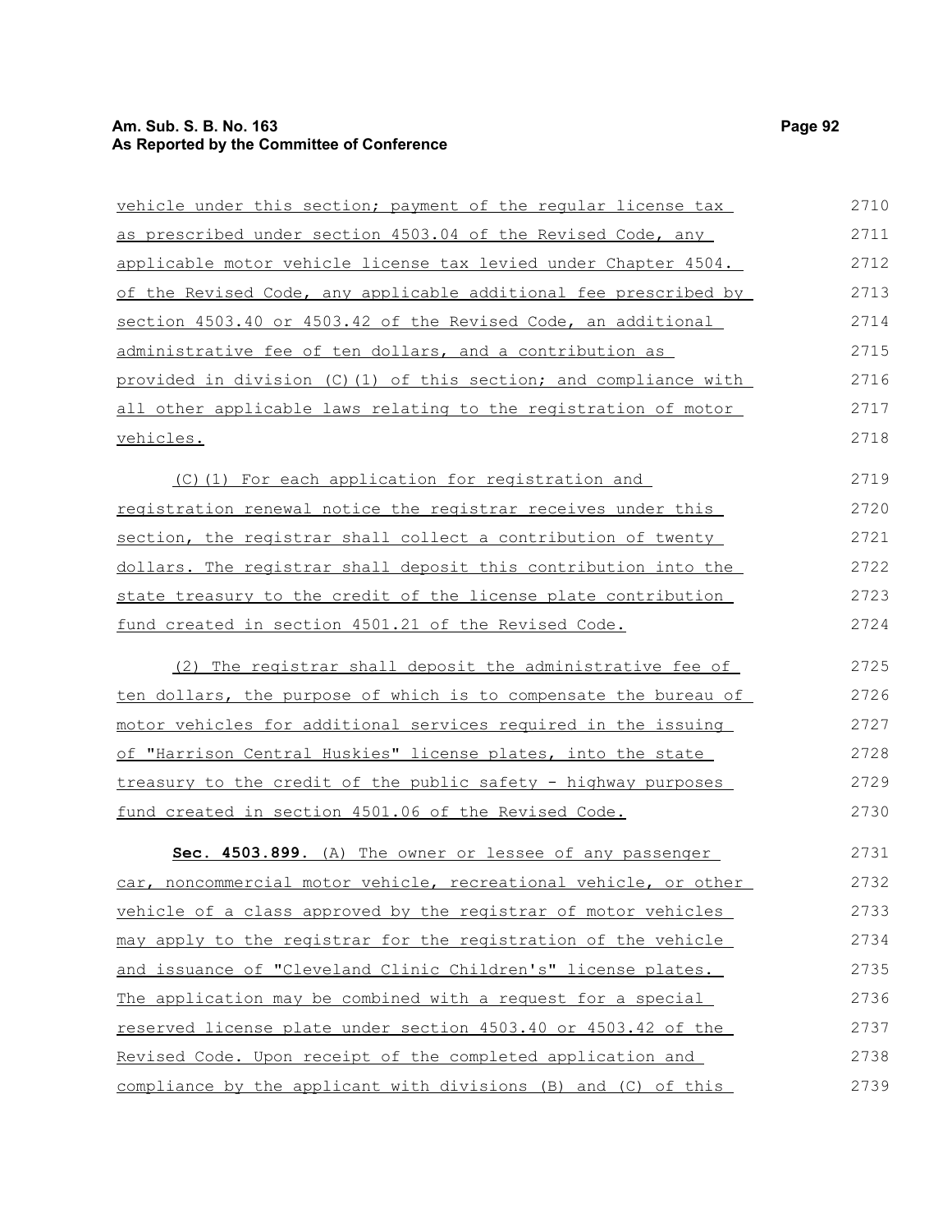vehicle under this section; payment of the regular license tax as prescribed under section 4503.04 of the Revised Code, any applicable motor vehicle license tax levied under Chapter 4504. of the Revised Code, any applicable additional fee prescribed by section 4503.40 or 4503.42 of the Revised Code, an additional administrative fee of ten dollars, and a contribution as provided in division (C)(1) of this section; and compliance with all other applicable laws relating to the registration of motor vehicles.

(C)(1) For each application for registration and registration renewal notice the registrar receives under this section, the registrar shall collect a contribution of twenty dollars. The registrar shall deposit this contribution into the state treasury to the credit of the license plate contribution fund created in section 4501.21 of the Revised Code.

(2) The registrar shall deposit the administrative fee of ten dollars, the purpose of which is to compensate the bureau of motor vehicles for additional services required in the issuing of "Harrison Central Huskies" license plates, into the state treasury to the credit of the public safety - highway purposes fund created in section 4501.06 of the Revised Code.

**Sec. 4503.899.** (A) The owner or lessee of any passenger car, noncommercial motor vehicle, recreational vehicle, or other vehicle of a class approved by the registrar of motor vehicles may apply to the registrar for the registration of the vehicle and issuance of "Cleveland Clinic Children's" license plates. The application may be combined with a request for a special reserved license plate under section 4503.40 or 4503.42 of the Revised Code. Upon receipt of the completed application and compliance by the applicant with divisions (B) and (C) of this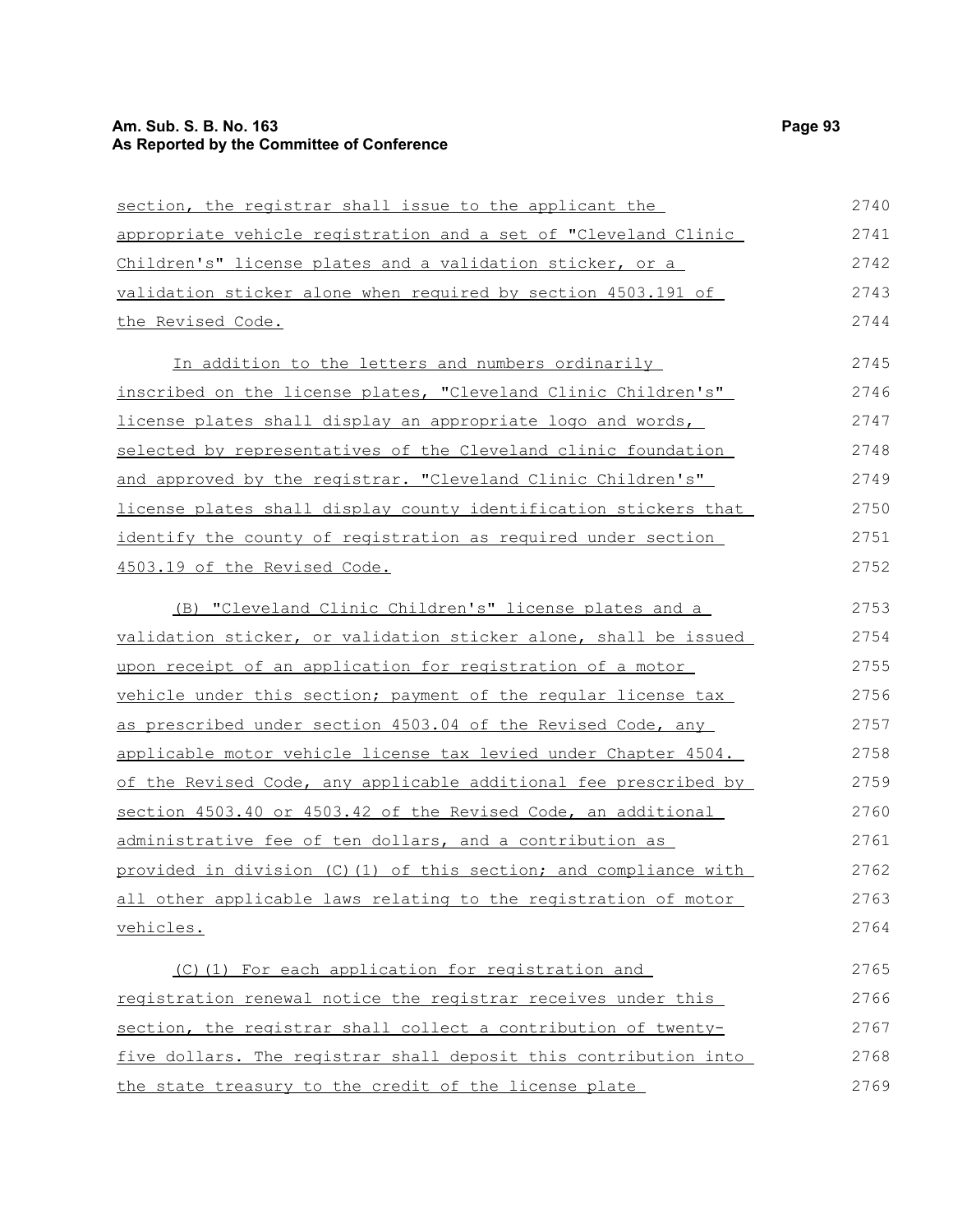section, the registrar shall issue to the applicant the appropriate vehicle registration and a set of "Cleveland Clinic Children's" license plates and a validation sticker, or a validation sticker alone when required by section 4503.191 of the Revised Code.

In addition to the letters and numbers ordinarily inscribed on the license plates, "Cleveland Clinic Children's" license plates shall display an appropriate logo and words, selected by representatives of the Cleveland clinic foundation and approved by the registrar. "Cleveland Clinic Children's" license plates shall display county identification stickers that identify the county of registration as required under section 4503.19 of the Revised Code.

(B) "Cleveland Clinic Children's" license plates and a validation sticker, or validation sticker alone, shall be issued upon receipt of an application for registration of a motor vehicle under this section; payment of the regular license tax as prescribed under section 4503.04 of the Revised Code, any applicable motor vehicle license tax levied under Chapter 4504. of the Revised Code, any applicable additional fee prescribed by section 4503.40 or 4503.42 of the Revised Code, an additional administrative fee of ten dollars, and a contribution as provided in division (C)(1) of this section; and compliance with all other applicable laws relating to the registration of motor vehicles.

(C)(1) For each application for registration and registration renewal notice the registrar receives under this section, the registrar shall collect a contribution of twenty-five dollars. The registrar shall deposit this contribution into the state treasury to the credit of the license plate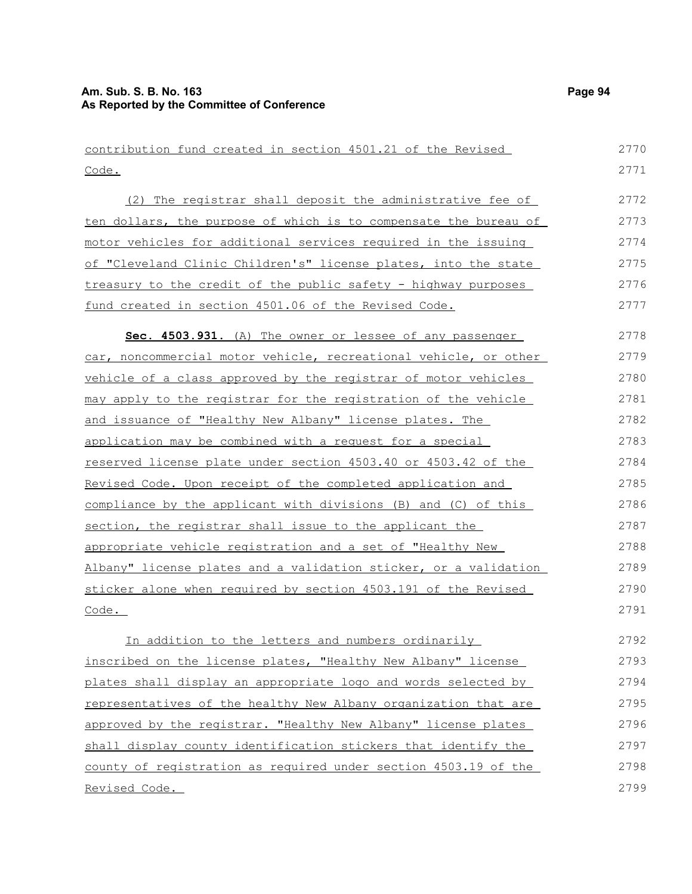contribution fund created in section 4501.21 of the Revised Code.

(2) The registrar shall deposit the administrative fee of ten dollars, the purpose of which is to compensate the bureau of motor vehicles for additional services required in the issuing of "Cleveland Clinic Children's" license plates, into the state treasury to the credit of the public safety - highway purposes fund created in section 4501.06 of the Revised Code.

**Sec. 4503.931.** (A) The owner or lessee of any passenger car, noncommercial motor vehicle, recreational vehicle, or other vehicle of a class approved by the registrar of motor vehicles may apply to the registrar for the registration of the vehicle and issuance of "Healthy New Albany" license plates. The application may be combined with a request for a special reserved license plate under section 4503.40 or 4503.42 of the Revised Code. Upon receipt of the completed application and compliance by the applicant with divisions (B) and (C) of this section, the registrar shall issue to the applicant the appropriate vehicle registration and a set of "Healthy New Albany" license plates and a validation sticker, or a validation sticker alone when required by section 4503.191 of the Revised Code.

In addition to the letters and numbers ordinarily inscribed on the license plates, "Healthy New Albany" license plates shall display an appropriate logo and words selected by representatives of the healthy New Albany organization that are approved by the registrar. "Healthy New Albany" license plates shall display county identification stickers that identify the county of registration as required under section 4503.19 of the Revised Code.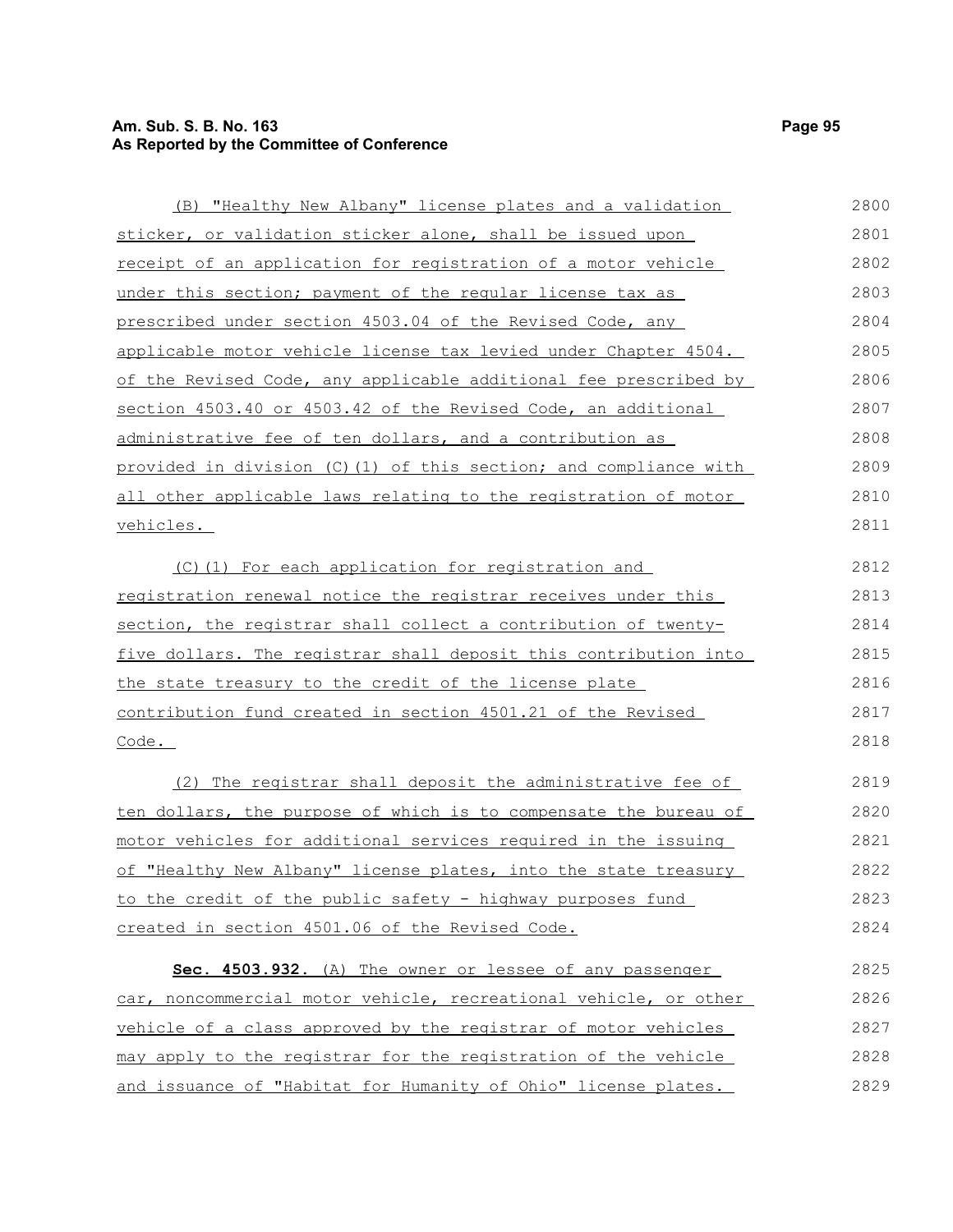(B) "Healthy New Albany" license plates and a validation sticker, or validation sticker alone, shall be issued upon receipt of an application for registration of a motor vehicle under this section; payment of the regular license tax as prescribed under section 4503.04 of the Revised Code, any applicable motor vehicle license tax levied under Chapter 4504. of the Revised Code, any applicable additional fee prescribed by section 4503.40 or 4503.42 of the Revised Code, an additional administrative fee of ten dollars, and a contribution as provided in division (C)(1) of this section; and compliance with all other applicable laws relating to the registration of motor vehicles.

(C)(1) For each application for registration and registration renewal notice the registrar receives under this section, the registrar shall collect a contribution of twenty-five dollars. The registrar shall deposit this contribution into the state treasury to the credit of the license plate contribution fund created in section 4501.21 of the Revised Code.

(2) The registrar shall deposit the administrative fee of ten dollars, the purpose of which is to compensate the bureau of motor vehicles for additional services required in the issuing of "Healthy New Albany" license plates, into the state treasury to the credit of the public safety - highway purposes fund created in section 4501.06 of the Revised Code.

**Sec. 4503.932.** (A) The owner or lessee of any passenger car, noncommercial motor vehicle, recreational vehicle, or other vehicle of a class approved by the registrar of motor vehicles may apply to the registrar for the registration of the vehicle and issuance of "Habitat for Humanity of Ohio" license plates.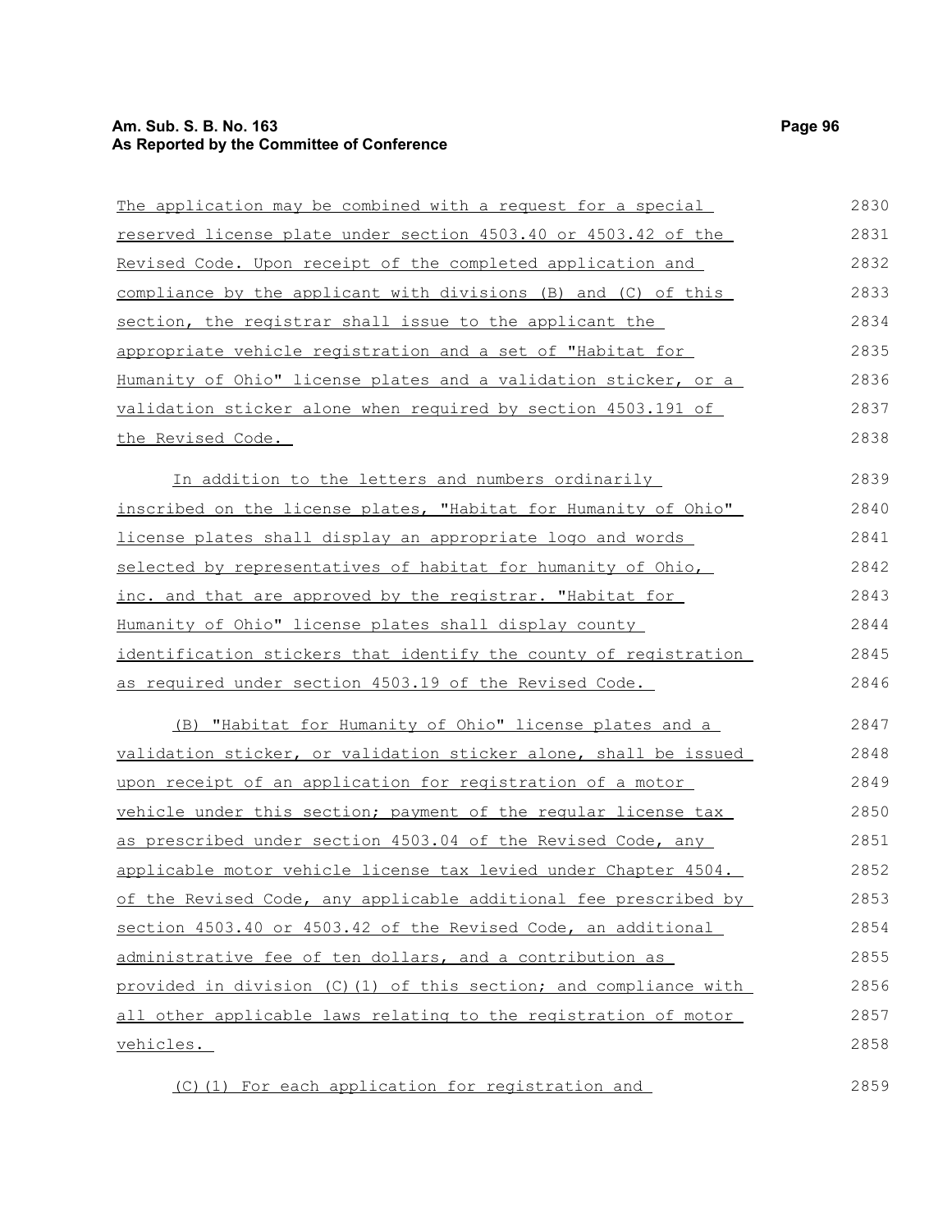The application may be combined with a request for a special reserved license plate under section 4503.40 or 4503.42 of the Revised Code. Upon receipt of the completed application and compliance by the applicant with divisions (B) and (C) of this section, the registrar shall issue to the applicant the appropriate vehicle registration and a set of "Habitat for Humanity of Ohio" license plates and a validation sticker, or a validation sticker alone when required by section 4503.191 of the Revised Code.

In addition to the letters and numbers ordinarily inscribed on the license plates, "Habitat for Humanity of Ohio" license plates shall display an appropriate logo and words selected by representatives of habitat for humanity of Ohio, inc. and that are approved by the registrar. "Habitat for Humanity of Ohio" license plates shall display county identification stickers that identify the county of registration as required under section 4503.19 of the Revised Code.

(B) "Habitat for Humanity of Ohio" license plates and a validation sticker, or validation sticker alone, shall be issued upon receipt of an application for registration of a motor vehicle under this section; payment of the regular license tax as prescribed under section 4503.04 of the Revised Code, any applicable motor vehicle license tax levied under Chapter 4504. of the Revised Code, any applicable additional fee prescribed by section 4503.40 or 4503.42 of the Revised Code, an additional administrative fee of ten dollars, and a contribution as provided in division (C)(1) of this section; and compliance with all other applicable laws relating to the registration of motor vehicles.

(C)(1) For each application for registration and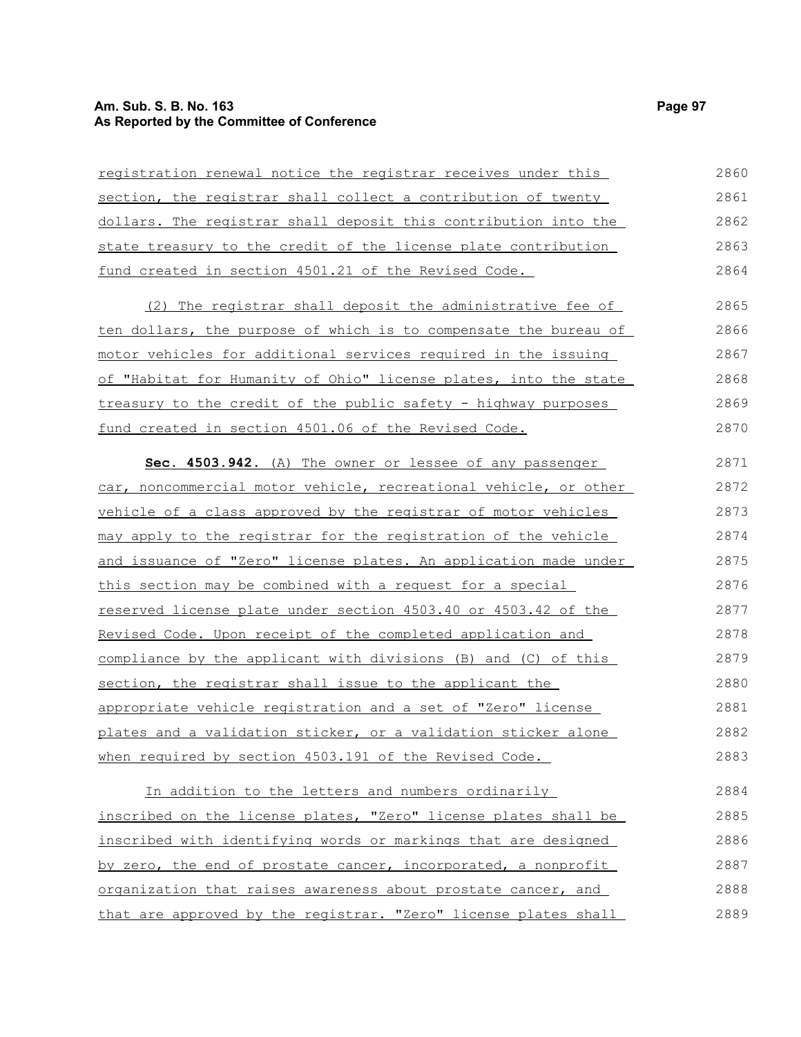registration renewal notice the registrar receives under this section, the registrar shall collect a contribution of twenty dollars. The registrar shall deposit this contribution into the state treasury to the credit of the license plate contribution fund created in section 4501.21 of the Revised Code.

(2) The registrar shall deposit the administrative fee of ten dollars, the purpose of which is to compensate the bureau of motor vehicles for additional services required in the issuing of "Habitat for Humanity of Ohio" license plates, into the state treasury to the credit of the public safety - highway purposes fund created in section 4501.06 of the Revised Code.

**Sec. 4503.942.** (A) The owner or lessee of any passenger car, noncommercial motor vehicle, recreational vehicle, or other vehicle of a class approved by the registrar of motor vehicles may apply to the registrar for the registration of the vehicle and issuance of "Zero" license plates. An application made under this section may be combined with a request for a special reserved license plate under section 4503.40 or 4503.42 of the Revised Code. Upon receipt of the completed application and compliance by the applicant with divisions (B) and (C) of this section, the registrar shall issue to the applicant the appropriate vehicle registration and a set of "Zero" license plates and a validation sticker, or a validation sticker alone when required by section 4503.191 of the Revised Code.

In addition to the letters and numbers ordinarily inscribed on the license plates, "Zero" license plates shall be inscribed with identifying words or markings that are designed by zero, the end of prostate cancer, incorporated, a nonprofit organization that raises awareness about prostate cancer, and that are approved by the registrar. "Zero" license plates shall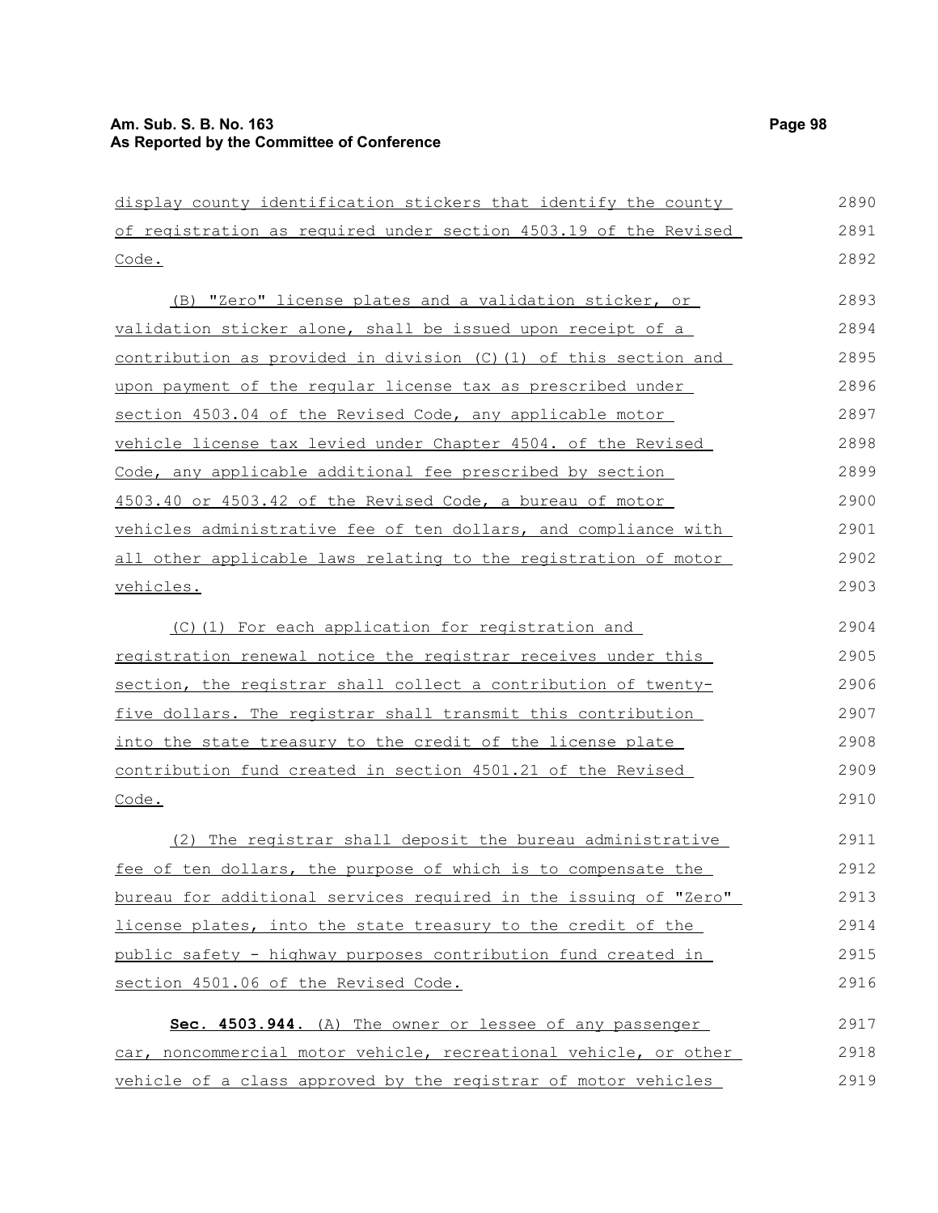display county identification stickers that identify the county of registration as required under section 4503.19 of the Revised Code.

(B) "Zero" license plates and a validation sticker, or validation sticker alone, shall be issued upon receipt of a contribution as provided in division (C)(1) of this section and upon payment of the regular license tax as prescribed under section 4503.04 of the Revised Code, any applicable motor vehicle license tax levied under Chapter 4504. of the Revised Code, any applicable additional fee prescribed by section 4503.40 or 4503.42 of the Revised Code, a bureau of motor vehicles administrative fee of ten dollars, and compliance with all other applicable laws relating to the registration of motor vehicles.

(C)(1) For each application for registration and registration renewal notice the registrar receives under this section, the registrar shall collect a contribution of twenty-five dollars. The registrar shall transmit this contribution into the state treasury to the credit of the license plate contribution fund created in section 4501.21 of the Revised Code.

(2) The registrar shall deposit the bureau administrative fee of ten dollars, the purpose of which is to compensate the bureau for additional services required in the issuing of "Zero" license plates, into the state treasury to the credit of the public safety - highway purposes contribution fund created in section 4501.06 of the Revised Code.

**Sec. 4503.944.** (A) The owner or lessee of any passenger car, noncommercial motor vehicle, recreational vehicle, or other vehicle of a class approved by the registrar of motor vehicles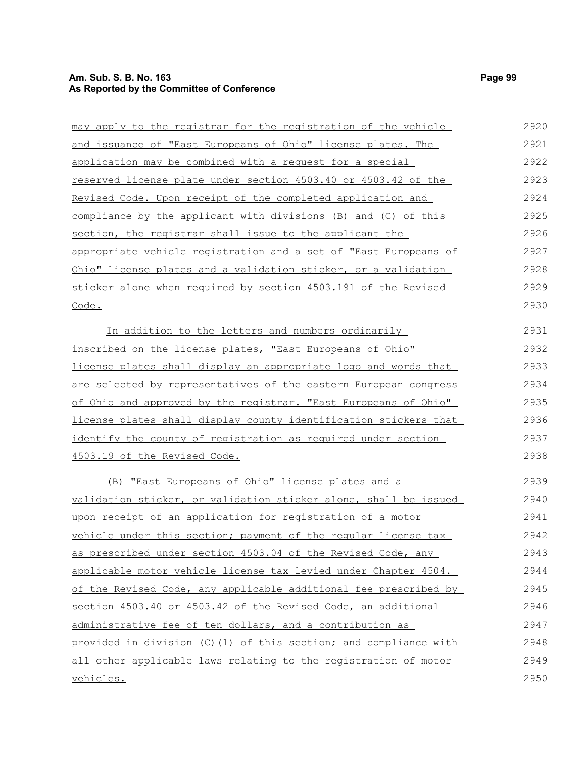may apply to the registrar for the registration of the vehicle and issuance of "East Europeans of Ohio" license plates. The application may be combined with a request for a special reserved license plate under section 4503.40 or 4503.42 of the Revised Code. Upon receipt of the completed application and compliance by the applicant with divisions (B) and (C) of this section, the registrar shall issue to the applicant the appropriate vehicle registration and a set of "East Europeans of Ohio" license plates and a validation sticker, or a validation sticker alone when required by section 4503.191 of the Revised Code.

In addition to the letters and numbers ordinarily inscribed on the license plates, "East Europeans of Ohio" license plates shall display an appropriate logo and words that are selected by representatives of the eastern European congress of Ohio and approved by the registrar. "East Europeans of Ohio" license plates shall display county identification stickers that identify the county of registration as required under section 4503.19 of the Revised Code.

(B) "East Europeans of Ohio" license plates and a validation sticker, or validation sticker alone, shall be issued upon receipt of an application for registration of a motor vehicle under this section; payment of the regular license tax as prescribed under section 4503.04 of the Revised Code, any applicable motor vehicle license tax levied under Chapter 4504. of the Revised Code, any applicable additional fee prescribed by section 4503.40 or 4503.42 of the Revised Code, an additional administrative fee of ten dollars, and a contribution as provided in division (C)(1) of this section; and compliance with all other applicable laws relating to the registration of motor vehicles.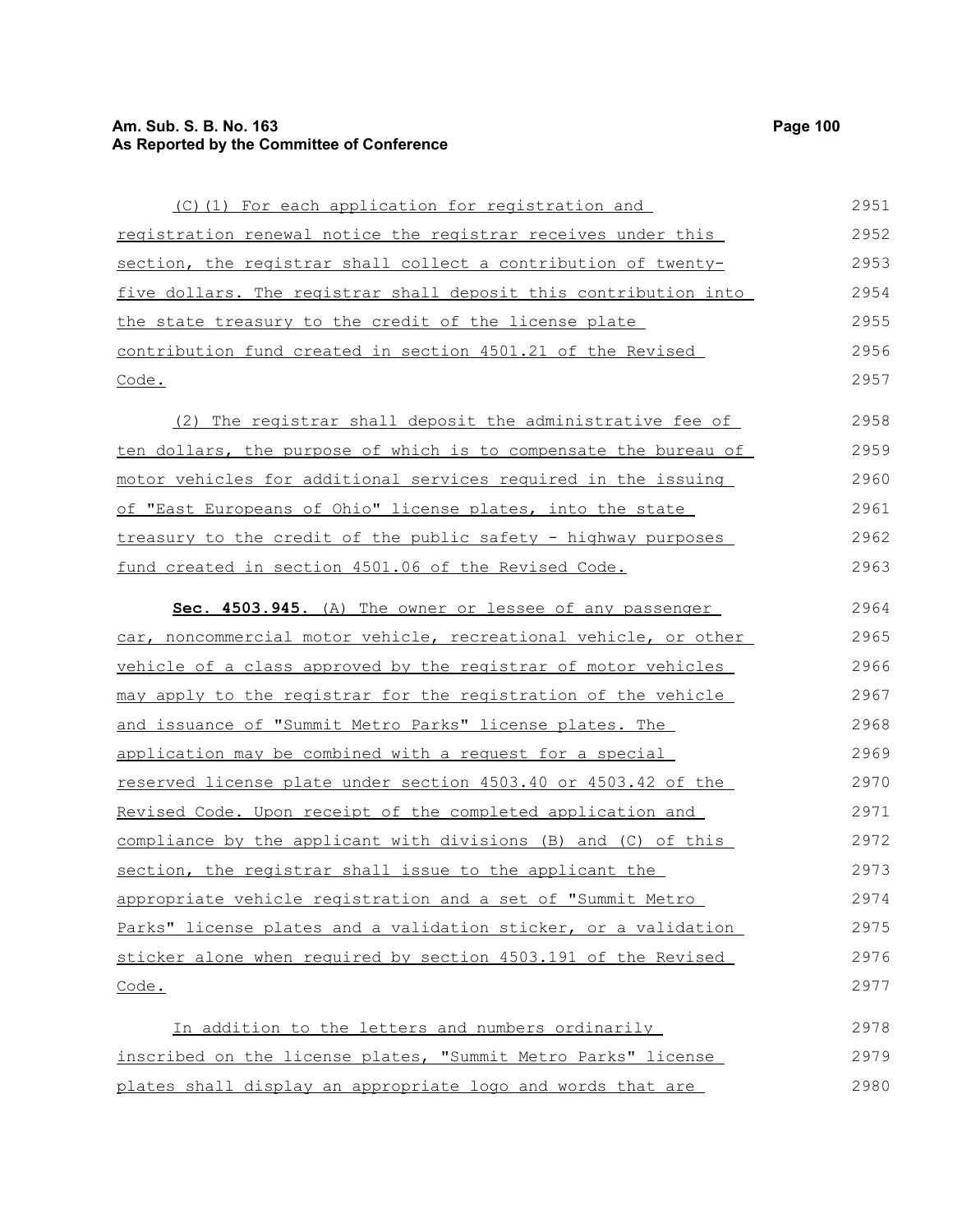(C)(1) For each application for registration and registration renewal notice the registrar receives under this section, the registrar shall collect a contribution of twenty-five dollars. The registrar shall deposit this contribution into the state treasury to the credit of the license plate contribution fund created in section 4501.21 of the Revised Code.

(2) The registrar shall deposit the administrative fee of ten dollars, the purpose of which is to compensate the bureau of motor vehicles for additional services required in the issuing of "East Europeans of Ohio" license plates, into the state treasury to the credit of the public safety - highway purposes fund created in section 4501.06 of the Revised Code.

**Sec. 4503.945.** (A) The owner or lessee of any passenger car, noncommercial motor vehicle, recreational vehicle, or other vehicle of a class approved by the registrar of motor vehicles may apply to the registrar for the registration of the vehicle and issuance of "Summit Metro Parks" license plates. The application may be combined with a request for a special reserved license plate under section 4503.40 or 4503.42 of the Revised Code. Upon receipt of the completed application and compliance by the applicant with divisions (B) and (C) of this section, the registrar shall issue to the applicant the appropriate vehicle registration and a set of "Summit Metro Parks" license plates and a validation sticker, or a validation sticker alone when required by section 4503.191 of the Revised Code.

In addition to the letters and numbers ordinarily inscribed on the license plates, "Summit Metro Parks" license plates shall display an appropriate logo and words that are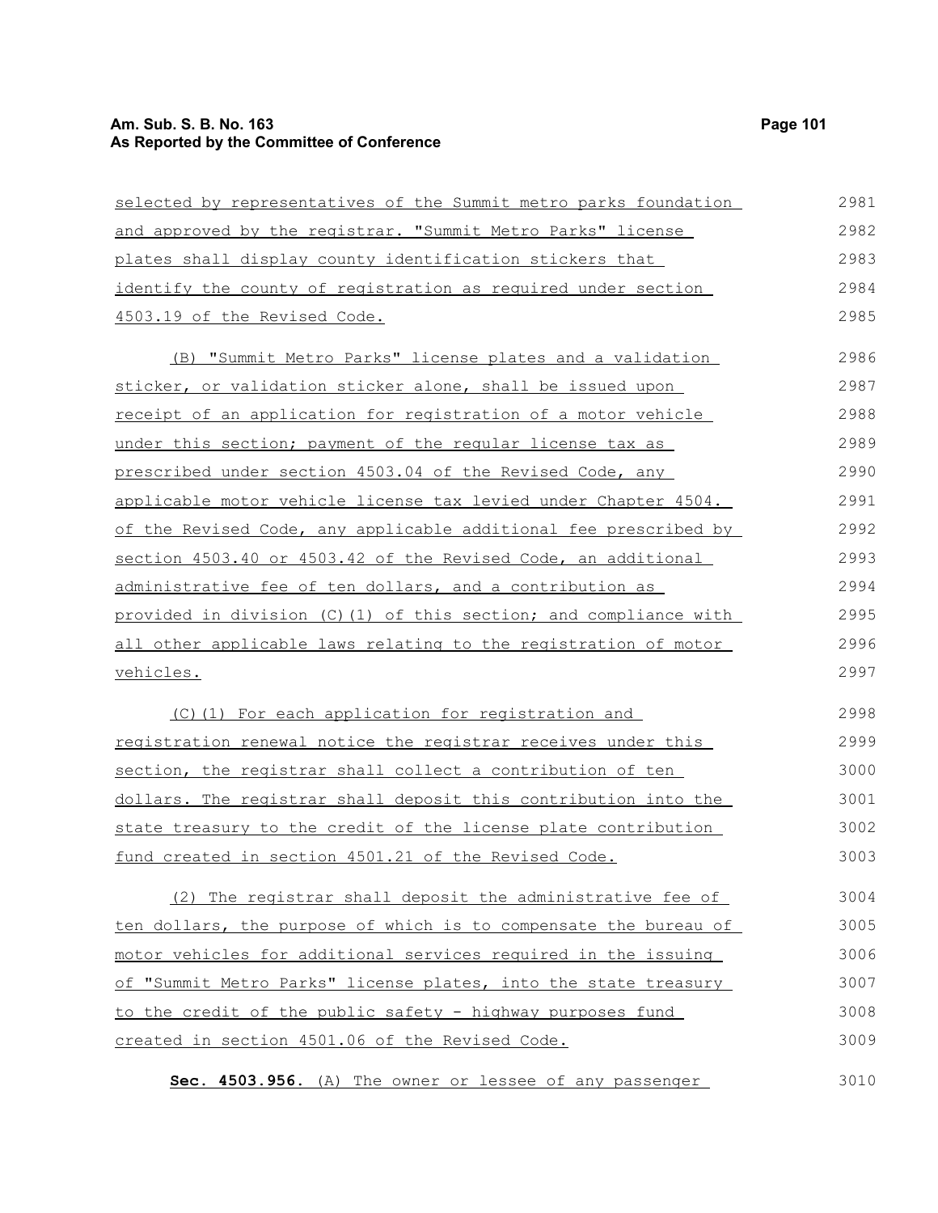selected by representatives of the Summit metro parks foundation and approved by the registrar. "Summit Metro Parks" license plates shall display county identification stickers that identify the county of registration as required under section 4503.19 of the Revised Code.

(B) "Summit Metro Parks" license plates and a validation sticker, or validation sticker alone, shall be issued upon receipt of an application for registration of a motor vehicle under this section; payment of the regular license tax as prescribed under section 4503.04 of the Revised Code, any applicable motor vehicle license tax levied under Chapter 4504. of the Revised Code, any applicable additional fee prescribed by section 4503.40 or 4503.42 of the Revised Code, an additional administrative fee of ten dollars, and a contribution as provided in division (C)(1) of this section; and compliance with all other applicable laws relating to the registration of motor vehicles.

(C)(1) For each application for registration and registration renewal notice the registrar receives under this section, the registrar shall collect a contribution of ten dollars. The registrar shall deposit this contribution into the state treasury to the credit of the license plate contribution fund created in section 4501.21 of the Revised Code.

(2) The registrar shall deposit the administrative fee of ten dollars, the purpose of which is to compensate the bureau of motor vehicles for additional services required in the issuing of "Summit Metro Parks" license plates, into the state treasury to the credit of the public safety - highway purposes fund created in section 4501.06 of the Revised Code.

**Sec. 4503.956.** (A) The owner or lessee of any passenger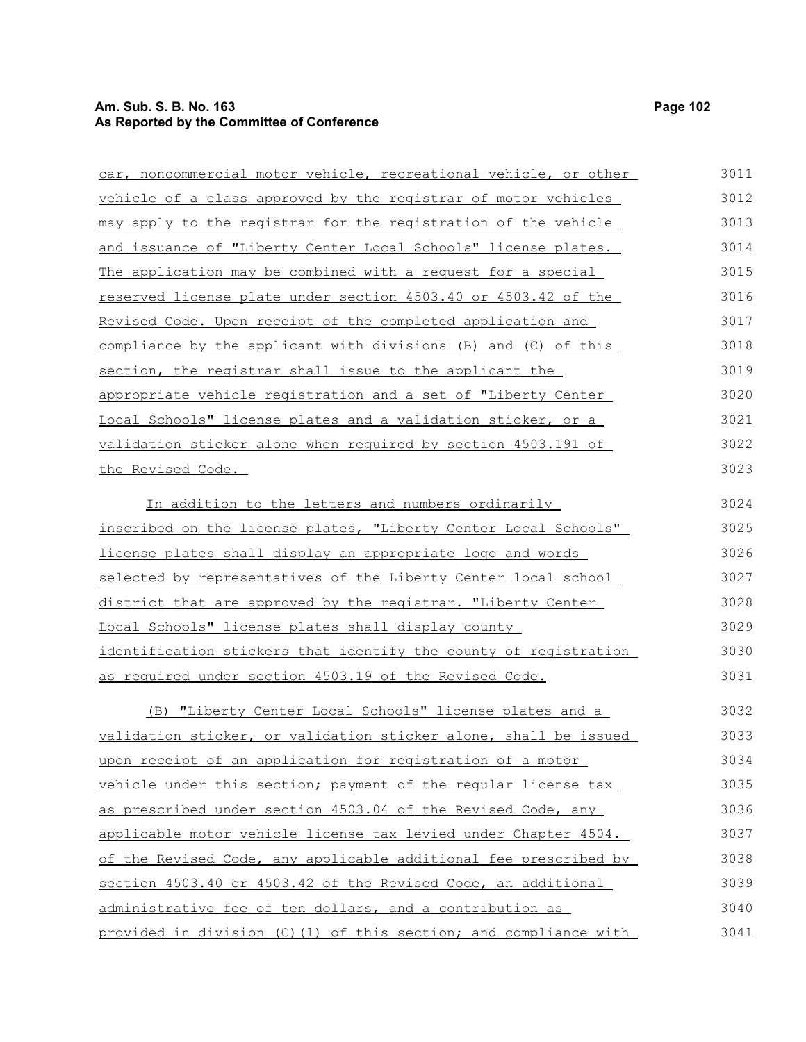car, noncommercial motor vehicle, recreational vehicle, or other vehicle of a class approved by the registrar of motor vehicles may apply to the registrar for the registration of the vehicle and issuance of "Liberty Center Local Schools" license plates. The application may be combined with a request for a special reserved license plate under section 4503.40 or 4503.42 of the Revised Code. Upon receipt of the completed application and compliance by the applicant with divisions (B) and (C) of this section, the registrar shall issue to the applicant the appropriate vehicle registration and a set of "Liberty Center Local Schools" license plates and a validation sticker, or a validation sticker alone when required by section 4503.191 of the Revised Code.

In addition to the letters and numbers ordinarily inscribed on the license plates, "Liberty Center Local Schools" license plates shall display an appropriate logo and words selected by representatives of the Liberty Center local school district that are approved by the registrar. "Liberty Center Local Schools" license plates shall display county identification stickers that identify the county of registration as required under section 4503.19 of the Revised Code.

(B) "Liberty Center Local Schools" license plates and a validation sticker, or validation sticker alone, shall be issued upon receipt of an application for registration of a motor vehicle under this section; payment of the regular license tax as prescribed under section 4503.04 of the Revised Code, any applicable motor vehicle license tax levied under Chapter 4504. of the Revised Code, any applicable additional fee prescribed by section 4503.40 or 4503.42 of the Revised Code, an additional administrative fee of ten dollars, and a contribution as provided in division (C)(1) of this section; and compliance with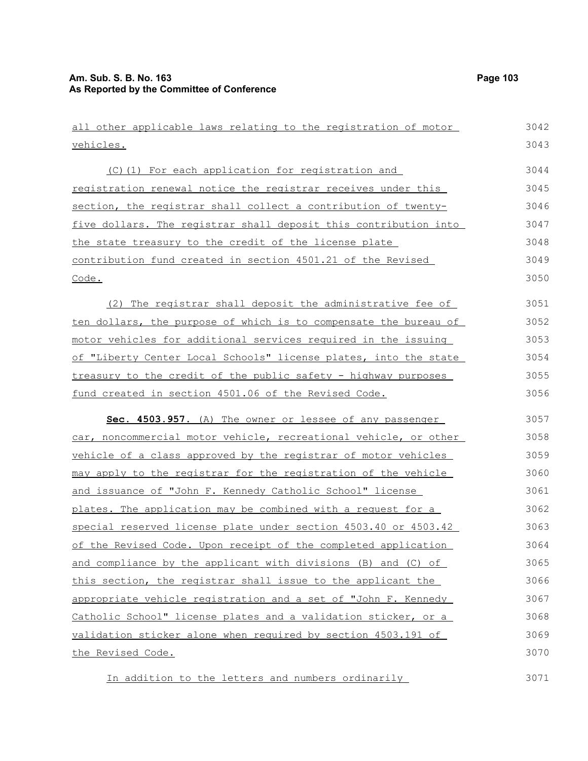all other applicable laws relating to the registration of motor vehicles.

(C)(1) For each application for registration and registration renewal notice the registrar receives under this section, the registrar shall collect a contribution of twenty-five dollars. The registrar shall deposit this contribution into the state treasury to the credit of the license plate contribution fund created in section 4501.21 of the Revised Code.

(2) The registrar shall deposit the administrative fee of ten dollars, the purpose of which is to compensate the bureau of motor vehicles for additional services required in the issuing of "Liberty Center Local Schools" license plates, into the state treasury to the credit of the public safety - highway purposes fund created in section 4501.06 of the Revised Code.

**Sec. 4503.957.** (A) The owner or lessee of any passenger car, noncommercial motor vehicle, recreational vehicle, or other vehicle of a class approved by the registrar of motor vehicles may apply to the registrar for the registration of the vehicle and issuance of "John F. Kennedy Catholic School" license plates. The application may be combined with a request for a special reserved license plate under section 4503.40 or 4503.42 of the Revised Code. Upon receipt of the completed application and compliance by the applicant with divisions (B) and (C) of this section, the registrar shall issue to the applicant the appropriate vehicle registration and a set of "John F. Kennedy Catholic School" license plates and a validation sticker, or a validation sticker alone when required by section 4503.191 of the Revised Code.

In addition to the letters and numbers ordinarily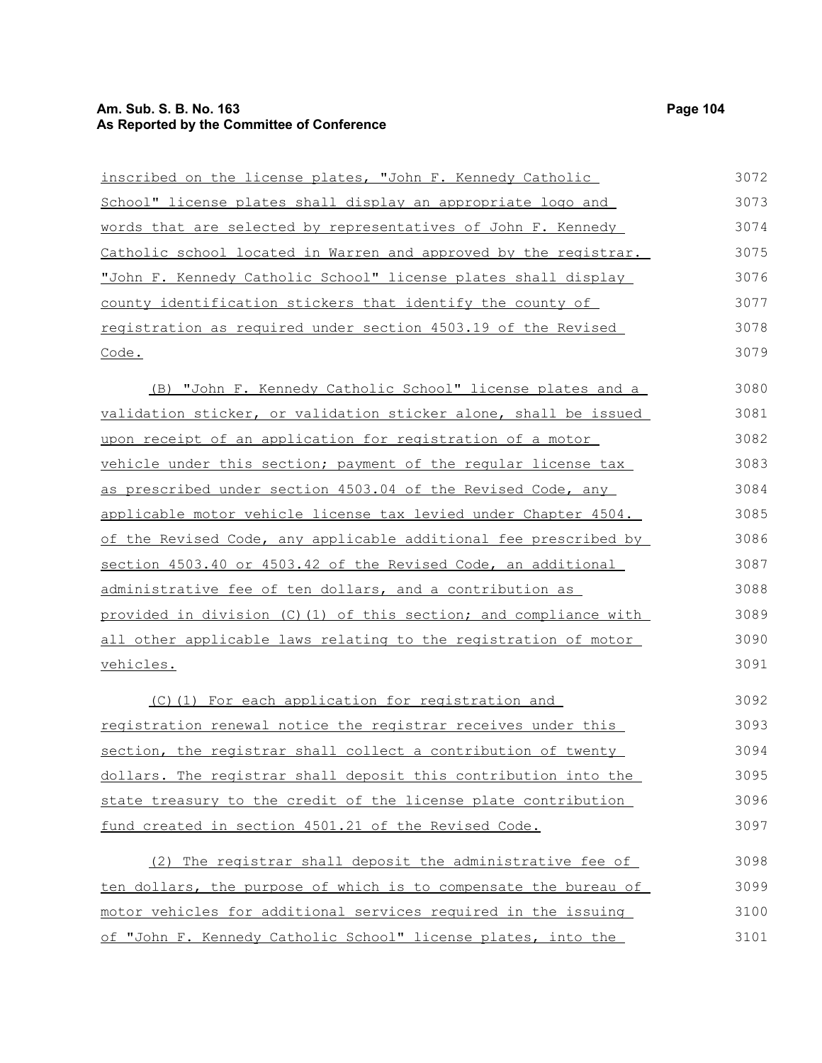inscribed on the license plates, "John F. Kennedy Catholic School" license plates shall display an appropriate logo and words that are selected by representatives of John F. Kennedy Catholic school located in Warren and approved by the registrar. "John F. Kennedy Catholic School" license plates shall display county identification stickers that identify the county of registration as required under section 4503.19 of the Revised Code.

(B) "John F. Kennedy Catholic School" license plates and a validation sticker, or validation sticker alone, shall be issued upon receipt of an application for registration of a motor vehicle under this section; payment of the regular license tax as prescribed under section 4503.04 of the Revised Code, any applicable motor vehicle license tax levied under Chapter 4504. of the Revised Code, any applicable additional fee prescribed by section 4503.40 or 4503.42 of the Revised Code, an additional administrative fee of ten dollars, and a contribution as provided in division (C)(1) of this section; and compliance with all other applicable laws relating to the registration of motor vehicles.

(C)(1) For each application for registration and registration renewal notice the registrar receives under this section, the registrar shall collect a contribution of twenty dollars. The registrar shall deposit this contribution into the state treasury to the credit of the license plate contribution fund created in section 4501.21 of the Revised Code.

(2) The registrar shall deposit the administrative fee of ten dollars, the purpose of which is to compensate the bureau of motor vehicles for additional services required in the issuing of "John F. Kennedy Catholic School" license plates, into the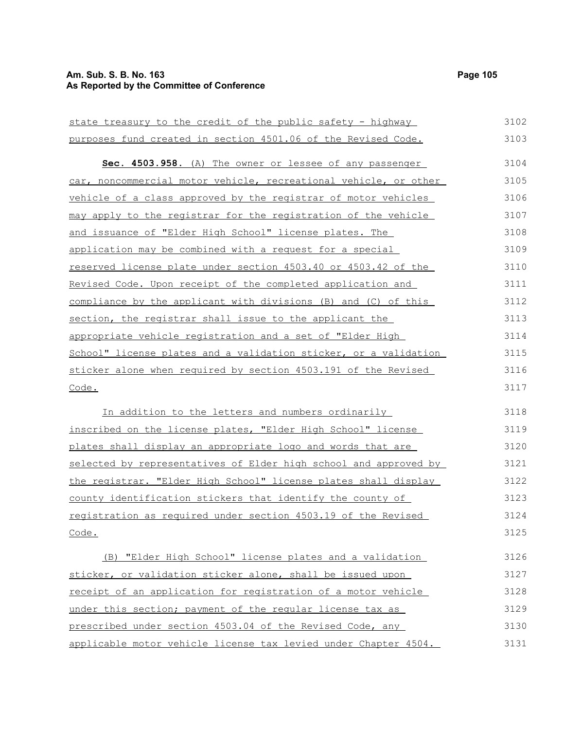state treasury to the credit of the public safety - highway purposes fund created in section 4501.06 of the Revised Code.

**Sec. 4503.958.** (A) The owner or lessee of any passenger car, noncommercial motor vehicle, recreational vehicle, or other vehicle of a class approved by the registrar of motor vehicles may apply to the registrar for the registration of the vehicle and issuance of "Elder High School" license plates. The application may be combined with a request for a special reserved license plate under section 4503.40 or 4503.42 of the Revised Code. Upon receipt of the completed application and compliance by the applicant with divisions (B) and (C) of this section, the registrar shall issue to the applicant the appropriate vehicle registration and a set of "Elder High School" license plates and a validation sticker, or a validation sticker alone when required by section 4503.191 of the Revised Code.

In addition to the letters and numbers ordinarily inscribed on the license plates, "Elder High School" license plates shall display an appropriate logo and words that are selected by representatives of Elder high school and approved by the registrar. "Elder High School" license plates shall display county identification stickers that identify the county of registration as required under section 4503.19 of the Revised Code.

(B) "Elder High School" license plates and a validation sticker, or validation sticker alone, shall be issued upon receipt of an application for registration of a motor vehicle under this section; payment of the regular license tax as prescribed under section 4503.04 of the Revised Code, any applicable motor vehicle license tax levied under Chapter 4504.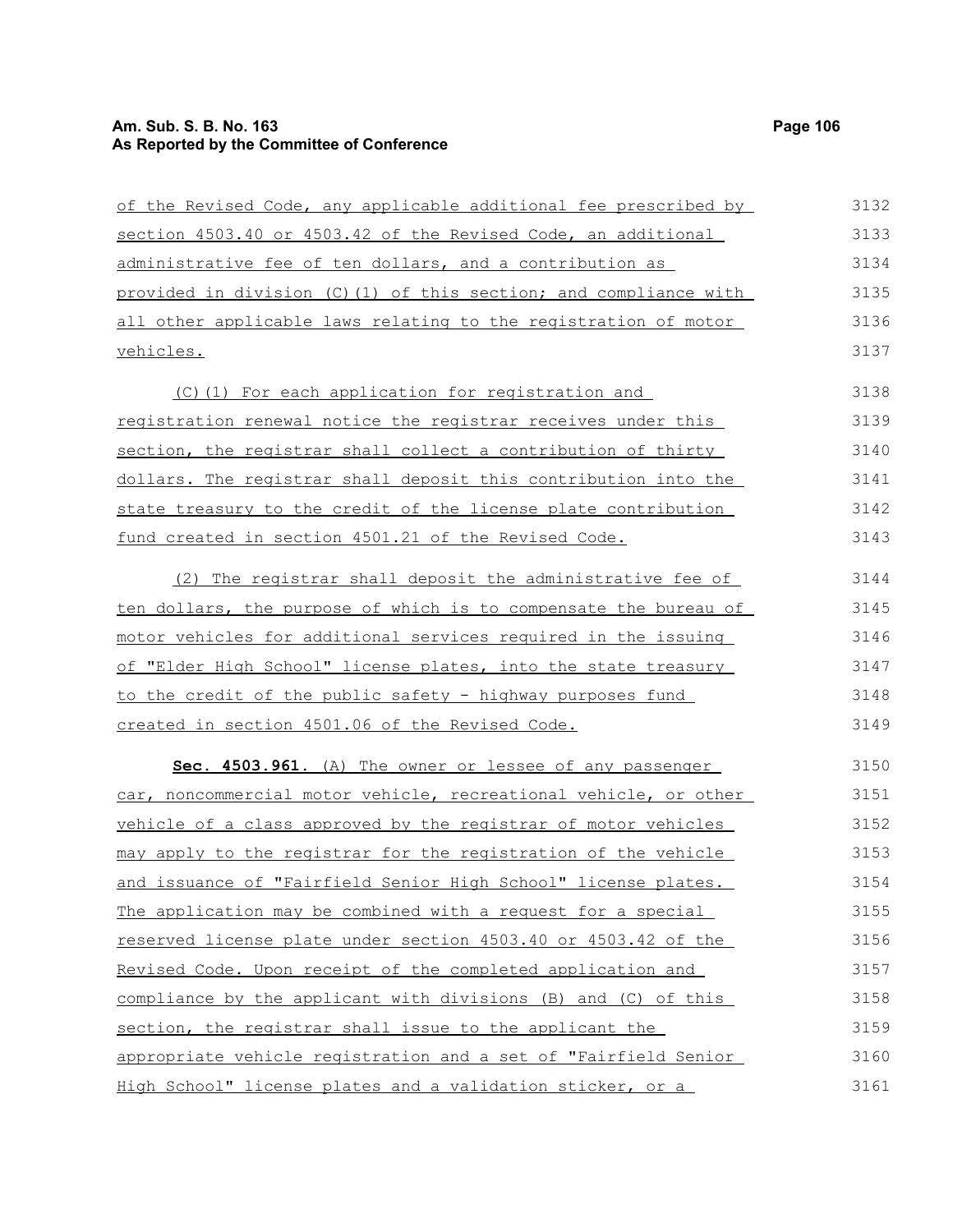of the Revised Code, any applicable additional fee prescribed by section 4503.40 or 4503.42 of the Revised Code, an additional administrative fee of ten dollars, and a contribution as provided in division (C)(1) of this section; and compliance with all other applicable laws relating to the registration of motor vehicles.

(C)(1) For each application for registration and registration renewal notice the registrar receives under this section, the registrar shall collect a contribution of thirty dollars. The registrar shall deposit this contribution into the state treasury to the credit of the license plate contribution fund created in section 4501.21 of the Revised Code.

(2) The registrar shall deposit the administrative fee of ten dollars, the purpose of which is to compensate the bureau of motor vehicles for additional services required in the issuing of "Elder High School" license plates, into the state treasury to the credit of the public safety - highway purposes fund created in section 4501.06 of the Revised Code.

**Sec. 4503.961.** (A) The owner or lessee of any passenger car, noncommercial motor vehicle, recreational vehicle, or other vehicle of a class approved by the registrar of motor vehicles may apply to the registrar for the registration of the vehicle and issuance of "Fairfield Senior High School" license plates. The application may be combined with a request for a special reserved license plate under section 4503.40 or 4503.42 of the Revised Code. Upon receipt of the completed application and compliance by the applicant with divisions (B) and (C) of this section, the registrar shall issue to the applicant the appropriate vehicle registration and a set of "Fairfield Senior High School" license plates and a validation sticker, or a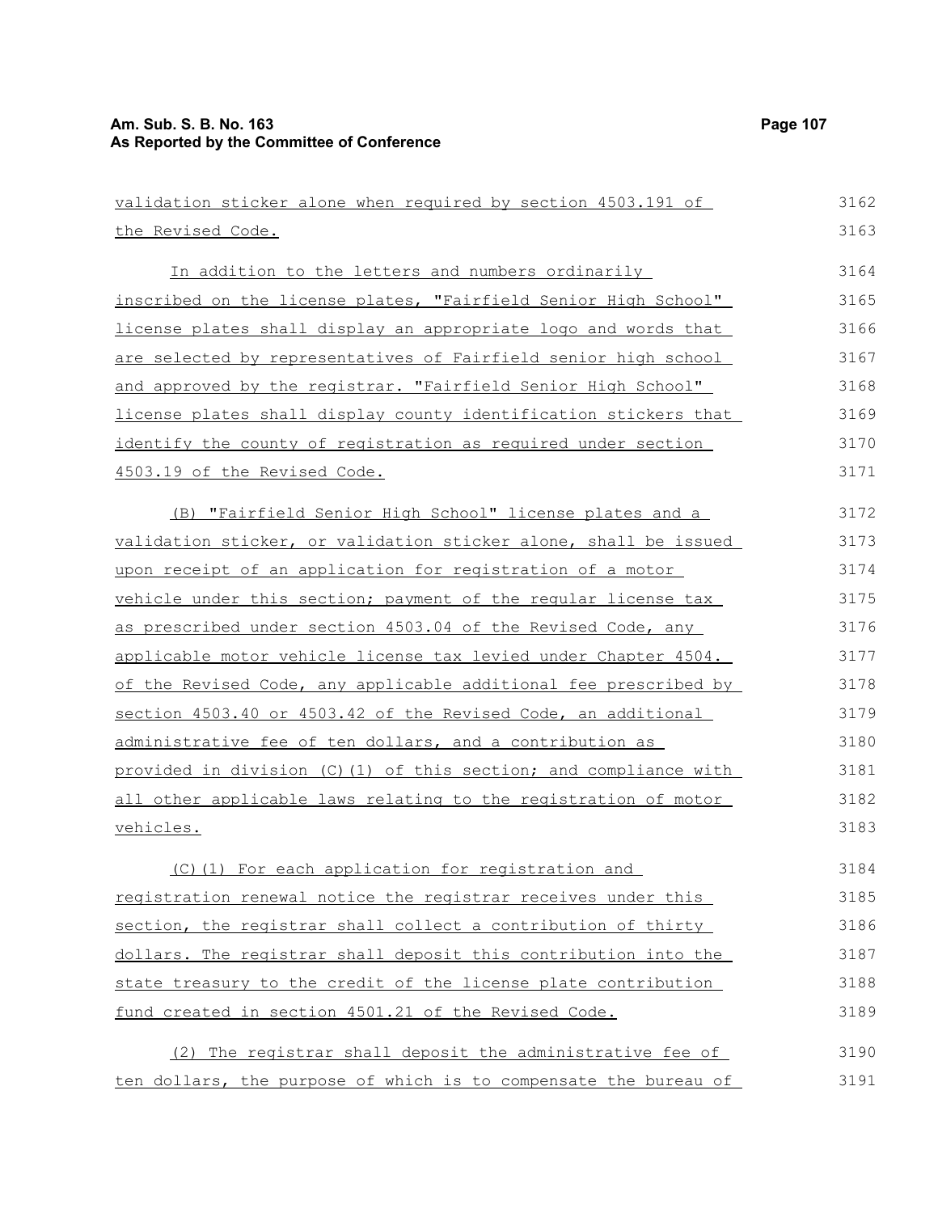validation sticker alone when required by section 4503.191 of the Revised Code.

In addition to the letters and numbers ordinarily inscribed on the license plates, "Fairfield Senior High School" license plates shall display an appropriate logo and words that are selected by representatives of Fairfield senior high school and approved by the registrar. "Fairfield Senior High School" license plates shall display county identification stickers that identify the county of registration as required under section 4503.19 of the Revised Code.

(B) "Fairfield Senior High School" license plates and a validation sticker, or validation sticker alone, shall be issued upon receipt of an application for registration of a motor vehicle under this section; payment of the regular license tax as prescribed under section 4503.04 of the Revised Code, any applicable motor vehicle license tax levied under Chapter 4504. of the Revised Code, any applicable additional fee prescribed by section 4503.40 or 4503.42 of the Revised Code, an additional administrative fee of ten dollars, and a contribution as provided in division (C)(1) of this section; and compliance with all other applicable laws relating to the registration of motor vehicles.

(C)(1) For each application for registration and registration renewal notice the registrar receives under this section, the registrar shall collect a contribution of thirty dollars. The registrar shall deposit this contribution into the state treasury to the credit of the license plate contribution fund created in section 4501.21 of the Revised Code.

(2) The registrar shall deposit the administrative fee of ten dollars, the purpose of which is to compensate the bureau of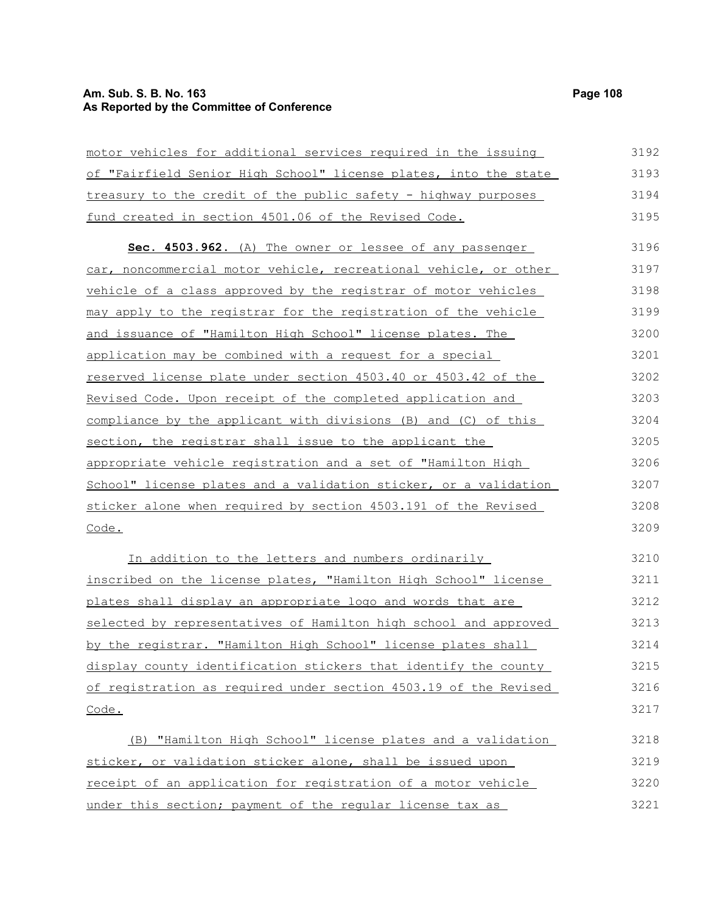motor vehicles for additional services required in the issuing of "Fairfield Senior High School" license plates, into the state treasury to the credit of the public safety - highway purposes fund created in section 4501.06 of the Revised Code.

**Sec. 4503.962.** (A) The owner or lessee of any passenger car, noncommercial motor vehicle, recreational vehicle, or other vehicle of a class approved by the registrar of motor vehicles may apply to the registrar for the registration of the vehicle and issuance of "Hamilton High School" license plates. The application may be combined with a request for a special reserved license plate under section 4503.40 or 4503.42 of the Revised Code. Upon receipt of the completed application and compliance by the applicant with divisions (B) and (C) of this section, the registrar shall issue to the applicant the appropriate vehicle registration and a set of "Hamilton High School" license plates and a validation sticker, or a validation sticker alone when required by section 4503.191 of the Revised Code.

In addition to the letters and numbers ordinarily inscribed on the license plates, "Hamilton High School" license plates shall display an appropriate logo and words that are selected by representatives of Hamilton high school and approved by the registrar. "Hamilton High School" license plates shall display county identification stickers that identify the county of registration as required under section 4503.19 of the Revised Code.

(B) "Hamilton High School" license plates and a validation sticker, or validation sticker alone, shall be issued upon receipt of an application for registration of a motor vehicle under this section; payment of the regular license tax as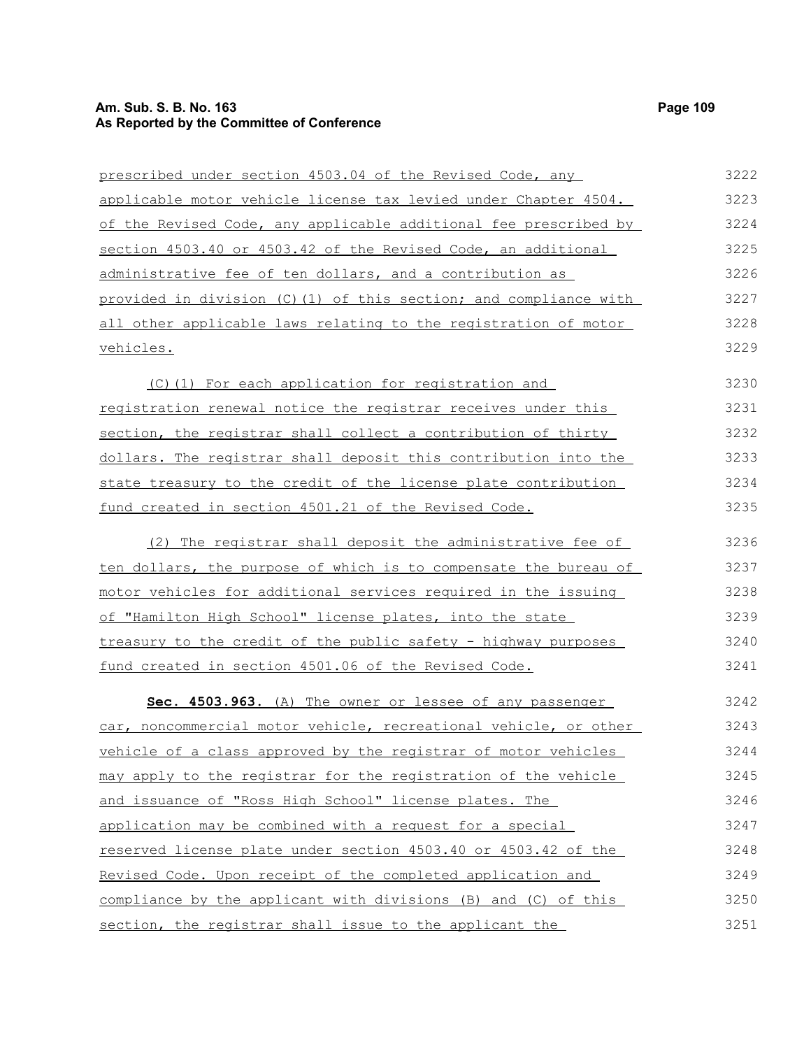prescribed under section 4503.04 of the Revised Code, any applicable motor vehicle license tax levied under Chapter 4504. of the Revised Code, any applicable additional fee prescribed by section 4503.40 or 4503.42 of the Revised Code, an additional administrative fee of ten dollars, and a contribution as provided in division (C)(1) of this section; and compliance with all other applicable laws relating to the registration of motor vehicles.

(C)(1) For each application for registration and registration renewal notice the registrar receives under this section, the registrar shall collect a contribution of thirty dollars. The registrar shall deposit this contribution into the state treasury to the credit of the license plate contribution fund created in section 4501.21 of the Revised Code.

(2) The registrar shall deposit the administrative fee of ten dollars, the purpose of which is to compensate the bureau of motor vehicles for additional services required in the issuing of "Hamilton High School" license plates, into the state treasury to the credit of the public safety - highway purposes fund created in section 4501.06 of the Revised Code.

**Sec. 4503.963.** (A) The owner or lessee of any passenger car, noncommercial motor vehicle, recreational vehicle, or other vehicle of a class approved by the registrar of motor vehicles may apply to the registrar for the registration of the vehicle and issuance of "Ross High School" license plates. The application may be combined with a request for a special reserved license plate under section 4503.40 or 4503.42 of the Revised Code. Upon receipt of the completed application and compliance by the applicant with divisions (B) and (C) of this section, the registrar shall issue to the applicant the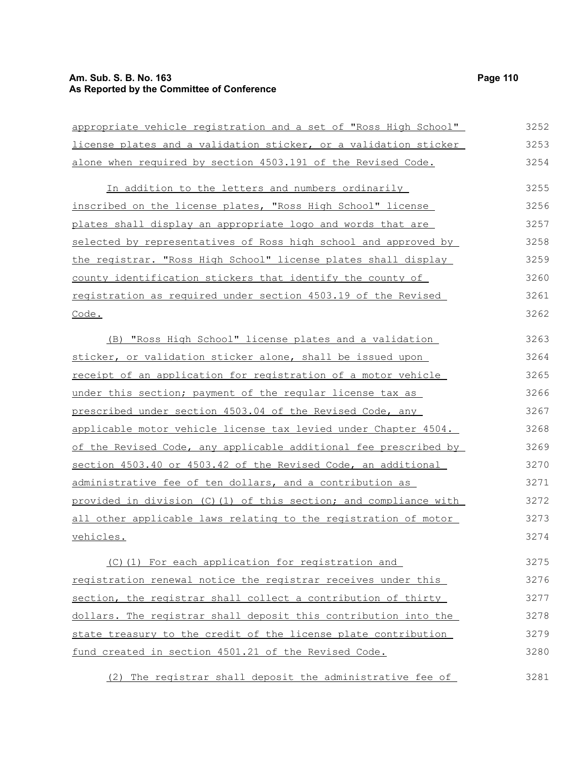appropriate vehicle registration and a set of "Ross High School" license plates and a validation sticker, or a validation sticker alone when required by section 4503.191 of the Revised Code.

In addition to the letters and numbers ordinarily inscribed on the license plates, "Ross High School" license plates shall display an appropriate logo and words that are selected by representatives of Ross high school and approved by the registrar. "Ross High School" license plates shall display county identification stickers that identify the county of registration as required under section 4503.19 of the Revised Code.

(B) "Ross High School" license plates and a validation sticker, or validation sticker alone, shall be issued upon receipt of an application for registration of a motor vehicle under this section; payment of the regular license tax as prescribed under section 4503.04 of the Revised Code, any applicable motor vehicle license tax levied under Chapter 4504. of the Revised Code, any applicable additional fee prescribed by section 4503.40 or 4503.42 of the Revised Code, an additional administrative fee of ten dollars, and a contribution as provided in division (C)(1) of this section; and compliance with all other applicable laws relating to the registration of motor vehicles.

(C)(1) For each application for registration and registration renewal notice the registrar receives under this section, the registrar shall collect a contribution of thirty dollars. The registrar shall deposit this contribution into the state treasury to the credit of the license plate contribution fund created in section 4501.21 of the Revised Code.

(2) The registrar shall deposit the administrative fee of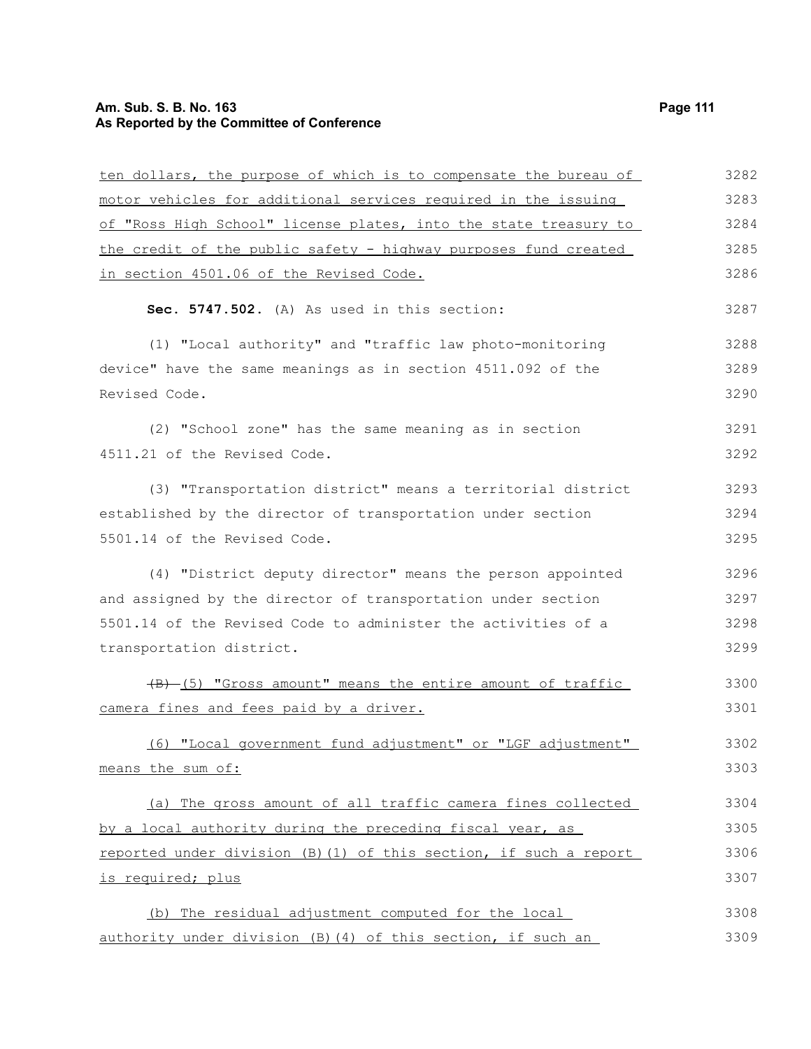ten dollars, the purpose of which is to compensate the bureau of motor vehicles for additional services required in the issuing of "Ross High School" license plates, into the state treasury to the credit of the public safety - highway purposes fund created in section 4501.06 of the Revised Code.

**Sec. 5747.502.** (A) As used in this section:

(1) "Local authority" and "traffic law photo-monitoring device" have the same meanings as in section 4511.092 of the Revised Code.

(2) "School zone" has the same meaning as in section 4511.21 of the Revised Code.

(3) "Transportation district" means a territorial district established by the director of transportation under section 5501.14 of the Revised Code.

(4) "District deputy director" means the person appointed and assigned by the director of transportation under section 5501.14 of the Revised Code to administer the activities of a transportation district.

~~(B)~~ (5) "Gross amount" means the entire amount of traffic camera fines and fees paid by a driver.

(6) "Local government fund adjustment" or "LGF adjustment" means the sum of:

(a) The gross amount of all traffic camera fines collected by a local authority during the preceding fiscal year, as reported under division (B)(1) of this section, if such a report is required; plus

(b) The residual adjustment computed for the local authority under division (B)(4) of this section, if such an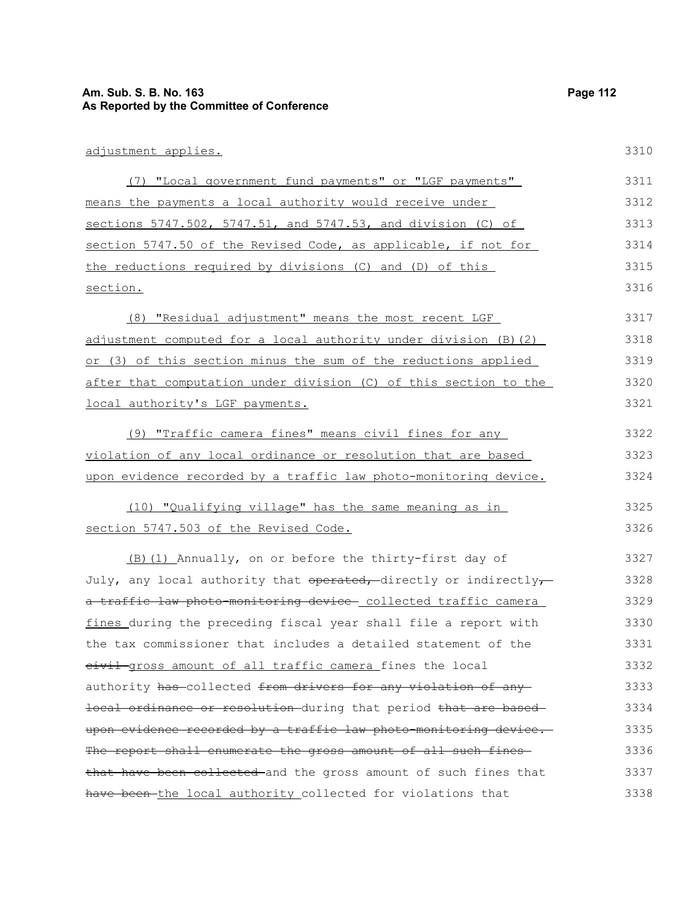adjustment applies.

(7) "Local government fund payments" or "LGF payments" means the payments a local authority would receive under sections 5747.502, 5747.51, and 5747.53, and division (C) of section 5747.50 of the Revised Code, as applicable, if not for the reductions required by divisions (C) and (D) of this section.

(8) "Residual adjustment" means the most recent LGF adjustment computed for a local authority under division (B)(2) or (3) of this section minus the sum of the reductions applied after that computation under division (C) of this section to the local authority's LGF payments.

(9) "Traffic camera fines" means civil fines for any violation of any local ordinance or resolution that are based upon evidence recorded by a traffic law photo-monitoring device.

(10) "Qualifying village" has the same meaning as in section 5747.503 of the Revised Code.

(B)(1) Annually, on or before the thirty-first day of July, any local authority that ~~operated,~~ directly or indirectly, ~~a traffic law photo-monitoring device~~ collected traffic camera fines during the preceding fiscal year shall file a report with the tax commissioner that includes a detailed statement of the ~~civil~~ gross amount of all traffic camera fines the local authority ~~has~~ collected ~~from drivers for any violation of any local ordinance or resolution~~ during that period ~~that are based upon evidence recorded by a traffic law photo-monitoring device. The report shall enumerate the gross amount of all such fines that have been collected~~ and the gross amount of such fines that ~~have been~~ the local authority collected for violations that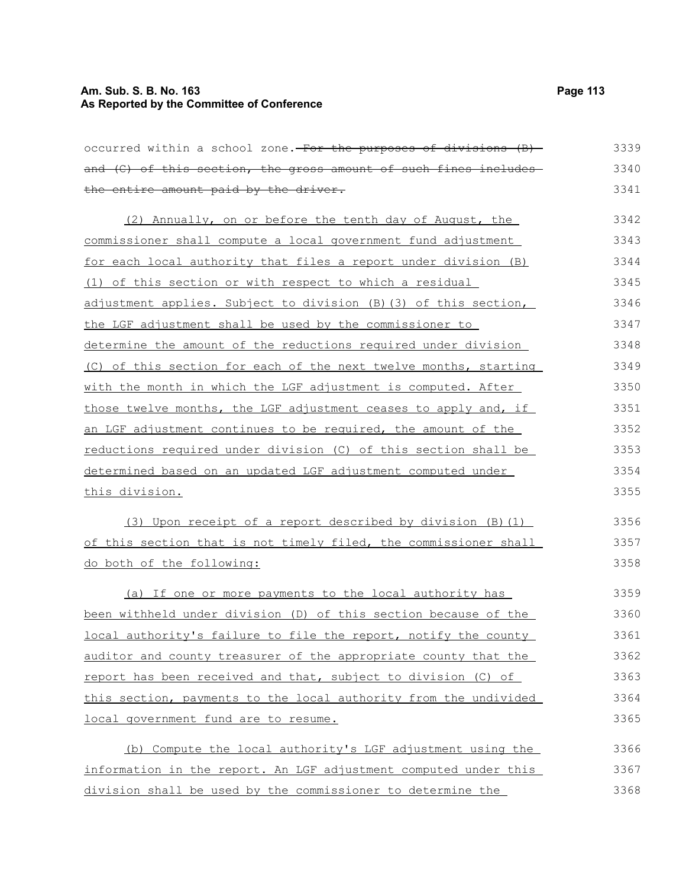occurred within a school zone. ~~For the purposes of divisions (B) and (C) of this section, the gross amount of such fines includes the entire amount paid by the driver.~~

(2) Annually, on or before the tenth day of August, the commissioner shall compute a local government fund adjustment for each local authority that files a report under division (B)(1) of this section or with respect to which a residual adjustment applies. Subject to division (B)(3) of this section, the LGF adjustment shall be used by the commissioner to determine the amount of the reductions required under division (C) of this section for each of the next twelve months, starting with the month in which the LGF adjustment is computed. After those twelve months, the LGF adjustment ceases to apply and, if an LGF adjustment continues to be required, the amount of the reductions required under division (C) of this section shall be determined based on an updated LGF adjustment computed under this division.

(3) Upon receipt of a report described by division (B)(1) of this section that is not timely filed, the commissioner shall do both of the following:

(a) If one or more payments to the local authority has been withheld under division (D) of this section because of the local authority's failure to file the report, notify the county auditor and county treasurer of the appropriate county that the report has been received and that, subject to division (C) of this section, payments to the local authority from the undivided local government fund are to resume.

(b) Compute the local authority's LGF adjustment using the information in the report. An LGF adjustment computed under this division shall be used by the commissioner to determine the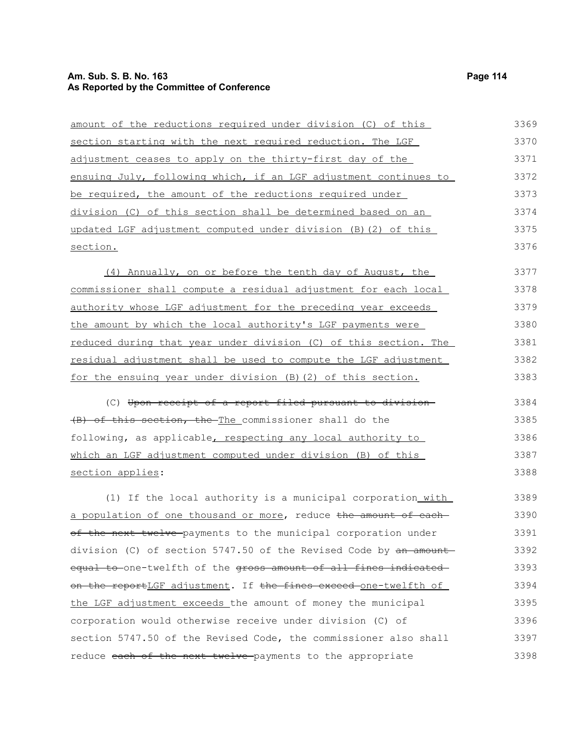amount of the reductions required under division (C) of this section starting with the next required reduction. The LGF adjustment ceases to apply on the thirty-first day of the ensuing July, following which, if an LGF adjustment continues to be required, the amount of the reductions required under division (C) of this section shall be determined based on an updated LGF adjustment computed under division (B)(2) of this section.

(4) Annually, on or before the tenth day of August, the commissioner shall compute a residual adjustment for each local authority whose LGF adjustment for the preceding year exceeds the amount by which the local authority's LGF payments were reduced during that year under division (C) of this section. The residual adjustment shall be used to compute the LGF adjustment for the ensuing year under division (B)(2) of this section.

(C) ~~Upon receipt of a report filed pursuant to division (B) of this section, the~~ The commissioner shall do the following, as applicable, respecting any local authority to which an LGF adjustment computed under division (B) of this section applies:

(1) If the local authority is a municipal corporation with a population of one thousand or more, reduce ~~the amount of each of the next twelve~~ payments to the municipal corporation under division (C) of section 5747.50 of the Revised Code by ~~an amount equal to~~ one-twelfth of the ~~gross amount of all fines indicated on the report~~LGF adjustment. If ~~the fines exceed~~ one-twelfth of the LGF adjustment exceeds the amount of money the municipal corporation would otherwise receive under division (C) of section 5747.50 of the Revised Code, the commissioner also shall reduce ~~each of the next twelve~~ payments to the appropriate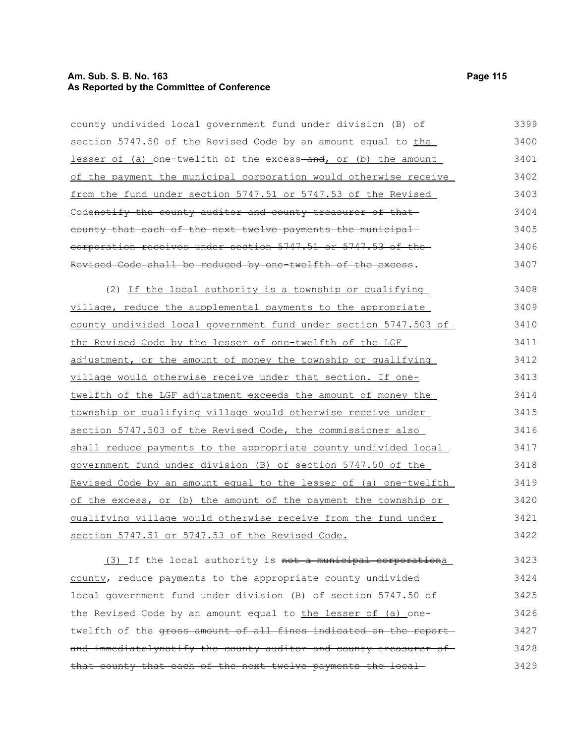county undivided local government fund under division (B) of section 5747.50 of the Revised Code by an amount equal to the lesser of (a) one-twelfth of the excess ~~and~~, or (b) the amount of the payment the municipal corporation would otherwise receive from the fund under section 5747.51 or 5747.53 of the Revised Code~~notify the county auditor and county treasurer of that county that each of the next twelve payments the municipal corporation receives under section 5747.51 or 5747.53 of the Revised Code shall be reduced by one-twelfth of the excess~~.

(2) If the local authority is a township or qualifying village, reduce the supplemental payments to the appropriate county undivided local government fund under section 5747.503 of the Revised Code by the lesser of one-twelfth of the LGF adjustment, or the amount of money the township or qualifying village would otherwise receive under that section. If one-twelfth of the LGF adjustment exceeds the amount of money the township or qualifying village would otherwise receive under section 5747.503 of the Revised Code, the commissioner also shall reduce payments to the appropriate county undivided local government fund under division (B) of section 5747.50 of the Revised Code by an amount equal to the lesser of (a) one-twelfth of the excess, or (b) the amount of the payment the township or qualifying village would otherwise receive from the fund under section 5747.51 or 5747.53 of the Revised Code.

(3) If the local authority is ~~not a municipal corporation~~a county, reduce payments to the appropriate county undivided local government fund under division (B) of section 5747.50 of the Revised Code by an amount equal to the lesser of (a) one-twelfth of the ~~gross amount of all fines indicated on the report and immediatelynotify the county auditor and county treasurer of that county that each of the next twelve payments the local~~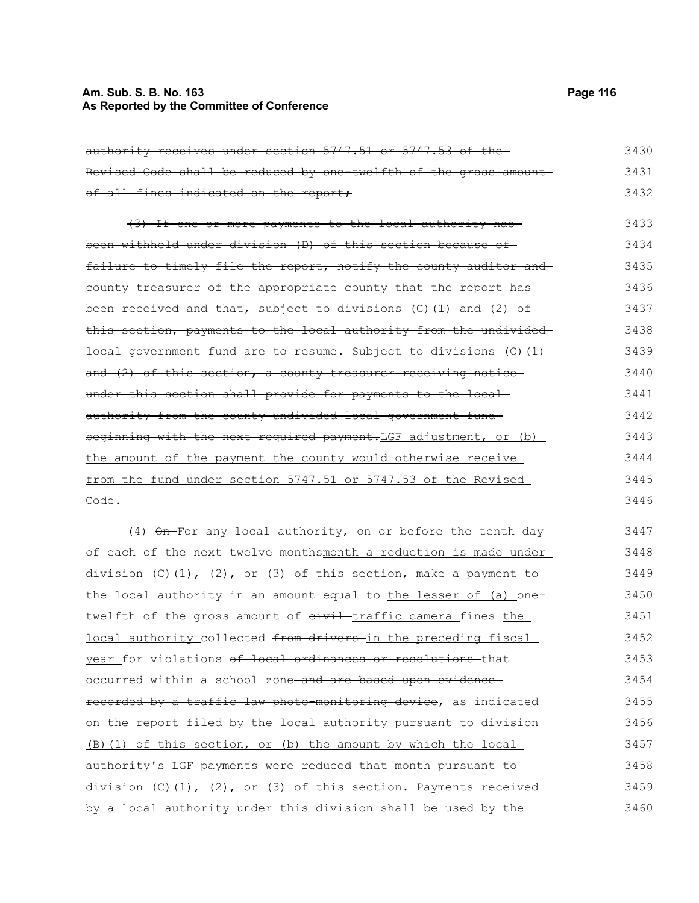~~authority receives under section 5747.51 or 5747.53 of the Revised Code shall be reduced by one-twelfth of the gross amount of all fines indicated on the report;~~

~~(3) If one or more payments to the local authority has been withheld under division (D) of this section because of failure to timely file the report, notify the county auditor and county treasurer of the appropriate county that the report has been received and that, subject to divisions (C)(1) and (2) of this section, payments to the local authority from the undivided local government fund are to resume. Subject to divisions (C)(1) and (2) of this section, a county treasurer receiving notice under this section shall provide for payments to the local authority from the county undivided local government fund beginning with the next required payment.~~<u>LGF adjustment, or (b) the amount of the payment the county would otherwise receive from the fund under section 5747.51 or 5747.53 of the Revised Code.</u>

(4) ~~On~~ <u>For any local authority, on</u> or before the tenth day of each ~~of the next twelve months~~<u>month a reduction is made under division (C)(1), (2), or (3) of this section</u>, make a payment to the local authority in an amount equal to <u>the lesser of (a)</u> one-twelfth of the gross amount of ~~civil~~ <u>traffic camera</u> fines <u>the local authority</u> collected ~~from drivers~~ <u>in the preceding fiscal year</u> for violations ~~of local ordinances or resolutions~~ that occurred within a school zone ~~and are based upon evidence recorded by a traffic law photo-monitoring device~~, as indicated on the report <u>filed by the local authority pursuant to division (B)(1) of this section, or (b) the amount by which the local authority's LGF payments were reduced that month pursuant to division (C)(1), (2), or (3) of this section</u>. Payments received by a local authority under this division shall be used by the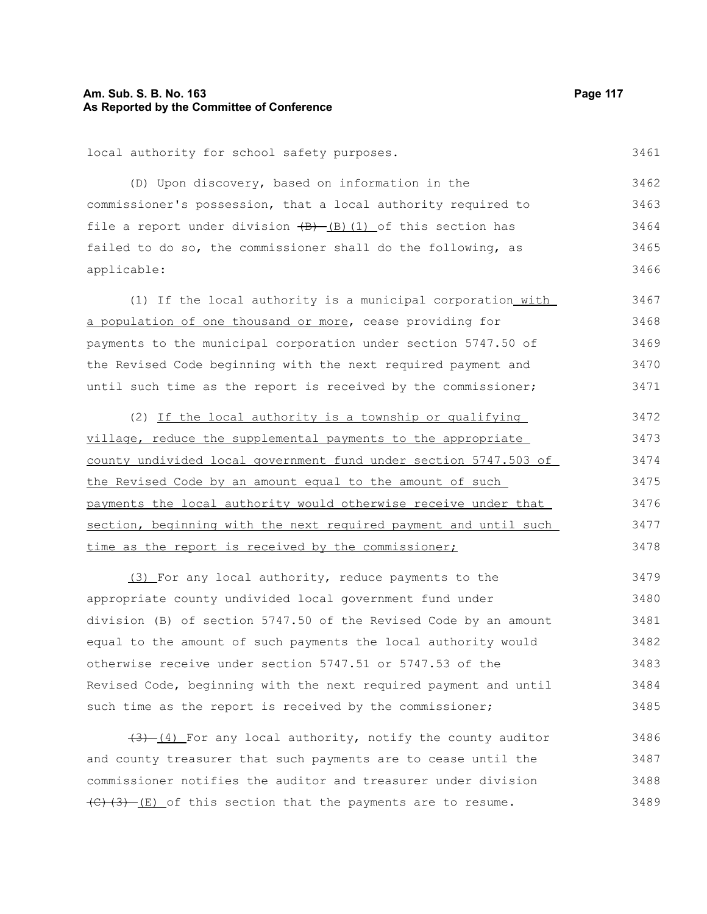local authority for school safety purposes.

(D) Upon discovery, based on information in the commissioner's possession, that a local authority required to file a report under division ~~(B)~~ (B)(1) of this section has failed to do so, the commissioner shall do the following, as applicable:

(1) If the local authority is a municipal corporation with a population of one thousand or more, cease providing for payments to the municipal corporation under section 5747.50 of the Revised Code beginning with the next required payment and until such time as the report is received by the commissioner;

(2) If the local authority is a township or qualifying village, reduce the supplemental payments to the appropriate county undivided local government fund under section 5747.503 of the Revised Code by an amount equal to the amount of such payments the local authority would otherwise receive under that section, beginning with the next required payment and until such time as the report is received by the commissioner;

(3) For any local authority, reduce payments to the appropriate county undivided local government fund under division (B) of section 5747.50 of the Revised Code by an amount equal to the amount of such payments the local authority would otherwise receive under section 5747.51 or 5747.53 of the Revised Code, beginning with the next required payment and until such time as the report is received by the commissioner;

~~(3)~~ (4) For any local authority, notify the county auditor and county treasurer that such payments are to cease until the commissioner notifies the auditor and treasurer under division ~~(C)(3)~~ (E) of this section that the payments are to resume.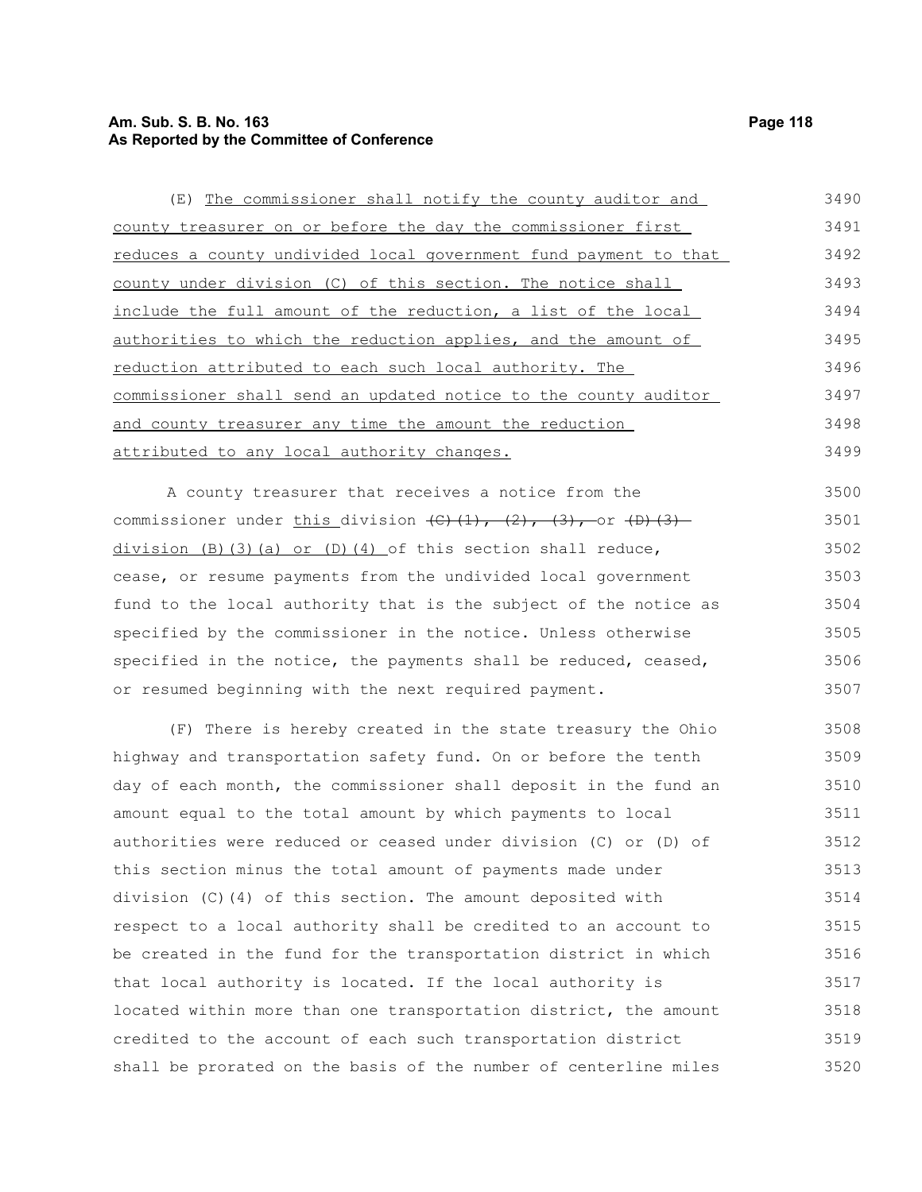(E) The commissioner shall notify the county auditor and county treasurer on or before the day the commissioner first reduces a county undivided local government fund payment to that county under division (C) of this section. The notice shall include the full amount of the reduction, a list of the local authorities to which the reduction applies, and the amount of reduction attributed to each such local authority. The commissioner shall send an updated notice to the county auditor and county treasurer any time the amount the reduction attributed to any local authority changes.

A county treasurer that receives a notice from the commissioner under this division ~~(C)(1), (2), (3), or (D)(3)~~ division (B)(3)(a) or (D)(4) of this section shall reduce, cease, or resume payments from the undivided local government fund to the local authority that is the subject of the notice as specified by the commissioner in the notice. Unless otherwise specified in the notice, the payments shall be reduced, ceased, or resumed beginning with the next required payment.

(F) There is hereby created in the state treasury the Ohio highway and transportation safety fund. On or before the tenth day of each month, the commissioner shall deposit in the fund an amount equal to the total amount by which payments to local authorities were reduced or ceased under division (C) or (D) of this section minus the total amount of payments made under division (C)(4) of this section. The amount deposited with respect to a local authority shall be credited to an account to be created in the fund for the transportation district in which that local authority is located. If the local authority is located within more than one transportation district, the amount credited to the account of each such transportation district shall be prorated on the basis of the number of centerline miles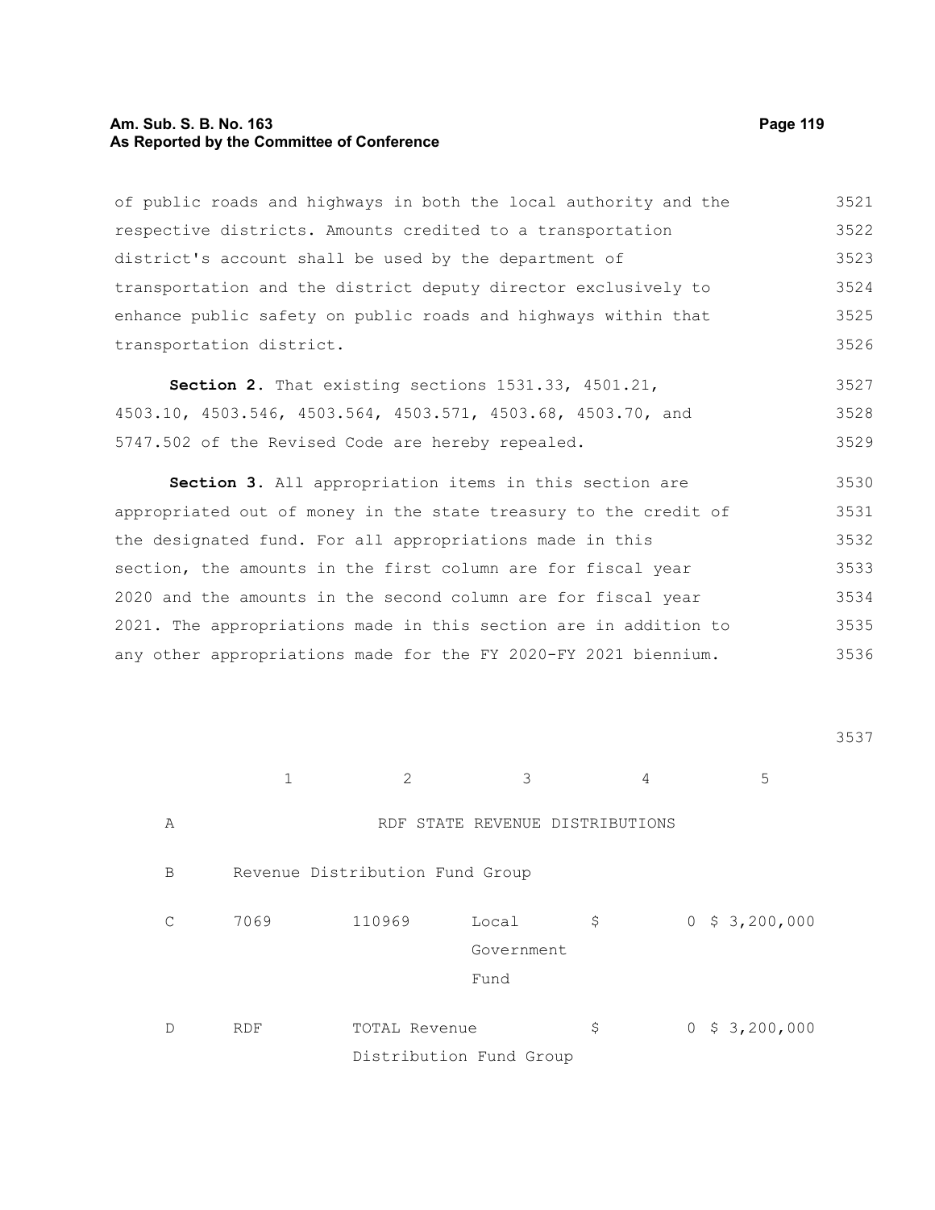of public roads and highways in both the local authority and the respective districts. Amounts credited to a transportation district's account shall be used by the department of transportation and the district deputy director exclusively to enhance public safety on public roads and highways within that transportation district.

**Section 2.** That existing sections 1531.33, 4501.21, 4503.10, 4503.546, 4503.564, 4503.571, 4503.68, 4503.70, and 5747.502 of the Revised Code are hereby repealed.

**Section 3.** All appropriation items in this section are appropriated out of money in the state treasury to the credit of the designated fund. For all appropriations made in this section, the amounts in the first column are for fiscal year 2020 and the amounts in the second column are for fiscal year 2021. The appropriations made in this section are in addition to any other appropriations made for the FY 2020-FY 2021 biennium.

| | 1 | 2 | 3 | 4 | 5 |
|---|---|---|---|---|---|
| A | | RDF STATE REVENUE DISTRIBUTIONS | | | |
| B | Revenue Distribution Fund Group | | | | |
| C | 7069 | 110969 | Local Government Fund | $ 0 | $ 3,200,000 |
| D | RDF | TOTAL Revenue Distribution Fund Group | | $ 0 | $ 3,200,000 |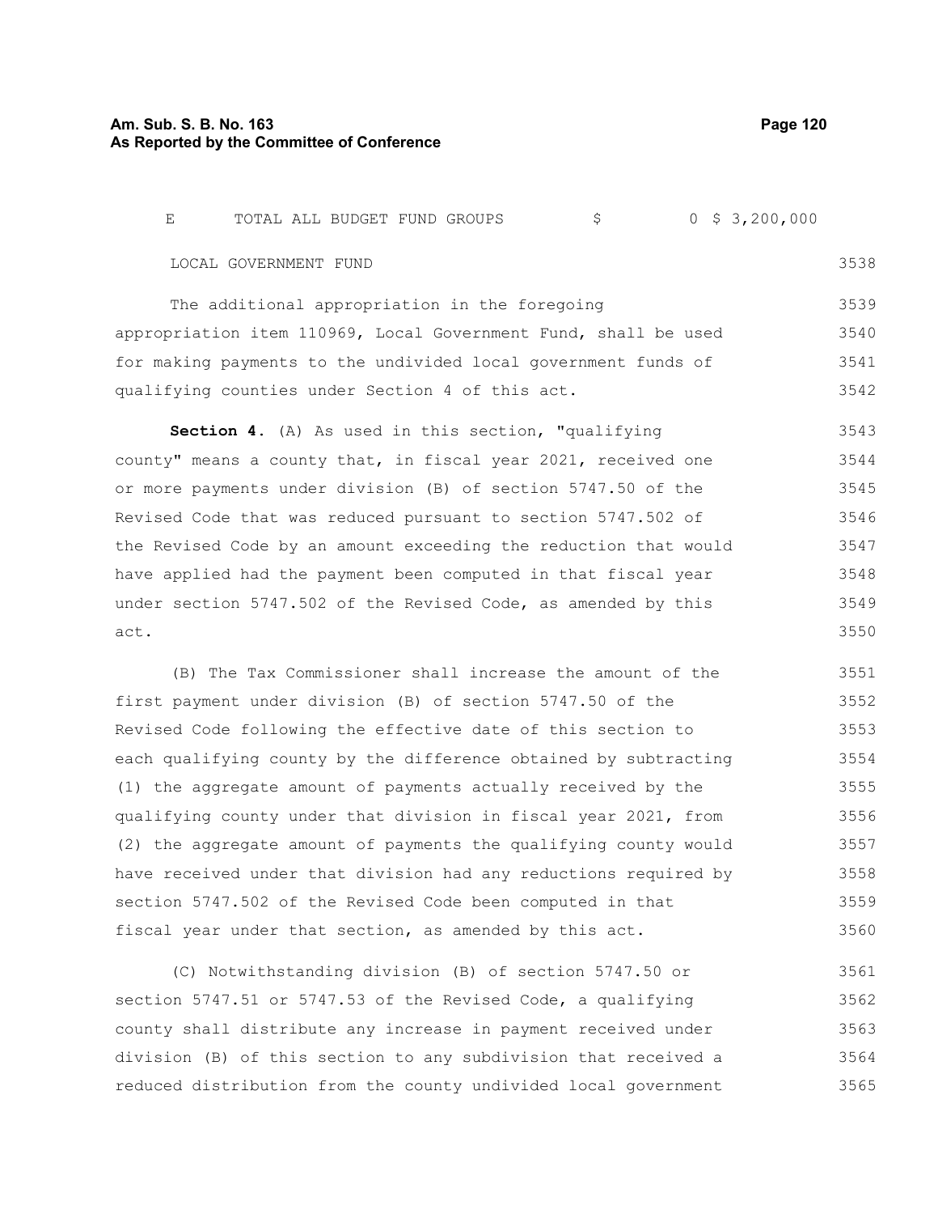| E | TOTAL ALL BUDGET FUND GROUPS | $ | 0 | $ 3,200,000 |
|---|---|---|---|---|

LOCAL GOVERNMENT FUND

The additional appropriation in the foregoing appropriation item 110969, Local Government Fund, shall be used for making payments to the undivided local government funds of qualifying counties under Section 4 of this act.

**Section 4.** (A) As used in this section, "qualifying county" means a county that, in fiscal year 2021, received one or more payments under division (B) of section 5747.50 of the Revised Code that was reduced pursuant to section 5747.502 of the Revised Code by an amount exceeding the reduction that would have applied had the payment been computed in that fiscal year under section 5747.502 of the Revised Code, as amended by this act.

(B) The Tax Commissioner shall increase the amount of the first payment under division (B) of section 5747.50 of the Revised Code following the effective date of this section to each qualifying county by the difference obtained by subtracting (1) the aggregate amount of payments actually received by the qualifying county under that division in fiscal year 2021, from (2) the aggregate amount of payments the qualifying county would have received under that division had any reductions required by section 5747.502 of the Revised Code been computed in that fiscal year under that section, as amended by this act.

(C) Notwithstanding division (B) of section 5747.50 or section 5747.51 or 5747.53 of the Revised Code, a qualifying county shall distribute any increase in payment received under division (B) of this section to any subdivision that received a reduced distribution from the county undivided local government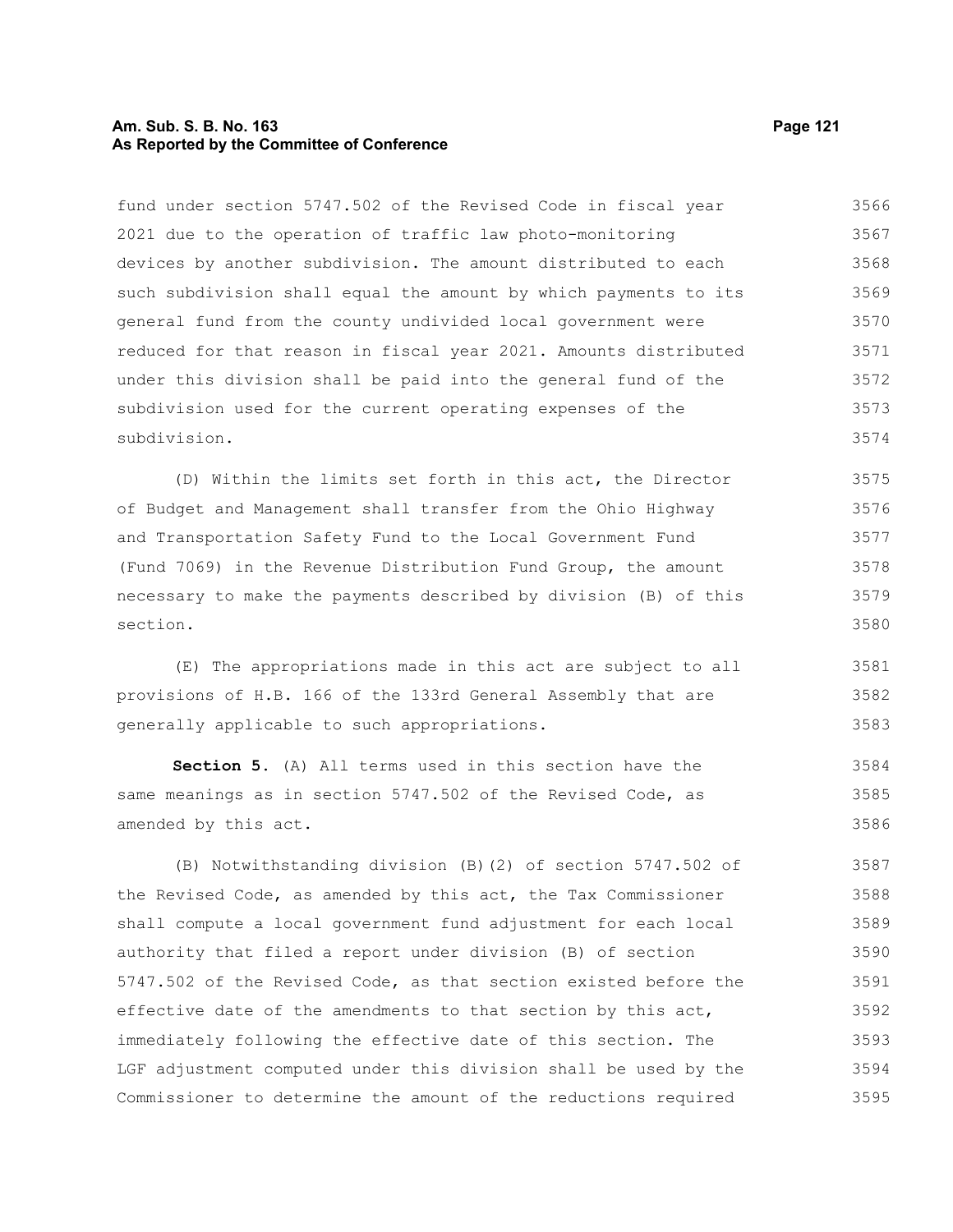fund under section 5747.502 of the Revised Code in fiscal year 2021 due to the operation of traffic law photo-monitoring devices by another subdivision. The amount distributed to each such subdivision shall equal the amount by which payments to its general fund from the county undivided local government were reduced for that reason in fiscal year 2021. Amounts distributed under this division shall be paid into the general fund of the subdivision used for the current operating expenses of the subdivision.

(D) Within the limits set forth in this act, the Director of Budget and Management shall transfer from the Ohio Highway and Transportation Safety Fund to the Local Government Fund (Fund 7069) in the Revenue Distribution Fund Group, the amount necessary to make the payments described by division (B) of this section.

(E) The appropriations made in this act are subject to all provisions of H.B. 166 of the 133rd General Assembly that are generally applicable to such appropriations.

**Section 5.** (A) All terms used in this section have the same meanings as in section 5747.502 of the Revised Code, as amended by this act.

(B) Notwithstanding division (B)(2) of section 5747.502 of the Revised Code, as amended by this act, the Tax Commissioner shall compute a local government fund adjustment for each local authority that filed a report under division (B) of section 5747.502 of the Revised Code, as that section existed before the effective date of the amendments to that section by this act, immediately following the effective date of this section. The LGF adjustment computed under this division shall be used by the Commissioner to determine the amount of the reductions required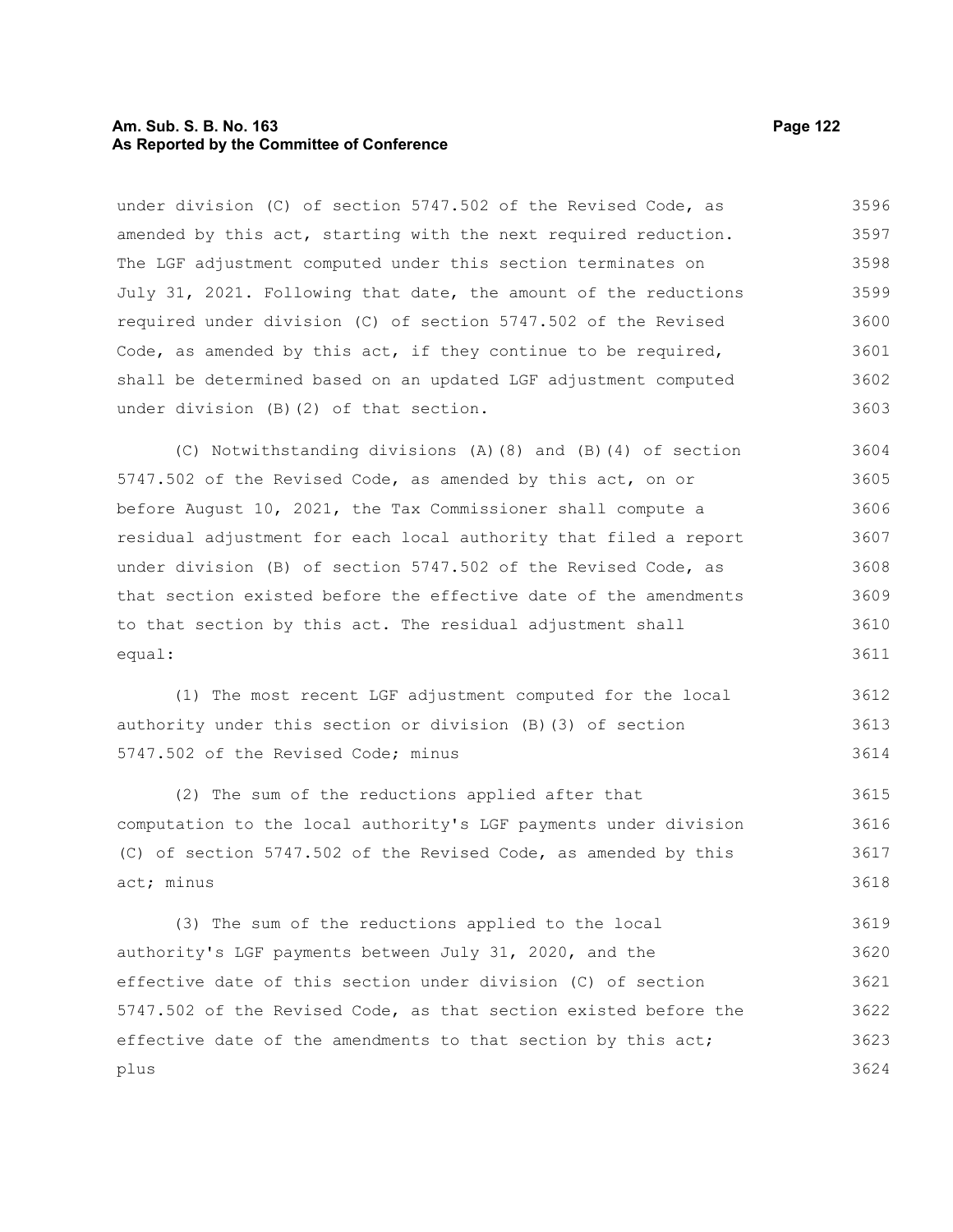under division (C) of section 5747.502 of the Revised Code, as amended by this act, starting with the next required reduction. The LGF adjustment computed under this section terminates on July 31, 2021. Following that date, the amount of the reductions required under division (C) of section 5747.502 of the Revised Code, as amended by this act, if they continue to be required, shall be determined based on an updated LGF adjustment computed under division (B)(2) of that section.

(C) Notwithstanding divisions (A)(8) and (B)(4) of section 5747.502 of the Revised Code, as amended by this act, on or before August 10, 2021, the Tax Commissioner shall compute a residual adjustment for each local authority that filed a report under division (B) of section 5747.502 of the Revised Code, as that section existed before the effective date of the amendments to that section by this act. The residual adjustment shall equal:

(1) The most recent LGF adjustment computed for the local authority under this section or division (B)(3) of section 5747.502 of the Revised Code; minus

(2) The sum of the reductions applied after that computation to the local authority's LGF payments under division (C) of section 5747.502 of the Revised Code, as amended by this act; minus

(3) The sum of the reductions applied to the local authority's LGF payments between July 31, 2020, and the effective date of this section under division (C) of section 5747.502 of the Revised Code, as that section existed before the effective date of the amendments to that section by this act; plus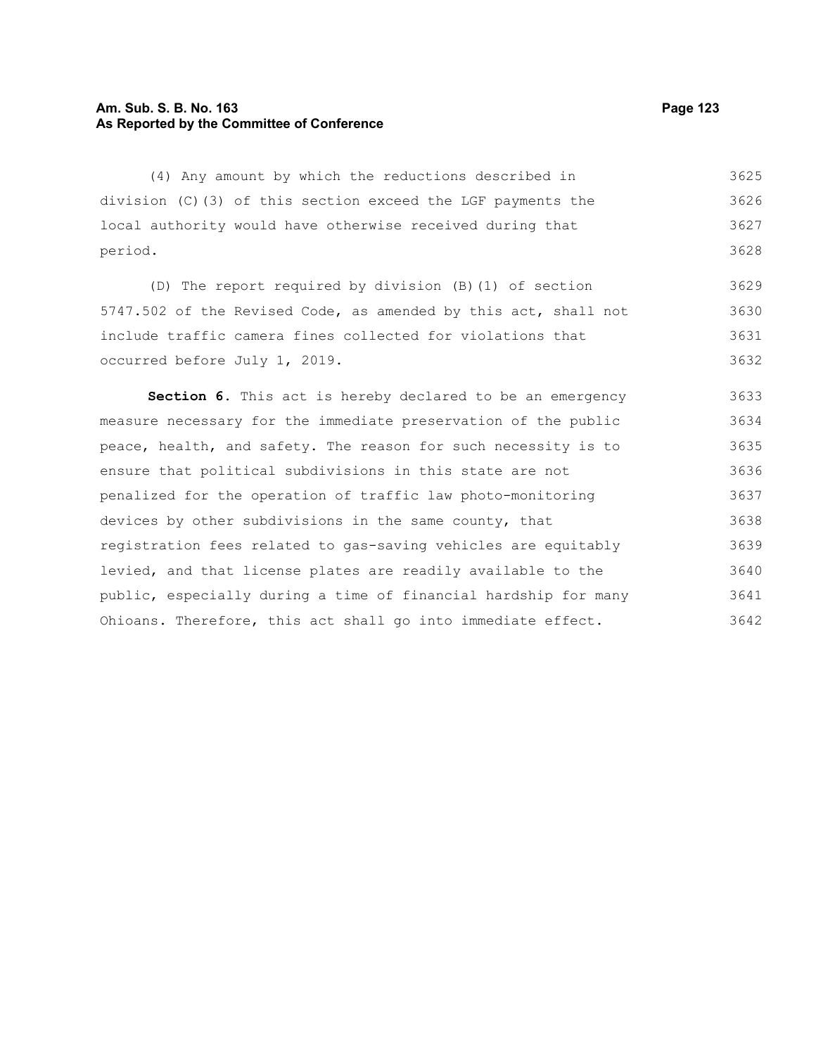(4) Any amount by which the reductions described in division (C)(3) of this section exceed the LGF payments the local authority would have otherwise received during that period.

(D) The report required by division (B)(1) of section 5747.502 of the Revised Code, as amended by this act, shall not include traffic camera fines collected for violations that occurred before July 1, 2019.

**Section 6.** This act is hereby declared to be an emergency measure necessary for the immediate preservation of the public peace, health, and safety. The reason for such necessity is to ensure that political subdivisions in this state are not penalized for the operation of traffic law photo-monitoring devices by other subdivisions in the same county, that registration fees related to gas-saving vehicles are equitably levied, and that license plates are readily available to the public, especially during a time of financial hardship for many Ohioans. Therefore, this act shall go into immediate effect.